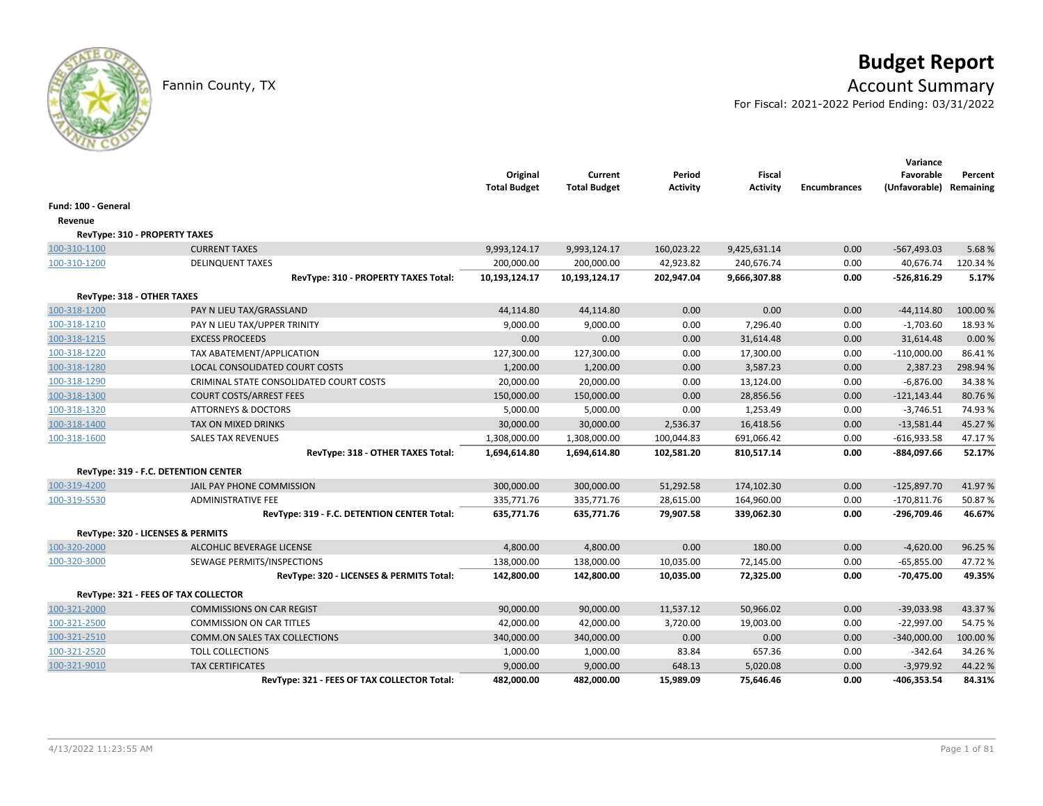# Budget Report

Fannin County, TX

## Account Summary

For Fiscal: 2021-2022 Period Ending: 03/31/2022

| | | Original Total Budget | Current Total Budget | Period Activity | Fiscal Activity | Encumbrances | Variance Favorable (Unfavorable) | Percent Remaining |
|---|---|---|---|---|---|---|---|---|
| **Fund: 100 - General** | | | | | | | | |
| **Revenue** | | | | | | | | |
| **RevType: 310 - PROPERTY TAXES** | | | | | | | | |
| 100-310-1100 | CURRENT TAXES | 9,993,124.17 | 9,993,124.17 | 160,023.22 | 9,425,631.14 | 0.00 | -567,493.03 | 5.68 % |
| 100-310-1200 | DELINQUENT TAXES | 200,000.00 | 200,000.00 | 42,923.82 | 240,676.74 | 0.00 | 40,676.74 | 120.34 % |
| | **RevType: 310 - PROPERTY TAXES Total:** | **10,193,124.17** | **10,193,124.17** | **202,947.04** | **9,666,307.88** | **0.00** | **-526,816.29** | **5.17%** |
| **RevType: 318 - OTHER TAXES** | | | | | | | | |
| 100-318-1200 | PAY N LIEU TAX/GRASSLAND | 44,114.80 | 44,114.80 | 0.00 | 0.00 | 0.00 | -44,114.80 | 100.00 % |
| 100-318-1210 | PAY N LIEU TAX/UPPER TRINITY | 9,000.00 | 9,000.00 | 0.00 | 7,296.40 | 0.00 | -1,703.60 | 18.93 % |
| 100-318-1215 | EXCESS PROCEEDS | 0.00 | 0.00 | 0.00 | 31,614.48 | 0.00 | 31,614.48 | 0.00 % |
| 100-318-1220 | TAX ABATEMENT/APPLICATION | 127,300.00 | 127,300.00 | 0.00 | 17,300.00 | 0.00 | -110,000.00 | 86.41 % |
| 100-318-1280 | LOCAL CONSOLIDATED COURT COSTS | 1,200.00 | 1,200.00 | 0.00 | 3,587.23 | 0.00 | 2,387.23 | 298.94 % |
| 100-318-1290 | CRIMINAL STATE CONSOLIDATED COURT COSTS | 20,000.00 | 20,000.00 | 0.00 | 13,124.00 | 0.00 | -6,876.00 | 34.38 % |
| 100-318-1300 | COURT COSTS/ARREST FEES | 150,000.00 | 150,000.00 | 0.00 | 28,856.56 | 0.00 | -121,143.44 | 80.76 % |
| 100-318-1320 | ATTORNEYS & DOCTORS | 5,000.00 | 5,000.00 | 0.00 | 1,253.49 | 0.00 | -3,746.51 | 74.93 % |
| 100-318-1400 | TAX ON MIXED DRINKS | 30,000.00 | 30,000.00 | 2,536.37 | 16,418.56 | 0.00 | -13,581.44 | 45.27 % |
| 100-318-1600 | SALES TAX REVENUES | 1,308,000.00 | 1,308,000.00 | 100,044.83 | 691,066.42 | 0.00 | -616,933.58 | 47.17 % |
| | **RevType: 318 - OTHER TAXES Total:** | **1,694,614.80** | **1,694,614.80** | **102,581.20** | **810,517.14** | **0.00** | **-884,097.66** | **52.17%** |
| **RevType: 319 - F.C. DETENTION CENTER** | | | | | | | | |
| 100-319-4200 | JAIL PAY PHONE COMMISSION | 300,000.00 | 300,000.00 | 51,292.58 | 174,102.30 | 0.00 | -125,897.70 | 41.97 % |
| 100-319-5530 | ADMINISTRATIVE FEE | 335,771.76 | 335,771.76 | 28,615.00 | 164,960.00 | 0.00 | -170,811.76 | 50.87 % |
| | **RevType: 319 - F.C. DETENTION CENTER Total:** | **635,771.76** | **635,771.76** | **79,907.58** | **339,062.30** | **0.00** | **-296,709.46** | **46.67%** |
| **RevType: 320 - LICENSES & PERMITS** | | | | | | | | |
| 100-320-2000 | ALCOHLIC BEVERAGE LICENSE | 4,800.00 | 4,800.00 | 0.00 | 180.00 | 0.00 | -4,620.00 | 96.25 % |
| 100-320-3000 | SEWAGE PERMITS/INSPECTIONS | 138,000.00 | 138,000.00 | 10,035.00 | 72,145.00 | 0.00 | -65,855.00 | 47.72 % |
| | **RevType: 320 - LICENSES & PERMITS Total:** | **142,800.00** | **142,800.00** | **10,035.00** | **72,325.00** | **0.00** | **-70,475.00** | **49.35%** |
| **RevType: 321 - FEES OF TAX COLLECTOR** | | | | | | | | |
| 100-321-2000 | COMMISSIONS ON CAR REGIST | 90,000.00 | 90,000.00 | 11,537.12 | 50,966.02 | 0.00 | -39,033.98 | 43.37 % |
| 100-321-2500 | COMMISSION ON CAR TITLES | 42,000.00 | 42,000.00 | 3,720.00 | 19,003.00 | 0.00 | -22,997.00 | 54.75 % |
| 100-321-2510 | COMM.ON SALES TAX COLLECTIONS | 340,000.00 | 340,000.00 | 0.00 | 0.00 | 0.00 | -340,000.00 | 100.00 % |
| 100-321-2520 | TOLL COLLECTIONS | 1,000.00 | 1,000.00 | 83.84 | 657.36 | 0.00 | -342.64 | 34.26 % |
| 100-321-9010 | TAX CERTIFICATES | 9,000.00 | 9,000.00 | 648.13 | 5,020.08 | 0.00 | -3,979.92 | 44.22 % |
| | **RevType: 321 - FEES OF TAX COLLECTOR Total:** | **482,000.00** | **482,000.00** | **15,989.09** | **75,646.46** | **0.00** | **-406,353.54** | **84.31%** |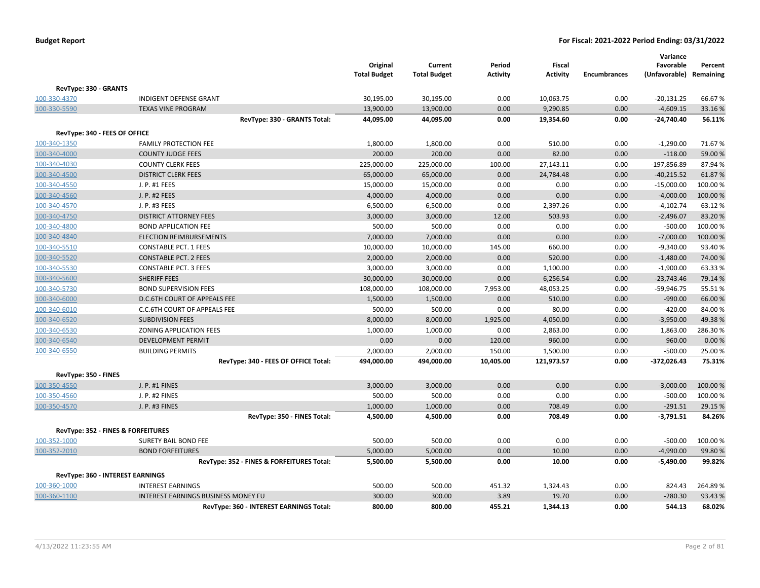**Budget Report** — **For Fiscal: 2021-2022 Period Ending: 03/31/2022**

| | | Original Total Budget | Current Total Budget | Period Activity | Fiscal Activity | Encumbrances | Variance Favorable (Unfavorable) | Percent Remaining |
|---|---|---|---|---|---|---|---|---|
| **RevType: 330 - GRANTS** | | | | | | | | |
| 100-330-4370 | INDIGENT DEFENSE GRANT | 30,195.00 | 30,195.00 | 0.00 | 10,063.75 | 0.00 | -20,131.25 | 66.67 % |
| 100-330-5590 | TEXAS VINE PROGRAM | 13,900.00 | 13,900.00 | 0.00 | 9,290.85 | 0.00 | -4,609.15 | 33.16 % |
| | **RevType: 330 - GRANTS Total:** | **44,095.00** | **44,095.00** | **0.00** | **19,354.60** | **0.00** | **-24,740.40** | **56.11%** |
| **RevType: 340 - FEES OF OFFICE** | | | | | | | | |
| 100-340-1350 | FAMILY PROTECTION FEE | 1,800.00 | 1,800.00 | 0.00 | 510.00 | 0.00 | -1,290.00 | 71.67 % |
| 100-340-4000 | COUNTY JUDGE FEES | 200.00 | 200.00 | 0.00 | 82.00 | 0.00 | -118.00 | 59.00 % |
| 100-340-4030 | COUNTY CLERK FEES | 225,000.00 | 225,000.00 | 100.00 | 27,143.11 | 0.00 | -197,856.89 | 87.94 % |
| 100-340-4500 | DISTRICT CLERK FEES | 65,000.00 | 65,000.00 | 0.00 | 24,784.48 | 0.00 | -40,215.52 | 61.87 % |
| 100-340-4550 | J. P. #1 FEES | 15,000.00 | 15,000.00 | 0.00 | 0.00 | 0.00 | -15,000.00 | 100.00 % |
| 100-340-4560 | J. P. #2 FEES | 4,000.00 | 4,000.00 | 0.00 | 0.00 | 0.00 | -4,000.00 | 100.00 % |
| 100-340-4570 | J. P. #3 FEES | 6,500.00 | 6,500.00 | 0.00 | 2,397.26 | 0.00 | -4,102.74 | 63.12 % |
| 100-340-4750 | DISTRICT ATTORNEY FEES | 3,000.00 | 3,000.00 | 12.00 | 503.93 | 0.00 | -2,496.07 | 83.20 % |
| 100-340-4800 | BOND APPLICATION FEE | 500.00 | 500.00 | 0.00 | 0.00 | 0.00 | -500.00 | 100.00 % |
| 100-340-4840 | ELECTION REIMBURSEMENTS | 7,000.00 | 7,000.00 | 0.00 | 0.00 | 0.00 | -7,000.00 | 100.00 % |
| 100-340-5510 | CONSTABLE PCT. 1 FEES | 10,000.00 | 10,000.00 | 145.00 | 660.00 | 0.00 | -9,340.00 | 93.40 % |
| 100-340-5520 | CONSTABLE PCT. 2 FEES | 2,000.00 | 2,000.00 | 0.00 | 520.00 | 0.00 | -1,480.00 | 74.00 % |
| 100-340-5530 | CONSTABLE PCT. 3 FEES | 3,000.00 | 3,000.00 | 0.00 | 1,100.00 | 0.00 | -1,900.00 | 63.33 % |
| 100-340-5600 | SHERIFF FEES | 30,000.00 | 30,000.00 | 0.00 | 6,256.54 | 0.00 | -23,743.46 | 79.14 % |
| 100-340-5730 | BOND SUPERVISION FEES | 108,000.00 | 108,000.00 | 7,953.00 | 48,053.25 | 0.00 | -59,946.75 | 55.51 % |
| 100-340-6000 | D.C.6TH COURT OF APPEALS FEE | 1,500.00 | 1,500.00 | 0.00 | 510.00 | 0.00 | -990.00 | 66.00 % |
| 100-340-6010 | C.C.6TH COURT OF APPEALS FEE | 500.00 | 500.00 | 0.00 | 80.00 | 0.00 | -420.00 | 84.00 % |
| 100-340-6520 | SUBDIVISION FEES | 8,000.00 | 8,000.00 | 1,925.00 | 4,050.00 | 0.00 | -3,950.00 | 49.38 % |
| 100-340-6530 | ZONING APPLICATION FEES | 1,000.00 | 1,000.00 | 0.00 | 2,863.00 | 0.00 | 1,863.00 | 286.30 % |
| 100-340-6540 | DEVELOPMENT PERMIT | 0.00 | 0.00 | 120.00 | 960.00 | 0.00 | 960.00 | 0.00 % |
| 100-340-6550 | BUILDING PERMITS | 2,000.00 | 2,000.00 | 150.00 | 1,500.00 | 0.00 | -500.00 | 25.00 % |
| | **RevType: 340 - FEES OF OFFICE Total:** | **494,000.00** | **494,000.00** | **10,405.00** | **121,973.57** | **0.00** | **-372,026.43** | **75.31%** |
| **RevType: 350 - FINES** | | | | | | | | |
| 100-350-4550 | J. P. #1 FINES | 3,000.00 | 3,000.00 | 0.00 | 0.00 | 0.00 | -3,000.00 | 100.00 % |
| 100-350-4560 | J. P. #2 FINES | 500.00 | 500.00 | 0.00 | 0.00 | 0.00 | -500.00 | 100.00 % |
| 100-350-4570 | J. P. #3 FINES | 1,000.00 | 1,000.00 | 0.00 | 708.49 | 0.00 | -291.51 | 29.15 % |
| | **RevType: 350 - FINES Total:** | **4,500.00** | **4,500.00** | **0.00** | **708.49** | **0.00** | **-3,791.51** | **84.26%** |
| **RevType: 352 - FINES & FORFEITURES** | | | | | | | | |
| 100-352-1000 | SURETY BAIL BOND FEE | 500.00 | 500.00 | 0.00 | 0.00 | 0.00 | -500.00 | 100.00 % |
| 100-352-2010 | BOND FORFEITURES | 5,000.00 | 5,000.00 | 0.00 | 10.00 | 0.00 | -4,990.00 | 99.80 % |
| | **RevType: 352 - FINES & FORFEITURES Total:** | **5,500.00** | **5,500.00** | **0.00** | **10.00** | **0.00** | **-5,490.00** | **99.82%** |
| **RevType: 360 - INTEREST EARNINGS** | | | | | | | | |
| 100-360-1000 | INTEREST EARNINGS | 500.00 | 500.00 | 451.32 | 1,324.43 | 0.00 | 824.43 | 264.89 % |
| 100-360-1100 | INTEREST EARNINGS BUSINESS MONEY FU | 300.00 | 300.00 | 3.89 | 19.70 | 0.00 | -280.30 | 93.43 % |
| | **RevType: 360 - INTEREST EARNINGS Total:** | **800.00** | **800.00** | **455.21** | **1,344.13** | **0.00** | **544.13** | **68.02%** |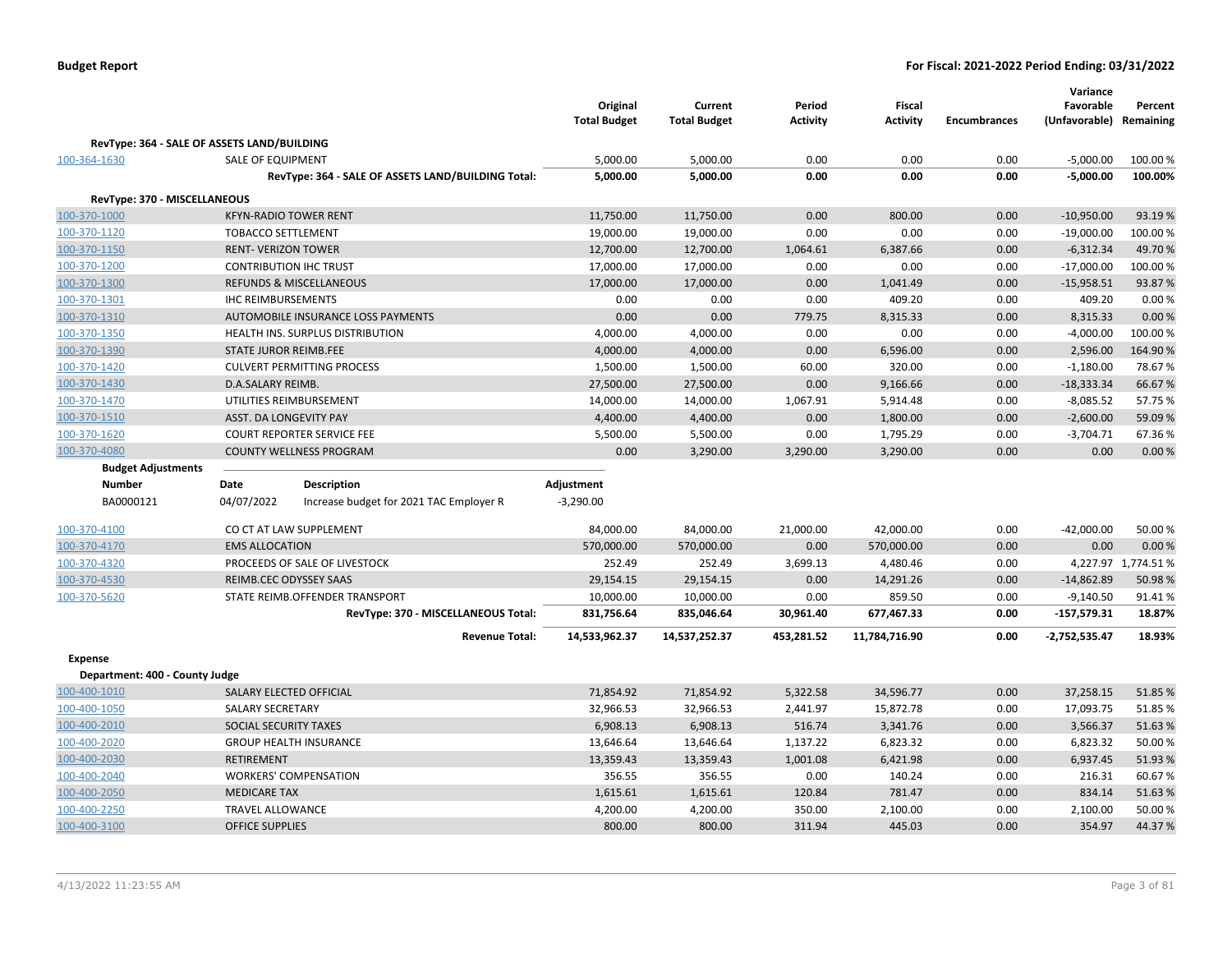**Budget Report** — **For Fiscal: 2021-2022 Period Ending: 03/31/2022**

| | | Original Total Budget | Current Total Budget | Period Activity | Fiscal Activity | Encumbrances | Variance Favorable (Unfavorable) | Percent Remaining |
|---|---|---|---|---|---|---|---|---|
| **RevType: 364 - SALE OF ASSETS LAND/BUILDING** | | | | | | | | |
| 100-364-1630 | SALE OF EQUIPMENT | 5,000.00 | 5,000.00 | 0.00 | 0.00 | 0.00 | -5,000.00 | 100.00 % |
| | **RevType: 364 - SALE OF ASSETS LAND/BUILDING Total:** | **5,000.00** | **5,000.00** | **0.00** | **0.00** | **0.00** | **-5,000.00** | **100.00%** |
| **RevType: 370 - MISCELLANEOUS** | | | | | | | | |
| 100-370-1000 | KFYN-RADIO TOWER RENT | 11,750.00 | 11,750.00 | 0.00 | 800.00 | 0.00 | -10,950.00 | 93.19 % |
| 100-370-1120 | TOBACCO SETTLEMENT | 19,000.00 | 19,000.00 | 0.00 | 0.00 | 0.00 | -19,000.00 | 100.00 % |
| 100-370-1150 | RENT- VERIZON TOWER | 12,700.00 | 12,700.00 | 1,064.61 | 6,387.66 | 0.00 | -6,312.34 | 49.70 % |
| 100-370-1200 | CONTRIBUTION IHC TRUST | 17,000.00 | 17,000.00 | 0.00 | 0.00 | 0.00 | -17,000.00 | 100.00 % |
| 100-370-1300 | REFUNDS & MISCELLANEOUS | 17,000.00 | 17,000.00 | 0.00 | 1,041.49 | 0.00 | -15,958.51 | 93.87 % |
| 100-370-1301 | IHC REIMBURSEMENTS | 0.00 | 0.00 | 0.00 | 409.20 | 0.00 | 409.20 | 0.00 % |
| 100-370-1310 | AUTOMOBILE INSURANCE LOSS PAYMENTS | 0.00 | 0.00 | 779.75 | 8,315.33 | 0.00 | 8,315.33 | 0.00 % |
| 100-370-1350 | HEALTH INS. SURPLUS DISTRIBUTION | 4,000.00 | 4,000.00 | 0.00 | 0.00 | 0.00 | -4,000.00 | 100.00 % |
| 100-370-1390 | STATE JUROR REIMB.FEE | 4,000.00 | 4,000.00 | 0.00 | 6,596.00 | 0.00 | 2,596.00 | 164.90 % |
| 100-370-1420 | CULVERT PERMITTING PROCESS | 1,500.00 | 1,500.00 | 60.00 | 320.00 | 0.00 | -1,180.00 | 78.67 % |
| 100-370-1430 | D.A.SALARY REIMB. | 27,500.00 | 27,500.00 | 0.00 | 9,166.66 | 0.00 | -18,333.34 | 66.67 % |
| 100-370-1470 | UTILITIES REIMBURSEMENT | 14,000.00 | 14,000.00 | 1,067.91 | 5,914.48 | 0.00 | -8,085.52 | 57.75 % |
| 100-370-1510 | ASST. DA LONGEVITY PAY | 4,400.00 | 4,400.00 | 0.00 | 1,800.00 | 0.00 | -2,600.00 | 59.09 % |
| 100-370-1620 | COURT REPORTER SERVICE FEE | 5,500.00 | 5,500.00 | 0.00 | 1,795.29 | 0.00 | -3,704.71 | 67.36 % |
| 100-370-4080 | COUNTY WELLNESS PROGRAM | 0.00 | 3,290.00 | 3,290.00 | 3,290.00 | 0.00 | 0.00 | 0.00 % |

**Budget Adjustments**

| Number | Date | Description | Adjustment |
|---|---|---|---|
| BA0000121 | 04/07/2022 | Increase budget for 2021 TAC Employer R | -3,290.00 |

| | | Original Total Budget | Current Total Budget | Period Activity | Fiscal Activity | Encumbrances | Variance Favorable (Unfavorable) | Percent Remaining |
|---|---|---|---|---|---|---|---|---|
| 100-370-4100 | CO CT AT LAW SUPPLEMENT | 84,000.00 | 84,000.00 | 21,000.00 | 42,000.00 | 0.00 | -42,000.00 | 50.00 % |
| 100-370-4170 | EMS ALLOCATION | 570,000.00 | 570,000.00 | 0.00 | 570,000.00 | 0.00 | 0.00 | 0.00 % |
| 100-370-4320 | PROCEEDS OF SALE OF LIVESTOCK | 252.49 | 252.49 | 3,699.13 | 4,480.46 | 0.00 | 4,227.97 | 1,774.51 % |
| 100-370-4530 | REIMB.CEC ODYSSEY SAAS | 29,154.15 | 29,154.15 | 0.00 | 14,291.26 | 0.00 | -14,862.89 | 50.98 % |
| 100-370-5620 | STATE REIMB.OFFENDER TRANSPORT | 10,000.00 | 10,000.00 | 0.00 | 859.50 | 0.00 | -9,140.50 | 91.41 % |
| | **RevType: 370 - MISCELLANEOUS Total:** | **831,756.64** | **835,046.64** | **30,961.40** | **677,467.33** | **0.00** | **-157,579.31** | **18.87%** |
| | **Revenue Total:** | **14,533,962.37** | **14,537,252.37** | **453,281.52** | **11,784,716.90** | **0.00** | **-2,752,535.47** | **18.93%** |
| **Expense** | | | | | | | | |
| **Department: 400 - County Judge** | | | | | | | | |
| 100-400-1010 | SALARY ELECTED OFFICIAL | 71,854.92 | 71,854.92 | 5,322.58 | 34,596.77 | 0.00 | 37,258.15 | 51.85 % |
| 100-400-1050 | SALARY SECRETARY | 32,966.53 | 32,966.53 | 2,441.97 | 15,872.78 | 0.00 | 17,093.75 | 51.85 % |
| 100-400-2010 | SOCIAL SECURITY TAXES | 6,908.13 | 6,908.13 | 516.74 | 3,341.76 | 0.00 | 3,566.37 | 51.63 % |
| 100-400-2020 | GROUP HEALTH INSURANCE | 13,646.64 | 13,646.64 | 1,137.22 | 6,823.32 | 0.00 | 6,823.32 | 50.00 % |
| 100-400-2030 | RETIREMENT | 13,359.43 | 13,359.43 | 1,001.08 | 6,421.98 | 0.00 | 6,937.45 | 51.93 % |
| 100-400-2040 | WORKERS' COMPENSATION | 356.55 | 356.55 | 0.00 | 140.24 | 0.00 | 216.31 | 60.67 % |
| 100-400-2050 | MEDICARE TAX | 1,615.61 | 1,615.61 | 120.84 | 781.47 | 0.00 | 834.14 | 51.63 % |
| 100-400-2250 | TRAVEL ALLOWANCE | 4,200.00 | 4,200.00 | 350.00 | 2,100.00 | 0.00 | 2,100.00 | 50.00 % |
| 100-400-3100 | OFFICE SUPPLIES | 800.00 | 800.00 | 311.94 | 445.03 | 0.00 | 354.97 | 44.37 % |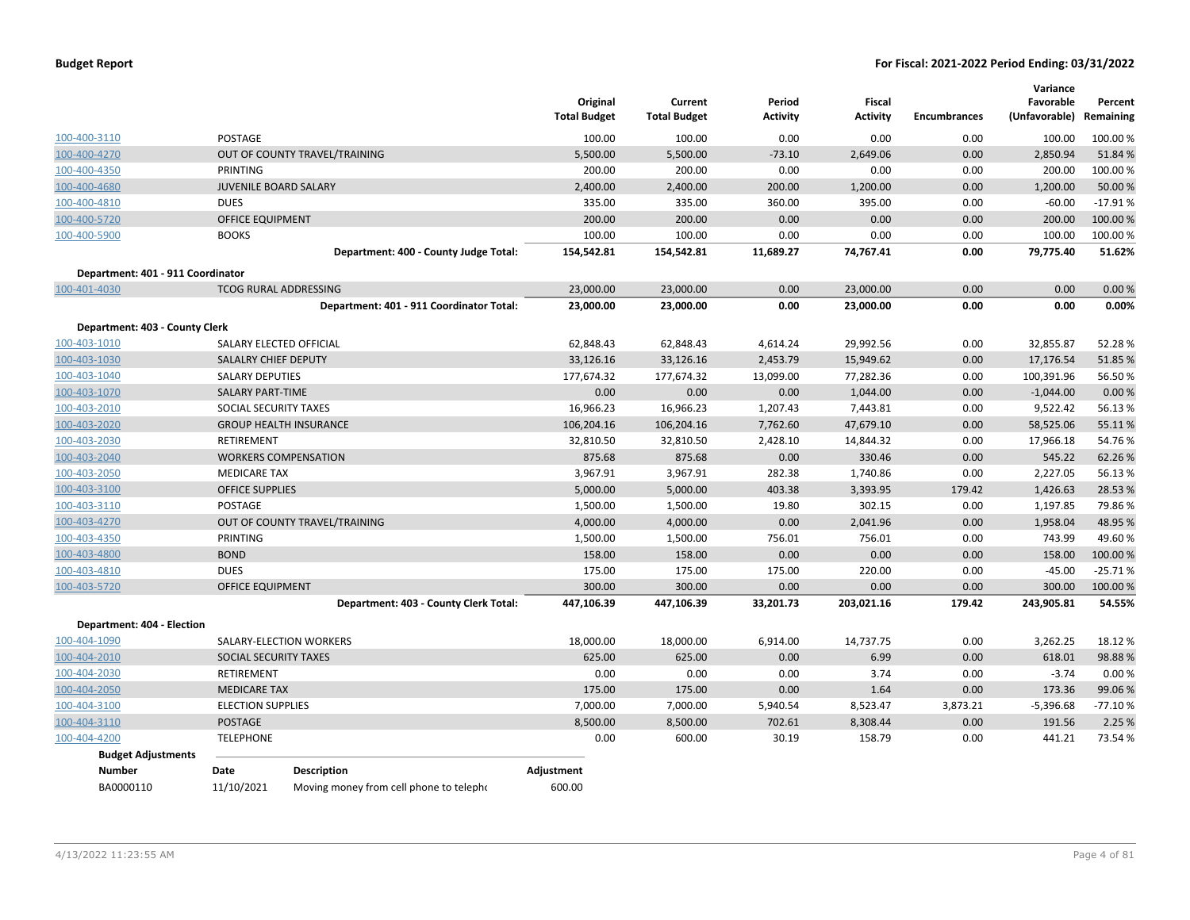**Budget Report** **For Fiscal: 2021-2022 Period Ending: 03/31/2022**

| | | Original Total Budget | Current Total Budget | Period Activity | Fiscal Activity | Encumbrances | Variance Favorable (Unfavorable) | Percent Remaining |
|---|---|---|---|---|---|---|---|---|
| 100-400-3110 | POSTAGE | 100.00 | 100.00 | 0.00 | 0.00 | 0.00 | 100.00 | 100.00 % |
| 100-400-4270 | OUT OF COUNTY TRAVEL/TRAINING | 5,500.00 | 5,500.00 | -73.10 | 2,649.06 | 0.00 | 2,850.94 | 51.84 % |
| 100-400-4350 | PRINTING | 200.00 | 200.00 | 0.00 | 0.00 | 0.00 | 200.00 | 100.00 % |
| 100-400-4680 | JUVENILE BOARD SALARY | 2,400.00 | 2,400.00 | 200.00 | 1,200.00 | 0.00 | 1,200.00 | 50.00 % |
| 100-400-4810 | DUES | 335.00 | 335.00 | 360.00 | 395.00 | 0.00 | -60.00 | -17.91 % |
| 100-400-5720 | OFFICE EQUIPMENT | 200.00 | 200.00 | 0.00 | 0.00 | 0.00 | 200.00 | 100.00 % |
| 100-400-5900 | BOOKS | 100.00 | 100.00 | 0.00 | 0.00 | 0.00 | 100.00 | 100.00 % |
| | **Department: 400 - County Judge Total:** | **154,542.81** | **154,542.81** | **11,689.27** | **74,767.41** | **0.00** | **79,775.40** | **51.62%** |
| **Department: 401 - 911 Coordinator** | | | | | | | | |
| 100-401-4030 | TCOG RURAL ADDRESSING | 23,000.00 | 23,000.00 | 0.00 | 23,000.00 | 0.00 | 0.00 | 0.00 % |
| | **Department: 401 - 911 Coordinator Total:** | **23,000.00** | **23,000.00** | **0.00** | **23,000.00** | **0.00** | **0.00** | **0.00%** |
| **Department: 403 - County Clerk** | | | | | | | | |
| 100-403-1010 | SALARY ELECTED OFFICIAL | 62,848.43 | 62,848.43 | 4,614.24 | 29,992.56 | 0.00 | 32,855.87 | 52.28 % |
| 100-403-1030 | SALALRY CHIEF DEPUTY | 33,126.16 | 33,126.16 | 2,453.79 | 15,949.62 | 0.00 | 17,176.54 | 51.85 % |
| 100-403-1040 | SALARY DEPUTIES | 177,674.32 | 177,674.32 | 13,099.00 | 77,282.36 | 0.00 | 100,391.96 | 56.50 % |
| 100-403-1070 | SALARY PART-TIME | 0.00 | 0.00 | 0.00 | 1,044.00 | 0.00 | -1,044.00 | 0.00 % |
| 100-403-2010 | SOCIAL SECURITY TAXES | 16,966.23 | 16,966.23 | 1,207.43 | 7,443.81 | 0.00 | 9,522.42 | 56.13 % |
| 100-403-2020 | GROUP HEALTH INSURANCE | 106,204.16 | 106,204.16 | 7,762.60 | 47,679.10 | 0.00 | 58,525.06 | 55.11 % |
| 100-403-2030 | RETIREMENT | 32,810.50 | 32,810.50 | 2,428.10 | 14,844.32 | 0.00 | 17,966.18 | 54.76 % |
| 100-403-2040 | WORKERS COMPENSATION | 875.68 | 875.68 | 0.00 | 330.46 | 0.00 | 545.22 | 62.26 % |
| 100-403-2050 | MEDICARE TAX | 3,967.91 | 3,967.91 | 282.38 | 1,740.86 | 0.00 | 2,227.05 | 56.13 % |
| 100-403-3100 | OFFICE SUPPLIES | 5,000.00 | 5,000.00 | 403.38 | 3,393.95 | 179.42 | 1,426.63 | 28.53 % |
| 100-403-3110 | POSTAGE | 1,500.00 | 1,500.00 | 19.80 | 302.15 | 0.00 | 1,197.85 | 79.86 % |
| 100-403-4270 | OUT OF COUNTY TRAVEL/TRAINING | 4,000.00 | 4,000.00 | 0.00 | 2,041.96 | 0.00 | 1,958.04 | 48.95 % |
| 100-403-4350 | PRINTING | 1,500.00 | 1,500.00 | 756.01 | 756.01 | 0.00 | 743.99 | 49.60 % |
| 100-403-4800 | BOND | 158.00 | 158.00 | 0.00 | 0.00 | 0.00 | 158.00 | 100.00 % |
| 100-403-4810 | DUES | 175.00 | 175.00 | 175.00 | 220.00 | 0.00 | -45.00 | -25.71 % |
| 100-403-5720 | OFFICE EQUIPMENT | 300.00 | 300.00 | 0.00 | 0.00 | 0.00 | 300.00 | 100.00 % |
| | **Department: 403 - County Clerk Total:** | **447,106.39** | **447,106.39** | **33,201.73** | **203,021.16** | **179.42** | **243,905.81** | **54.55%** |
| **Department: 404 - Election** | | | | | | | | |
| 100-404-1090 | SALARY-ELECTION WORKERS | 18,000.00 | 18,000.00 | 6,914.00 | 14,737.75 | 0.00 | 3,262.25 | 18.12 % |
| 100-404-2010 | SOCIAL SECURITY TAXES | 625.00 | 625.00 | 0.00 | 6.99 | 0.00 | 618.01 | 98.88 % |
| 100-404-2030 | RETIREMENT | 0.00 | 0.00 | 0.00 | 3.74 | 0.00 | -3.74 | 0.00 % |
| 100-404-2050 | MEDICARE TAX | 175.00 | 175.00 | 0.00 | 1.64 | 0.00 | 173.36 | 99.06 % |
| 100-404-3100 | ELECTION SUPPLIES | 7,000.00 | 7,000.00 | 5,940.54 | 8,523.47 | 3,873.21 | -5,396.68 | -77.10 % |
| 100-404-3110 | POSTAGE | 8,500.00 | 8,500.00 | 702.61 | 8,308.44 | 0.00 | 191.56 | 2.25 % |
| 100-404-4200 | TELEPHONE | 0.00 | 600.00 | 30.19 | 158.79 | 0.00 | 441.21 | 73.54 % |

**Budget Adjustments**

| Number | Date | Description | Adjustment |
|---|---|---|---|
| BA0000110 | 11/10/2021 | Moving money from cell phone to telepho | 600.00 |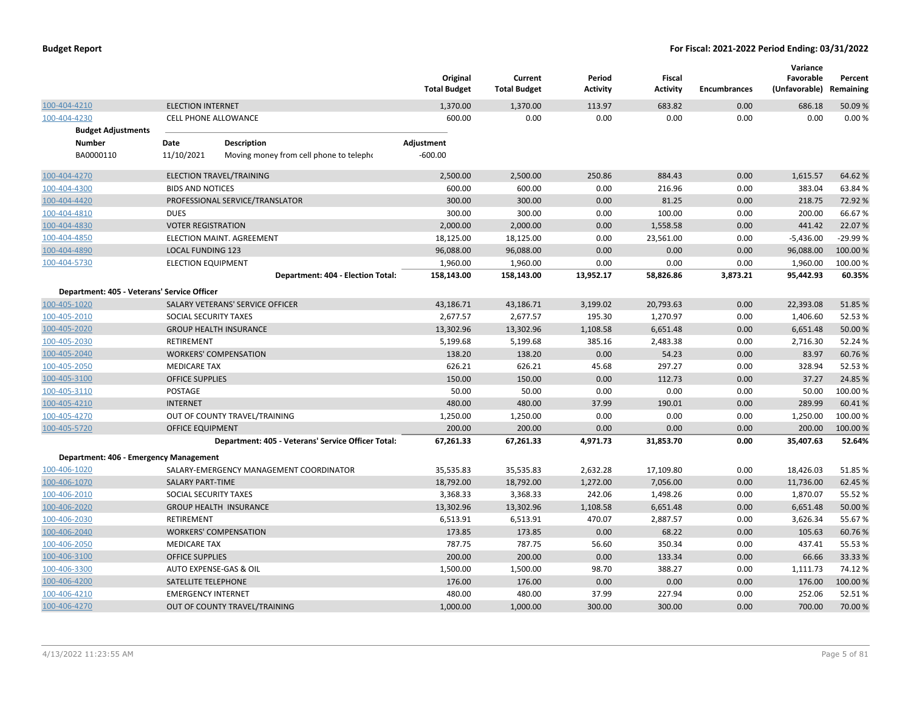| | | Original Total Budget | Current Total Budget | Period Activity | Fiscal Activity | Encumbrances | Variance Favorable (Unfavorable) | Percent Remaining |
|---|---|---|---|---|---|---|---|---|
| 100-404-4210 | ELECTION INTERNET | 1,370.00 | 1,370.00 | 113.97 | 683.82 | 0.00 | 686.18 | 50.09 % |
| 100-404-4230 | CELL PHONE ALLOWANCE | 600.00 | 0.00 | 0.00 | 0.00 | 0.00 | 0.00 | 0.00 % |

**Budget Adjustments**

| Number | Date | Description | Adjustment |
|---|---|---|---|
| BA0000110 | 11/10/2021 | Moving money from cell phone to telepho | -600.00 |

| | | Original Total Budget | Current Total Budget | Period Activity | Fiscal Activity | Encumbrances | Variance Favorable (Unfavorable) | Percent Remaining |
|---|---|---|---|---|---|---|---|---|
| 100-404-4270 | ELECTION TRAVEL/TRAINING | 2,500.00 | 2,500.00 | 250.86 | 884.43 | 0.00 | 1,615.57 | 64.62 % |
| 100-404-4300 | BIDS AND NOTICES | 600.00 | 600.00 | 0.00 | 216.96 | 0.00 | 383.04 | 63.84 % |
| 100-404-4420 | PROFESSIONAL SERVICE/TRANSLATOR | 300.00 | 300.00 | 0.00 | 81.25 | 0.00 | 218.75 | 72.92 % |
| 100-404-4810 | DUES | 300.00 | 300.00 | 0.00 | 100.00 | 0.00 | 200.00 | 66.67 % |
| 100-404-4830 | VOTER REGISTRATION | 2,000.00 | 2,000.00 | 0.00 | 1,558.58 | 0.00 | 441.42 | 22.07 % |
| 100-404-4850 | ELECTION MAINT. AGREEMENT | 18,125.00 | 18,125.00 | 0.00 | 23,561.00 | 0.00 | -5,436.00 | -29.99 % |
| 100-404-4890 | LOCAL FUNDING 123 | 96,088.00 | 96,088.00 | 0.00 | 0.00 | 0.00 | 96,088.00 | 100.00 % |
| 100-404-5730 | ELECTION EQUIPMENT | 1,960.00 | 1,960.00 | 0.00 | 0.00 | 0.00 | 1,960.00 | 100.00 % |
| | **Department: 404 - Election Total:** | **158,143.00** | **158,143.00** | **13,952.17** | **58,826.86** | **3,873.21** | **95,442.93** | **60.35%** |
| **Department: 405 - Veterans' Service Officer** | | | | | | | | |
| 100-405-1020 | SALARY VETERANS' SERVICE OFFICER | 43,186.71 | 43,186.71 | 3,199.02 | 20,793.63 | 0.00 | 22,393.08 | 51.85 % |
| 100-405-2010 | SOCIAL SECURITY TAXES | 2,677.57 | 2,677.57 | 195.30 | 1,270.97 | 0.00 | 1,406.60 | 52.53 % |
| 100-405-2020 | GROUP HEALTH INSURANCE | 13,302.96 | 13,302.96 | 1,108.58 | 6,651.48 | 0.00 | 6,651.48 | 50.00 % |
| 100-405-2030 | RETIREMENT | 5,199.68 | 5,199.68 | 385.16 | 2,483.38 | 0.00 | 2,716.30 | 52.24 % |
| 100-405-2040 | WORKERS' COMPENSATION | 138.20 | 138.20 | 0.00 | 54.23 | 0.00 | 83.97 | 60.76 % |
| 100-405-2050 | MEDICARE TAX | 626.21 | 626.21 | 45.68 | 297.27 | 0.00 | 328.94 | 52.53 % |
| 100-405-3100 | OFFICE SUPPLIES | 150.00 | 150.00 | 0.00 | 112.73 | 0.00 | 37.27 | 24.85 % |
| 100-405-3110 | POSTAGE | 50.00 | 50.00 | 0.00 | 0.00 | 0.00 | 50.00 | 100.00 % |
| 100-405-4210 | INTERNET | 480.00 | 480.00 | 37.99 | 190.01 | 0.00 | 289.99 | 60.41 % |
| 100-405-4270 | OUT OF COUNTY TRAVEL/TRAINING | 1,250.00 | 1,250.00 | 0.00 | 0.00 | 0.00 | 1,250.00 | 100.00 % |
| 100-405-5720 | OFFICE EQUIPMENT | 200.00 | 200.00 | 0.00 | 0.00 | 0.00 | 200.00 | 100.00 % |
| | **Department: 405 - Veterans' Service Officer Total:** | **67,261.33** | **67,261.33** | **4,971.73** | **31,853.70** | **0.00** | **35,407.63** | **52.64%** |
| **Department: 406 - Emergency Management** | | | | | | | | |
| 100-406-1020 | SALARY-EMERGENCY MANAGEMENT COORDINATOR | 35,535.83 | 35,535.83 | 2,632.28 | 17,109.80 | 0.00 | 18,426.03 | 51.85 % |
| 100-406-1070 | SALARY PART-TIME | 18,792.00 | 18,792.00 | 1,272.00 | 7,056.00 | 0.00 | 11,736.00 | 62.45 % |
| 100-406-2010 | SOCIAL SECURITY TAXES | 3,368.33 | 3,368.33 | 242.06 | 1,498.26 | 0.00 | 1,870.07 | 55.52 % |
| 100-406-2020 | GROUP HEALTH INSURANCE | 13,302.96 | 13,302.96 | 1,108.58 | 6,651.48 | 0.00 | 6,651.48 | 50.00 % |
| 100-406-2030 | RETIREMENT | 6,513.91 | 6,513.91 | 470.07 | 2,887.57 | 0.00 | 3,626.34 | 55.67 % |
| 100-406-2040 | WORKERS' COMPENSATION | 173.85 | 173.85 | 0.00 | 68.22 | 0.00 | 105.63 | 60.76 % |
| 100-406-2050 | MEDICARE TAX | 787.75 | 787.75 | 56.60 | 350.34 | 0.00 | 437.41 | 55.53 % |
| 100-406-3100 | OFFICE SUPPLIES | 200.00 | 200.00 | 0.00 | 133.34 | 0.00 | 66.66 | 33.33 % |
| 100-406-3300 | AUTO EXPENSE-GAS & OIL | 1,500.00 | 1,500.00 | 98.70 | 388.27 | 0.00 | 1,111.73 | 74.12 % |
| 100-406-4200 | SATELLITE TELEPHONE | 176.00 | 176.00 | 0.00 | 0.00 | 0.00 | 176.00 | 100.00 % |
| 100-406-4210 | EMERGENCY INTERNET | 480.00 | 480.00 | 37.99 | 227.94 | 0.00 | 252.06 | 52.51 % |
| 100-406-4270 | OUT OF COUNTY TRAVEL/TRAINING | 1,000.00 | 1,000.00 | 300.00 | 300.00 | 0.00 | 700.00 | 70.00 % |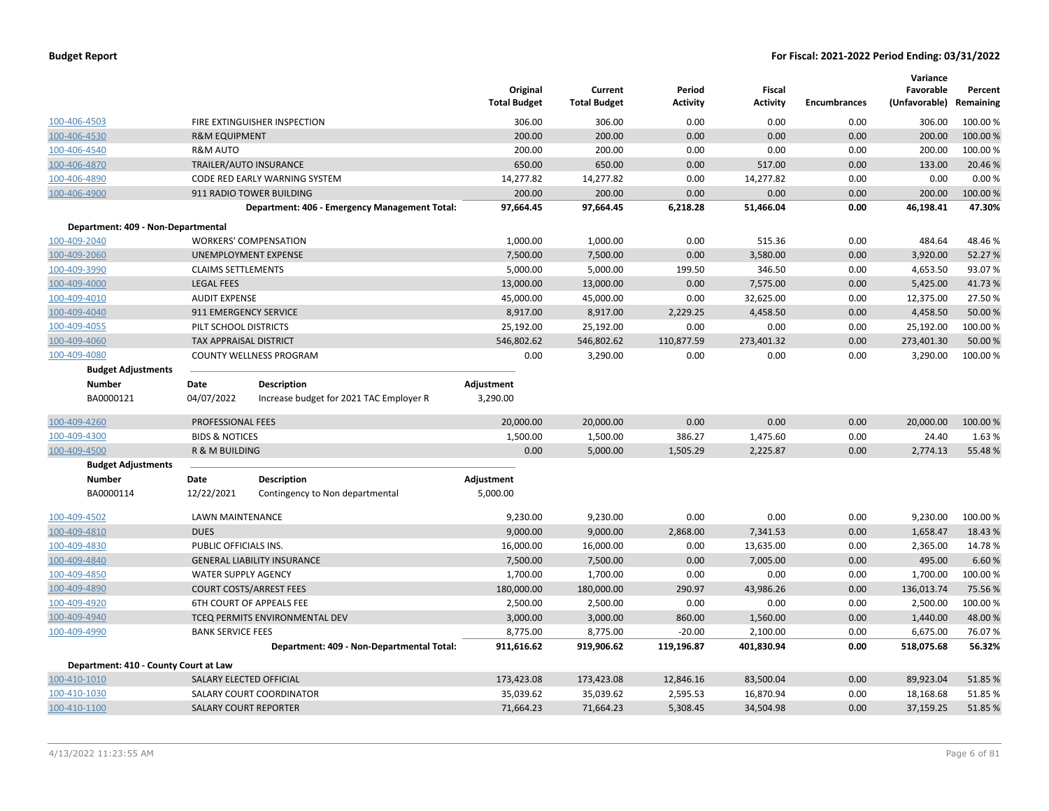| | | Original Total Budget | Current Total Budget | Period Activity | Fiscal Activity | Encumbrances | Variance Favorable (Unfavorable) | Percent Remaining |
|---|---|---|---|---|---|---|---|---|
| 100-406-4503 | FIRE EXTINGUISHER INSPECTION | 306.00 | 306.00 | 0.00 | 0.00 | 0.00 | 306.00 | 100.00 % |
| 100-406-4530 | R&M EQUIPMENT | 200.00 | 200.00 | 0.00 | 0.00 | 0.00 | 200.00 | 100.00 % |
| 100-406-4540 | R&M AUTO | 200.00 | 200.00 | 0.00 | 0.00 | 0.00 | 200.00 | 100.00 % |
| 100-406-4870 | TRAILER/AUTO INSURANCE | 650.00 | 650.00 | 0.00 | 517.00 | 0.00 | 133.00 | 20.46 % |
| 100-406-4890 | CODE RED EARLY WARNING SYSTEM | 14,277.82 | 14,277.82 | 0.00 | 14,277.82 | 0.00 | 0.00 | 0.00 % |
| 100-406-4900 | 911 RADIO TOWER BUILDING | 200.00 | 200.00 | 0.00 | 0.00 | 0.00 | 200.00 | 100.00 % |
| | **Department: 406 - Emergency Management Total:** | **97,664.45** | **97,664.45** | **6,218.28** | **51,466.04** | **0.00** | **46,198.41** | **47.30%** |

**Department: 409 - Non-Departmental**

| | | Original Total Budget | Current Total Budget | Period Activity | Fiscal Activity | Encumbrances | Variance Favorable (Unfavorable) | Percent Remaining |
|---|---|---|---|---|---|---|---|---|
| 100-409-2040 | WORKERS' COMPENSATION | 1,000.00 | 1,000.00 | 0.00 | 515.36 | 0.00 | 484.64 | 48.46 % |
| 100-409-2060 | UNEMPLOYMENT EXPENSE | 7,500.00 | 7,500.00 | 0.00 | 3,580.00 | 0.00 | 3,920.00 | 52.27 % |
| 100-409-3990 | CLAIMS SETTLEMENTS | 5,000.00 | 5,000.00 | 199.50 | 346.50 | 0.00 | 4,653.50 | 93.07 % |
| 100-409-4000 | LEGAL FEES | 13,000.00 | 13,000.00 | 0.00 | 7,575.00 | 0.00 | 5,425.00 | 41.73 % |
| 100-409-4010 | AUDIT EXPENSE | 45,000.00 | 45,000.00 | 0.00 | 32,625.00 | 0.00 | 12,375.00 | 27.50 % |
| 100-409-4040 | 911 EMERGENCY SERVICE | 8,917.00 | 8,917.00 | 2,229.25 | 4,458.50 | 0.00 | 4,458.50 | 50.00 % |
| 100-409-4055 | PILT SCHOOL DISTRICTS | 25,192.00 | 25,192.00 | 0.00 | 0.00 | 0.00 | 25,192.00 | 100.00 % |
| 100-409-4060 | TAX APPRAISAL DISTRICT | 546,802.62 | 546,802.62 | 110,877.59 | 273,401.32 | 0.00 | 273,401.30 | 50.00 % |
| 100-409-4080 | COUNTY WELLNESS PROGRAM | 0.00 | 3,290.00 | 0.00 | 0.00 | 0.00 | 3,290.00 | 100.00 % |

**Budget Adjustments**

| Number | Date | Description | Adjustment |
|---|---|---|---|
| BA0000121 | 04/07/2022 | Increase budget for 2021 TAC Employer R | 3,290.00 |

| | | Original Total Budget | Current Total Budget | Period Activity | Fiscal Activity | Encumbrances | Variance Favorable (Unfavorable) | Percent Remaining |
|---|---|---|---|---|---|---|---|---|
| 100-409-4260 | PROFESSIONAL FEES | 20,000.00 | 20,000.00 | 0.00 | 0.00 | 0.00 | 20,000.00 | 100.00 % |
| 100-409-4300 | BIDS & NOTICES | 1,500.00 | 1,500.00 | 386.27 | 1,475.60 | 0.00 | 24.40 | 1.63 % |
| 100-409-4500 | R & M BUILDING | 0.00 | 5,000.00 | 1,505.29 | 2,225.87 | 0.00 | 2,774.13 | 55.48 % |

**Budget Adjustments**

| Number | Date | Description | Adjustment |
|---|---|---|---|
| BA0000114 | 12/22/2021 | Contingency to Non departmental | 5,000.00 |

| | | Original Total Budget | Current Total Budget | Period Activity | Fiscal Activity | Encumbrances | Variance Favorable (Unfavorable) | Percent Remaining |
|---|---|---|---|---|---|---|---|---|
| 100-409-4502 | LAWN MAINTENANCE | 9,230.00 | 9,230.00 | 0.00 | 0.00 | 0.00 | 9,230.00 | 100.00 % |
| 100-409-4810 | DUES | 9,000.00 | 9,000.00 | 2,868.00 | 7,341.53 | 0.00 | 1,658.47 | 18.43 % |
| 100-409-4830 | PUBLIC OFFICIALS INS. | 16,000.00 | 16,000.00 | 0.00 | 13,635.00 | 0.00 | 2,365.00 | 14.78 % |
| 100-409-4840 | GENERAL LIABILITY INSURANCE | 7,500.00 | 7,500.00 | 0.00 | 7,005.00 | 0.00 | 495.00 | 6.60 % |
| 100-409-4850 | WATER SUPPLY AGENCY | 1,700.00 | 1,700.00 | 0.00 | 0.00 | 0.00 | 1,700.00 | 100.00 % |
| 100-409-4890 | COURT COSTS/ARREST FEES | 180,000.00 | 180,000.00 | 290.97 | 43,986.26 | 0.00 | 136,013.74 | 75.56 % |
| 100-409-4920 | 6TH COURT OF APPEALS FEE | 2,500.00 | 2,500.00 | 0.00 | 0.00 | 0.00 | 2,500.00 | 100.00 % |
| 100-409-4940 | TCEQ PERMITS ENVIRONMENTAL DEV | 3,000.00 | 3,000.00 | 860.00 | 1,560.00 | 0.00 | 1,440.00 | 48.00 % |
| 100-409-4990 | BANK SERVICE FEES | 8,775.00 | 8,775.00 | -20.00 | 2,100.00 | 0.00 | 6,675.00 | 76.07 % |
| | **Department: 409 - Non-Departmental Total:** | **911,616.62** | **919,906.62** | **119,196.87** | **401,830.94** | **0.00** | **518,075.68** | **56.32%** |

**Department: 410 - County Court at Law**

| | | Original Total Budget | Current Total Budget | Period Activity | Fiscal Activity | Encumbrances | Variance Favorable (Unfavorable) | Percent Remaining |
|---|---|---|---|---|---|---|---|---|
| 100-410-1010 | SALARY ELECTED OFFICIAL | 173,423.08 | 173,423.08 | 12,846.16 | 83,500.04 | 0.00 | 89,923.04 | 51.85 % |
| 100-410-1030 | SALARY COURT COORDINATOR | 35,039.62 | 35,039.62 | 2,595.53 | 16,870.94 | 0.00 | 18,168.68 | 51.85 % |
| 100-410-1100 | SALARY COURT REPORTER | 71,664.23 | 71,664.23 | 5,308.45 | 34,504.98 | 0.00 | 37,159.25 | 51.85 % |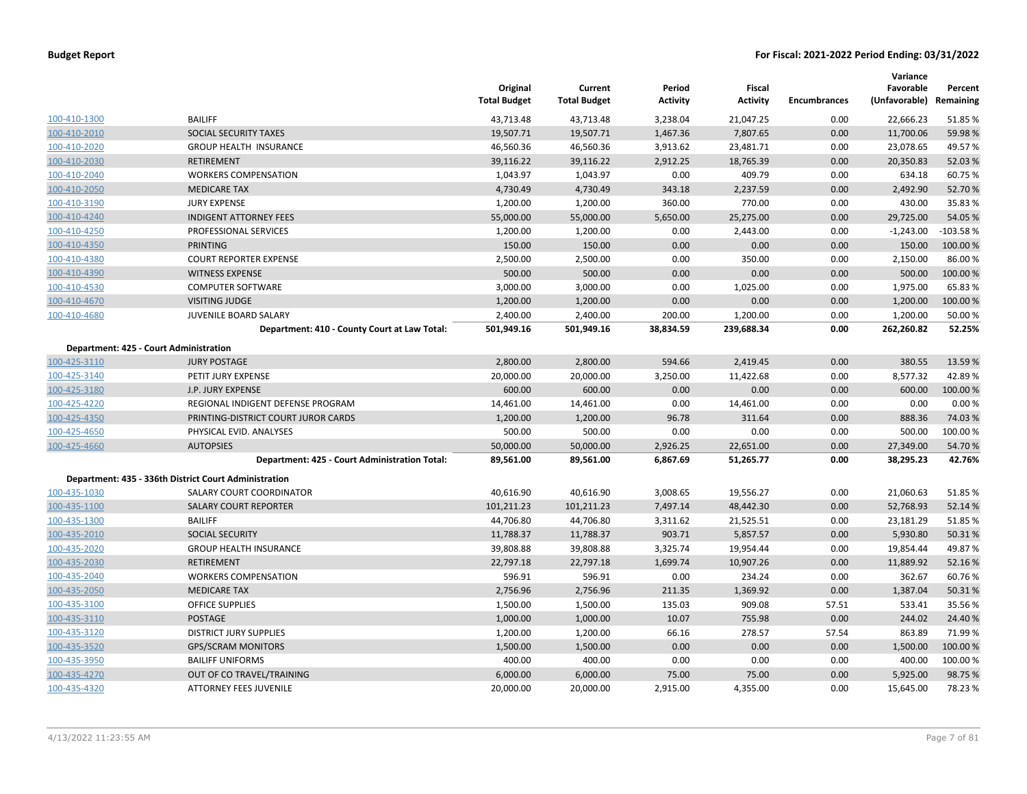**Budget Report** — **For Fiscal: 2021-2022 Period Ending: 03/31/2022**

| | | Original Total Budget | Current Total Budget | Period Activity | Fiscal Activity | Encumbrances | Variance Favorable (Unfavorable) | Percent Remaining |
|---|---|---|---|---|---|---|---|---|
| 100-410-1300 | BAILIFF | 43,713.48 | 43,713.48 | 3,238.04 | 21,047.25 | 0.00 | 22,666.23 | 51.85 % |
| 100-410-2010 | SOCIAL SECURITY TAXES | 19,507.71 | 19,507.71 | 1,467.36 | 7,807.65 | 0.00 | 11,700.06 | 59.98 % |
| 100-410-2020 | GROUP HEALTH INSURANCE | 46,560.36 | 46,560.36 | 3,913.62 | 23,481.71 | 0.00 | 23,078.65 | 49.57 % |
| 100-410-2030 | RETIREMENT | 39,116.22 | 39,116.22 | 2,912.25 | 18,765.39 | 0.00 | 20,350.83 | 52.03 % |
| 100-410-2040 | WORKERS COMPENSATION | 1,043.97 | 1,043.97 | 0.00 | 409.79 | 0.00 | 634.18 | 60.75 % |
| 100-410-2050 | MEDICARE TAX | 4,730.49 | 4,730.49 | 343.18 | 2,237.59 | 0.00 | 2,492.90 | 52.70 % |
| 100-410-3190 | JURY EXPENSE | 1,200.00 | 1,200.00 | 360.00 | 770.00 | 0.00 | 430.00 | 35.83 % |
| 100-410-4240 | INDIGENT ATTORNEY FEES | 55,000.00 | 55,000.00 | 5,650.00 | 25,275.00 | 0.00 | 29,725.00 | 54.05 % |
| 100-410-4250 | PROFESSIONAL SERVICES | 1,200.00 | 1,200.00 | 0.00 | 2,443.00 | 0.00 | -1,243.00 | -103.58 % |
| 100-410-4350 | PRINTING | 150.00 | 150.00 | 0.00 | 0.00 | 0.00 | 150.00 | 100.00 % |
| 100-410-4380 | COURT REPORTER EXPENSE | 2,500.00 | 2,500.00 | 0.00 | 350.00 | 0.00 | 2,150.00 | 86.00 % |
| 100-410-4390 | WITNESS EXPENSE | 500.00 | 500.00 | 0.00 | 0.00 | 0.00 | 500.00 | 100.00 % |
| 100-410-4530 | COMPUTER SOFTWARE | 3,000.00 | 3,000.00 | 0.00 | 1,025.00 | 0.00 | 1,975.00 | 65.83 % |
| 100-410-4670 | VISITING JUDGE | 1,200.00 | 1,200.00 | 0.00 | 0.00 | 0.00 | 1,200.00 | 100.00 % |
| 100-410-4680 | JUVENILE BOARD SALARY | 2,400.00 | 2,400.00 | 200.00 | 1,200.00 | 0.00 | 1,200.00 | 50.00 % |
| | **Department: 410 - County Court at Law Total:** | **501,949.16** | **501,949.16** | **38,834.59** | **239,688.34** | **0.00** | **262,260.82** | **52.25%** |
| **Department: 425 - Court Administration** | | | | | | | | |
| 100-425-3110 | JURY POSTAGE | 2,800.00 | 2,800.00 | 594.66 | 2,419.45 | 0.00 | 380.55 | 13.59 % |
| 100-425-3140 | PETIT JURY EXPENSE | 20,000.00 | 20,000.00 | 3,250.00 | 11,422.68 | 0.00 | 8,577.32 | 42.89 % |
| 100-425-3180 | J.P. JURY EXPENSE | 600.00 | 600.00 | 0.00 | 0.00 | 0.00 | 600.00 | 100.00 % |
| 100-425-4220 | REGIONAL INDIGENT DEFENSE PROGRAM | 14,461.00 | 14,461.00 | 0.00 | 14,461.00 | 0.00 | 0.00 | 0.00 % |
| 100-425-4350 | PRINTING-DISTRICT COURT JUROR CARDS | 1,200.00 | 1,200.00 | 96.78 | 311.64 | 0.00 | 888.36 | 74.03 % |
| 100-425-4650 | PHYSICAL EVID. ANALYSES | 500.00 | 500.00 | 0.00 | 0.00 | 0.00 | 500.00 | 100.00 % |
| 100-425-4660 | AUTOPSIES | 50,000.00 | 50,000.00 | 2,926.25 | 22,651.00 | 0.00 | 27,349.00 | 54.70 % |
| | **Department: 425 - Court Administration Total:** | **89,561.00** | **89,561.00** | **6,867.69** | **51,265.77** | **0.00** | **38,295.23** | **42.76%** |
| **Department: 435 - 336th District Court Administration** | | | | | | | | |
| 100-435-1030 | SALARY COURT COORDINATOR | 40,616.90 | 40,616.90 | 3,008.65 | 19,556.27 | 0.00 | 21,060.63 | 51.85 % |
| 100-435-1100 | SALARY COURT REPORTER | 101,211.23 | 101,211.23 | 7,497.14 | 48,442.30 | 0.00 | 52,768.93 | 52.14 % |
| 100-435-1300 | BAILIFF | 44,706.80 | 44,706.80 | 3,311.62 | 21,525.51 | 0.00 | 23,181.29 | 51.85 % |
| 100-435-2010 | SOCIAL SECURITY | 11,788.37 | 11,788.37 | 903.71 | 5,857.57 | 0.00 | 5,930.80 | 50.31 % |
| 100-435-2020 | GROUP HEALTH INSURANCE | 39,808.88 | 39,808.88 | 3,325.74 | 19,954.44 | 0.00 | 19,854.44 | 49.87 % |
| 100-435-2030 | RETIREMENT | 22,797.18 | 22,797.18 | 1,699.74 | 10,907.26 | 0.00 | 11,889.92 | 52.16 % |
| 100-435-2040 | WORKERS COMPENSATION | 596.91 | 596.91 | 0.00 | 234.24 | 0.00 | 362.67 | 60.76 % |
| 100-435-2050 | MEDICARE TAX | 2,756.96 | 2,756.96 | 211.35 | 1,369.92 | 0.00 | 1,387.04 | 50.31 % |
| 100-435-3100 | OFFICE SUPPLIES | 1,500.00 | 1,500.00 | 135.03 | 909.08 | 57.51 | 533.41 | 35.56 % |
| 100-435-3110 | POSTAGE | 1,000.00 | 1,000.00 | 10.07 | 755.98 | 0.00 | 244.02 | 24.40 % |
| 100-435-3120 | DISTRICT JURY SUPPLIES | 1,200.00 | 1,200.00 | 66.16 | 278.57 | 57.54 | 863.89 | 71.99 % |
| 100-435-3520 | GPS/SCRAM MONITORS | 1,500.00 | 1,500.00 | 0.00 | 0.00 | 0.00 | 1,500.00 | 100.00 % |
| 100-435-3950 | BAILIFF UNIFORMS | 400.00 | 400.00 | 0.00 | 0.00 | 0.00 | 400.00 | 100.00 % |
| 100-435-4270 | OUT OF CO TRAVEL/TRAINING | 6,000.00 | 6,000.00 | 75.00 | 75.00 | 0.00 | 5,925.00 | 98.75 % |
| 100-435-4320 | ATTORNEY FEES JUVENILE | 20,000.00 | 20,000.00 | 2,915.00 | 4,355.00 | 0.00 | 15,645.00 | 78.23 % |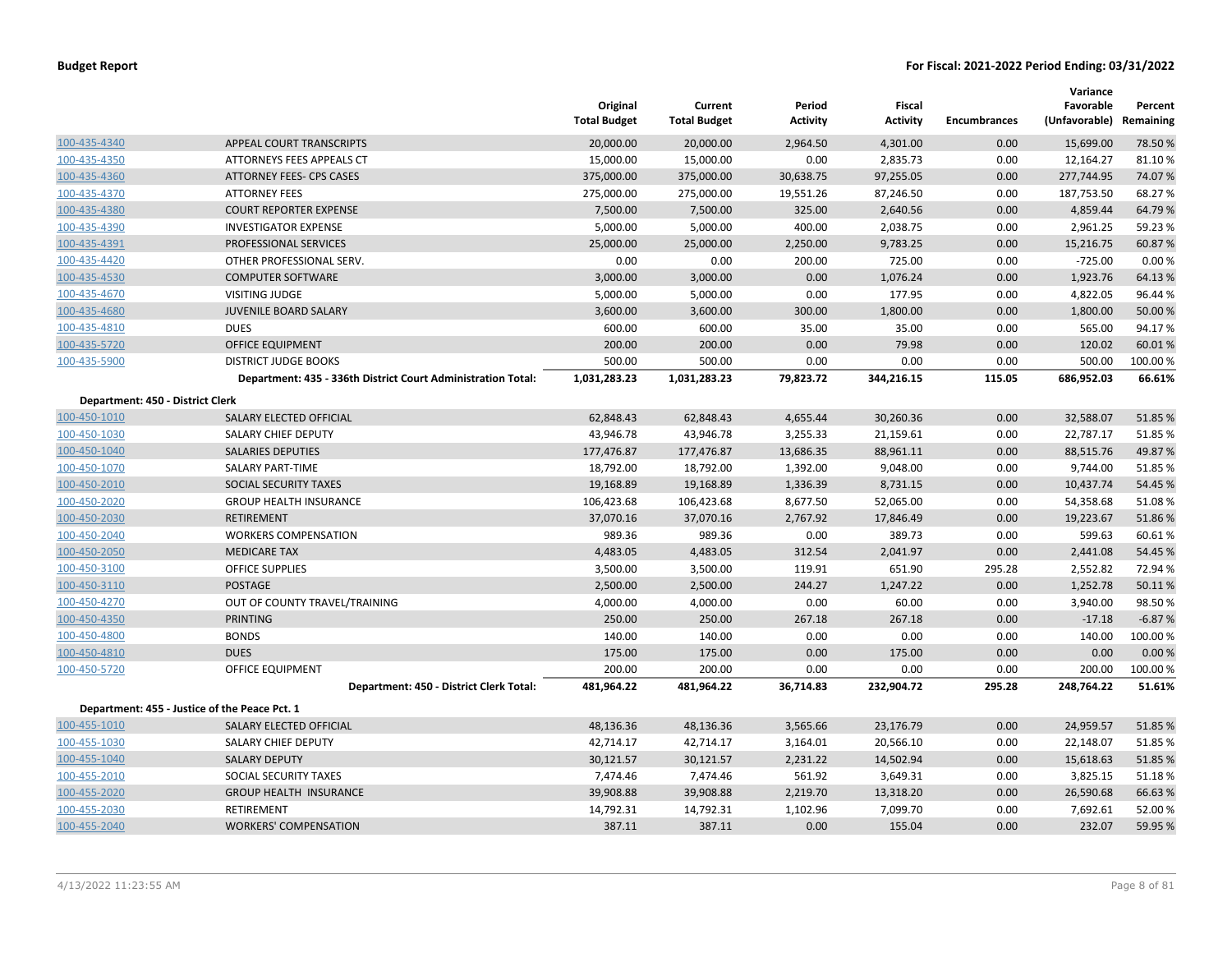**Budget Report** — **For Fiscal: 2021-2022 Period Ending: 03/31/2022**

| | | Original Total Budget | Current Total Budget | Period Activity | Fiscal Activity | Encumbrances | Variance Favorable (Unfavorable) | Percent Remaining |
|---|---|---|---|---|---|---|---|---|
| 100-435-4340 | APPEAL COURT TRANSCRIPTS | 20,000.00 | 20,000.00 | 2,964.50 | 4,301.00 | 0.00 | 15,699.00 | 78.50 % |
| 100-435-4350 | ATTORNEYS FEES APPEALS CT | 15,000.00 | 15,000.00 | 0.00 | 2,835.73 | 0.00 | 12,164.27 | 81.10 % |
| 100-435-4360 | ATTORNEY FEES- CPS CASES | 375,000.00 | 375,000.00 | 30,638.75 | 97,255.05 | 0.00 | 277,744.95 | 74.07 % |
| 100-435-4370 | ATTORNEY FEES | 275,000.00 | 275,000.00 | 19,551.26 | 87,246.50 | 0.00 | 187,753.50 | 68.27 % |
| 100-435-4380 | COURT REPORTER EXPENSE | 7,500.00 | 7,500.00 | 325.00 | 2,640.56 | 0.00 | 4,859.44 | 64.79 % |
| 100-435-4390 | INVESTIGATOR EXPENSE | 5,000.00 | 5,000.00 | 400.00 | 2,038.75 | 0.00 | 2,961.25 | 59.23 % |
| 100-435-4391 | PROFESSIONAL SERVICES | 25,000.00 | 25,000.00 | 2,250.00 | 9,783.25 | 0.00 | 15,216.75 | 60.87 % |
| 100-435-4420 | OTHER PROFESSIONAL SERV. | 0.00 | 0.00 | 200.00 | 725.00 | 0.00 | -725.00 | 0.00 % |
| 100-435-4530 | COMPUTER SOFTWARE | 3,000.00 | 3,000.00 | 0.00 | 1,076.24 | 0.00 | 1,923.76 | 64.13 % |
| 100-435-4670 | VISITING JUDGE | 5,000.00 | 5,000.00 | 0.00 | 177.95 | 0.00 | 4,822.05 | 96.44 % |
| 100-435-4680 | JUVENILE BOARD SALARY | 3,600.00 | 3,600.00 | 300.00 | 1,800.00 | 0.00 | 1,800.00 | 50.00 % |
| 100-435-4810 | DUES | 600.00 | 600.00 | 35.00 | 35.00 | 0.00 | 565.00 | 94.17 % |
| 100-435-5720 | OFFICE EQUIPMENT | 200.00 | 200.00 | 0.00 | 79.98 | 0.00 | 120.02 | 60.01 % |
| 100-435-5900 | DISTRICT JUDGE BOOKS | 500.00 | 500.00 | 0.00 | 0.00 | 0.00 | 500.00 | 100.00 % |
| | **Department: 435 - 336th District Court Administration Total:** | **1,031,283.23** | **1,031,283.23** | **79,823.72** | **344,216.15** | **115.05** | **686,952.03** | **66.61%** |
| **Department: 450 - District Clerk** | | | | | | | | |
| 100-450-1010 | SALARY ELECTED OFFICIAL | 62,848.43 | 62,848.43 | 4,655.44 | 30,260.36 | 0.00 | 32,588.07 | 51.85 % |
| 100-450-1030 | SALARY CHIEF DEPUTY | 43,946.78 | 43,946.78 | 3,255.33 | 21,159.61 | 0.00 | 22,787.17 | 51.85 % |
| 100-450-1040 | SALARIES DEPUTIES | 177,476.87 | 177,476.87 | 13,686.35 | 88,961.11 | 0.00 | 88,515.76 | 49.87 % |
| 100-450-1070 | SALARY PART-TIME | 18,792.00 | 18,792.00 | 1,392.00 | 9,048.00 | 0.00 | 9,744.00 | 51.85 % |
| 100-450-2010 | SOCIAL SECURITY TAXES | 19,168.89 | 19,168.89 | 1,336.39 | 8,731.15 | 0.00 | 10,437.74 | 54.45 % |
| 100-450-2020 | GROUP HEALTH INSURANCE | 106,423.68 | 106,423.68 | 8,677.50 | 52,065.00 | 0.00 | 54,358.68 | 51.08 % |
| 100-450-2030 | RETIREMENT | 37,070.16 | 37,070.16 | 2,767.92 | 17,846.49 | 0.00 | 19,223.67 | 51.86 % |
| 100-450-2040 | WORKERS COMPENSATION | 989.36 | 989.36 | 0.00 | 389.73 | 0.00 | 599.63 | 60.61 % |
| 100-450-2050 | MEDICARE TAX | 4,483.05 | 4,483.05 | 312.54 | 2,041.97 | 0.00 | 2,441.08 | 54.45 % |
| 100-450-3100 | OFFICE SUPPLIES | 3,500.00 | 3,500.00 | 119.91 | 651.90 | 295.28 | 2,552.82 | 72.94 % |
| 100-450-3110 | POSTAGE | 2,500.00 | 2,500.00 | 244.27 | 1,247.22 | 0.00 | 1,252.78 | 50.11 % |
| 100-450-4270 | OUT OF COUNTY TRAVEL/TRAINING | 4,000.00 | 4,000.00 | 0.00 | 60.00 | 0.00 | 3,940.00 | 98.50 % |
| 100-450-4350 | PRINTING | 250.00 | 250.00 | 267.18 | 267.18 | 0.00 | -17.18 | -6.87 % |
| 100-450-4800 | BONDS | 140.00 | 140.00 | 0.00 | 0.00 | 0.00 | 140.00 | 100.00 % |
| 100-450-4810 | DUES | 175.00 | 175.00 | 0.00 | 175.00 | 0.00 | 0.00 | 0.00 % |
| 100-450-5720 | OFFICE EQUIPMENT | 200.00 | 200.00 | 0.00 | 0.00 | 0.00 | 200.00 | 100.00 % |
| | **Department: 450 - District Clerk Total:** | **481,964.22** | **481,964.22** | **36,714.83** | **232,904.72** | **295.28** | **248,764.22** | **51.61%** |
| **Department: 455 - Justice of the Peace Pct. 1** | | | | | | | | |
| 100-455-1010 | SALARY ELECTED OFFICIAL | 48,136.36 | 48,136.36 | 3,565.66 | 23,176.79 | 0.00 | 24,959.57 | 51.85 % |
| 100-455-1030 | SALARY CHIEF DEPUTY | 42,714.17 | 42,714.17 | 3,164.01 | 20,566.10 | 0.00 | 22,148.07 | 51.85 % |
| 100-455-1040 | SALARY DEPUTY | 30,121.57 | 30,121.57 | 2,231.22 | 14,502.94 | 0.00 | 15,618.63 | 51.85 % |
| 100-455-2010 | SOCIAL SECURITY TAXES | 7,474.46 | 7,474.46 | 561.92 | 3,649.31 | 0.00 | 3,825.15 | 51.18 % |
| 100-455-2020 | GROUP HEALTH INSURANCE | 39,908.88 | 39,908.88 | 2,219.70 | 13,318.20 | 0.00 | 26,590.68 | 66.63 % |
| 100-455-2030 | RETIREMENT | 14,792.31 | 14,792.31 | 1,102.96 | 7,099.70 | 0.00 | 7,692.61 | 52.00 % |
| 100-455-2040 | WORKERS' COMPENSATION | 387.11 | 387.11 | 0.00 | 155.04 | 0.00 | 232.07 | 59.95 % |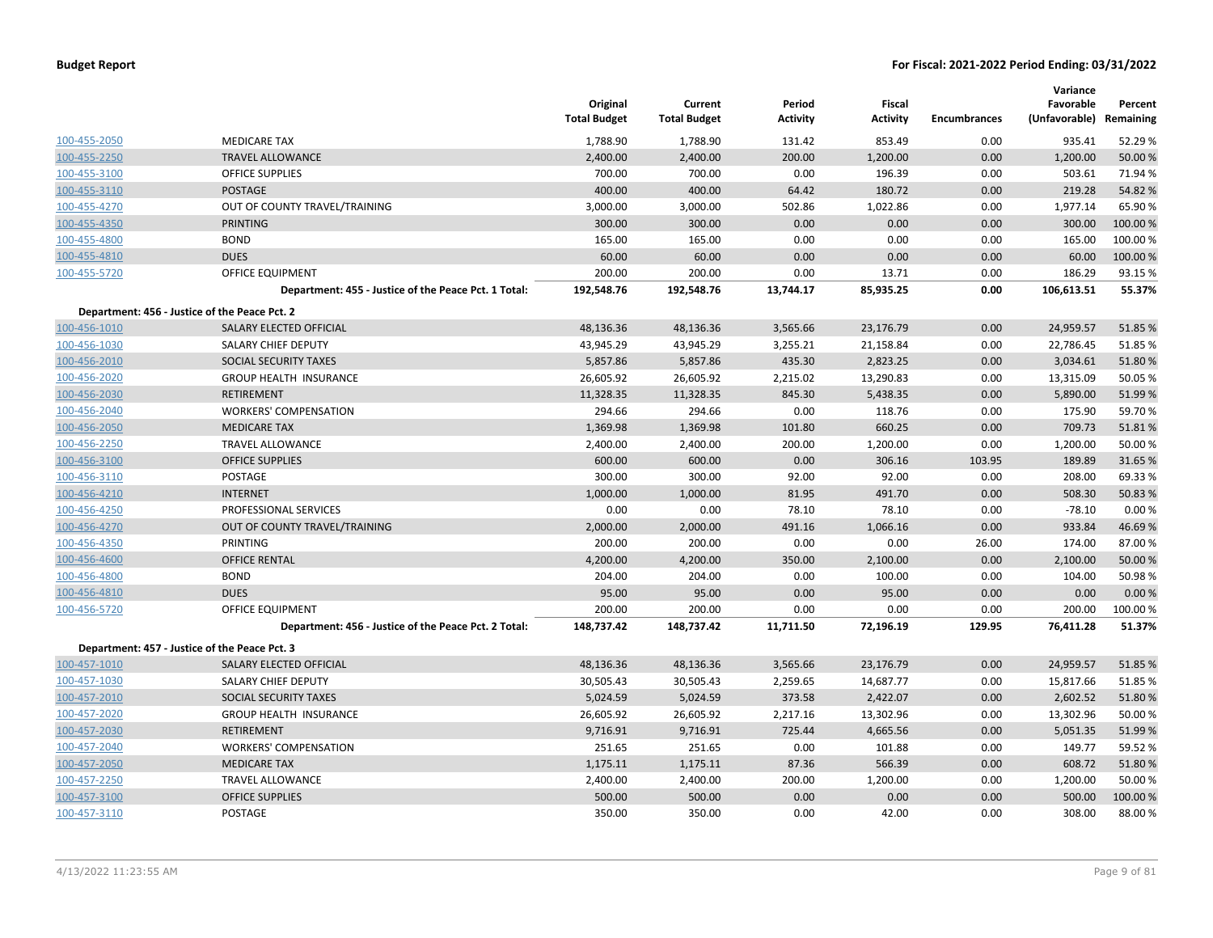**Budget Report** — **For Fiscal: 2021-2022 Period Ending: 03/31/2022**

| | | Original Total Budget | Current Total Budget | Period Activity | Fiscal Activity | Encumbrances | Variance Favorable (Unfavorable) | Percent Remaining |
|---|---|---|---|---|---|---|---|---|
| 100-455-2050 | MEDICARE TAX | 1,788.90 | 1,788.90 | 131.42 | 853.49 | 0.00 | 935.41 | 52.29 % |
| 100-455-2250 | TRAVEL ALLOWANCE | 2,400.00 | 2,400.00 | 200.00 | 1,200.00 | 0.00 | 1,200.00 | 50.00 % |
| 100-455-3100 | OFFICE SUPPLIES | 700.00 | 700.00 | 0.00 | 196.39 | 0.00 | 503.61 | 71.94 % |
| 100-455-3110 | POSTAGE | 400.00 | 400.00 | 64.42 | 180.72 | 0.00 | 219.28 | 54.82 % |
| 100-455-4270 | OUT OF COUNTY TRAVEL/TRAINING | 3,000.00 | 3,000.00 | 502.86 | 1,022.86 | 0.00 | 1,977.14 | 65.90 % |
| 100-455-4350 | PRINTING | 300.00 | 300.00 | 0.00 | 0.00 | 0.00 | 300.00 | 100.00 % |
| 100-455-4800 | BOND | 165.00 | 165.00 | 0.00 | 0.00 | 0.00 | 165.00 | 100.00 % |
| 100-455-4810 | DUES | 60.00 | 60.00 | 0.00 | 0.00 | 0.00 | 60.00 | 100.00 % |
| 100-455-5720 | OFFICE EQUIPMENT | 200.00 | 200.00 | 0.00 | 13.71 | 0.00 | 186.29 | 93.15 % |
| | **Department: 455 - Justice of the Peace Pct. 1 Total:** | **192,548.76** | **192,548.76** | **13,744.17** | **85,935.25** | **0.00** | **106,613.51** | **55.37%** |
| **Department: 456 - Justice of the Peace Pct. 2** | | | | | | | | |
| 100-456-1010 | SALARY ELECTED OFFICIAL | 48,136.36 | 48,136.36 | 3,565.66 | 23,176.79 | 0.00 | 24,959.57 | 51.85 % |
| 100-456-1030 | SALARY CHIEF DEPUTY | 43,945.29 | 43,945.29 | 3,255.21 | 21,158.84 | 0.00 | 22,786.45 | 51.85 % |
| 100-456-2010 | SOCIAL SECURITY TAXES | 5,857.86 | 5,857.86 | 435.30 | 2,823.25 | 0.00 | 3,034.61 | 51.80 % |
| 100-456-2020 | GROUP HEALTH INSURANCE | 26,605.92 | 26,605.92 | 2,215.02 | 13,290.83 | 0.00 | 13,315.09 | 50.05 % |
| 100-456-2030 | RETIREMENT | 11,328.35 | 11,328.35 | 845.30 | 5,438.35 | 0.00 | 5,890.00 | 51.99 % |
| 100-456-2040 | WORKERS' COMPENSATION | 294.66 | 294.66 | 0.00 | 118.76 | 0.00 | 175.90 | 59.70 % |
| 100-456-2050 | MEDICARE TAX | 1,369.98 | 1,369.98 | 101.80 | 660.25 | 0.00 | 709.73 | 51.81 % |
| 100-456-2250 | TRAVEL ALLOWANCE | 2,400.00 | 2,400.00 | 200.00 | 1,200.00 | 0.00 | 1,200.00 | 50.00 % |
| 100-456-3100 | OFFICE SUPPLIES | 600.00 | 600.00 | 0.00 | 306.16 | 103.95 | 189.89 | 31.65 % |
| 100-456-3110 | POSTAGE | 300.00 | 300.00 | 92.00 | 92.00 | 0.00 | 208.00 | 69.33 % |
| 100-456-4210 | INTERNET | 1,000.00 | 1,000.00 | 81.95 | 491.70 | 0.00 | 508.30 | 50.83 % |
| 100-456-4250 | PROFESSIONAL SERVICES | 0.00 | 0.00 | 78.10 | 78.10 | 0.00 | -78.10 | 0.00 % |
| 100-456-4270 | OUT OF COUNTY TRAVEL/TRAINING | 2,000.00 | 2,000.00 | 491.16 | 1,066.16 | 0.00 | 933.84 | 46.69 % |
| 100-456-4350 | PRINTING | 200.00 | 200.00 | 0.00 | 0.00 | 26.00 | 174.00 | 87.00 % |
| 100-456-4600 | OFFICE RENTAL | 4,200.00 | 4,200.00 | 350.00 | 2,100.00 | 0.00 | 2,100.00 | 50.00 % |
| 100-456-4800 | BOND | 204.00 | 204.00 | 0.00 | 100.00 | 0.00 | 104.00 | 50.98 % |
| 100-456-4810 | DUES | 95.00 | 95.00 | 0.00 | 95.00 | 0.00 | 0.00 | 0.00 % |
| 100-456-5720 | OFFICE EQUIPMENT | 200.00 | 200.00 | 0.00 | 0.00 | 0.00 | 200.00 | 100.00 % |
| | **Department: 456 - Justice of the Peace Pct. 2 Total:** | **148,737.42** | **148,737.42** | **11,711.50** | **72,196.19** | **129.95** | **76,411.28** | **51.37%** |
| **Department: 457 - Justice of the Peace Pct. 3** | | | | | | | | |
| 100-457-1010 | SALARY ELECTED OFFICIAL | 48,136.36 | 48,136.36 | 3,565.66 | 23,176.79 | 0.00 | 24,959.57 | 51.85 % |
| 100-457-1030 | SALARY CHIEF DEPUTY | 30,505.43 | 30,505.43 | 2,259.65 | 14,687.77 | 0.00 | 15,817.66 | 51.85 % |
| 100-457-2010 | SOCIAL SECURITY TAXES | 5,024.59 | 5,024.59 | 373.58 | 2,422.07 | 0.00 | 2,602.52 | 51.80 % |
| 100-457-2020 | GROUP HEALTH INSURANCE | 26,605.92 | 26,605.92 | 2,217.16 | 13,302.96 | 0.00 | 13,302.96 | 50.00 % |
| 100-457-2030 | RETIREMENT | 9,716.91 | 9,716.91 | 725.44 | 4,665.56 | 0.00 | 5,051.35 | 51.99 % |
| 100-457-2040 | WORKERS' COMPENSATION | 251.65 | 251.65 | 0.00 | 101.88 | 0.00 | 149.77 | 59.52 % |
| 100-457-2050 | MEDICARE TAX | 1,175.11 | 1,175.11 | 87.36 | 566.39 | 0.00 | 608.72 | 51.80 % |
| 100-457-2250 | TRAVEL ALLOWANCE | 2,400.00 | 2,400.00 | 200.00 | 1,200.00 | 0.00 | 1,200.00 | 50.00 % |
| 100-457-3100 | OFFICE SUPPLIES | 500.00 | 500.00 | 0.00 | 0.00 | 0.00 | 500.00 | 100.00 % |
| 100-457-3110 | POSTAGE | 350.00 | 350.00 | 0.00 | 42.00 | 0.00 | 308.00 | 88.00 % |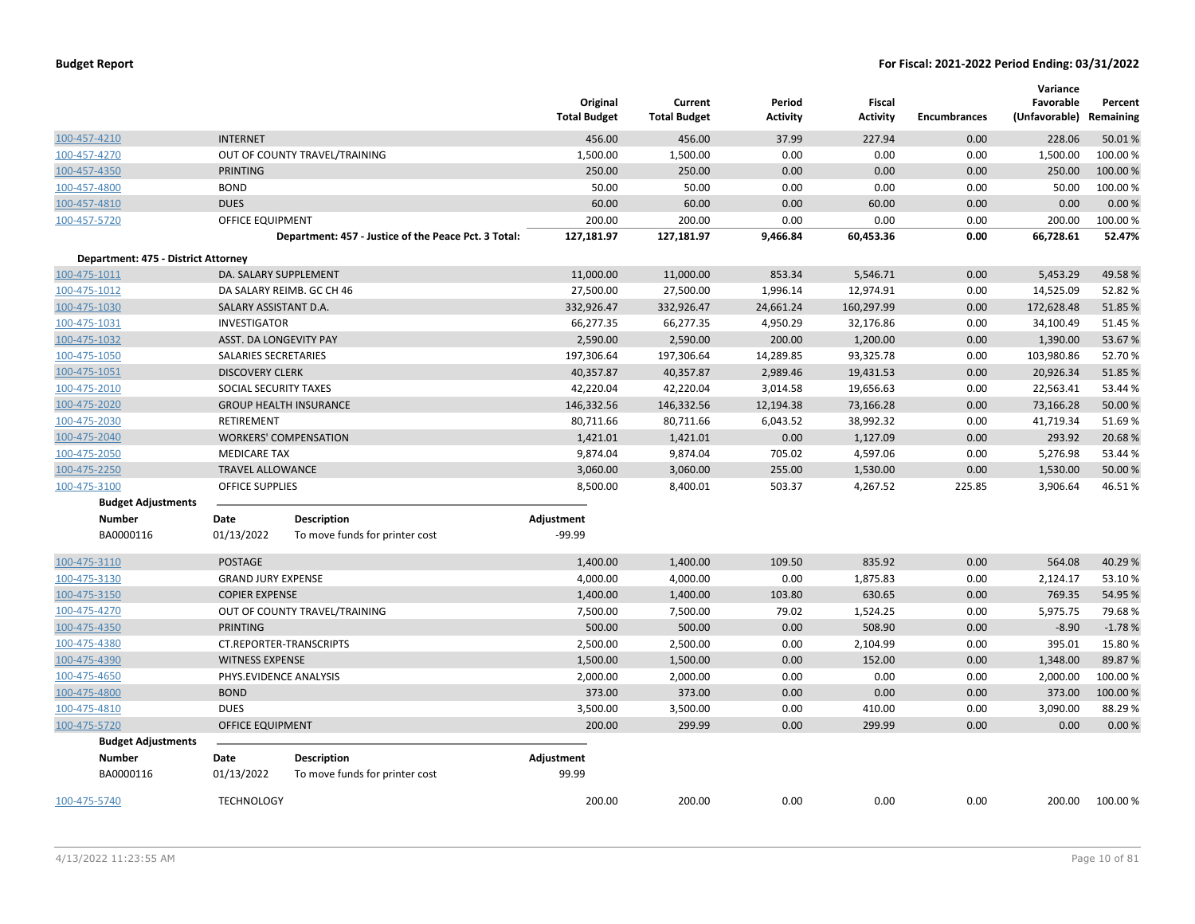| | | Original Total Budget | Current Total Budget | Period Activity | Fiscal Activity | Encumbrances | Variance Favorable (Unfavorable) | Percent Remaining |
|---|---|---|---|---|---|---|---|---|
| 100-457-4210 | INTERNET | 456.00 | 456.00 | 37.99 | 227.94 | 0.00 | 228.06 | 50.01 % |
| 100-457-4270 | OUT OF COUNTY TRAVEL/TRAINING | 1,500.00 | 1,500.00 | 0.00 | 0.00 | 0.00 | 1,500.00 | 100.00 % |
| 100-457-4350 | PRINTING | 250.00 | 250.00 | 0.00 | 0.00 | 0.00 | 250.00 | 100.00 % |
| 100-457-4800 | BOND | 50.00 | 50.00 | 0.00 | 0.00 | 0.00 | 50.00 | 100.00 % |
| 100-457-4810 | DUES | 60.00 | 60.00 | 0.00 | 60.00 | 0.00 | 0.00 | 0.00 % |
| 100-457-5720 | OFFICE EQUIPMENT | 200.00 | 200.00 | 0.00 | 0.00 | 0.00 | 200.00 | 100.00 % |
| | **Department: 457 - Justice of the Peace Pct. 3 Total:** | **127,181.97** | **127,181.97** | **9,466.84** | **60,453.36** | **0.00** | **66,728.61** | **52.47%** |

**Department: 475 - District Attorney**

| | | Original Total Budget | Current Total Budget | Period Activity | Fiscal Activity | Encumbrances | Variance Favorable (Unfavorable) | Percent Remaining |
|---|---|---|---|---|---|---|---|---|
| 100-475-1011 | DA. SALARY SUPPLEMENT | 11,000.00 | 11,000.00 | 853.34 | 5,546.71 | 0.00 | 5,453.29 | 49.58 % |
| 100-475-1012 | DA SALARY REIMB. GC CH 46 | 27,500.00 | 27,500.00 | 1,996.14 | 12,974.91 | 0.00 | 14,525.09 | 52.82 % |
| 100-475-1030 | SALARY ASSISTANT D.A. | 332,926.47 | 332,926.47 | 24,661.24 | 160,297.99 | 0.00 | 172,628.48 | 51.85 % |
| 100-475-1031 | INVESTIGATOR | 66,277.35 | 66,277.35 | 4,950.29 | 32,176.86 | 0.00 | 34,100.49 | 51.45 % |
| 100-475-1032 | ASST. DA LONGEVITY PAY | 2,590.00 | 2,590.00 | 200.00 | 1,200.00 | 0.00 | 1,390.00 | 53.67 % |
| 100-475-1050 | SALARIES SECRETARIES | 197,306.64 | 197,306.64 | 14,289.85 | 93,325.78 | 0.00 | 103,980.86 | 52.70 % |
| 100-475-1051 | DISCOVERY CLERK | 40,357.87 | 40,357.87 | 2,989.46 | 19,431.53 | 0.00 | 20,926.34 | 51.85 % |
| 100-475-2010 | SOCIAL SECURITY TAXES | 42,220.04 | 42,220.04 | 3,014.58 | 19,656.63 | 0.00 | 22,563.41 | 53.44 % |
| 100-475-2020 | GROUP HEALTH INSURANCE | 146,332.56 | 146,332.56 | 12,194.38 | 73,166.28 | 0.00 | 73,166.28 | 50.00 % |
| 100-475-2030 | RETIREMENT | 80,711.66 | 80,711.66 | 6,043.52 | 38,992.32 | 0.00 | 41,719.34 | 51.69 % |
| 100-475-2040 | WORKERS' COMPENSATION | 1,421.01 | 1,421.01 | 0.00 | 1,127.09 | 0.00 | 293.92 | 20.68 % |
| 100-475-2050 | MEDICARE TAX | 9,874.04 | 9,874.04 | 705.02 | 4,597.06 | 0.00 | 5,276.98 | 53.44 % |
| 100-475-2250 | TRAVEL ALLOWANCE | 3,060.00 | 3,060.00 | 255.00 | 1,530.00 | 0.00 | 1,530.00 | 50.00 % |
| 100-475-3100 | OFFICE SUPPLIES | 8,500.00 | 8,400.01 | 503.37 | 4,267.52 | 225.85 | 3,906.64 | 46.51 % |

**Budget Adjustments**

| Number | Date | Description | Adjustment |
|---|---|---|---|
| BA0000116 | 01/13/2022 | To move funds for printer cost | -99.99 |

| | | Original Total Budget | Current Total Budget | Period Activity | Fiscal Activity | Encumbrances | Variance Favorable (Unfavorable) | Percent Remaining |
|---|---|---|---|---|---|---|---|---|
| 100-475-3110 | POSTAGE | 1,400.00 | 1,400.00 | 109.50 | 835.92 | 0.00 | 564.08 | 40.29 % |
| 100-475-3130 | GRAND JURY EXPENSE | 4,000.00 | 4,000.00 | 0.00 | 1,875.83 | 0.00 | 2,124.17 | 53.10 % |
| 100-475-3150 | COPIER EXPENSE | 1,400.00 | 1,400.00 | 103.80 | 630.65 | 0.00 | 769.35 | 54.95 % |
| 100-475-4270 | OUT OF COUNTY TRAVEL/TRAINING | 7,500.00 | 7,500.00 | 79.02 | 1,524.25 | 0.00 | 5,975.75 | 79.68 % |
| 100-475-4350 | PRINTING | 500.00 | 500.00 | 0.00 | 508.90 | 0.00 | -8.90 | -1.78 % |
| 100-475-4380 | CT.REPORTER-TRANSCRIPTS | 2,500.00 | 2,500.00 | 0.00 | 2,104.99 | 0.00 | 395.01 | 15.80 % |
| 100-475-4390 | WITNESS EXPENSE | 1,500.00 | 1,500.00 | 0.00 | 152.00 | 0.00 | 1,348.00 | 89.87 % |
| 100-475-4650 | PHYS.EVIDENCE ANALYSIS | 2,000.00 | 2,000.00 | 0.00 | 0.00 | 0.00 | 2,000.00 | 100.00 % |
| 100-475-4800 | BOND | 373.00 | 373.00 | 0.00 | 0.00 | 0.00 | 373.00 | 100.00 % |
| 100-475-4810 | DUES | 3,500.00 | 3,500.00 | 0.00 | 410.00 | 0.00 | 3,090.00 | 88.29 % |
| 100-475-5720 | OFFICE EQUIPMENT | 200.00 | 299.99 | 0.00 | 299.99 | 0.00 | 0.00 | 0.00 % |

**Budget Adjustments**

| Number | Date | Description | Adjustment |
|---|---|---|---|
| BA0000116 | 01/13/2022 | To move funds for printer cost | 99.99 |

| | | Original Total Budget | Current Total Budget | Period Activity | Fiscal Activity | Encumbrances | Variance Favorable (Unfavorable) | Percent Remaining |
|---|---|---|---|---|---|---|---|---|
| 100-475-5740 | TECHNOLOGY | 200.00 | 200.00 | 0.00 | 0.00 | 0.00 | 200.00 | 100.00 % |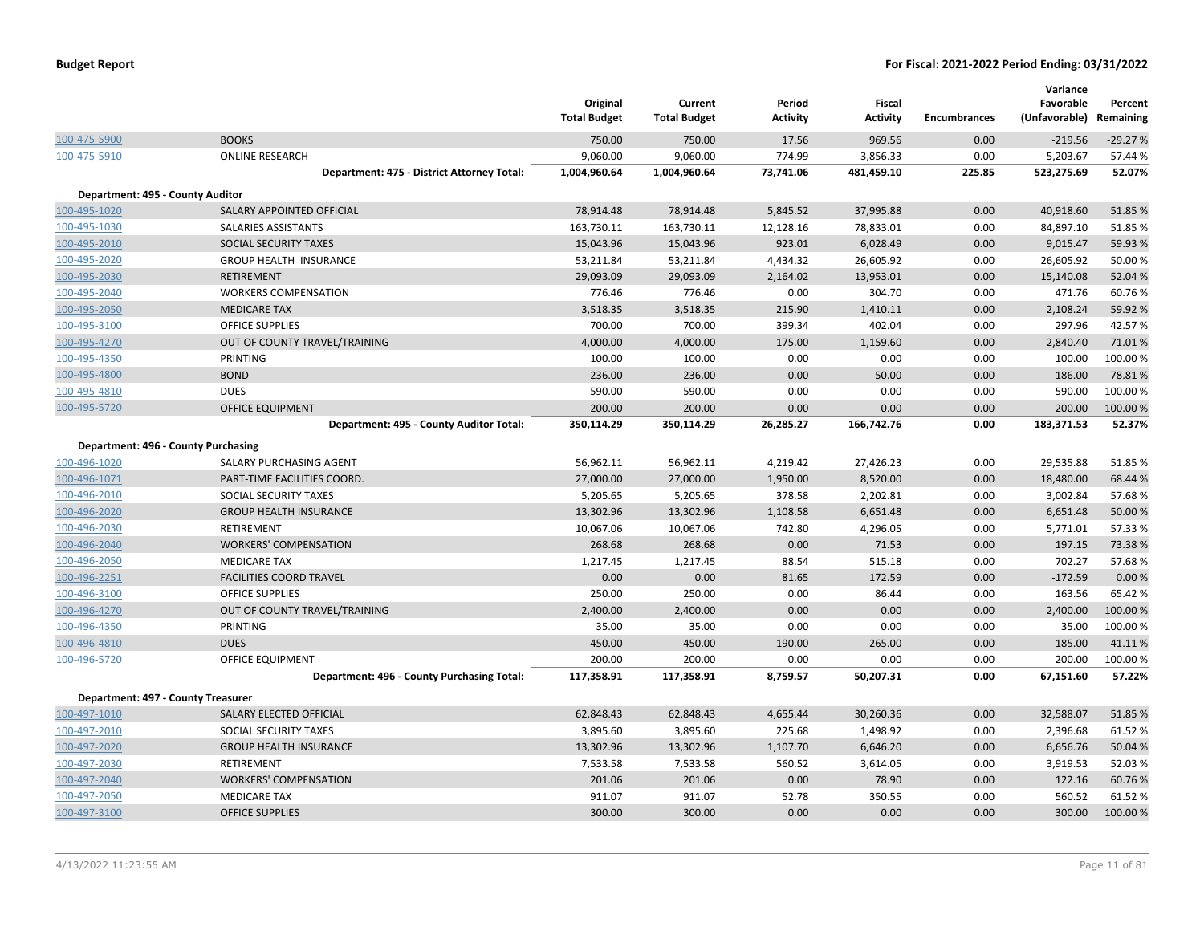| | | Original Total Budget | Current Total Budget | Period Activity | Fiscal Activity | Encumbrances | Variance Favorable (Unfavorable) | Percent Remaining |
|---|---|---|---|---|---|---|---|---|
| 100-475-5900 | BOOKS | 750.00 | 750.00 | 17.56 | 969.56 | 0.00 | -219.56 | -29.27 % |
| 100-475-5910 | ONLINE RESEARCH | 9,060.00 | 9,060.00 | 774.99 | 3,856.33 | 0.00 | 5,203.67 | 57.44 % |
| | **Department: 475 - District Attorney Total:** | **1,004,960.64** | **1,004,960.64** | **73,741.06** | **481,459.10** | **225.85** | **523,275.69** | **52.07%** |
| **Department: 495 - County Auditor** | | | | | | | | |
| 100-495-1020 | SALARY APPOINTED OFFICIAL | 78,914.48 | 78,914.48 | 5,845.52 | 37,995.88 | 0.00 | 40,918.60 | 51.85 % |
| 100-495-1030 | SALARIES ASSISTANTS | 163,730.11 | 163,730.11 | 12,128.16 | 78,833.01 | 0.00 | 84,897.10 | 51.85 % |
| 100-495-2010 | SOCIAL SECURITY TAXES | 15,043.96 | 15,043.96 | 923.01 | 6,028.49 | 0.00 | 9,015.47 | 59.93 % |
| 100-495-2020 | GROUP HEALTH INSURANCE | 53,211.84 | 53,211.84 | 4,434.32 | 26,605.92 | 0.00 | 26,605.92 | 50.00 % |
| 100-495-2030 | RETIREMENT | 29,093.09 | 29,093.09 | 2,164.02 | 13,953.01 | 0.00 | 15,140.08 | 52.04 % |
| 100-495-2040 | WORKERS COMPENSATION | 776.46 | 776.46 | 0.00 | 304.70 | 0.00 | 471.76 | 60.76 % |
| 100-495-2050 | MEDICARE TAX | 3,518.35 | 3,518.35 | 215.90 | 1,410.11 | 0.00 | 2,108.24 | 59.92 % |
| 100-495-3100 | OFFICE SUPPLIES | 700.00 | 700.00 | 399.34 | 402.04 | 0.00 | 297.96 | 42.57 % |
| 100-495-4270 | OUT OF COUNTY TRAVEL/TRAINING | 4,000.00 | 4,000.00 | 175.00 | 1,159.60 | 0.00 | 2,840.40 | 71.01 % |
| 100-495-4350 | PRINTING | 100.00 | 100.00 | 0.00 | 0.00 | 0.00 | 100.00 | 100.00 % |
| 100-495-4800 | BOND | 236.00 | 236.00 | 0.00 | 50.00 | 0.00 | 186.00 | 78.81 % |
| 100-495-4810 | DUES | 590.00 | 590.00 | 0.00 | 0.00 | 0.00 | 590.00 | 100.00 % |
| 100-495-5720 | OFFICE EQUIPMENT | 200.00 | 200.00 | 0.00 | 0.00 | 0.00 | 200.00 | 100.00 % |
| | **Department: 495 - County Auditor Total:** | **350,114.29** | **350,114.29** | **26,285.27** | **166,742.76** | **0.00** | **183,371.53** | **52.37%** |
| **Department: 496 - County Purchasing** | | | | | | | | |
| 100-496-1020 | SALARY PURCHASING AGENT | 56,962.11 | 56,962.11 | 4,219.42 | 27,426.23 | 0.00 | 29,535.88 | 51.85 % |
| 100-496-1071 | PART-TIME FACILITIES COORD. | 27,000.00 | 27,000.00 | 1,950.00 | 8,520.00 | 0.00 | 18,480.00 | 68.44 % |
| 100-496-2010 | SOCIAL SECURITY TAXES | 5,205.65 | 5,205.65 | 378.58 | 2,202.81 | 0.00 | 3,002.84 | 57.68 % |
| 100-496-2020 | GROUP HEALTH INSURANCE | 13,302.96 | 13,302.96 | 1,108.58 | 6,651.48 | 0.00 | 6,651.48 | 50.00 % |
| 100-496-2030 | RETIREMENT | 10,067.06 | 10,067.06 | 742.80 | 4,296.05 | 0.00 | 5,771.01 | 57.33 % |
| 100-496-2040 | WORKERS' COMPENSATION | 268.68 | 268.68 | 0.00 | 71.53 | 0.00 | 197.15 | 73.38 % |
| 100-496-2050 | MEDICARE TAX | 1,217.45 | 1,217.45 | 88.54 | 515.18 | 0.00 | 702.27 | 57.68 % |
| 100-496-2251 | FACILITIES COORD TRAVEL | 0.00 | 0.00 | 81.65 | 172.59 | 0.00 | -172.59 | 0.00 % |
| 100-496-3100 | OFFICE SUPPLIES | 250.00 | 250.00 | 0.00 | 86.44 | 0.00 | 163.56 | 65.42 % |
| 100-496-4270 | OUT OF COUNTY TRAVEL/TRAINING | 2,400.00 | 2,400.00 | 0.00 | 0.00 | 0.00 | 2,400.00 | 100.00 % |
| 100-496-4350 | PRINTING | 35.00 | 35.00 | 0.00 | 0.00 | 0.00 | 35.00 | 100.00 % |
| 100-496-4810 | DUES | 450.00 | 450.00 | 190.00 | 265.00 | 0.00 | 185.00 | 41.11 % |
| 100-496-5720 | OFFICE EQUIPMENT | 200.00 | 200.00 | 0.00 | 0.00 | 0.00 | 200.00 | 100.00 % |
| | **Department: 496 - County Purchasing Total:** | **117,358.91** | **117,358.91** | **8,759.57** | **50,207.31** | **0.00** | **67,151.60** | **57.22%** |
| **Department: 497 - County Treasurer** | | | | | | | | |
| 100-497-1010 | SALARY ELECTED OFFICIAL | 62,848.43 | 62,848.43 | 4,655.44 | 30,260.36 | 0.00 | 32,588.07 | 51.85 % |
| 100-497-2010 | SOCIAL SECURITY TAXES | 3,895.60 | 3,895.60 | 225.68 | 1,498.92 | 0.00 | 2,396.68 | 61.52 % |
| 100-497-2020 | GROUP HEALTH INSURANCE | 13,302.96 | 13,302.96 | 1,107.70 | 6,646.20 | 0.00 | 6,656.76 | 50.04 % |
| 100-497-2030 | RETIREMENT | 7,533.58 | 7,533.58 | 560.52 | 3,614.05 | 0.00 | 3,919.53 | 52.03 % |
| 100-497-2040 | WORKERS' COMPENSATION | 201.06 | 201.06 | 0.00 | 78.90 | 0.00 | 122.16 | 60.76 % |
| 100-497-2050 | MEDICARE TAX | 911.07 | 911.07 | 52.78 | 350.55 | 0.00 | 560.52 | 61.52 % |
| 100-497-3100 | OFFICE SUPPLIES | 300.00 | 300.00 | 0.00 | 0.00 | 0.00 | 300.00 | 100.00 % |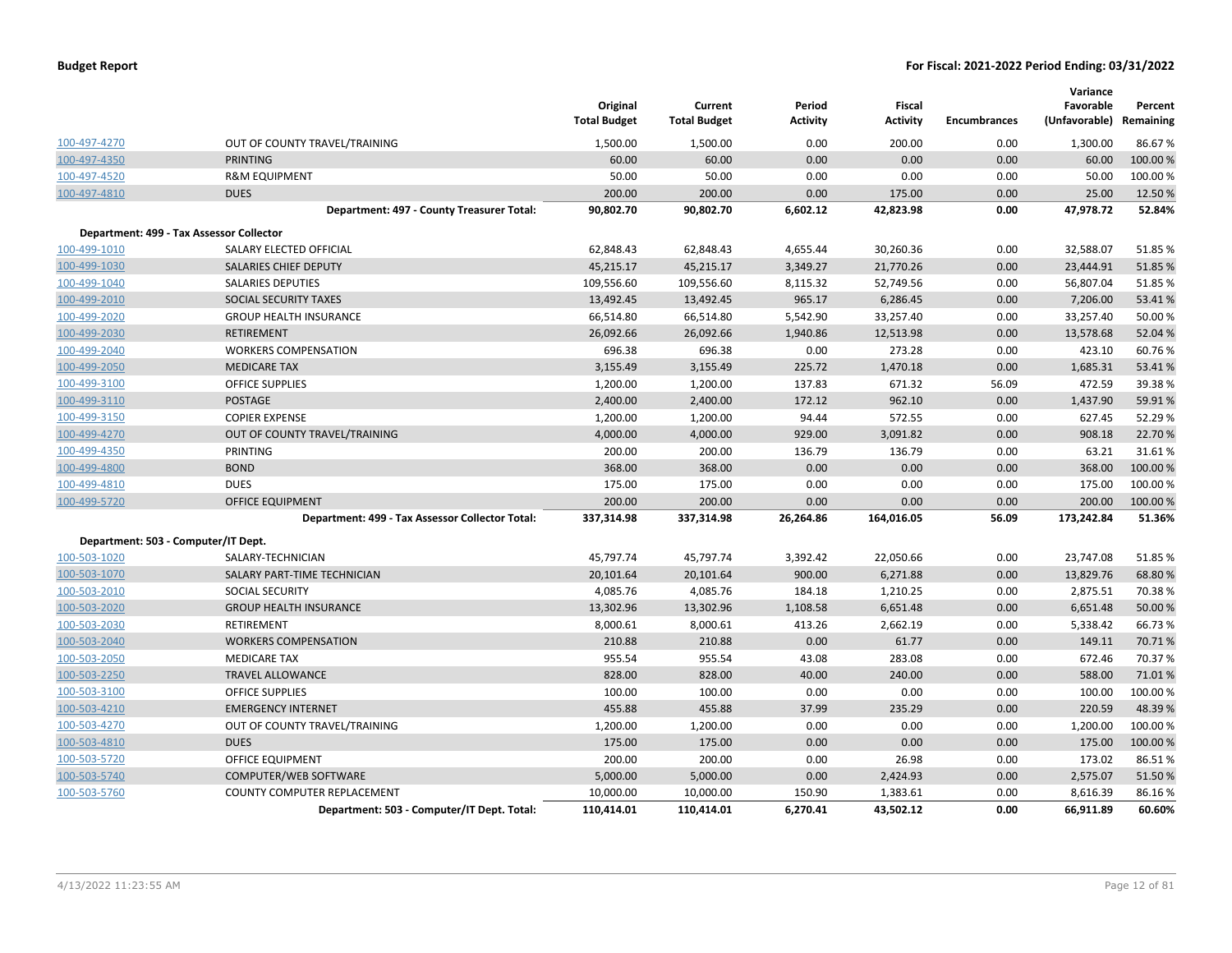**Budget Report**

**For Fiscal: 2021-2022 Period Ending: 03/31/2022**

| | | Original Total Budget | Current Total Budget | Period Activity | Fiscal Activity | Encumbrances | Variance Favorable (Unfavorable) | Percent Remaining |
|---|---|---|---|---|---|---|---|---|
| 100-497-4270 | OUT OF COUNTY TRAVEL/TRAINING | 1,500.00 | 1,500.00 | 0.00 | 200.00 | 0.00 | 1,300.00 | 86.67 % |
| 100-497-4350 | PRINTING | 60.00 | 60.00 | 0.00 | 0.00 | 0.00 | 60.00 | 100.00 % |
| 100-497-4520 | R&M EQUIPMENT | 50.00 | 50.00 | 0.00 | 0.00 | 0.00 | 50.00 | 100.00 % |
| 100-497-4810 | DUES | 200.00 | 200.00 | 0.00 | 175.00 | 0.00 | 25.00 | 12.50 % |
| | **Department: 497 - County Treasurer Total:** | **90,802.70** | **90,802.70** | **6,602.12** | **42,823.98** | **0.00** | **47,978.72** | **52.84%** |
| **Department: 499 - Tax Assessor Collector** | | | | | | | | |
| 100-499-1010 | SALARY ELECTED OFFICIAL | 62,848.43 | 62,848.43 | 4,655.44 | 30,260.36 | 0.00 | 32,588.07 | 51.85 % |
| 100-499-1030 | SALARIES CHIEF DEPUTY | 45,215.17 | 45,215.17 | 3,349.27 | 21,770.26 | 0.00 | 23,444.91 | 51.85 % |
| 100-499-1040 | SALARIES DEPUTIES | 109,556.60 | 109,556.60 | 8,115.32 | 52,749.56 | 0.00 | 56,807.04 | 51.85 % |
| 100-499-2010 | SOCIAL SECURITY TAXES | 13,492.45 | 13,492.45 | 965.17 | 6,286.45 | 0.00 | 7,206.00 | 53.41 % |
| 100-499-2020 | GROUP HEALTH INSURANCE | 66,514.80 | 66,514.80 | 5,542.90 | 33,257.40 | 0.00 | 33,257.40 | 50.00 % |
| 100-499-2030 | RETIREMENT | 26,092.66 | 26,092.66 | 1,940.86 | 12,513.98 | 0.00 | 13,578.68 | 52.04 % |
| 100-499-2040 | WORKERS COMPENSATION | 696.38 | 696.38 | 0.00 | 273.28 | 0.00 | 423.10 | 60.76 % |
| 100-499-2050 | MEDICARE TAX | 3,155.49 | 3,155.49 | 225.72 | 1,470.18 | 0.00 | 1,685.31 | 53.41 % |
| 100-499-3100 | OFFICE SUPPLIES | 1,200.00 | 1,200.00 | 137.83 | 671.32 | 56.09 | 472.59 | 39.38 % |
| 100-499-3110 | POSTAGE | 2,400.00 | 2,400.00 | 172.12 | 962.10 | 0.00 | 1,437.90 | 59.91 % |
| 100-499-3150 | COPIER EXPENSE | 1,200.00 | 1,200.00 | 94.44 | 572.55 | 0.00 | 627.45 | 52.29 % |
| 100-499-4270 | OUT OF COUNTY TRAVEL/TRAINING | 4,000.00 | 4,000.00 | 929.00 | 3,091.82 | 0.00 | 908.18 | 22.70 % |
| 100-499-4350 | PRINTING | 200.00 | 200.00 | 136.79 | 136.79 | 0.00 | 63.21 | 31.61 % |
| 100-499-4800 | BOND | 368.00 | 368.00 | 0.00 | 0.00 | 0.00 | 368.00 | 100.00 % |
| 100-499-4810 | DUES | 175.00 | 175.00 | 0.00 | 0.00 | 0.00 | 175.00 | 100.00 % |
| 100-499-5720 | OFFICE EQUIPMENT | 200.00 | 200.00 | 0.00 | 0.00 | 0.00 | 200.00 | 100.00 % |
| | **Department: 499 - Tax Assessor Collector Total:** | **337,314.98** | **337,314.98** | **26,264.86** | **164,016.05** | **56.09** | **173,242.84** | **51.36%** |
| **Department: 503 - Computer/IT Dept.** | | | | | | | | |
| 100-503-1020 | SALARY-TECHNICIAN | 45,797.74 | 45,797.74 | 3,392.42 | 22,050.66 | 0.00 | 23,747.08 | 51.85 % |
| 100-503-1070 | SALARY PART-TIME TECHNICIAN | 20,101.64 | 20,101.64 | 900.00 | 6,271.88 | 0.00 | 13,829.76 | 68.80 % |
| 100-503-2010 | SOCIAL SECURITY | 4,085.76 | 4,085.76 | 184.18 | 1,210.25 | 0.00 | 2,875.51 | 70.38 % |
| 100-503-2020 | GROUP HEALTH INSURANCE | 13,302.96 | 13,302.96 | 1,108.58 | 6,651.48 | 0.00 | 6,651.48 | 50.00 % |
| 100-503-2030 | RETIREMENT | 8,000.61 | 8,000.61 | 413.26 | 2,662.19 | 0.00 | 5,338.42 | 66.73 % |
| 100-503-2040 | WORKERS COMPENSATION | 210.88 | 210.88 | 0.00 | 61.77 | 0.00 | 149.11 | 70.71 % |
| 100-503-2050 | MEDICARE TAX | 955.54 | 955.54 | 43.08 | 283.08 | 0.00 | 672.46 | 70.37 % |
| 100-503-2250 | TRAVEL ALLOWANCE | 828.00 | 828.00 | 40.00 | 240.00 | 0.00 | 588.00 | 71.01 % |
| 100-503-3100 | OFFICE SUPPLIES | 100.00 | 100.00 | 0.00 | 0.00 | 0.00 | 100.00 | 100.00 % |
| 100-503-4210 | EMERGENCY INTERNET | 455.88 | 455.88 | 37.99 | 235.29 | 0.00 | 220.59 | 48.39 % |
| 100-503-4270 | OUT OF COUNTY TRAVEL/TRAINING | 1,200.00 | 1,200.00 | 0.00 | 0.00 | 0.00 | 1,200.00 | 100.00 % |
| 100-503-4810 | DUES | 175.00 | 175.00 | 0.00 | 0.00 | 0.00 | 175.00 | 100.00 % |
| 100-503-5720 | OFFICE EQUIPMENT | 200.00 | 200.00 | 0.00 | 26.98 | 0.00 | 173.02 | 86.51 % |
| 100-503-5740 | COMPUTER/WEB SOFTWARE | 5,000.00 | 5,000.00 | 0.00 | 2,424.93 | 0.00 | 2,575.07 | 51.50 % |
| 100-503-5760 | COUNTY COMPUTER REPLACEMENT | 10,000.00 | 10,000.00 | 150.90 | 1,383.61 | 0.00 | 8,616.39 | 86.16 % |
| | **Department: 503 - Computer/IT Dept. Total:** | **110,414.01** | **110,414.01** | **6,270.41** | **43,502.12** | **0.00** | **66,911.89** | **60.60%** |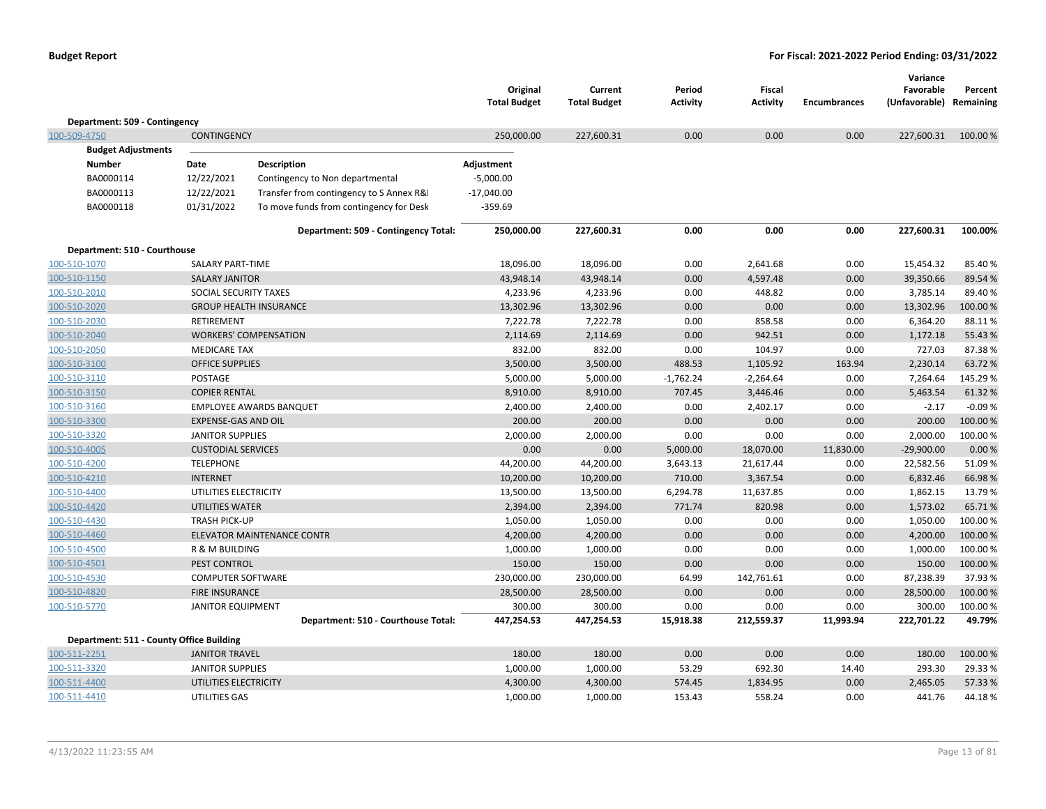| | | Original Total Budget | Current Total Budget | Period Activity | Fiscal Activity | Encumbrances | Variance Favorable (Unfavorable) | Percent Remaining |
|---|---|---|---|---|---|---|---|---|
| **Department: 509 - Contingency** | | | | | | | | |
| 100-509-4750 | CONTINGENCY | 250,000.00 | 227,600.31 | 0.00 | 0.00 | 0.00 | 227,600.31 | 100.00 % |

**Budget Adjustments**

| Number | Date | Description | Adjustment |
|---|---|---|---|
| BA0000114 | 12/22/2021 | Contingency to Non departmental | -5,000.00 |
| BA0000113 | 12/22/2021 | Transfer from contingency to S Annex R&I | -17,040.00 |
| BA0000118 | 01/31/2022 | To move funds from contingency for Desk | -359.69 |

| | | Original Total Budget | Current Total Budget | Period Activity | Fiscal Activity | Encumbrances | Variance Favorable (Unfavorable) | Percent Remaining |
|---|---|---|---|---|---|---|---|---|
| | **Department: 509 - Contingency Total:** | **250,000.00** | **227,600.31** | **0.00** | **0.00** | **0.00** | **227,600.31** | **100.00%** |
| **Department: 510 - Courthouse** | | | | | | | | |
| 100-510-1070 | SALARY PART-TIME | 18,096.00 | 18,096.00 | 0.00 | 2,641.68 | 0.00 | 15,454.32 | 85.40 % |
| 100-510-1150 | SALARY JANITOR | 43,948.14 | 43,948.14 | 0.00 | 4,597.48 | 0.00 | 39,350.66 | 89.54 % |
| 100-510-2010 | SOCIAL SECURITY TAXES | 4,233.96 | 4,233.96 | 0.00 | 448.82 | 0.00 | 3,785.14 | 89.40 % |
| 100-510-2020 | GROUP HEALTH INSURANCE | 13,302.96 | 13,302.96 | 0.00 | 0.00 | 0.00 | 13,302.96 | 100.00 % |
| 100-510-2030 | RETIREMENT | 7,222.78 | 7,222.78 | 0.00 | 858.58 | 0.00 | 6,364.20 | 88.11 % |
| 100-510-2040 | WORKERS' COMPENSATION | 2,114.69 | 2,114.69 | 0.00 | 942.51 | 0.00 | 1,172.18 | 55.43 % |
| 100-510-2050 | MEDICARE TAX | 832.00 | 832.00 | 0.00 | 104.97 | 0.00 | 727.03 | 87.38 % |
| 100-510-3100 | OFFICE SUPPLIES | 3,500.00 | 3,500.00 | 488.53 | 1,105.92 | 163.94 | 2,230.14 | 63.72 % |
| 100-510-3110 | POSTAGE | 5,000.00 | 5,000.00 | -1,762.24 | -2,264.64 | 0.00 | 7,264.64 | 145.29 % |
| 100-510-3150 | COPIER RENTAL | 8,910.00 | 8,910.00 | 707.45 | 3,446.46 | 0.00 | 5,463.54 | 61.32 % |
| 100-510-3160 | EMPLOYEE AWARDS BANQUET | 2,400.00 | 2,400.00 | 0.00 | 2,402.17 | 0.00 | -2.17 | -0.09 % |
| 100-510-3300 | EXPENSE-GAS AND OIL | 200.00 | 200.00 | 0.00 | 0.00 | 0.00 | 200.00 | 100.00 % |
| 100-510-3320 | JANITOR SUPPLIES | 2,000.00 | 2,000.00 | 0.00 | 0.00 | 0.00 | 2,000.00 | 100.00 % |
| 100-510-4005 | CUSTODIAL SERVICES | 0.00 | 0.00 | 5,000.00 | 18,070.00 | 11,830.00 | -29,900.00 | 0.00 % |
| 100-510-4200 | TELEPHONE | 44,200.00 | 44,200.00 | 3,643.13 | 21,617.44 | 0.00 | 22,582.56 | 51.09 % |
| 100-510-4210 | INTERNET | 10,200.00 | 10,200.00 | 710.00 | 3,367.54 | 0.00 | 6,832.46 | 66.98 % |
| 100-510-4400 | UTILITIES ELECTRICITY | 13,500.00 | 13,500.00 | 6,294.78 | 11,637.85 | 0.00 | 1,862.15 | 13.79 % |
| 100-510-4420 | UTILITIES WATER | 2,394.00 | 2,394.00 | 771.74 | 820.98 | 0.00 | 1,573.02 | 65.71 % |
| 100-510-4430 | TRASH PICK-UP | 1,050.00 | 1,050.00 | 0.00 | 0.00 | 0.00 | 1,050.00 | 100.00 % |
| 100-510-4460 | ELEVATOR MAINTENANCE CONTR | 4,200.00 | 4,200.00 | 0.00 | 0.00 | 0.00 | 4,200.00 | 100.00 % |
| 100-510-4500 | R & M BUILDING | 1,000.00 | 1,000.00 | 0.00 | 0.00 | 0.00 | 1,000.00 | 100.00 % |
| 100-510-4501 | PEST CONTROL | 150.00 | 150.00 | 0.00 | 0.00 | 0.00 | 150.00 | 100.00 % |
| 100-510-4530 | COMPUTER SOFTWARE | 230,000.00 | 230,000.00 | 64.99 | 142,761.61 | 0.00 | 87,238.39 | 37.93 % |
| 100-510-4820 | FIRE INSURANCE | 28,500.00 | 28,500.00 | 0.00 | 0.00 | 0.00 | 28,500.00 | 100.00 % |
| 100-510-5770 | JANITOR EQUIPMENT | 300.00 | 300.00 | 0.00 | 0.00 | 0.00 | 300.00 | 100.00 % |
| | **Department: 510 - Courthouse Total:** | **447,254.53** | **447,254.53** | **15,918.38** | **212,559.37** | **11,993.94** | **222,701.22** | **49.79%** |
| **Department: 511 - County Office Building** | | | | | | | | |
| 100-511-2251 | JANITOR TRAVEL | 180.00 | 180.00 | 0.00 | 0.00 | 0.00 | 180.00 | 100.00 % |
| 100-511-3320 | JANITOR SUPPLIES | 1,000.00 | 1,000.00 | 53.29 | 692.30 | 14.40 | 293.30 | 29.33 % |
| 100-511-4400 | UTILITIES ELECTRICITY | 4,300.00 | 4,300.00 | 574.45 | 1,834.95 | 0.00 | 2,465.05 | 57.33 % |
| 100-511-4410 | UTILITIES GAS | 1,000.00 | 1,000.00 | 153.43 | 558.24 | 0.00 | 441.76 | 44.18 % |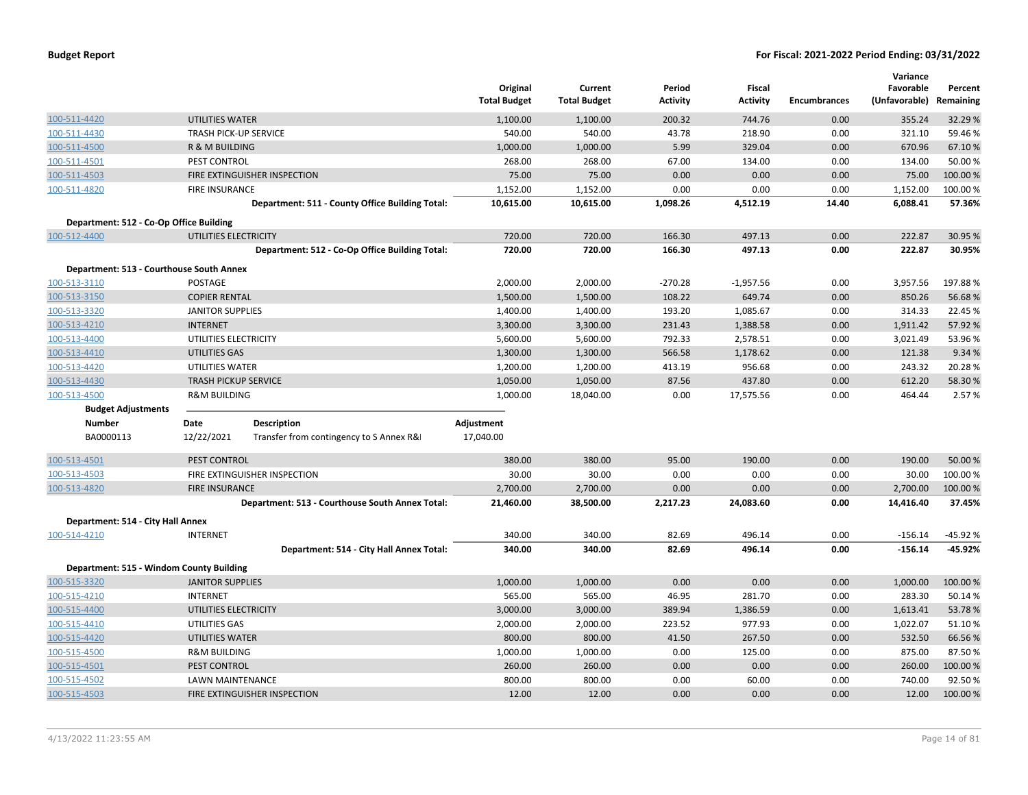| | | Original Total Budget | Current Total Budget | Period Activity | Fiscal Activity | Encumbrances | Variance Favorable (Unfavorable) | Percent Remaining |
|---|---|---|---|---|---|---|---|---|
| 100-511-4420 | UTILITIES WATER | 1,100.00 | 1,100.00 | 200.32 | 744.76 | 0.00 | 355.24 | 32.29 % |
| 100-511-4430 | TRASH PICK-UP SERVICE | 540.00 | 540.00 | 43.78 | 218.90 | 0.00 | 321.10 | 59.46 % |
| 100-511-4500 | R & M BUILDING | 1,000.00 | 1,000.00 | 5.99 | 329.04 | 0.00 | 670.96 | 67.10 % |
| 100-511-4501 | PEST CONTROL | 268.00 | 268.00 | 67.00 | 134.00 | 0.00 | 134.00 | 50.00 % |
| 100-511-4503 | FIRE EXTINGUISHER INSPECTION | 75.00 | 75.00 | 0.00 | 0.00 | 0.00 | 75.00 | 100.00 % |
| 100-511-4820 | FIRE INSURANCE | 1,152.00 | 1,152.00 | 0.00 | 0.00 | 0.00 | 1,152.00 | 100.00 % |
| | **Department: 511 - County Office Building Total:** | **10,615.00** | **10,615.00** | **1,098.26** | **4,512.19** | **14.40** | **6,088.41** | **57.36%** |
| **Department: 512 - Co-Op Office Building** | | | | | | | | |
| 100-512-4400 | UTILITIES ELECTRICITY | 720.00 | 720.00 | 166.30 | 497.13 | 0.00 | 222.87 | 30.95 % |
| | **Department: 512 - Co-Op Office Building Total:** | **720.00** | **720.00** | **166.30** | **497.13** | **0.00** | **222.87** | **30.95%** |
| **Department: 513 - Courthouse South Annex** | | | | | | | | |
| 100-513-3110 | POSTAGE | 2,000.00 | 2,000.00 | -270.28 | -1,957.56 | 0.00 | 3,957.56 | 197.88 % |
| 100-513-3150 | COPIER RENTAL | 1,500.00 | 1,500.00 | 108.22 | 649.74 | 0.00 | 850.26 | 56.68 % |
| 100-513-3320 | JANITOR SUPPLIES | 1,400.00 | 1,400.00 | 193.20 | 1,085.67 | 0.00 | 314.33 | 22.45 % |
| 100-513-4210 | INTERNET | 3,300.00 | 3,300.00 | 231.43 | 1,388.58 | 0.00 | 1,911.42 | 57.92 % |
| 100-513-4400 | UTILITIES ELECTRICITY | 5,600.00 | 5,600.00 | 792.33 | 2,578.51 | 0.00 | 3,021.49 | 53.96 % |
| 100-513-4410 | UTILITIES GAS | 1,300.00 | 1,300.00 | 566.58 | 1,178.62 | 0.00 | 121.38 | 9.34 % |
| 100-513-4420 | UTILITIES WATER | 1,200.00 | 1,200.00 | 413.19 | 956.68 | 0.00 | 243.32 | 20.28 % |
| 100-513-4430 | TRASH PICKUP SERVICE | 1,050.00 | 1,050.00 | 87.56 | 437.80 | 0.00 | 612.20 | 58.30 % |
| 100-513-4500 | R&M BUILDING | 1,000.00 | 18,040.00 | 0.00 | 17,575.56 | 0.00 | 464.44 | 2.57 % |

**Budget Adjustments**

| Number | Date | Description | Adjustment |
|---|---|---|---|
| BA0000113 | 12/22/2021 | Transfer from contingency to S Annex R&I | 17,040.00 |

| | | Original Total Budget | Current Total Budget | Period Activity | Fiscal Activity | Encumbrances | Variance Favorable (Unfavorable) | Percent Remaining |
|---|---|---|---|---|---|---|---|---|
| 100-513-4501 | PEST CONTROL | 380.00 | 380.00 | 95.00 | 190.00 | 0.00 | 190.00 | 50.00 % |
| 100-513-4503 | FIRE EXTINGUISHER INSPECTION | 30.00 | 30.00 | 0.00 | 0.00 | 0.00 | 30.00 | 100.00 % |
| 100-513-4820 | FIRE INSURANCE | 2,700.00 | 2,700.00 | 0.00 | 0.00 | 0.00 | 2,700.00 | 100.00 % |
| | **Department: 513 - Courthouse South Annex Total:** | **21,460.00** | **38,500.00** | **2,217.23** | **24,083.60** | **0.00** | **14,416.40** | **37.45%** |
| **Department: 514 - City Hall Annex** | | | | | | | | |
| 100-514-4210 | INTERNET | 340.00 | 340.00 | 82.69 | 496.14 | 0.00 | -156.14 | -45.92 % |
| | **Department: 514 - City Hall Annex Total:** | **340.00** | **340.00** | **82.69** | **496.14** | **0.00** | **-156.14** | **-45.92%** |
| **Department: 515 - Windom County Building** | | | | | | | | |
| 100-515-3320 | JANITOR SUPPLIES | 1,000.00 | 1,000.00 | 0.00 | 0.00 | 0.00 | 1,000.00 | 100.00 % |
| 100-515-4210 | INTERNET | 565.00 | 565.00 | 46.95 | 281.70 | 0.00 | 283.30 | 50.14 % |
| 100-515-4400 | UTILITIES ELECTRICITY | 3,000.00 | 3,000.00 | 389.94 | 1,386.59 | 0.00 | 1,613.41 | 53.78 % |
| 100-515-4410 | UTILITIES GAS | 2,000.00 | 2,000.00 | 223.52 | 977.93 | 0.00 | 1,022.07 | 51.10 % |
| 100-515-4420 | UTILITIES WATER | 800.00 | 800.00 | 41.50 | 267.50 | 0.00 | 532.50 | 66.56 % |
| 100-515-4500 | R&M BUILDING | 1,000.00 | 1,000.00 | 0.00 | 125.00 | 0.00 | 875.00 | 87.50 % |
| 100-515-4501 | PEST CONTROL | 260.00 | 260.00 | 0.00 | 0.00 | 0.00 | 260.00 | 100.00 % |
| 100-515-4502 | LAWN MAINTENANCE | 800.00 | 800.00 | 0.00 | 60.00 | 0.00 | 740.00 | 92.50 % |
| 100-515-4503 | FIRE EXTINGUISHER INSPECTION | 12.00 | 12.00 | 0.00 | 0.00 | 0.00 | 12.00 | 100.00 % |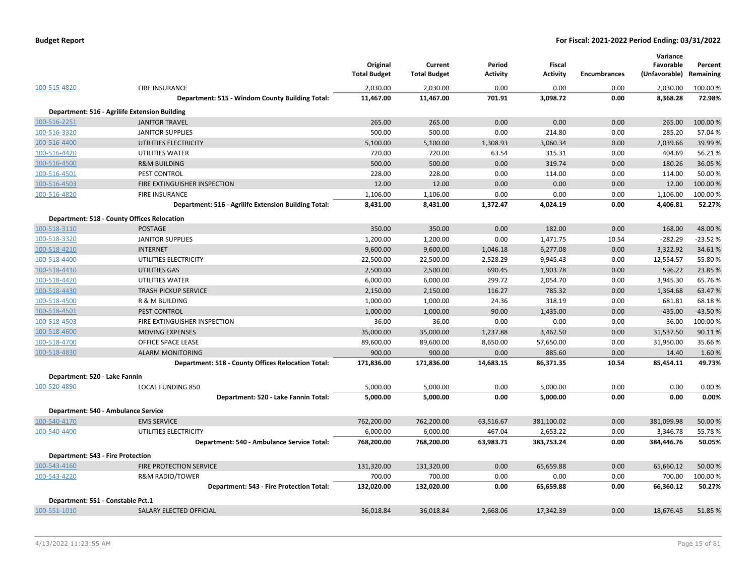**Budget Report** **For Fiscal: 2021-2022 Period Ending: 03/31/2022**

| | | Original Total Budget | Current Total Budget | Period Activity | Fiscal Activity | Encumbrances | Variance Favorable (Unfavorable) | Percent Remaining |
|---|---|---|---|---|---|---|---|---|
| 100-515-4820 | FIRE INSURANCE | 2,030.00 | 2,030.00 | 0.00 | 0.00 | 0.00 | 2,030.00 | 100.00 % |
| | **Department: 515 - Windom County Building Total:** | **11,467.00** | **11,467.00** | **701.91** | **3,098.72** | **0.00** | **8,368.28** | **72.98%** |
| **Department: 516 - Agrilife Extension Building** | | | | | | | | |
| 100-516-2251 | JANITOR TRAVEL | 265.00 | 265.00 | 0.00 | 0.00 | 0.00 | 265.00 | 100.00 % |
| 100-516-3320 | JANITOR SUPPLIES | 500.00 | 500.00 | 0.00 | 214.80 | 0.00 | 285.20 | 57.04 % |
| 100-516-4400 | UTILITIES ELECTRICITY | 5,100.00 | 5,100.00 | 1,308.93 | 3,060.34 | 0.00 | 2,039.66 | 39.99 % |
| 100-516-4420 | UTILITIES WATER | 720.00 | 720.00 | 63.54 | 315.31 | 0.00 | 404.69 | 56.21 % |
| 100-516-4500 | R&M BUILDING | 500.00 | 500.00 | 0.00 | 319.74 | 0.00 | 180.26 | 36.05 % |
| 100-516-4501 | PEST CONTROL | 228.00 | 228.00 | 0.00 | 114.00 | 0.00 | 114.00 | 50.00 % |
| 100-516-4503 | FIRE EXTINGUISHER INSPECTION | 12.00 | 12.00 | 0.00 | 0.00 | 0.00 | 12.00 | 100.00 % |
| 100-516-4820 | FIRE INSURANCE | 1,106.00 | 1,106.00 | 0.00 | 0.00 | 0.00 | 1,106.00 | 100.00 % |
| | **Department: 516 - Agrilife Extension Building Total:** | **8,431.00** | **8,431.00** | **1,372.47** | **4,024.19** | **0.00** | **4,406.81** | **52.27%** |
| **Department: 518 - County Offices Relocation** | | | | | | | | |
| 100-518-3110 | POSTAGE | 350.00 | 350.00 | 0.00 | 182.00 | 0.00 | 168.00 | 48.00 % |
| 100-518-3320 | JANITOR SUPPLIES | 1,200.00 | 1,200.00 | 0.00 | 1,471.75 | 10.54 | -282.29 | -23.52 % |
| 100-518-4210 | INTERNET | 9,600.00 | 9,600.00 | 1,046.18 | 6,277.08 | 0.00 | 3,322.92 | 34.61 % |
| 100-518-4400 | UTILITIES ELECTRICITY | 22,500.00 | 22,500.00 | 2,528.29 | 9,945.43 | 0.00 | 12,554.57 | 55.80 % |
| 100-518-4410 | UTILITIES GAS | 2,500.00 | 2,500.00 | 690.45 | 1,903.78 | 0.00 | 596.22 | 23.85 % |
| 100-518-4420 | UTILITIES WATER | 6,000.00 | 6,000.00 | 299.72 | 2,054.70 | 0.00 | 3,945.30 | 65.76 % |
| 100-518-4430 | TRASH PICKUP SERVICE | 2,150.00 | 2,150.00 | 116.27 | 785.32 | 0.00 | 1,364.68 | 63.47 % |
| 100-518-4500 | R & M BUILDING | 1,000.00 | 1,000.00 | 24.36 | 318.19 | 0.00 | 681.81 | 68.18 % |
| 100-518-4501 | PEST CONTROL | 1,000.00 | 1,000.00 | 90.00 | 1,435.00 | 0.00 | -435.00 | -43.50 % |
| 100-518-4503 | FIRE EXTINGUISHER INSPECTION | 36.00 | 36.00 | 0.00 | 0.00 | 0.00 | 36.00 | 100.00 % |
| 100-518-4600 | MOVING EXPENSES | 35,000.00 | 35,000.00 | 1,237.88 | 3,462.50 | 0.00 | 31,537.50 | 90.11 % |
| 100-518-4700 | OFFICE SPACE LEASE | 89,600.00 | 89,600.00 | 8,650.00 | 57,650.00 | 0.00 | 31,950.00 | 35.66 % |
| 100-518-4830 | ALARM MONITORING | 900.00 | 900.00 | 0.00 | 885.60 | 0.00 | 14.40 | 1.60 % |
| | **Department: 518 - County Offices Relocation Total:** | **171,836.00** | **171,836.00** | **14,683.15** | **86,371.35** | **10.54** | **85,454.11** | **49.73%** |
| **Department: 520 - Lake Fannin** | | | | | | | | |
| 100-520-4890 | LOCAL FUNDING 850 | 5,000.00 | 5,000.00 | 0.00 | 5,000.00 | 0.00 | 0.00 | 0.00 % |
| | **Department: 520 - Lake Fannin Total:** | **5,000.00** | **5,000.00** | **0.00** | **5,000.00** | **0.00** | **0.00** | **0.00%** |
| **Department: 540 - Ambulance Service** | | | | | | | | |
| 100-540-4170 | EMS SERVICE | 762,200.00 | 762,200.00 | 63,516.67 | 381,100.02 | 0.00 | 381,099.98 | 50.00 % |
| 100-540-4400 | UTILITIES ELECTRICITY | 6,000.00 | 6,000.00 | 467.04 | 2,653.22 | 0.00 | 3,346.78 | 55.78 % |
| | **Department: 540 - Ambulance Service Total:** | **768,200.00** | **768,200.00** | **63,983.71** | **383,753.24** | **0.00** | **384,446.76** | **50.05%** |
| **Department: 543 - Fire Protection** | | | | | | | | |
| 100-543-4160 | FIRE PROTECTION SERVICE | 131,320.00 | 131,320.00 | 0.00 | 65,659.88 | 0.00 | 65,660.12 | 50.00 % |
| 100-543-4220 | R&M RADIO/TOWER | 700.00 | 700.00 | 0.00 | 0.00 | 0.00 | 700.00 | 100.00 % |
| | **Department: 543 - Fire Protection Total:** | **132,020.00** | **132,020.00** | **0.00** | **65,659.88** | **0.00** | **66,360.12** | **50.27%** |
| **Department: 551 - Constable Pct.1** | | | | | | | | |
| 100-551-1010 | SALARY ELECTED OFFICIAL | 36,018.84 | 36,018.84 | 2,668.06 | 17,342.39 | 0.00 | 18,676.45 | 51.85 % |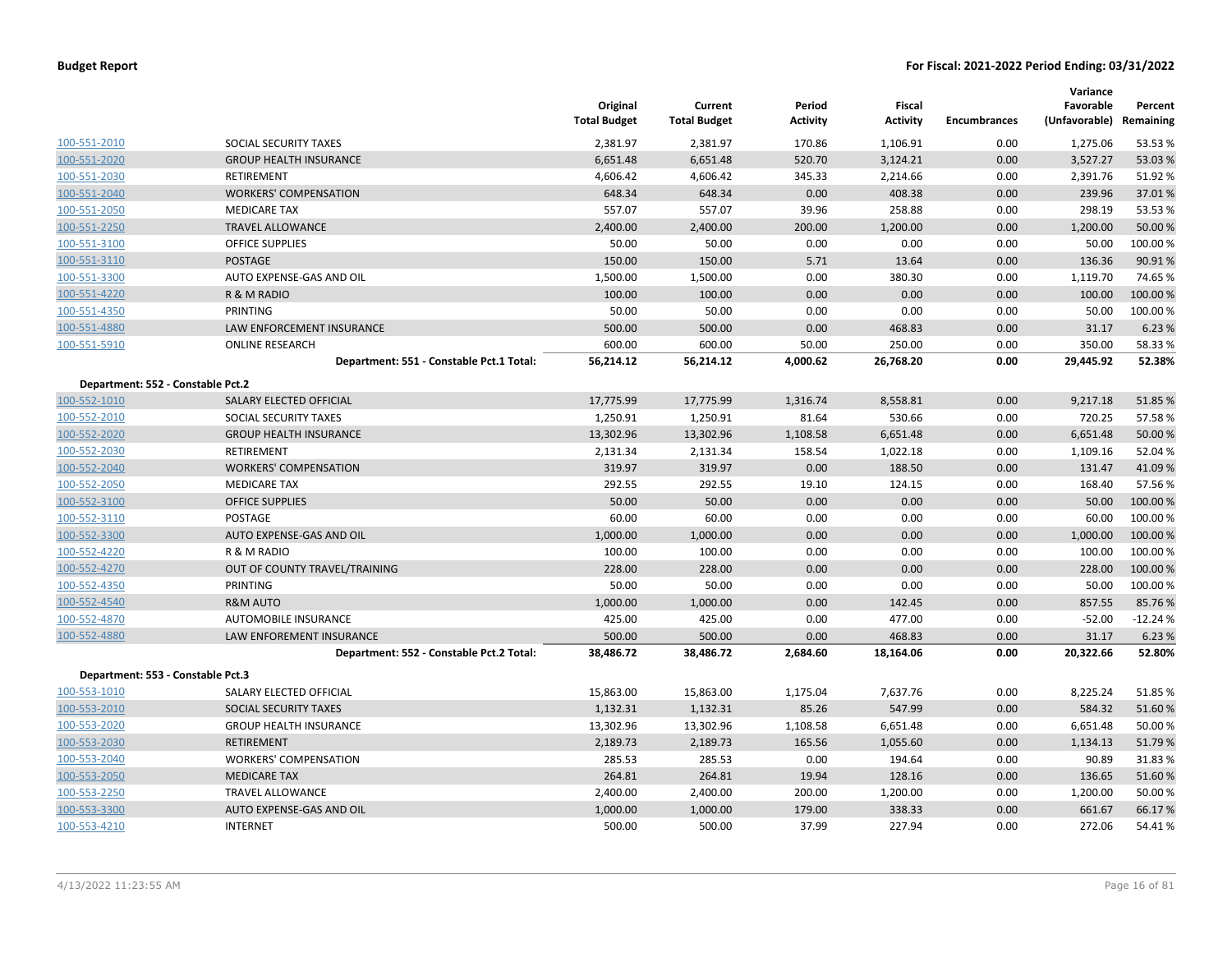| | | Original Total Budget | Current Total Budget | Period Activity | Fiscal Activity | Encumbrances | Variance Favorable (Unfavorable) | Percent Remaining |
|---|---|---|---|---|---|---|---|---|
| 100-551-2010 | SOCIAL SECURITY TAXES | 2,381.97 | 2,381.97 | 170.86 | 1,106.91 | 0.00 | 1,275.06 | 53.53 % |
| 100-551-2020 | GROUP HEALTH INSURANCE | 6,651.48 | 6,651.48 | 520.70 | 3,124.21 | 0.00 | 3,527.27 | 53.03 % |
| 100-551-2030 | RETIREMENT | 4,606.42 | 4,606.42 | 345.33 | 2,214.66 | 0.00 | 2,391.76 | 51.92 % |
| 100-551-2040 | WORKERS' COMPENSATION | 648.34 | 648.34 | 0.00 | 408.38 | 0.00 | 239.96 | 37.01 % |
| 100-551-2050 | MEDICARE TAX | 557.07 | 557.07 | 39.96 | 258.88 | 0.00 | 298.19 | 53.53 % |
| 100-551-2250 | TRAVEL ALLOWANCE | 2,400.00 | 2,400.00 | 200.00 | 1,200.00 | 0.00 | 1,200.00 | 50.00 % |
| 100-551-3100 | OFFICE SUPPLIES | 50.00 | 50.00 | 0.00 | 0.00 | 0.00 | 50.00 | 100.00 % |
| 100-551-3110 | POSTAGE | 150.00 | 150.00 | 5.71 | 13.64 | 0.00 | 136.36 | 90.91 % |
| 100-551-3300 | AUTO EXPENSE-GAS AND OIL | 1,500.00 | 1,500.00 | 0.00 | 380.30 | 0.00 | 1,119.70 | 74.65 % |
| 100-551-4220 | R & M RADIO | 100.00 | 100.00 | 0.00 | 0.00 | 0.00 | 100.00 | 100.00 % |
| 100-551-4350 | PRINTING | 50.00 | 50.00 | 0.00 | 0.00 | 0.00 | 50.00 | 100.00 % |
| 100-551-4880 | LAW ENFORCEMENT INSURANCE | 500.00 | 500.00 | 0.00 | 468.83 | 0.00 | 31.17 | 6.23 % |
| 100-551-5910 | ONLINE RESEARCH | 600.00 | 600.00 | 50.00 | 250.00 | 0.00 | 350.00 | 58.33 % |
| | **Department: 551 - Constable Pct.1 Total:** | **56,214.12** | **56,214.12** | **4,000.62** | **26,768.20** | **0.00** | **29,445.92** | **52.38%** |
| **Department: 552 - Constable Pct.2** | | | | | | | | |
| 100-552-1010 | SALARY ELECTED OFFICIAL | 17,775.99 | 17,775.99 | 1,316.74 | 8,558.81 | 0.00 | 9,217.18 | 51.85 % |
| 100-552-2010 | SOCIAL SECURITY TAXES | 1,250.91 | 1,250.91 | 81.64 | 530.66 | 0.00 | 720.25 | 57.58 % |
| 100-552-2020 | GROUP HEALTH INSURANCE | 13,302.96 | 13,302.96 | 1,108.58 | 6,651.48 | 0.00 | 6,651.48 | 50.00 % |
| 100-552-2030 | RETIREMENT | 2,131.34 | 2,131.34 | 158.54 | 1,022.18 | 0.00 | 1,109.16 | 52.04 % |
| 100-552-2040 | WORKERS' COMPENSATION | 319.97 | 319.97 | 0.00 | 188.50 | 0.00 | 131.47 | 41.09 % |
| 100-552-2050 | MEDICARE TAX | 292.55 | 292.55 | 19.10 | 124.15 | 0.00 | 168.40 | 57.56 % |
| 100-552-3100 | OFFICE SUPPLIES | 50.00 | 50.00 | 0.00 | 0.00 | 0.00 | 50.00 | 100.00 % |
| 100-552-3110 | POSTAGE | 60.00 | 60.00 | 0.00 | 0.00 | 0.00 | 60.00 | 100.00 % |
| 100-552-3300 | AUTO EXPENSE-GAS AND OIL | 1,000.00 | 1,000.00 | 0.00 | 0.00 | 0.00 | 1,000.00 | 100.00 % |
| 100-552-4220 | R & M RADIO | 100.00 | 100.00 | 0.00 | 0.00 | 0.00 | 100.00 | 100.00 % |
| 100-552-4270 | OUT OF COUNTY TRAVEL/TRAINING | 228.00 | 228.00 | 0.00 | 0.00 | 0.00 | 228.00 | 100.00 % |
| 100-552-4350 | PRINTING | 50.00 | 50.00 | 0.00 | 0.00 | 0.00 | 50.00 | 100.00 % |
| 100-552-4540 | R&M AUTO | 1,000.00 | 1,000.00 | 0.00 | 142.45 | 0.00 | 857.55 | 85.76 % |
| 100-552-4870 | AUTOMOBILE INSURANCE | 425.00 | 425.00 | 0.00 | 477.00 | 0.00 | -52.00 | -12.24 % |
| 100-552-4880 | LAW ENFOREMENT INSURANCE | 500.00 | 500.00 | 0.00 | 468.83 | 0.00 | 31.17 | 6.23 % |
| | **Department: 552 - Constable Pct.2 Total:** | **38,486.72** | **38,486.72** | **2,684.60** | **18,164.06** | **0.00** | **20,322.66** | **52.80%** |
| **Department: 553 - Constable Pct.3** | | | | | | | | |
| 100-553-1010 | SALARY ELECTED OFFICIAL | 15,863.00 | 15,863.00 | 1,175.04 | 7,637.76 | 0.00 | 8,225.24 | 51.85 % |
| 100-553-2010 | SOCIAL SECURITY TAXES | 1,132.31 | 1,132.31 | 85.26 | 547.99 | 0.00 | 584.32 | 51.60 % |
| 100-553-2020 | GROUP HEALTH INSURANCE | 13,302.96 | 13,302.96 | 1,108.58 | 6,651.48 | 0.00 | 6,651.48 | 50.00 % |
| 100-553-2030 | RETIREMENT | 2,189.73 | 2,189.73 | 165.56 | 1,055.60 | 0.00 | 1,134.13 | 51.79 % |
| 100-553-2040 | WORKERS' COMPENSATION | 285.53 | 285.53 | 0.00 | 194.64 | 0.00 | 90.89 | 31.83 % |
| 100-553-2050 | MEDICARE TAX | 264.81 | 264.81 | 19.94 | 128.16 | 0.00 | 136.65 | 51.60 % |
| 100-553-2250 | TRAVEL ALLOWANCE | 2,400.00 | 2,400.00 | 200.00 | 1,200.00 | 0.00 | 1,200.00 | 50.00 % |
| 100-553-3300 | AUTO EXPENSE-GAS AND OIL | 1,000.00 | 1,000.00 | 179.00 | 338.33 | 0.00 | 661.67 | 66.17 % |
| 100-553-4210 | INTERNET | 500.00 | 500.00 | 37.99 | 227.94 | 0.00 | 272.06 | 54.41 % |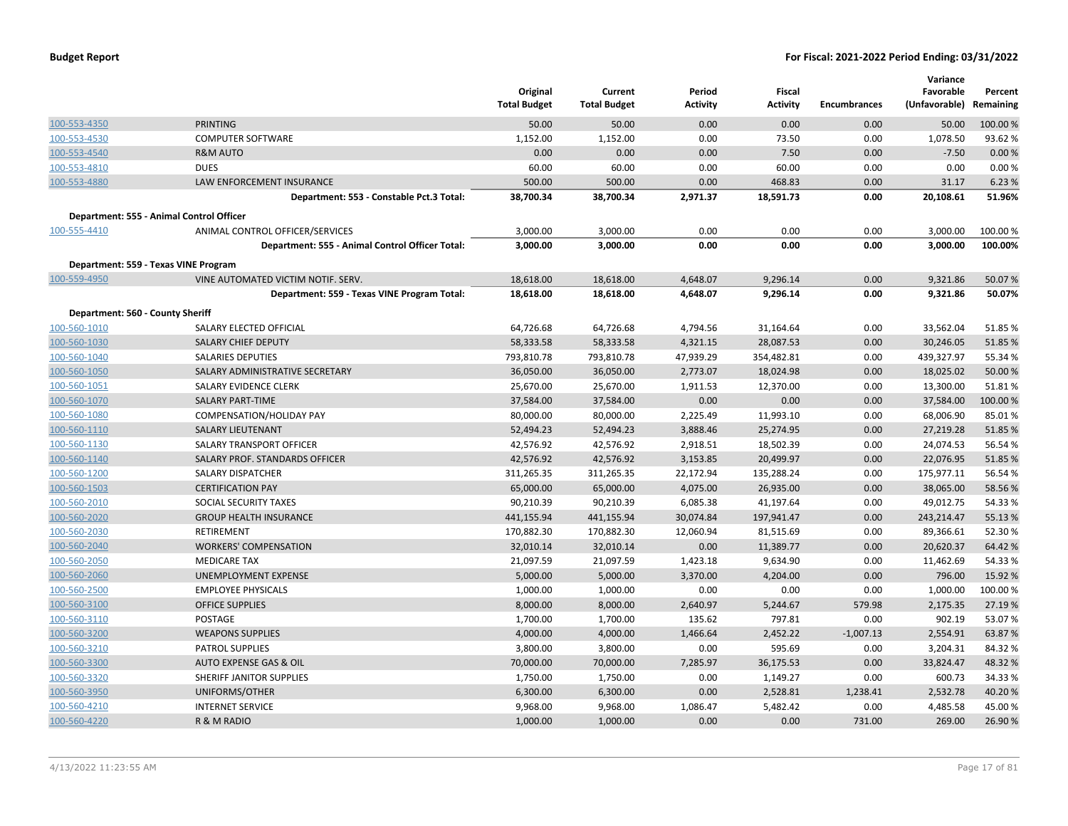**Budget Report** — **For Fiscal: 2021-2022 Period Ending: 03/31/2022**

| | | Original Total Budget | Current Total Budget | Period Activity | Fiscal Activity | Encumbrances | Variance Favorable (Unfavorable) | Percent Remaining |
|---|---|---|---|---|---|---|---|---|
| 100-553-4350 | PRINTING | 50.00 | 50.00 | 0.00 | 0.00 | 0.00 | 50.00 | 100.00 % |
| 100-553-4530 | COMPUTER SOFTWARE | 1,152.00 | 1,152.00 | 0.00 | 73.50 | 0.00 | 1,078.50 | 93.62 % |
| 100-553-4540 | R&M AUTO | 0.00 | 0.00 | 0.00 | 7.50 | 0.00 | -7.50 | 0.00 % |
| 100-553-4810 | DUES | 60.00 | 60.00 | 0.00 | 60.00 | 0.00 | 0.00 | 0.00 % |
| 100-553-4880 | LAW ENFORCEMENT INSURANCE | 500.00 | 500.00 | 0.00 | 468.83 | 0.00 | 31.17 | 6.23 % |
| | **Department: 553 - Constable Pct.3 Total:** | **38,700.34** | **38,700.34** | **2,971.37** | **18,591.73** | **0.00** | **20,108.61** | **51.96%** |
| **Department: 555 - Animal Control Officer** | | | | | | | | |
| 100-555-4410 | ANIMAL CONTROL OFFICER/SERVICES | 3,000.00 | 3,000.00 | 0.00 | 0.00 | 0.00 | 3,000.00 | 100.00 % |
| | **Department: 555 - Animal Control Officer Total:** | **3,000.00** | **3,000.00** | **0.00** | **0.00** | **0.00** | **3,000.00** | **100.00%** |
| **Department: 559 - Texas VINE Program** | | | | | | | | |
| 100-559-4950 | VINE AUTOMATED VICTIM NOTIF. SERV. | 18,618.00 | 18,618.00 | 4,648.07 | 9,296.14 | 0.00 | 9,321.86 | 50.07 % |
| | **Department: 559 - Texas VINE Program Total:** | **18,618.00** | **18,618.00** | **4,648.07** | **9,296.14** | **0.00** | **9,321.86** | **50.07%** |
| **Department: 560 - County Sheriff** | | | | | | | | |
| 100-560-1010 | SALARY ELECTED OFFICIAL | 64,726.68 | 64,726.68 | 4,794.56 | 31,164.64 | 0.00 | 33,562.04 | 51.85 % |
| 100-560-1030 | SALARY CHIEF DEPUTY | 58,333.58 | 58,333.58 | 4,321.15 | 28,087.53 | 0.00 | 30,246.05 | 51.85 % |
| 100-560-1040 | SALARIES DEPUTIES | 793,810.78 | 793,810.78 | 47,939.29 | 354,482.81 | 0.00 | 439,327.97 | 55.34 % |
| 100-560-1050 | SALARY ADMINISTRATIVE SECRETARY | 36,050.00 | 36,050.00 | 2,773.07 | 18,024.98 | 0.00 | 18,025.02 | 50.00 % |
| 100-560-1051 | SALARY EVIDENCE CLERK | 25,670.00 | 25,670.00 | 1,911.53 | 12,370.00 | 0.00 | 13,300.00 | 51.81 % |
| 100-560-1070 | SALARY PART-TIME | 37,584.00 | 37,584.00 | 0.00 | 0.00 | 0.00 | 37,584.00 | 100.00 % |
| 100-560-1080 | COMPENSATION/HOLIDAY PAY | 80,000.00 | 80,000.00 | 2,225.49 | 11,993.10 | 0.00 | 68,006.90 | 85.01 % |
| 100-560-1110 | SALARY LIEUTENANT | 52,494.23 | 52,494.23 | 3,888.46 | 25,274.95 | 0.00 | 27,219.28 | 51.85 % |
| 100-560-1130 | SALARY TRANSPORT OFFICER | 42,576.92 | 42,576.92 | 2,918.51 | 18,502.39 | 0.00 | 24,074.53 | 56.54 % |
| 100-560-1140 | SALARY PROF. STANDARDS OFFICER | 42,576.92 | 42,576.92 | 3,153.85 | 20,499.97 | 0.00 | 22,076.95 | 51.85 % |
| 100-560-1200 | SALARY DISPATCHER | 311,265.35 | 311,265.35 | 22,172.94 | 135,288.24 | 0.00 | 175,977.11 | 56.54 % |
| 100-560-1503 | CERTIFICATION PAY | 65,000.00 | 65,000.00 | 4,075.00 | 26,935.00 | 0.00 | 38,065.00 | 58.56 % |
| 100-560-2010 | SOCIAL SECURITY TAXES | 90,210.39 | 90,210.39 | 6,085.38 | 41,197.64 | 0.00 | 49,012.75 | 54.33 % |
| 100-560-2020 | GROUP HEALTH INSURANCE | 441,155.94 | 441,155.94 | 30,074.84 | 197,941.47 | 0.00 | 243,214.47 | 55.13 % |
| 100-560-2030 | RETIREMENT | 170,882.30 | 170,882.30 | 12,060.94 | 81,515.69 | 0.00 | 89,366.61 | 52.30 % |
| 100-560-2040 | WORKERS' COMPENSATION | 32,010.14 | 32,010.14 | 0.00 | 11,389.77 | 0.00 | 20,620.37 | 64.42 % |
| 100-560-2050 | MEDICARE TAX | 21,097.59 | 21,097.59 | 1,423.18 | 9,634.90 | 0.00 | 11,462.69 | 54.33 % |
| 100-560-2060 | UNEMPLOYMENT EXPENSE | 5,000.00 | 5,000.00 | 3,370.00 | 4,204.00 | 0.00 | 796.00 | 15.92 % |
| 100-560-2500 | EMPLOYEE PHYSICALS | 1,000.00 | 1,000.00 | 0.00 | 0.00 | 0.00 | 1,000.00 | 100.00 % |
| 100-560-3100 | OFFICE SUPPLIES | 8,000.00 | 8,000.00 | 2,640.97 | 5,244.67 | 579.98 | 2,175.35 | 27.19 % |
| 100-560-3110 | POSTAGE | 1,700.00 | 1,700.00 | 135.62 | 797.81 | 0.00 | 902.19 | 53.07 % |
| 100-560-3200 | WEAPONS SUPPLIES | 4,000.00 | 4,000.00 | 1,466.64 | 2,452.22 | -1,007.13 | 2,554.91 | 63.87 % |
| 100-560-3210 | PATROL SUPPLIES | 3,800.00 | 3,800.00 | 0.00 | 595.69 | 0.00 | 3,204.31 | 84.32 % |
| 100-560-3300 | AUTO EXPENSE GAS & OIL | 70,000.00 | 70,000.00 | 7,285.97 | 36,175.53 | 0.00 | 33,824.47 | 48.32 % |
| 100-560-3320 | SHERIFF JANITOR SUPPLIES | 1,750.00 | 1,750.00 | 0.00 | 1,149.27 | 0.00 | 600.73 | 34.33 % |
| 100-560-3950 | UNIFORMS/OTHER | 6,300.00 | 6,300.00 | 0.00 | 2,528.81 | 1,238.41 | 2,532.78 | 40.20 % |
| 100-560-4210 | INTERNET SERVICE | 9,968.00 | 9,968.00 | 1,086.47 | 5,482.42 | 0.00 | 4,485.58 | 45.00 % |
| 100-560-4220 | R & M RADIO | 1,000.00 | 1,000.00 | 0.00 | 0.00 | 731.00 | 269.00 | 26.90 % |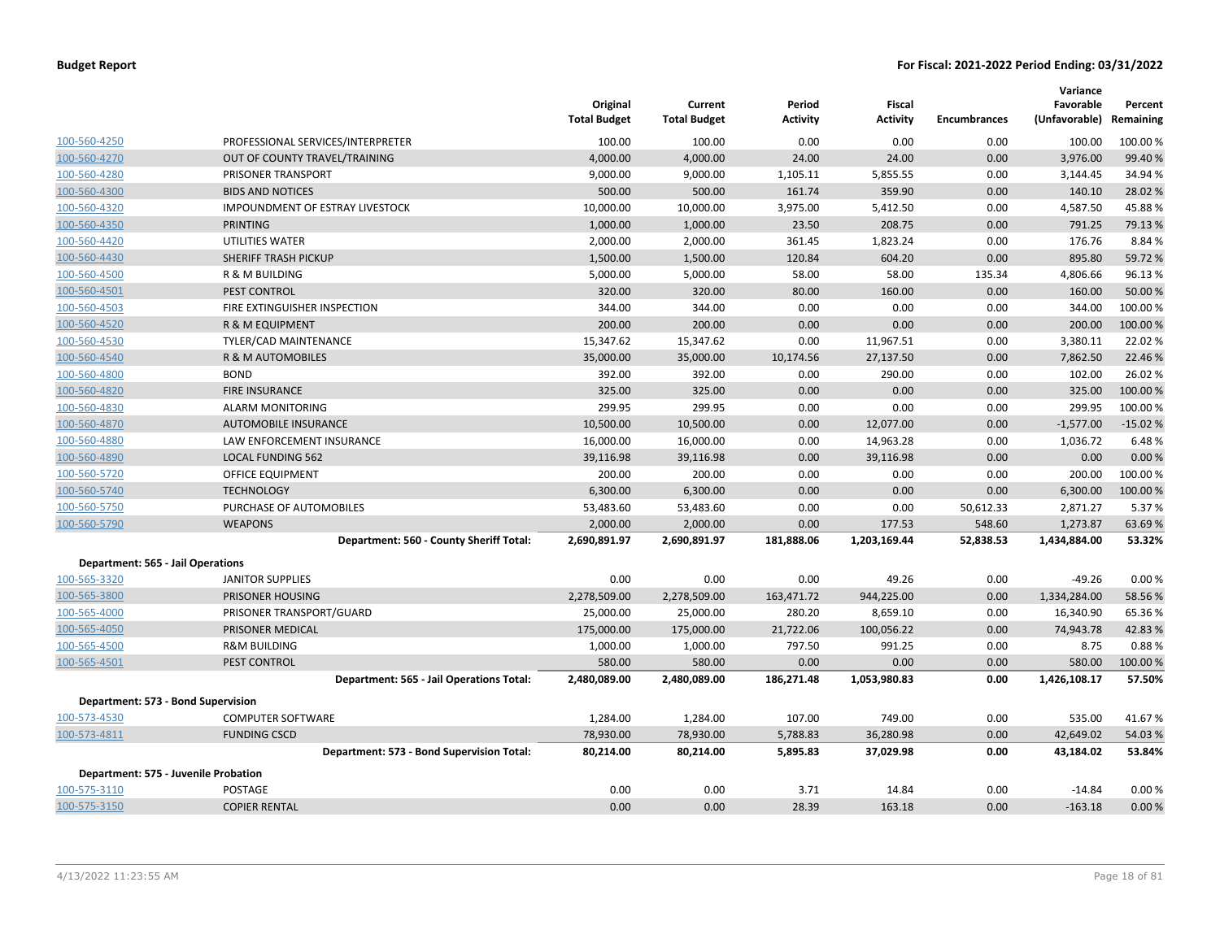**Budget Report** **For Fiscal: 2021-2022 Period Ending: 03/31/2022**

| | | Original Total Budget | Current Total Budget | Period Activity | Fiscal Activity | Encumbrances | Variance Favorable (Unfavorable) | Percent Remaining |
|---|---|---|---|---|---|---|---|---|
| 100-560-4250 | PROFESSIONAL SERVICES/INTERPRETER | 100.00 | 100.00 | 0.00 | 0.00 | 0.00 | 100.00 | 100.00 % |
| 100-560-4270 | OUT OF COUNTY TRAVEL/TRAINING | 4,000.00 | 4,000.00 | 24.00 | 24.00 | 0.00 | 3,976.00 | 99.40 % |
| 100-560-4280 | PRISONER TRANSPORT | 9,000.00 | 9,000.00 | 1,105.11 | 5,855.55 | 0.00 | 3,144.45 | 34.94 % |
| 100-560-4300 | BIDS AND NOTICES | 500.00 | 500.00 | 161.74 | 359.90 | 0.00 | 140.10 | 28.02 % |
| 100-560-4320 | IMPOUNDMENT OF ESTRAY LIVESTOCK | 10,000.00 | 10,000.00 | 3,975.00 | 5,412.50 | 0.00 | 4,587.50 | 45.88 % |
| 100-560-4350 | PRINTING | 1,000.00 | 1,000.00 | 23.50 | 208.75 | 0.00 | 791.25 | 79.13 % |
| 100-560-4420 | UTILITIES WATER | 2,000.00 | 2,000.00 | 361.45 | 1,823.24 | 0.00 | 176.76 | 8.84 % |
| 100-560-4430 | SHERIFF TRASH PICKUP | 1,500.00 | 1,500.00 | 120.84 | 604.20 | 0.00 | 895.80 | 59.72 % |
| 100-560-4500 | R & M BUILDING | 5,000.00 | 5,000.00 | 58.00 | 58.00 | 135.34 | 4,806.66 | 96.13 % |
| 100-560-4501 | PEST CONTROL | 320.00 | 320.00 | 80.00 | 160.00 | 0.00 | 160.00 | 50.00 % |
| 100-560-4503 | FIRE EXTINGUISHER INSPECTION | 344.00 | 344.00 | 0.00 | 0.00 | 0.00 | 344.00 | 100.00 % |
| 100-560-4520 | R & M EQUIPMENT | 200.00 | 200.00 | 0.00 | 0.00 | 0.00 | 200.00 | 100.00 % |
| 100-560-4530 | TYLER/CAD MAINTENANCE | 15,347.62 | 15,347.62 | 0.00 | 11,967.51 | 0.00 | 3,380.11 | 22.02 % |
| 100-560-4540 | R & M AUTOMOBILES | 35,000.00 | 35,000.00 | 10,174.56 | 27,137.50 | 0.00 | 7,862.50 | 22.46 % |
| 100-560-4800 | BOND | 392.00 | 392.00 | 0.00 | 290.00 | 0.00 | 102.00 | 26.02 % |
| 100-560-4820 | FIRE INSURANCE | 325.00 | 325.00 | 0.00 | 0.00 | 0.00 | 325.00 | 100.00 % |
| 100-560-4830 | ALARM MONITORING | 299.95 | 299.95 | 0.00 | 0.00 | 0.00 | 299.95 | 100.00 % |
| 100-560-4870 | AUTOMOBILE INSURANCE | 10,500.00 | 10,500.00 | 0.00 | 12,077.00 | 0.00 | -1,577.00 | -15.02 % |
| 100-560-4880 | LAW ENFORCEMENT INSURANCE | 16,000.00 | 16,000.00 | 0.00 | 14,963.28 | 0.00 | 1,036.72 | 6.48 % |
| 100-560-4890 | LOCAL FUNDING 562 | 39,116.98 | 39,116.98 | 0.00 | 39,116.98 | 0.00 | 0.00 | 0.00 % |
| 100-560-5720 | OFFICE EQUIPMENT | 200.00 | 200.00 | 0.00 | 0.00 | 0.00 | 200.00 | 100.00 % |
| 100-560-5740 | TECHNOLOGY | 6,300.00 | 6,300.00 | 0.00 | 0.00 | 0.00 | 6,300.00 | 100.00 % |
| 100-560-5750 | PURCHASE OF AUTOMOBILES | 53,483.60 | 53,483.60 | 0.00 | 0.00 | 50,612.33 | 2,871.27 | 5.37 % |
| 100-560-5790 | WEAPONS | 2,000.00 | 2,000.00 | 0.00 | 177.53 | 548.60 | 1,273.87 | 63.69 % |
| | **Department: 560 - County Sheriff Total:** | **2,690,891.97** | **2,690,891.97** | **181,888.06** | **1,203,169.44** | **52,838.53** | **1,434,884.00** | **53.32%** |
| **Department: 565 - Jail Operations** | | | | | | | | |
| 100-565-3320 | JANITOR SUPPLIES | 0.00 | 0.00 | 0.00 | 49.26 | 0.00 | -49.26 | 0.00 % |
| 100-565-3800 | PRISONER HOUSING | 2,278,509.00 | 2,278,509.00 | 163,471.72 | 944,225.00 | 0.00 | 1,334,284.00 | 58.56 % |
| 100-565-4000 | PRISONER TRANSPORT/GUARD | 25,000.00 | 25,000.00 | 280.20 | 8,659.10 | 0.00 | 16,340.90 | 65.36 % |
| 100-565-4050 | PRISONER MEDICAL | 175,000.00 | 175,000.00 | 21,722.06 | 100,056.22 | 0.00 | 74,943.78 | 42.83 % |
| 100-565-4500 | R&M BUILDING | 1,000.00 | 1,000.00 | 797.50 | 991.25 | 0.00 | 8.75 | 0.88 % |
| 100-565-4501 | PEST CONTROL | 580.00 | 580.00 | 0.00 | 0.00 | 0.00 | 580.00 | 100.00 % |
| | **Department: 565 - Jail Operations Total:** | **2,480,089.00** | **2,480,089.00** | **186,271.48** | **1,053,980.83** | **0.00** | **1,426,108.17** | **57.50%** |
| **Department: 573 - Bond Supervision** | | | | | | | | |
| 100-573-4530 | COMPUTER SOFTWARE | 1,284.00 | 1,284.00 | 107.00 | 749.00 | 0.00 | 535.00 | 41.67 % |
| 100-573-4811 | FUNDING CSCD | 78,930.00 | 78,930.00 | 5,788.83 | 36,280.98 | 0.00 | 42,649.02 | 54.03 % |
| | **Department: 573 - Bond Supervision Total:** | **80,214.00** | **80,214.00** | **5,895.83** | **37,029.98** | **0.00** | **43,184.02** | **53.84%** |
| **Department: 575 - Juvenile Probation** | | | | | | | | |
| 100-575-3110 | POSTAGE | 0.00 | 0.00 | 3.71 | 14.84 | 0.00 | -14.84 | 0.00 % |
| 100-575-3150 | COPIER RENTAL | 0.00 | 0.00 | 28.39 | 163.18 | 0.00 | -163.18 | 0.00 % |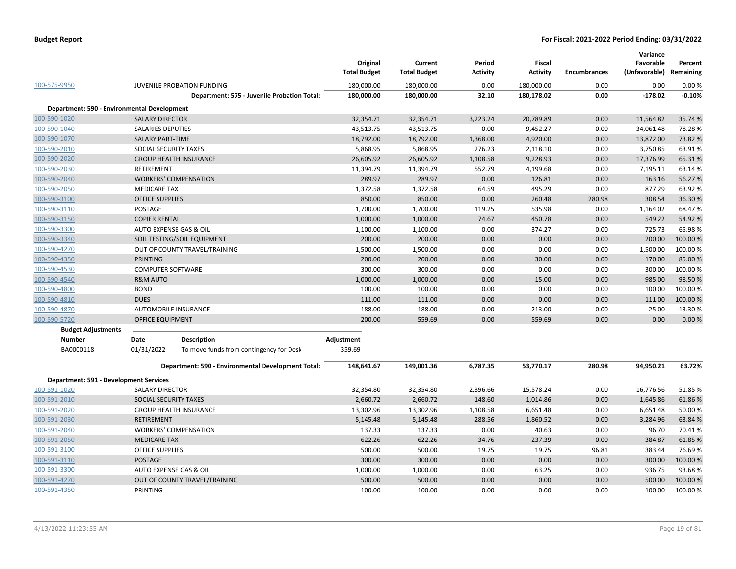| | | Original Total Budget | Current Total Budget | Period Activity | Fiscal Activity | Encumbrances | Variance Favorable (Unfavorable) | Percent Remaining |
|---|---|---|---|---|---|---|---|---|
| 100-575-9950 | JUVENILE PROBATION FUNDING | 180,000.00 | 180,000.00 | 0.00 | 180,000.00 | 0.00 | 0.00 | 0.00 % |
| | **Department: 575 - Juvenile Probation Total:** | **180,000.00** | **180,000.00** | **32.10** | **180,178.02** | **0.00** | **-178.02** | **-0.10%** |
| **Department: 590 - Environmental Development** | | | | | | | | |
| 100-590-1020 | SALARY DIRECTOR | 32,354.71 | 32,354.71 | 3,223.24 | 20,789.89 | 0.00 | 11,564.82 | 35.74 % |
| 100-590-1040 | SALARIES DEPUTIES | 43,513.75 | 43,513.75 | 0.00 | 9,452.27 | 0.00 | 34,061.48 | 78.28 % |
| 100-590-1070 | SALARY PART-TIME | 18,792.00 | 18,792.00 | 1,368.00 | 4,920.00 | 0.00 | 13,872.00 | 73.82 % |
| 100-590-2010 | SOCIAL SECURITY TAXES | 5,868.95 | 5,868.95 | 276.23 | 2,118.10 | 0.00 | 3,750.85 | 63.91 % |
| 100-590-2020 | GROUP HEALTH INSURANCE | 26,605.92 | 26,605.92 | 1,108.58 | 9,228.93 | 0.00 | 17,376.99 | 65.31 % |
| 100-590-2030 | RETIREMENT | 11,394.79 | 11,394.79 | 552.79 | 4,199.68 | 0.00 | 7,195.11 | 63.14 % |
| 100-590-2040 | WORKERS' COMPENSATION | 289.97 | 289.97 | 0.00 | 126.81 | 0.00 | 163.16 | 56.27 % |
| 100-590-2050 | MEDICARE TAX | 1,372.58 | 1,372.58 | 64.59 | 495.29 | 0.00 | 877.29 | 63.92 % |
| 100-590-3100 | OFFICE SUPPLIES | 850.00 | 850.00 | 0.00 | 260.48 | 280.98 | 308.54 | 36.30 % |
| 100-590-3110 | POSTAGE | 1,700.00 | 1,700.00 | 119.25 | 535.98 | 0.00 | 1,164.02 | 68.47 % |
| 100-590-3150 | COPIER RENTAL | 1,000.00 | 1,000.00 | 74.67 | 450.78 | 0.00 | 549.22 | 54.92 % |
| 100-590-3300 | AUTO EXPENSE GAS & OIL | 1,100.00 | 1,100.00 | 0.00 | 374.27 | 0.00 | 725.73 | 65.98 % |
| 100-590-3340 | SOIL TESTING/SOIL EQUIPMENT | 200.00 | 200.00 | 0.00 | 0.00 | 0.00 | 200.00 | 100.00 % |
| 100-590-4270 | OUT OF COUNTY TRAVEL/TRAINING | 1,500.00 | 1,500.00 | 0.00 | 0.00 | 0.00 | 1,500.00 | 100.00 % |
| 100-590-4350 | PRINTING | 200.00 | 200.00 | 0.00 | 30.00 | 0.00 | 170.00 | 85.00 % |
| 100-590-4530 | COMPUTER SOFTWARE | 300.00 | 300.00 | 0.00 | 0.00 | 0.00 | 300.00 | 100.00 % |
| 100-590-4540 | R&M AUTO | 1,000.00 | 1,000.00 | 0.00 | 15.00 | 0.00 | 985.00 | 98.50 % |
| 100-590-4800 | BOND | 100.00 | 100.00 | 0.00 | 0.00 | 0.00 | 100.00 | 100.00 % |
| 100-590-4810 | DUES | 111.00 | 111.00 | 0.00 | 0.00 | 0.00 | 111.00 | 100.00 % |
| 100-590-4870 | AUTOMOBILE INSURANCE | 188.00 | 188.00 | 0.00 | 213.00 | 0.00 | -25.00 | -13.30 % |
| 100-590-5720 | OFFICE EQUIPMENT | 200.00 | 559.69 | 0.00 | 559.69 | 0.00 | 0.00 | 0.00 % |

**Budget Adjustments**

| Number | Date | Description | Adjustment |
|---|---|---|---|
| BA0000118 | 01/31/2022 | To move funds from contingency for Desk | 359.69 |

| | | Original Total Budget | Current Total Budget | Period Activity | Fiscal Activity | Encumbrances | Variance Favorable (Unfavorable) | Percent Remaining |
|---|---|---|---|---|---|---|---|---|
| | **Department: 590 - Environmental Development Total:** | **148,641.67** | **149,001.36** | **6,787.35** | **53,770.17** | **280.98** | **94,950.21** | **63.72%** |
| **Department: 591 - Development Services** | | | | | | | | |
| 100-591-1020 | SALARY DIRECTOR | 32,354.80 | 32,354.80 | 2,396.66 | 15,578.24 | 0.00 | 16,776.56 | 51.85 % |
| 100-591-2010 | SOCIAL SECURITY TAXES | 2,660.72 | 2,660.72 | 148.60 | 1,014.86 | 0.00 | 1,645.86 | 61.86 % |
| 100-591-2020 | GROUP HEALTH INSURANCE | 13,302.96 | 13,302.96 | 1,108.58 | 6,651.48 | 0.00 | 6,651.48 | 50.00 % |
| 100-591-2030 | RETIREMENT | 5,145.48 | 5,145.48 | 288.56 | 1,860.52 | 0.00 | 3,284.96 | 63.84 % |
| 100-591-2040 | WORKERS' COMPENSATION | 137.33 | 137.33 | 0.00 | 40.63 | 0.00 | 96.70 | 70.41 % |
| 100-591-2050 | MEDICARE TAX | 622.26 | 622.26 | 34.76 | 237.39 | 0.00 | 384.87 | 61.85 % |
| 100-591-3100 | OFFICE SUPPLIES | 500.00 | 500.00 | 19.75 | 19.75 | 96.81 | 383.44 | 76.69 % |
| 100-591-3110 | POSTAGE | 300.00 | 300.00 | 0.00 | 0.00 | 0.00 | 300.00 | 100.00 % |
| 100-591-3300 | AUTO EXPENSE GAS & OIL | 1,000.00 | 1,000.00 | 0.00 | 63.25 | 0.00 | 936.75 | 93.68 % |
| 100-591-4270 | OUT OF COUNTY TRAVEL/TRAINING | 500.00 | 500.00 | 0.00 | 0.00 | 0.00 | 500.00 | 100.00 % |
| 100-591-4350 | PRINTING | 100.00 | 100.00 | 0.00 | 0.00 | 0.00 | 100.00 | 100.00 % |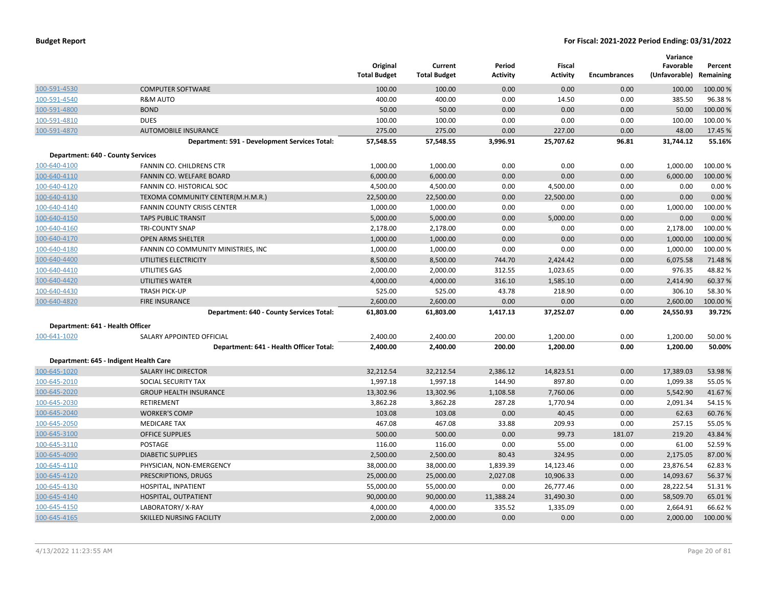# Budget Report

**For Fiscal: 2021-2022 Period Ending: 03/31/2022**

| | | Original Total Budget | Current Total Budget | Period Activity | Fiscal Activity | Encumbrances | Variance Favorable (Unfavorable) | Percent Remaining |
|---|---|---|---|---|---|---|---|---|
| 100-591-4530 | COMPUTER SOFTWARE | 100.00 | 100.00 | 0.00 | 0.00 | 0.00 | 100.00 | 100.00 % |
| 100-591-4540 | R&M AUTO | 400.00 | 400.00 | 0.00 | 14.50 | 0.00 | 385.50 | 96.38 % |
| 100-591-4800 | BOND | 50.00 | 50.00 | 0.00 | 0.00 | 0.00 | 50.00 | 100.00 % |
| 100-591-4810 | DUES | 100.00 | 100.00 | 0.00 | 0.00 | 0.00 | 100.00 | 100.00 % |
| 100-591-4870 | AUTOMOBILE INSURANCE | 275.00 | 275.00 | 0.00 | 227.00 | 0.00 | 48.00 | 17.45 % |
| | **Department: 591 - Development Services Total:** | **57,548.55** | **57,548.55** | **3,996.91** | **25,707.62** | **96.81** | **31,744.12** | **55.16%** |
| **Department: 640 - County Services** | | | | | | | | |
| 100-640-4100 | FANNIN CO. CHILDRENS CTR | 1,000.00 | 1,000.00 | 0.00 | 0.00 | 0.00 | 1,000.00 | 100.00 % |
| 100-640-4110 | FANNIN CO. WELFARE BOARD | 6,000.00 | 6,000.00 | 0.00 | 0.00 | 0.00 | 6,000.00 | 100.00 % |
| 100-640-4120 | FANNIN CO. HISTORICAL SOC | 4,500.00 | 4,500.00 | 0.00 | 4,500.00 | 0.00 | 0.00 | 0.00 % |
| 100-640-4130 | TEXOMA COMMUNITY CENTER(M.H.M.R.) | 22,500.00 | 22,500.00 | 0.00 | 22,500.00 | 0.00 | 0.00 | 0.00 % |
| 100-640-4140 | FANNIN COUNTY CRISIS CENTER | 1,000.00 | 1,000.00 | 0.00 | 0.00 | 0.00 | 1,000.00 | 100.00 % |
| 100-640-4150 | TAPS PUBLIC TRANSIT | 5,000.00 | 5,000.00 | 0.00 | 5,000.00 | 0.00 | 0.00 | 0.00 % |
| 100-640-4160 | TRI-COUNTY SNAP | 2,178.00 | 2,178.00 | 0.00 | 0.00 | 0.00 | 2,178.00 | 100.00 % |
| 100-640-4170 | OPEN ARMS SHELTER | 1,000.00 | 1,000.00 | 0.00 | 0.00 | 0.00 | 1,000.00 | 100.00 % |
| 100-640-4180 | FANNIN CO COMMUNITY MINISTRIES, INC | 1,000.00 | 1,000.00 | 0.00 | 0.00 | 0.00 | 1,000.00 | 100.00 % |
| 100-640-4400 | UTILITIES ELECTRICITY | 8,500.00 | 8,500.00 | 744.70 | 2,424.42 | 0.00 | 6,075.58 | 71.48 % |
| 100-640-4410 | UTILITIES GAS | 2,000.00 | 2,000.00 | 312.55 | 1,023.65 | 0.00 | 976.35 | 48.82 % |
| 100-640-4420 | UTILITIES WATER | 4,000.00 | 4,000.00 | 316.10 | 1,585.10 | 0.00 | 2,414.90 | 60.37 % |
| 100-640-4430 | TRASH PICK-UP | 525.00 | 525.00 | 43.78 | 218.90 | 0.00 | 306.10 | 58.30 % |
| 100-640-4820 | FIRE INSURANCE | 2,600.00 | 2,600.00 | 0.00 | 0.00 | 0.00 | 2,600.00 | 100.00 % |
| | **Department: 640 - County Services Total:** | **61,803.00** | **61,803.00** | **1,417.13** | **37,252.07** | **0.00** | **24,550.93** | **39.72%** |
| **Department: 641 - Health Officer** | | | | | | | | |
| 100-641-1020 | SALARY APPOINTED OFFICIAL | 2,400.00 | 2,400.00 | 200.00 | 1,200.00 | 0.00 | 1,200.00 | 50.00 % |
| | **Department: 641 - Health Officer Total:** | **2,400.00** | **2,400.00** | **200.00** | **1,200.00** | **0.00** | **1,200.00** | **50.00%** |
| **Department: 645 - Indigent Health Care** | | | | | | | | |
| 100-645-1020 | SALARY IHC DIRECTOR | 32,212.54 | 32,212.54 | 2,386.12 | 14,823.51 | 0.00 | 17,389.03 | 53.98 % |
| 100-645-2010 | SOCIAL SECURITY TAX | 1,997.18 | 1,997.18 | 144.90 | 897.80 | 0.00 | 1,099.38 | 55.05 % |
| 100-645-2020 | GROUP HEALTH INSURANCE | 13,302.96 | 13,302.96 | 1,108.58 | 7,760.06 | 0.00 | 5,542.90 | 41.67 % |
| 100-645-2030 | RETIREMENT | 3,862.28 | 3,862.28 | 287.28 | 1,770.94 | 0.00 | 2,091.34 | 54.15 % |
| 100-645-2040 | WORKER'S COMP | 103.08 | 103.08 | 0.00 | 40.45 | 0.00 | 62.63 | 60.76 % |
| 100-645-2050 | MEDICARE TAX | 467.08 | 467.08 | 33.88 | 209.93 | 0.00 | 257.15 | 55.05 % |
| 100-645-3100 | OFFICE SUPPLIES | 500.00 | 500.00 | 0.00 | 99.73 | 181.07 | 219.20 | 43.84 % |
| 100-645-3110 | POSTAGE | 116.00 | 116.00 | 0.00 | 55.00 | 0.00 | 61.00 | 52.59 % |
| 100-645-4090 | DIABETIC SUPPLIES | 2,500.00 | 2,500.00 | 80.43 | 324.95 | 0.00 | 2,175.05 | 87.00 % |
| 100-645-4110 | PHYSICIAN, NON-EMERGENCY | 38,000.00 | 38,000.00 | 1,839.39 | 14,123.46 | 0.00 | 23,876.54 | 62.83 % |
| 100-645-4120 | PRESCRIPTIONS, DRUGS | 25,000.00 | 25,000.00 | 2,027.08 | 10,906.33 | 0.00 | 14,093.67 | 56.37 % |
| 100-645-4130 | HOSPITAL, INPATIENT | 55,000.00 | 55,000.00 | 0.00 | 26,777.46 | 0.00 | 28,222.54 | 51.31 % |
| 100-645-4140 | HOSPITAL, OUTPATIENT | 90,000.00 | 90,000.00 | 11,388.24 | 31,490.30 | 0.00 | 58,509.70 | 65.01 % |
| 100-645-4150 | LABORATORY/ X-RAY | 4,000.00 | 4,000.00 | 335.52 | 1,335.09 | 0.00 | 2,664.91 | 66.62 % |
| 100-645-4165 | SKILLED NURSING FACILITY | 2,000.00 | 2,000.00 | 0.00 | 0.00 | 0.00 | 2,000.00 | 100.00 % |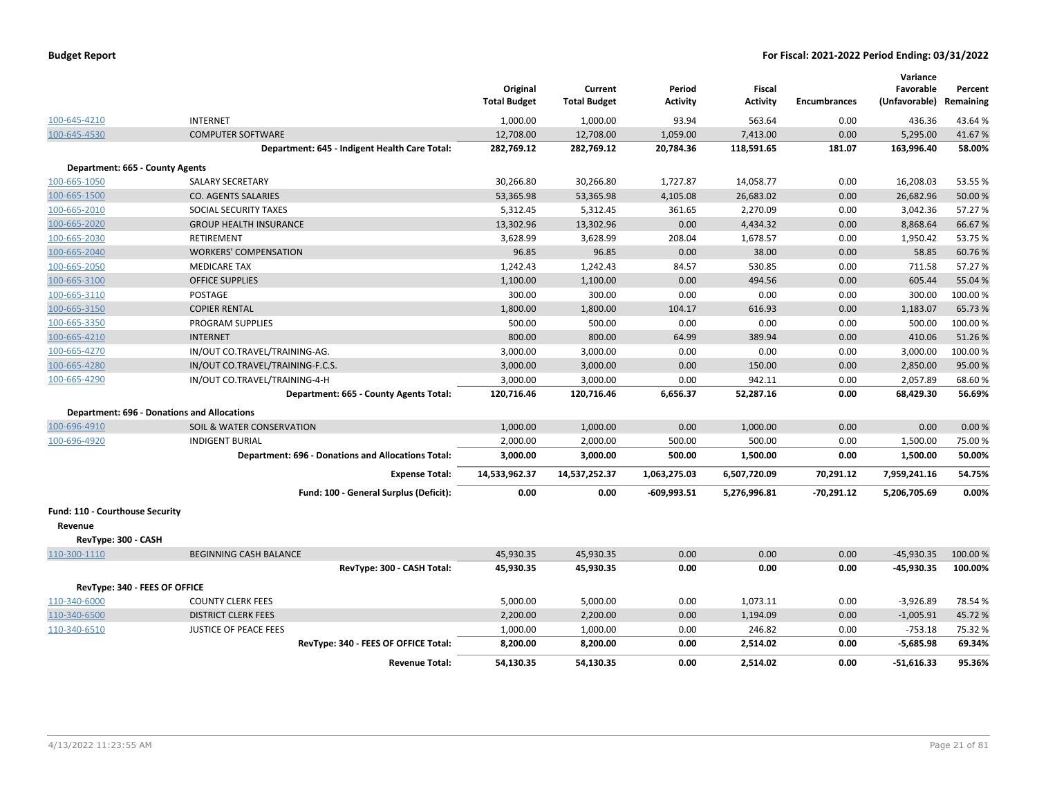**Budget Report** **For Fiscal: 2021-2022 Period Ending: 03/31/2022**

| | | Original Total Budget | Current Total Budget | Period Activity | Fiscal Activity | Encumbrances | Variance Favorable (Unfavorable) | Percent Remaining |
|---|---|---|---|---|---|---|---|---|
| 100-645-4210 | INTERNET | 1,000.00 | 1,000.00 | 93.94 | 563.64 | 0.00 | 436.36 | 43.64 % |
| 100-645-4530 | COMPUTER SOFTWARE | 12,708.00 | 12,708.00 | 1,059.00 | 7,413.00 | 0.00 | 5,295.00 | 41.67 % |
| | **Department: 645 - Indigent Health Care Total:** | **282,769.12** | **282,769.12** | **20,784.36** | **118,591.65** | **181.07** | **163,996.40** | **58.00%** |
| **Department: 665 - County Agents** | | | | | | | | |
| 100-665-1050 | SALARY SECRETARY | 30,266.80 | 30,266.80 | 1,727.87 | 14,058.77 | 0.00 | 16,208.03 | 53.55 % |
| 100-665-1500 | CO. AGENTS SALARIES | 53,365.98 | 53,365.98 | 4,105.08 | 26,683.02 | 0.00 | 26,682.96 | 50.00 % |
| 100-665-2010 | SOCIAL SECURITY TAXES | 5,312.45 | 5,312.45 | 361.65 | 2,270.09 | 0.00 | 3,042.36 | 57.27 % |
| 100-665-2020 | GROUP HEALTH INSURANCE | 13,302.96 | 13,302.96 | 0.00 | 4,434.32 | 0.00 | 8,868.64 | 66.67 % |
| 100-665-2030 | RETIREMENT | 3,628.99 | 3,628.99 | 208.04 | 1,678.57 | 0.00 | 1,950.42 | 53.75 % |
| 100-665-2040 | WORKERS' COMPENSATION | 96.85 | 96.85 | 0.00 | 38.00 | 0.00 | 58.85 | 60.76 % |
| 100-665-2050 | MEDICARE TAX | 1,242.43 | 1,242.43 | 84.57 | 530.85 | 0.00 | 711.58 | 57.27 % |
| 100-665-3100 | OFFICE SUPPLIES | 1,100.00 | 1,100.00 | 0.00 | 494.56 | 0.00 | 605.44 | 55.04 % |
| 100-665-3110 | POSTAGE | 300.00 | 300.00 | 0.00 | 0.00 | 0.00 | 300.00 | 100.00 % |
| 100-665-3150 | COPIER RENTAL | 1,800.00 | 1,800.00 | 104.17 | 616.93 | 0.00 | 1,183.07 | 65.73 % |
| 100-665-3350 | PROGRAM SUPPLIES | 500.00 | 500.00 | 0.00 | 0.00 | 0.00 | 500.00 | 100.00 % |
| 100-665-4210 | INTERNET | 800.00 | 800.00 | 64.99 | 389.94 | 0.00 | 410.06 | 51.26 % |
| 100-665-4270 | IN/OUT CO.TRAVEL/TRAINING-AG. | 3,000.00 | 3,000.00 | 0.00 | 0.00 | 0.00 | 3,000.00 | 100.00 % |
| 100-665-4280 | IN/OUT CO.TRAVEL/TRAINING-F.C.S. | 3,000.00 | 3,000.00 | 0.00 | 150.00 | 0.00 | 2,850.00 | 95.00 % |
| 100-665-4290 | IN/OUT CO.TRAVEL/TRAINING-4-H | 3,000.00 | 3,000.00 | 0.00 | 942.11 | 0.00 | 2,057.89 | 68.60 % |
| | **Department: 665 - County Agents Total:** | **120,716.46** | **120,716.46** | **6,656.37** | **52,287.16** | **0.00** | **68,429.30** | **56.69%** |
| **Department: 696 - Donations and Allocations** | | | | | | | | |
| 100-696-4910 | SOIL & WATER CONSERVATION | 1,000.00 | 1,000.00 | 0.00 | 1,000.00 | 0.00 | 0.00 | 0.00 % |
| 100-696-4920 | INDIGENT BURIAL | 2,000.00 | 2,000.00 | 500.00 | 500.00 | 0.00 | 1,500.00 | 75.00 % |
| | **Department: 696 - Donations and Allocations Total:** | **3,000.00** | **3,000.00** | **500.00** | **1,500.00** | **0.00** | **1,500.00** | **50.00%** |
| | **Expense Total:** | **14,533,962.37** | **14,537,252.37** | **1,063,275.03** | **6,507,720.09** | **70,291.12** | **7,959,241.16** | **54.75%** |
| | **Fund: 100 - General Surplus (Deficit):** | **0.00** | **0.00** | **-609,993.51** | **5,276,996.81** | **-70,291.12** | **5,206,705.69** | **0.00%** |
| **Fund: 110 - Courthouse Security** | | | | | | | | |
| **Revenue** | | | | | | | | |
| **RevType: 300 - CASH** | | | | | | | | |
| 110-300-1110 | BEGINNING CASH BALANCE | 45,930.35 | 45,930.35 | 0.00 | 0.00 | 0.00 | -45,930.35 | 100.00 % |
| | **RevType: 300 - CASH Total:** | **45,930.35** | **45,930.35** | **0.00** | **0.00** | **0.00** | **-45,930.35** | **100.00%** |
| **RevType: 340 - FEES OF OFFICE** | | | | | | | | |
| 110-340-6000 | COUNTY CLERK FEES | 5,000.00 | 5,000.00 | 0.00 | 1,073.11 | 0.00 | -3,926.89 | 78.54 % |
| 110-340-6500 | DISTRICT CLERK FEES | 2,200.00 | 2,200.00 | 0.00 | 1,194.09 | 0.00 | -1,005.91 | 45.72 % |
| 110-340-6510 | JUSTICE OF PEACE FEES | 1,000.00 | 1,000.00 | 0.00 | 246.82 | 0.00 | -753.18 | 75.32 % |
| | **RevType: 340 - FEES OF OFFICE Total:** | **8,200.00** | **8,200.00** | **0.00** | **2,514.02** | **0.00** | **-5,685.98** | **69.34%** |
| | **Revenue Total:** | **54,130.35** | **54,130.35** | **0.00** | **2,514.02** | **0.00** | **-51,616.33** | **95.36%** |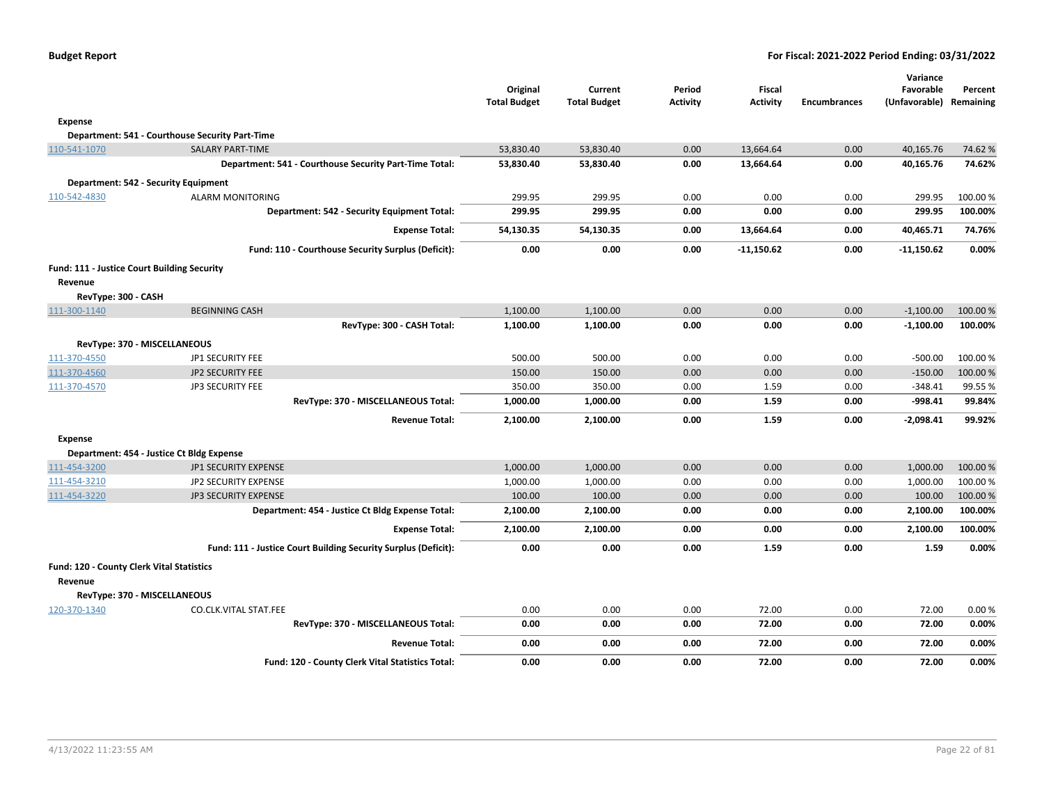| | | Original Total Budget | Current Total Budget | Period Activity | Fiscal Activity | Encumbrances | Variance Favorable (Unfavorable) | Percent Remaining |
|---|---|---|---|---|---|---|---|---|
| **Expense** | | | | | | | | |
| **Department: 541 - Courthouse Security Part-Time** | | | | | | | | |
| 110-541-1070 | SALARY PART-TIME | 53,830.40 | 53,830.40 | 0.00 | 13,664.64 | 0.00 | 40,165.76 | 74.62 % |
| | **Department: 541 - Courthouse Security Part-Time Total:** | **53,830.40** | **53,830.40** | **0.00** | **13,664.64** | **0.00** | **40,165.76** | **74.62%** |
| **Department: 542 - Security Equipment** | | | | | | | | |
| 110-542-4830 | ALARM MONITORING | 299.95 | 299.95 | 0.00 | 0.00 | 0.00 | 299.95 | 100.00 % |
| | **Department: 542 - Security Equipment Total:** | **299.95** | **299.95** | **0.00** | **0.00** | **0.00** | **299.95** | **100.00%** |
| | **Expense Total:** | **54,130.35** | **54,130.35** | **0.00** | **13,664.64** | **0.00** | **40,465.71** | **74.76%** |
| | **Fund: 110 - Courthouse Security Surplus (Deficit):** | **0.00** | **0.00** | **0.00** | **-11,150.62** | **0.00** | **-11,150.62** | **0.00%** |
| **Fund: 111 - Justice Court Building Security** | | | | | | | | |
| **Revenue** | | | | | | | | |
| **RevType: 300 - CASH** | | | | | | | | |
| 111-300-1140 | BEGINNING CASH | 1,100.00 | 1,100.00 | 0.00 | 0.00 | 0.00 | -1,100.00 | 100.00 % |
| | **RevType: 300 - CASH Total:** | **1,100.00** | **1,100.00** | **0.00** | **0.00** | **0.00** | **-1,100.00** | **100.00%** |
| **RevType: 370 - MISCELLANEOUS** | | | | | | | | |
| 111-370-4550 | JP1 SECURITY FEE | 500.00 | 500.00 | 0.00 | 0.00 | 0.00 | -500.00 | 100.00 % |
| 111-370-4560 | JP2 SECURITY FEE | 150.00 | 150.00 | 0.00 | 0.00 | 0.00 | -150.00 | 100.00 % |
| 111-370-4570 | JP3 SECURITY FEE | 350.00 | 350.00 | 0.00 | 1.59 | 0.00 | -348.41 | 99.55 % |
| | **RevType: 370 - MISCELLANEOUS Total:** | **1,000.00** | **1,000.00** | **0.00** | **1.59** | **0.00** | **-998.41** | **99.84%** |
| | **Revenue Total:** | **2,100.00** | **2,100.00** | **0.00** | **1.59** | **0.00** | **-2,098.41** | **99.92%** |
| **Expense** | | | | | | | | |
| **Department: 454 - Justice Ct Bldg Expense** | | | | | | | | |
| 111-454-3200 | JP1 SECURITY EXPENSE | 1,000.00 | 1,000.00 | 0.00 | 0.00 | 0.00 | 1,000.00 | 100.00 % |
| 111-454-3210 | JP2 SECURITY EXPENSE | 1,000.00 | 1,000.00 | 0.00 | 0.00 | 0.00 | 1,000.00 | 100.00 % |
| 111-454-3220 | JP3 SECURITY EXPENSE | 100.00 | 100.00 | 0.00 | 0.00 | 0.00 | 100.00 | 100.00 % |
| | **Department: 454 - Justice Ct Bldg Expense Total:** | **2,100.00** | **2,100.00** | **0.00** | **0.00** | **0.00** | **2,100.00** | **100.00%** |
| | **Expense Total:** | **2,100.00** | **2,100.00** | **0.00** | **0.00** | **0.00** | **2,100.00** | **100.00%** |
| | **Fund: 111 - Justice Court Building Security Surplus (Deficit):** | **0.00** | **0.00** | **0.00** | **1.59** | **0.00** | **1.59** | **0.00%** |
| **Fund: 120 - County Clerk Vital Statistics** | | | | | | | | |
| **Revenue** | | | | | | | | |
| **RevType: 370 - MISCELLANEOUS** | | | | | | | | |
| 120-370-1340 | CO.CLK.VITAL STAT.FEE | 0.00 | 0.00 | 0.00 | 72.00 | 0.00 | 72.00 | 0.00 % |
| | **RevType: 370 - MISCELLANEOUS Total:** | **0.00** | **0.00** | **0.00** | **72.00** | **0.00** | **72.00** | **0.00%** |
| | **Revenue Total:** | **0.00** | **0.00** | **0.00** | **72.00** | **0.00** | **72.00** | **0.00%** |
| | **Fund: 120 - County Clerk Vital Statistics Total:** | **0.00** | **0.00** | **0.00** | **72.00** | **0.00** | **72.00** | **0.00%** |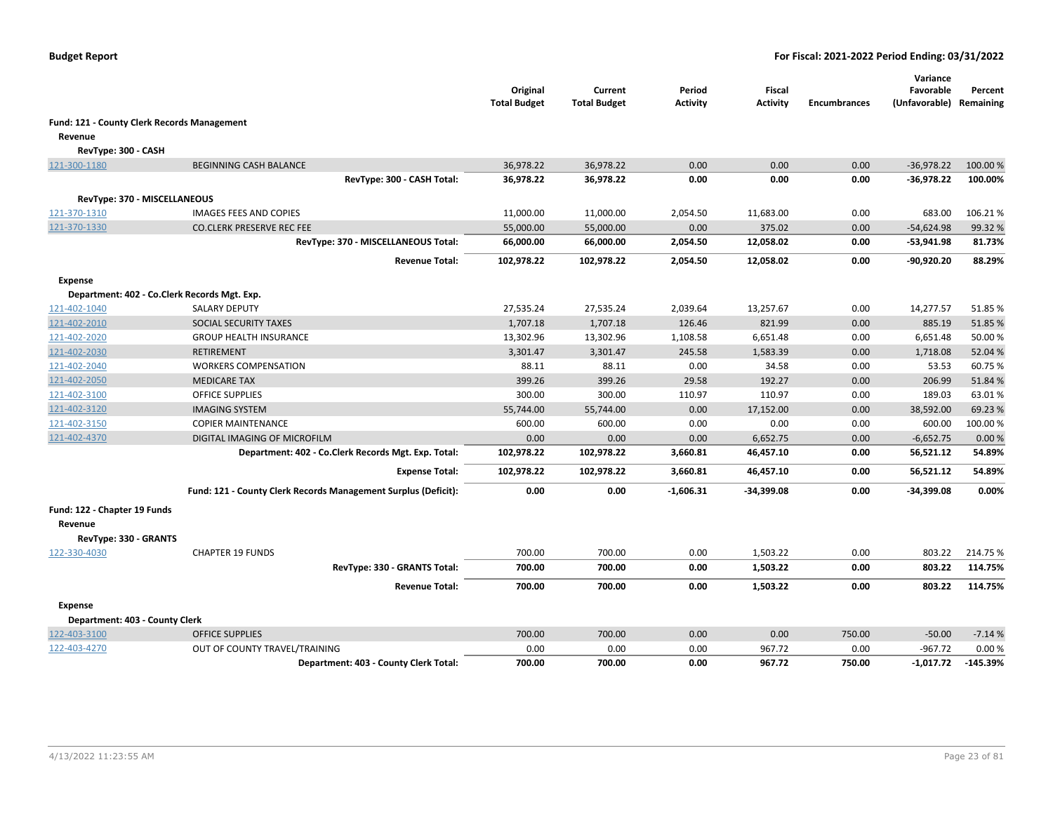**Budget Report** — **For Fiscal: 2021-2022 Period Ending: 03/31/2022**

| | | Original Total Budget | Current Total Budget | Period Activity | Fiscal Activity | Encumbrances | Variance Favorable (Unfavorable) | Percent Remaining |
|---|---|---|---|---|---|---|---|---|
| **Fund: 121 - County Clerk Records Management** | | | | | | | | |
| **Revenue** | | | | | | | | |
| **RevType: 300 - CASH** | | | | | | | | |
| 121-300-1180 | BEGINNING CASH BALANCE | 36,978.22 | 36,978.22 | 0.00 | 0.00 | 0.00 | -36,978.22 | 100.00 % |
| | **RevType: 300 - CASH Total:** | **36,978.22** | **36,978.22** | **0.00** | **0.00** | **0.00** | **-36,978.22** | **100.00%** |
| **RevType: 370 - MISCELLANEOUS** | | | | | | | | |
| 121-370-1310 | IMAGES FEES AND COPIES | 11,000.00 | 11,000.00 | 2,054.50 | 11,683.00 | 0.00 | 683.00 | 106.21 % |
| 121-370-1330 | CO.CLERK PRESERVE REC FEE | 55,000.00 | 55,000.00 | 0.00 | 375.02 | 0.00 | -54,624.98 | 99.32 % |
| | **RevType: 370 - MISCELLANEOUS Total:** | **66,000.00** | **66,000.00** | **2,054.50** | **12,058.02** | **0.00** | **-53,941.98** | **81.73%** |
| | **Revenue Total:** | **102,978.22** | **102,978.22** | **2,054.50** | **12,058.02** | **0.00** | **-90,920.20** | **88.29%** |
| **Expense** | | | | | | | | |
| **Department: 402 - Co.Clerk Records Mgt. Exp.** | | | | | | | | |
| 121-402-1040 | SALARY DEPUTY | 27,535.24 | 27,535.24 | 2,039.64 | 13,257.67 | 0.00 | 14,277.57 | 51.85 % |
| 121-402-2010 | SOCIAL SECURITY TAXES | 1,707.18 | 1,707.18 | 126.46 | 821.99 | 0.00 | 885.19 | 51.85 % |
| 121-402-2020 | GROUP HEALTH INSURANCE | 13,302.96 | 13,302.96 | 1,108.58 | 6,651.48 | 0.00 | 6,651.48 | 50.00 % |
| 121-402-2030 | RETIREMENT | 3,301.47 | 3,301.47 | 245.58 | 1,583.39 | 0.00 | 1,718.08 | 52.04 % |
| 121-402-2040 | WORKERS COMPENSATION | 88.11 | 88.11 | 0.00 | 34.58 | 0.00 | 53.53 | 60.75 % |
| 121-402-2050 | MEDICARE TAX | 399.26 | 399.26 | 29.58 | 192.27 | 0.00 | 206.99 | 51.84 % |
| 121-402-3100 | OFFICE SUPPLIES | 300.00 | 300.00 | 110.97 | 110.97 | 0.00 | 189.03 | 63.01 % |
| 121-402-3120 | IMAGING SYSTEM | 55,744.00 | 55,744.00 | 0.00 | 17,152.00 | 0.00 | 38,592.00 | 69.23 % |
| 121-402-3150 | COPIER MAINTENANCE | 600.00 | 600.00 | 0.00 | 0.00 | 0.00 | 600.00 | 100.00 % |
| 121-402-4370 | DIGITAL IMAGING OF MICROFILM | 0.00 | 0.00 | 0.00 | 6,652.75 | 0.00 | -6,652.75 | 0.00 % |
| | **Department: 402 - Co.Clerk Records Mgt. Exp. Total:** | **102,978.22** | **102,978.22** | **3,660.81** | **46,457.10** | **0.00** | **56,521.12** | **54.89%** |
| | **Expense Total:** | **102,978.22** | **102,978.22** | **3,660.81** | **46,457.10** | **0.00** | **56,521.12** | **54.89%** |
| | **Fund: 121 - County Clerk Records Management Surplus (Deficit):** | **0.00** | **0.00** | **-1,606.31** | **-34,399.08** | **0.00** | **-34,399.08** | **0.00%** |
| **Fund: 122 - Chapter 19 Funds** | | | | | | | | |
| **Revenue** | | | | | | | | |
| **RevType: 330 - GRANTS** | | | | | | | | |
| 122-330-4030 | CHAPTER 19 FUNDS | 700.00 | 700.00 | 0.00 | 1,503.22 | 0.00 | 803.22 | 214.75 % |
| | **RevType: 330 - GRANTS Total:** | **700.00** | **700.00** | **0.00** | **1,503.22** | **0.00** | **803.22** | **114.75%** |
| | **Revenue Total:** | **700.00** | **700.00** | **0.00** | **1,503.22** | **0.00** | **803.22** | **114.75%** |
| **Expense** | | | | | | | | |
| **Department: 403 - County Clerk** | | | | | | | | |
| 122-403-3100 | OFFICE SUPPLIES | 700.00 | 700.00 | 0.00 | 0.00 | 750.00 | -50.00 | -7.14 % |
| 122-403-4270 | OUT OF COUNTY TRAVEL/TRAINING | 0.00 | 0.00 | 0.00 | 967.72 | 0.00 | -967.72 | 0.00 % |
| | **Department: 403 - County Clerk Total:** | **700.00** | **700.00** | **0.00** | **967.72** | **750.00** | **-1,017.72** | **-145.39%** |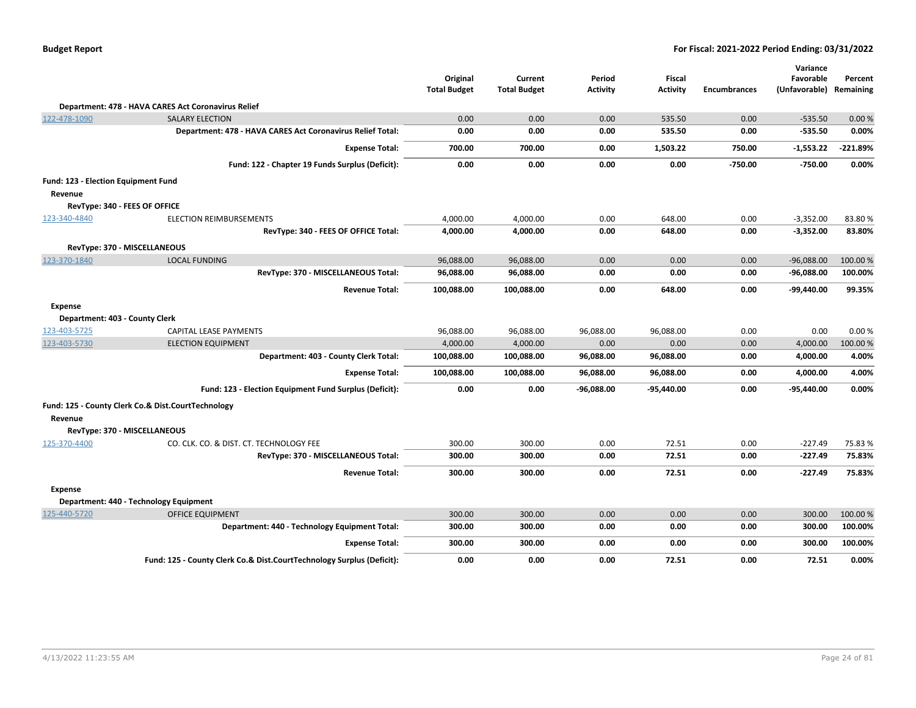| | | Original Total Budget | Current Total Budget | Period Activity | Fiscal Activity | Encumbrances | Variance Favorable (Unfavorable) | Percent Remaining |
|---|---|---|---|---|---|---|---|---|
| **Department: 478 - HAVA CARES Act Coronavirus Relief** | | | | | | | | |
| 122-478-1090 | SALARY ELECTION | 0.00 | 0.00 | 0.00 | 535.50 | 0.00 | -535.50 | 0.00 % |
| | **Department: 478 - HAVA CARES Act Coronavirus Relief Total:** | **0.00** | **0.00** | **0.00** | **535.50** | **0.00** | **-535.50** | **0.00%** |
| | **Expense Total:** | **700.00** | **700.00** | **0.00** | **1,503.22** | **750.00** | **-1,553.22** | **-221.89%** |
| | **Fund: 122 - Chapter 19 Funds Surplus (Deficit):** | **0.00** | **0.00** | **0.00** | **0.00** | **-750.00** | **-750.00** | **0.00%** |
| **Fund: 123 - Election Equipment Fund** | | | | | | | | |
| **Revenue** | | | | | | | | |
| **RevType: 340 - FEES OF OFFICE** | | | | | | | | |
| 123-340-4840 | ELECTION REIMBURSEMENTS | 4,000.00 | 4,000.00 | 0.00 | 648.00 | 0.00 | -3,352.00 | 83.80 % |
| | **RevType: 340 - FEES OF OFFICE Total:** | **4,000.00** | **4,000.00** | **0.00** | **648.00** | **0.00** | **-3,352.00** | **83.80%** |
| **RevType: 370 - MISCELLANEOUS** | | | | | | | | |
| 123-370-1840 | LOCAL FUNDING | 96,088.00 | 96,088.00 | 0.00 | 0.00 | 0.00 | -96,088.00 | 100.00 % |
| | **RevType: 370 - MISCELLANEOUS Total:** | **96,088.00** | **96,088.00** | **0.00** | **0.00** | **0.00** | **-96,088.00** | **100.00%** |
| | **Revenue Total:** | **100,088.00** | **100,088.00** | **0.00** | **648.00** | **0.00** | **-99,440.00** | **99.35%** |
| **Expense** | | | | | | | | |
| **Department: 403 - County Clerk** | | | | | | | | |
| 123-403-5725 | CAPITAL LEASE PAYMENTS | 96,088.00 | 96,088.00 | 96,088.00 | 96,088.00 | 0.00 | 0.00 | 0.00 % |
| 123-403-5730 | ELECTION EQUIPMENT | 4,000.00 | 4,000.00 | 0.00 | 0.00 | 0.00 | 4,000.00 | 100.00 % |
| | **Department: 403 - County Clerk Total:** | **100,088.00** | **100,088.00** | **96,088.00** | **96,088.00** | **0.00** | **4,000.00** | **4.00%** |
| | **Expense Total:** | **100,088.00** | **100,088.00** | **96,088.00** | **96,088.00** | **0.00** | **4,000.00** | **4.00%** |
| | **Fund: 123 - Election Equipment Fund Surplus (Deficit):** | **0.00** | **0.00** | **-96,088.00** | **-95,440.00** | **0.00** | **-95,440.00** | **0.00%** |
| **Fund: 125 - County Clerk Co.& Dist.CourtTechnology** | | | | | | | | |
| **Revenue** | | | | | | | | |
| **RevType: 370 - MISCELLANEOUS** | | | | | | | | |
| 125-370-4400 | CO. CLK. CO. & DIST. CT. TECHNOLOGY FEE | 300.00 | 300.00 | 0.00 | 72.51 | 0.00 | -227.49 | 75.83 % |
| | **RevType: 370 - MISCELLANEOUS Total:** | **300.00** | **300.00** | **0.00** | **72.51** | **0.00** | **-227.49** | **75.83%** |
| | **Revenue Total:** | **300.00** | **300.00** | **0.00** | **72.51** | **0.00** | **-227.49** | **75.83%** |
| **Expense** | | | | | | | | |
| **Department: 440 - Technology Equipment** | | | | | | | | |
| 125-440-5720 | OFFICE EQUIPMENT | 300.00 | 300.00 | 0.00 | 0.00 | 0.00 | 300.00 | 100.00 % |
| | **Department: 440 - Technology Equipment Total:** | **300.00** | **300.00** | **0.00** | **0.00** | **0.00** | **300.00** | **100.00%** |
| | **Expense Total:** | **300.00** | **300.00** | **0.00** | **0.00** | **0.00** | **300.00** | **100.00%** |
| | **Fund: 125 - County Clerk Co.& Dist.CourtTechnology Surplus (Deficit):** | **0.00** | **0.00** | **0.00** | **72.51** | **0.00** | **72.51** | **0.00%** |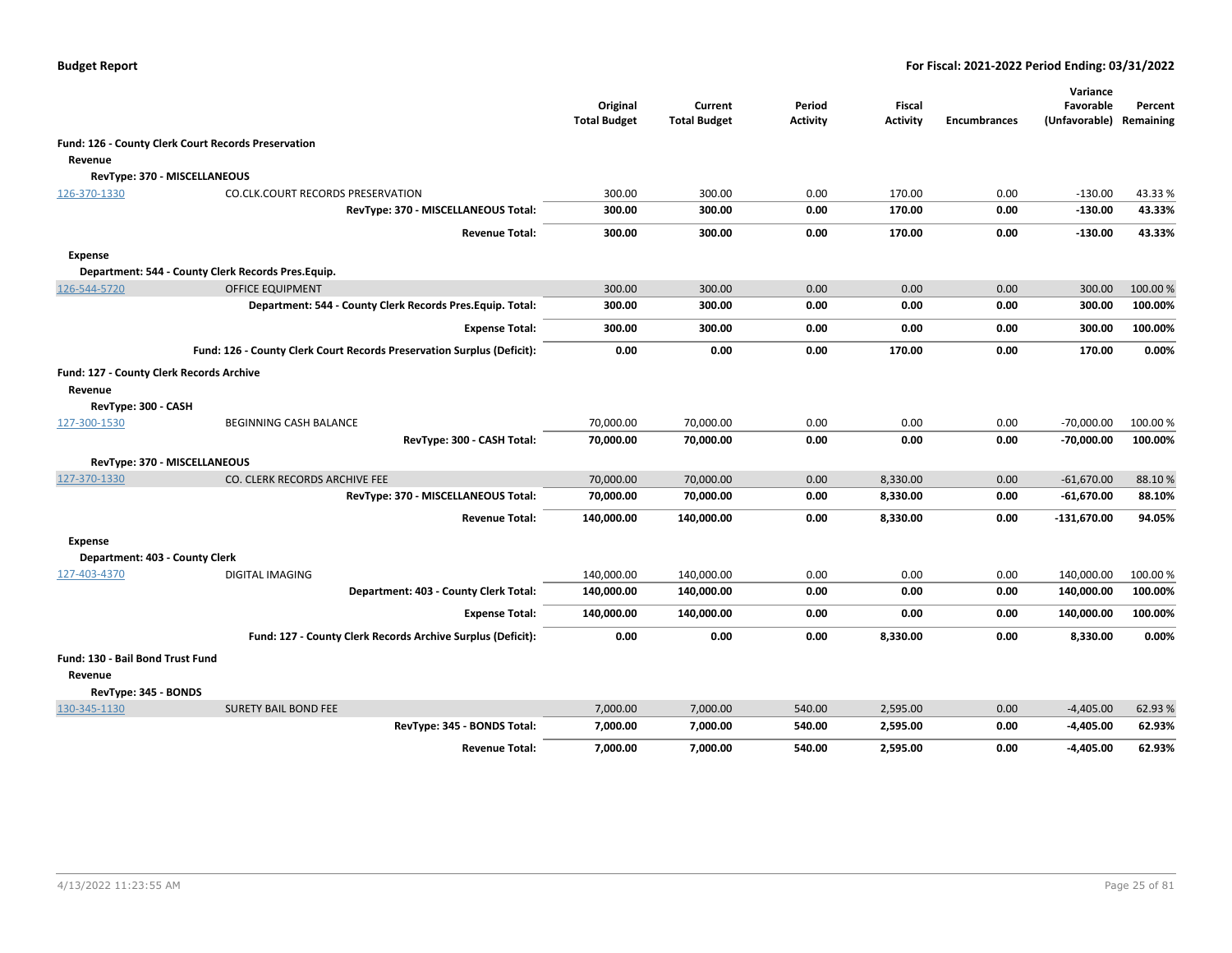| | | Original Total Budget | Current Total Budget | Period Activity | Fiscal Activity | Encumbrances | Variance Favorable (Unfavorable) | Percent Remaining |
|---|---|---|---|---|---|---|---|---|
| **Fund: 126 - County Clerk Court Records Preservation** | | | | | | | | |
| **Revenue** | | | | | | | | |
| **RevType: 370 - MISCELLANEOUS** | | | | | | | | |
| 126-370-1330 | CO.CLK.COURT RECORDS PRESERVATION | 300.00 | 300.00 | 0.00 | 170.00 | 0.00 | -130.00 | 43.33 % |
| | **RevType: 370 - MISCELLANEOUS Total:** | **300.00** | **300.00** | **0.00** | **170.00** | **0.00** | **-130.00** | **43.33%** |
| | **Revenue Total:** | **300.00** | **300.00** | **0.00** | **170.00** | **0.00** | **-130.00** | **43.33%** |
| **Expense** | | | | | | | | |
| **Department: 544 - County Clerk Records Pres.Equip.** | | | | | | | | |
| 126-544-5720 | OFFICE EQUIPMENT | 300.00 | 300.00 | 0.00 | 0.00 | 0.00 | 300.00 | 100.00 % |
| | **Department: 544 - County Clerk Records Pres.Equip. Total:** | **300.00** | **300.00** | **0.00** | **0.00** | **0.00** | **300.00** | **100.00%** |
| | **Expense Total:** | **300.00** | **300.00** | **0.00** | **0.00** | **0.00** | **300.00** | **100.00%** |
| | **Fund: 126 - County Clerk Court Records Preservation Surplus (Deficit):** | **0.00** | **0.00** | **0.00** | **170.00** | **0.00** | **170.00** | **0.00%** |
| **Fund: 127 - County Clerk Records Archive** | | | | | | | | |
| **Revenue** | | | | | | | | |
| **RevType: 300 - CASH** | | | | | | | | |
| 127-300-1530 | BEGINNING CASH BALANCE | 70,000.00 | 70,000.00 | 0.00 | 0.00 | 0.00 | -70,000.00 | 100.00 % |
| | **RevType: 300 - CASH Total:** | **70,000.00** | **70,000.00** | **0.00** | **0.00** | **0.00** | **-70,000.00** | **100.00%** |
| **RevType: 370 - MISCELLANEOUS** | | | | | | | | |
| 127-370-1330 | CO. CLERK RECORDS ARCHIVE FEE | 70,000.00 | 70,000.00 | 0.00 | 8,330.00 | 0.00 | -61,670.00 | 88.10 % |
| | **RevType: 370 - MISCELLANEOUS Total:** | **70,000.00** | **70,000.00** | **0.00** | **8,330.00** | **0.00** | **-61,670.00** | **88.10%** |
| | **Revenue Total:** | **140,000.00** | **140,000.00** | **0.00** | **8,330.00** | **0.00** | **-131,670.00** | **94.05%** |
| **Expense** | | | | | | | | |
| **Department: 403 - County Clerk** | | | | | | | | |
| 127-403-4370 | DIGITAL IMAGING | 140,000.00 | 140,000.00 | 0.00 | 0.00 | 0.00 | 140,000.00 | 100.00 % |
| | **Department: 403 - County Clerk Total:** | **140,000.00** | **140,000.00** | **0.00** | **0.00** | **0.00** | **140,000.00** | **100.00%** |
| | **Expense Total:** | **140,000.00** | **140,000.00** | **0.00** | **0.00** | **0.00** | **140,000.00** | **100.00%** |
| | **Fund: 127 - County Clerk Records Archive Surplus (Deficit):** | **0.00** | **0.00** | **0.00** | **8,330.00** | **0.00** | **8,330.00** | **0.00%** |
| **Fund: 130 - Bail Bond Trust Fund** | | | | | | | | |
| **Revenue** | | | | | | | | |
| **RevType: 345 - BONDS** | | | | | | | | |
| 130-345-1130 | SURETY BAIL BOND FEE | 7,000.00 | 7,000.00 | 540.00 | 2,595.00 | 0.00 | -4,405.00 | 62.93 % |
| | **RevType: 345 - BONDS Total:** | **7,000.00** | **7,000.00** | **540.00** | **2,595.00** | **0.00** | **-4,405.00** | **62.93%** |
| | **Revenue Total:** | **7,000.00** | **7,000.00** | **540.00** | **2,595.00** | **0.00** | **-4,405.00** | **62.93%** |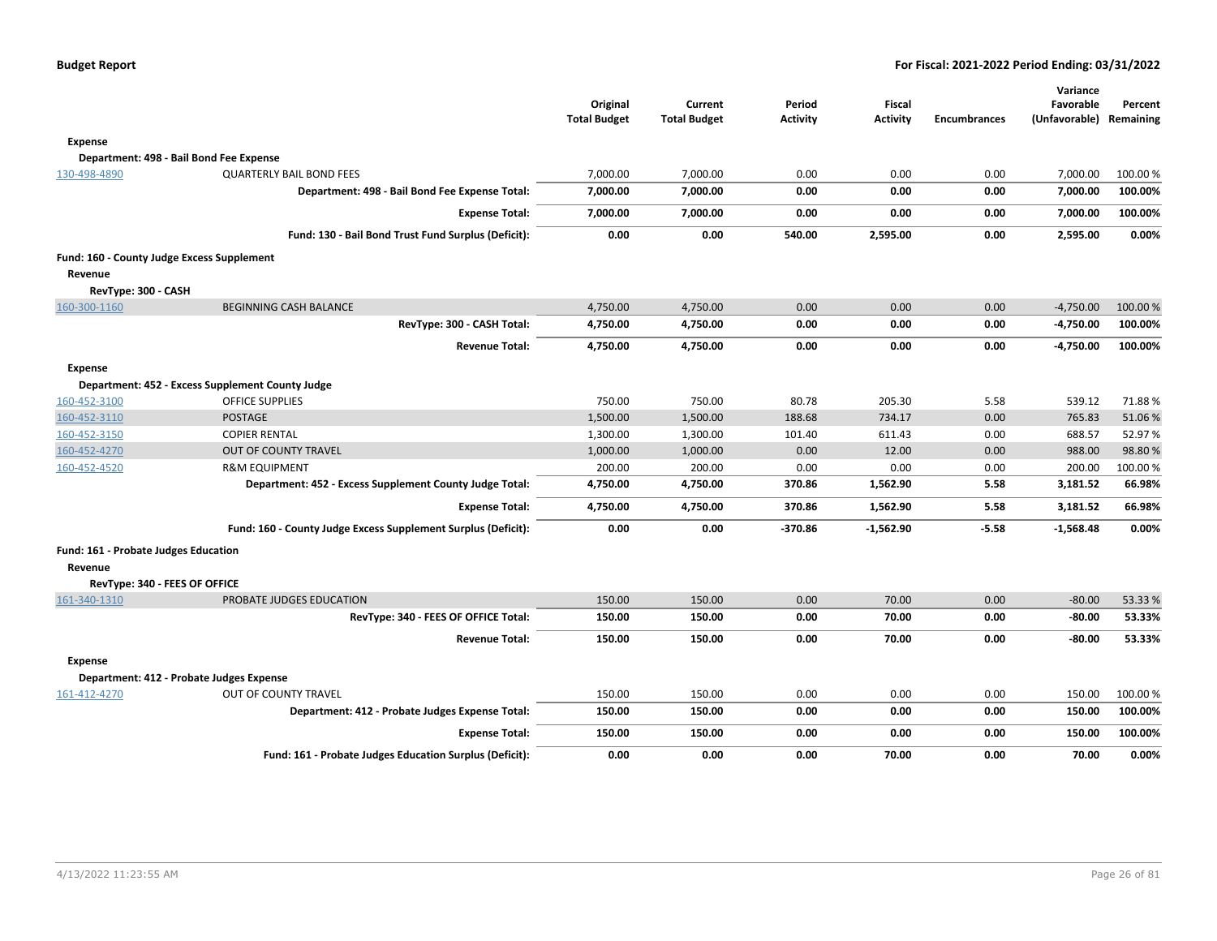| | | Original Total Budget | Current Total Budget | Period Activity | Fiscal Activity | Encumbrances | Variance Favorable (Unfavorable) | Percent Remaining |
|---|---|---|---|---|---|---|---|---|
| **Expense** | | | | | | | | |
| **Department: 498 - Bail Bond Fee Expense** | | | | | | | | |
| 130-498-4890 | QUARTERLY BAIL BOND FEES | 7,000.00 | 7,000.00 | 0.00 | 0.00 | 0.00 | 7,000.00 | 100.00 % |
| | **Department: 498 - Bail Bond Fee Expense Total:** | **7,000.00** | **7,000.00** | **0.00** | **0.00** | **0.00** | **7,000.00** | **100.00%** |
| | **Expense Total:** | **7,000.00** | **7,000.00** | **0.00** | **0.00** | **0.00** | **7,000.00** | **100.00%** |
| | **Fund: 130 - Bail Bond Trust Fund Surplus (Deficit):** | **0.00** | **0.00** | **540.00** | **2,595.00** | **0.00** | **2,595.00** | **0.00%** |
| **Fund: 160 - County Judge Excess Supplement** | | | | | | | | |
| **Revenue** | | | | | | | | |
| **RevType: 300 - CASH** | | | | | | | | |
| 160-300-1160 | BEGINNING CASH BALANCE | 4,750.00 | 4,750.00 | 0.00 | 0.00 | 0.00 | -4,750.00 | 100.00 % |
| | **RevType: 300 - CASH Total:** | **4,750.00** | **4,750.00** | **0.00** | **0.00** | **0.00** | **-4,750.00** | **100.00%** |
| | **Revenue Total:** | **4,750.00** | **4,750.00** | **0.00** | **0.00** | **0.00** | **-4,750.00** | **100.00%** |
| **Expense** | | | | | | | | |
| **Department: 452 - Excess Supplement County Judge** | | | | | | | | |
| 160-452-3100 | OFFICE SUPPLIES | 750.00 | 750.00 | 80.78 | 205.30 | 5.58 | 539.12 | 71.88 % |
| 160-452-3110 | POSTAGE | 1,500.00 | 1,500.00 | 188.68 | 734.17 | 0.00 | 765.83 | 51.06 % |
| 160-452-3150 | COPIER RENTAL | 1,300.00 | 1,300.00 | 101.40 | 611.43 | 0.00 | 688.57 | 52.97 % |
| 160-452-4270 | OUT OF COUNTY TRAVEL | 1,000.00 | 1,000.00 | 0.00 | 12.00 | 0.00 | 988.00 | 98.80 % |
| 160-452-4520 | R&M EQUIPMENT | 200.00 | 200.00 | 0.00 | 0.00 | 0.00 | 200.00 | 100.00 % |
| | **Department: 452 - Excess Supplement County Judge Total:** | **4,750.00** | **4,750.00** | **370.86** | **1,562.90** | **5.58** | **3,181.52** | **66.98%** |
| | **Expense Total:** | **4,750.00** | **4,750.00** | **370.86** | **1,562.90** | **5.58** | **3,181.52** | **66.98%** |
| | **Fund: 160 - County Judge Excess Supplement Surplus (Deficit):** | **0.00** | **0.00** | **-370.86** | **-1,562.90** | **-5.58** | **-1,568.48** | **0.00%** |
| **Fund: 161 - Probate Judges Education** | | | | | | | | |
| **Revenue** | | | | | | | | |
| **RevType: 340 - FEES OF OFFICE** | | | | | | | | |
| 161-340-1310 | PROBATE JUDGES EDUCATION | 150.00 | 150.00 | 0.00 | 70.00 | 0.00 | -80.00 | 53.33 % |
| | **RevType: 340 - FEES OF OFFICE Total:** | **150.00** | **150.00** | **0.00** | **70.00** | **0.00** | **-80.00** | **53.33%** |
| | **Revenue Total:** | **150.00** | **150.00** | **0.00** | **70.00** | **0.00** | **-80.00** | **53.33%** |
| **Expense** | | | | | | | | |
| **Department: 412 - Probate Judges Expense** | | | | | | | | |
| 161-412-4270 | OUT OF COUNTY TRAVEL | 150.00 | 150.00 | 0.00 | 0.00 | 0.00 | 150.00 | 100.00 % |
| | **Department: 412 - Probate Judges Expense Total:** | **150.00** | **150.00** | **0.00** | **0.00** | **0.00** | **150.00** | **100.00%** |
| | **Expense Total:** | **150.00** | **150.00** | **0.00** | **0.00** | **0.00** | **150.00** | **100.00%** |
| | **Fund: 161 - Probate Judges Education Surplus (Deficit):** | **0.00** | **0.00** | **0.00** | **70.00** | **0.00** | **70.00** | **0.00%** |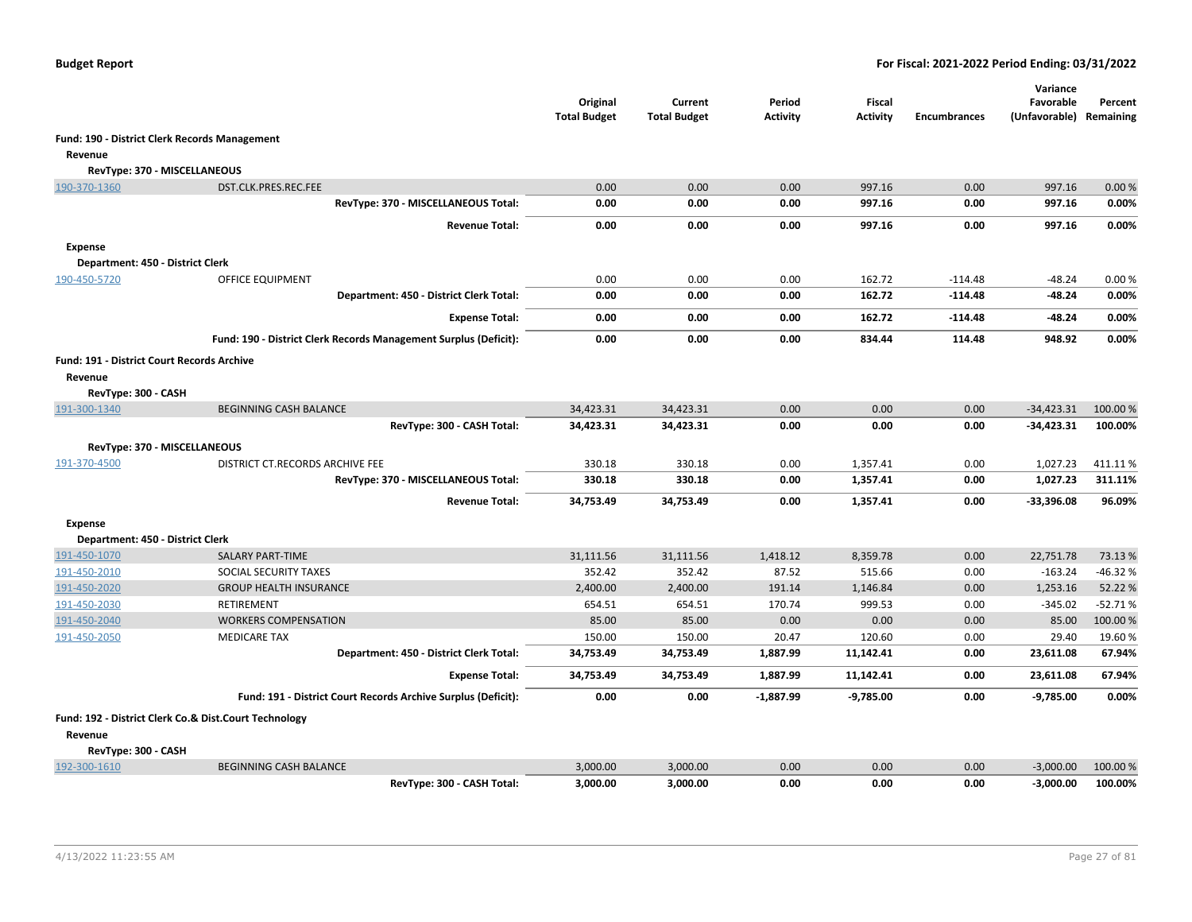**Budget Report** — **For Fiscal: 2021-2022 Period Ending: 03/31/2022**

| | | Original Total Budget | Current Total Budget | Period Activity | Fiscal Activity | Encumbrances | Variance Favorable (Unfavorable) | Percent Remaining |
|---|---|---|---|---|---|---|---|---|
| **Fund: 190 - District Clerk Records Management** | | | | | | | | |
| **Revenue** | | | | | | | | |
| **RevType: 370 - MISCELLANEOUS** | | | | | | | | |
| 190-370-1360 | DST.CLK.PRES.REC.FEE | 0.00 | 0.00 | 0.00 | 997.16 | 0.00 | 997.16 | 0.00 % |
| | **RevType: 370 - MISCELLANEOUS Total:** | **0.00** | **0.00** | **0.00** | **997.16** | **0.00** | **997.16** | **0.00%** |
| | **Revenue Total:** | **0.00** | **0.00** | **0.00** | **997.16** | **0.00** | **997.16** | **0.00%** |
| **Expense** | | | | | | | | |
| **Department: 450 - District Clerk** | | | | | | | | |
| 190-450-5720 | OFFICE EQUIPMENT | 0.00 | 0.00 | 0.00 | 162.72 | -114.48 | -48.24 | 0.00 % |
| | **Department: 450 - District Clerk Total:** | **0.00** | **0.00** | **0.00** | **162.72** | **-114.48** | **-48.24** | **0.00%** |
| | **Expense Total:** | **0.00** | **0.00** | **0.00** | **162.72** | **-114.48** | **-48.24** | **0.00%** |
| | **Fund: 190 - District Clerk Records Management Surplus (Deficit):** | **0.00** | **0.00** | **0.00** | **834.44** | **114.48** | **948.92** | **0.00%** |
| **Fund: 191 - District Court Records Archive** | | | | | | | | |
| **Revenue** | | | | | | | | |
| **RevType: 300 - CASH** | | | | | | | | |
| 191-300-1340 | BEGINNING CASH BALANCE | 34,423.31 | 34,423.31 | 0.00 | 0.00 | 0.00 | -34,423.31 | 100.00 % |
| | **RevType: 300 - CASH Total:** | **34,423.31** | **34,423.31** | **0.00** | **0.00** | **0.00** | **-34,423.31** | **100.00%** |
| **RevType: 370 - MISCELLANEOUS** | | | | | | | | |
| 191-370-4500 | DISTRICT CT.RECORDS ARCHIVE FEE | 330.18 | 330.18 | 0.00 | 1,357.41 | 0.00 | 1,027.23 | 411.11 % |
| | **RevType: 370 - MISCELLANEOUS Total:** | **330.18** | **330.18** | **0.00** | **1,357.41** | **0.00** | **1,027.23** | **311.11%** |
| | **Revenue Total:** | **34,753.49** | **34,753.49** | **0.00** | **1,357.41** | **0.00** | **-33,396.08** | **96.09%** |
| **Expense** | | | | | | | | |
| **Department: 450 - District Clerk** | | | | | | | | |
| 191-450-1070 | SALARY PART-TIME | 31,111.56 | 31,111.56 | 1,418.12 | 8,359.78 | 0.00 | 22,751.78 | 73.13 % |
| 191-450-2010 | SOCIAL SECURITY TAXES | 352.42 | 352.42 | 87.52 | 515.66 | 0.00 | -163.24 | -46.32 % |
| 191-450-2020 | GROUP HEALTH INSURANCE | 2,400.00 | 2,400.00 | 191.14 | 1,146.84 | 0.00 | 1,253.16 | 52.22 % |
| 191-450-2030 | RETIREMENT | 654.51 | 654.51 | 170.74 | 999.53 | 0.00 | -345.02 | -52.71 % |
| 191-450-2040 | WORKERS COMPENSATION | 85.00 | 85.00 | 0.00 | 0.00 | 0.00 | 85.00 | 100.00 % |
| 191-450-2050 | MEDICARE TAX | 150.00 | 150.00 | 20.47 | 120.60 | 0.00 | 29.40 | 19.60 % |
| | **Department: 450 - District Clerk Total:** | **34,753.49** | **34,753.49** | **1,887.99** | **11,142.41** | **0.00** | **23,611.08** | **67.94%** |
| | **Expense Total:** | **34,753.49** | **34,753.49** | **1,887.99** | **11,142.41** | **0.00** | **23,611.08** | **67.94%** |
| | **Fund: 191 - District Court Records Archive Surplus (Deficit):** | **0.00** | **0.00** | **-1,887.99** | **-9,785.00** | **0.00** | **-9,785.00** | **0.00%** |
| **Fund: 192 - District Clerk Co.& Dist.Court Technology** | | | | | | | | |
| **Revenue** | | | | | | | | |
| **RevType: 300 - CASH** | | | | | | | | |
| 192-300-1610 | BEGINNING CASH BALANCE | 3,000.00 | 3,000.00 | 0.00 | 0.00 | 0.00 | -3,000.00 | 100.00 % |
| | **RevType: 300 - CASH Total:** | **3,000.00** | **3,000.00** | **0.00** | **0.00** | **0.00** | **-3,000.00** | **100.00%** |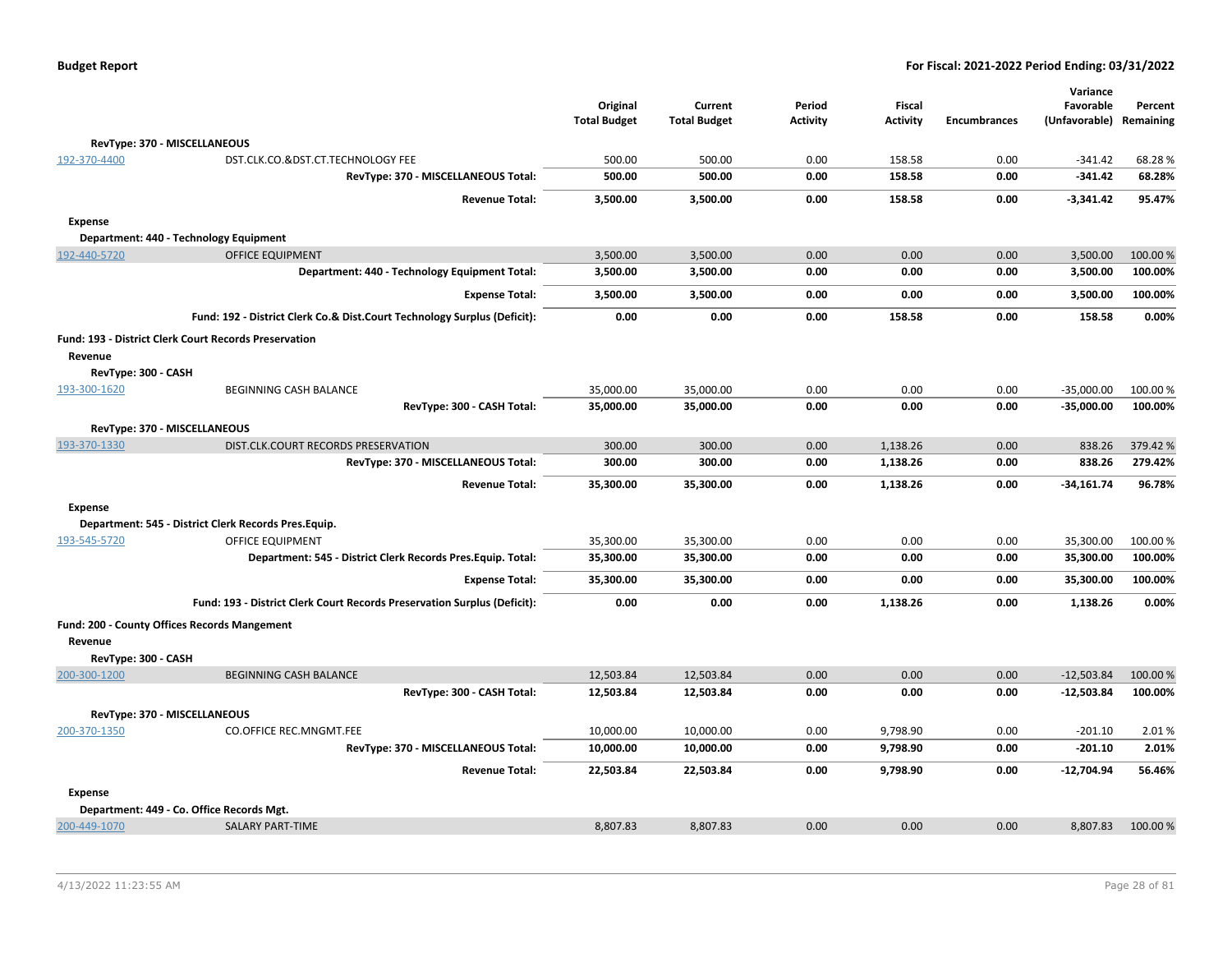| | | Original Total Budget | Current Total Budget | Period Activity | Fiscal Activity | Encumbrances | Variance Favorable (Unfavorable) | Percent Remaining |
|---|---|---|---|---|---|---|---|---|
| **RevType: 370 - MISCELLANEOUS** | | | | | | | | |
| 192-370-4400 | DST.CLK.CO.&DST.CT.TECHNOLOGY FEE | 500.00 | 500.00 | 0.00 | 158.58 | 0.00 | -341.42 | 68.28 % |
| | **RevType: 370 - MISCELLANEOUS Total:** | **500.00** | **500.00** | **0.00** | **158.58** | **0.00** | **-341.42** | **68.28%** |
| | **Revenue Total:** | **3,500.00** | **3,500.00** | **0.00** | **158.58** | **0.00** | **-3,341.42** | **95.47%** |
| **Expense** | | | | | | | | |
| **Department: 440 - Technology Equipment** | | | | | | | | |
| 192-440-5720 | OFFICE EQUIPMENT | 3,500.00 | 3,500.00 | 0.00 | 0.00 | 0.00 | 3,500.00 | 100.00 % |
| | **Department: 440 - Technology Equipment Total:** | **3,500.00** | **3,500.00** | **0.00** | **0.00** | **0.00** | **3,500.00** | **100.00%** |
| | **Expense Total:** | **3,500.00** | **3,500.00** | **0.00** | **0.00** | **0.00** | **3,500.00** | **100.00%** |
| | **Fund: 192 - District Clerk Co.& Dist.Court Technology Surplus (Deficit):** | **0.00** | **0.00** | **0.00** | **158.58** | **0.00** | **158.58** | **0.00%** |
| **Fund: 193 - District Clerk Court Records Preservation** | | | | | | | | |
| **Revenue** | | | | | | | | |
| **RevType: 300 - CASH** | | | | | | | | |
| 193-300-1620 | BEGINNING CASH BALANCE | 35,000.00 | 35,000.00 | 0.00 | 0.00 | 0.00 | -35,000.00 | 100.00 % |
| | **RevType: 300 - CASH Total:** | **35,000.00** | **35,000.00** | **0.00** | **0.00** | **0.00** | **-35,000.00** | **100.00%** |
| **RevType: 370 - MISCELLANEOUS** | | | | | | | | |
| 193-370-1330 | DIST.CLK.COURT RECORDS PRESERVATION | 300.00 | 300.00 | 0.00 | 1,138.26 | 0.00 | 838.26 | 379.42 % |
| | **RevType: 370 - MISCELLANEOUS Total:** | **300.00** | **300.00** | **0.00** | **1,138.26** | **0.00** | **838.26** | **279.42%** |
| | **Revenue Total:** | **35,300.00** | **35,300.00** | **0.00** | **1,138.26** | **0.00** | **-34,161.74** | **96.78%** |
| **Expense** | | | | | | | | |
| **Department: 545 - District Clerk Records Pres.Equip.** | | | | | | | | |
| 193-545-5720 | OFFICE EQUIPMENT | 35,300.00 | 35,300.00 | 0.00 | 0.00 | 0.00 | 35,300.00 | 100.00 % |
| | **Department: 545 - District Clerk Records Pres.Equip. Total:** | **35,300.00** | **35,300.00** | **0.00** | **0.00** | **0.00** | **35,300.00** | **100.00%** |
| | **Expense Total:** | **35,300.00** | **35,300.00** | **0.00** | **0.00** | **0.00** | **35,300.00** | **100.00%** |
| | **Fund: 193 - District Clerk Court Records Preservation Surplus (Deficit):** | **0.00** | **0.00** | **0.00** | **1,138.26** | **0.00** | **1,138.26** | **0.00%** |
| **Fund: 200 - County Offices Records Mangement** | | | | | | | | |
| **Revenue** | | | | | | | | |
| **RevType: 300 - CASH** | | | | | | | | |
| 200-300-1200 | BEGINNING CASH BALANCE | 12,503.84 | 12,503.84 | 0.00 | 0.00 | 0.00 | -12,503.84 | 100.00 % |
| | **RevType: 300 - CASH Total:** | **12,503.84** | **12,503.84** | **0.00** | **0.00** | **0.00** | **-12,503.84** | **100.00%** |
| **RevType: 370 - MISCELLANEOUS** | | | | | | | | |
| 200-370-1350 | CO.OFFICE REC.MNGMT.FEE | 10,000.00 | 10,000.00 | 0.00 | 9,798.90 | 0.00 | -201.10 | 2.01 % |
| | **RevType: 370 - MISCELLANEOUS Total:** | **10,000.00** | **10,000.00** | **0.00** | **9,798.90** | **0.00** | **-201.10** | **2.01%** |
| | **Revenue Total:** | **22,503.84** | **22,503.84** | **0.00** | **9,798.90** | **0.00** | **-12,704.94** | **56.46%** |
| **Expense** | | | | | | | | |
| **Department: 449 - Co. Office Records Mgt.** | | | | | | | | |
| 200-449-1070 | SALARY PART-TIME | 8,807.83 | 8,807.83 | 0.00 | 0.00 | 0.00 | 8,807.83 | 100.00 % |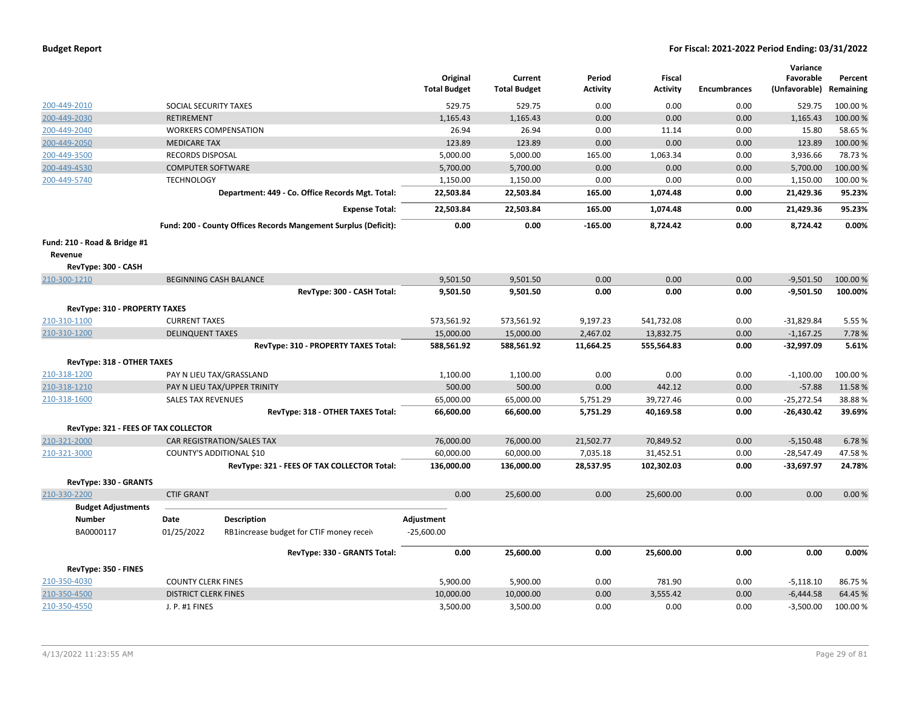**Budget Report** **For Fiscal: 2021-2022 Period Ending: 03/31/2022**

| | | Original Total Budget | Current Total Budget | Period Activity | Fiscal Activity | Encumbrances | Variance Favorable (Unfavorable) | Percent Remaining |
|---|---|---|---|---|---|---|---|---|
| 200-449-2010 | SOCIAL SECURITY TAXES | 529.75 | 529.75 | 0.00 | 0.00 | 0.00 | 529.75 | 100.00 % |
| 200-449-2030 | RETIREMENT | 1,165.43 | 1,165.43 | 0.00 | 0.00 | 0.00 | 1,165.43 | 100.00 % |
| 200-449-2040 | WORKERS COMPENSATION | 26.94 | 26.94 | 0.00 | 11.14 | 0.00 | 15.80 | 58.65 % |
| 200-449-2050 | MEDICARE TAX | 123.89 | 123.89 | 0.00 | 0.00 | 0.00 | 123.89 | 100.00 % |
| 200-449-3500 | RECORDS DISPOSAL | 5,000.00 | 5,000.00 | 165.00 | 1,063.34 | 0.00 | 3,936.66 | 78.73 % |
| 200-449-4530 | COMPUTER SOFTWARE | 5,700.00 | 5,700.00 | 0.00 | 0.00 | 0.00 | 5,700.00 | 100.00 % |
| 200-449-5740 | TECHNOLOGY | 1,150.00 | 1,150.00 | 0.00 | 0.00 | 0.00 | 1,150.00 | 100.00 % |
| | **Department: 449 - Co. Office Records Mgt. Total:** | **22,503.84** | **22,503.84** | **165.00** | **1,074.48** | **0.00** | **21,429.36** | **95.23%** |
| | **Expense Total:** | **22,503.84** | **22,503.84** | **165.00** | **1,074.48** | **0.00** | **21,429.36** | **95.23%** |
| | **Fund: 200 - County Offices Records Mangement Surplus (Deficit):** | **0.00** | **0.00** | **-165.00** | **8,724.42** | **0.00** | **8,724.42** | **0.00%** |

**Fund: 210 - Road & Bridge #1**

**Revenue**

| | | Original Total Budget | Current Total Budget | Period Activity | Fiscal Activity | Encumbrances | Variance Favorable (Unfavorable) | Percent Remaining |
|---|---|---|---|---|---|---|---|---|
| **RevType: 300 - CASH** | | | | | | | | |
| 210-300-1210 | BEGINNING CASH BALANCE | 9,501.50 | 9,501.50 | 0.00 | 0.00 | 0.00 | -9,501.50 | 100.00 % |
| | **RevType: 300 - CASH Total:** | **9,501.50** | **9,501.50** | **0.00** | **0.00** | **0.00** | **-9,501.50** | **100.00%** |
| **RevType: 310 - PROPERTY TAXES** | | | | | | | | |
| 210-310-1100 | CURRENT TAXES | 573,561.92 | 573,561.92 | 9,197.23 | 541,732.08 | 0.00 | -31,829.84 | 5.55 % |
| 210-310-1200 | DELINQUENT TAXES | 15,000.00 | 15,000.00 | 2,467.02 | 13,832.75 | 0.00 | -1,167.25 | 7.78 % |
| | **RevType: 310 - PROPERTY TAXES Total:** | **588,561.92** | **588,561.92** | **11,664.25** | **555,564.83** | **0.00** | **-32,997.09** | **5.61%** |
| **RevType: 318 - OTHER TAXES** | | | | | | | | |
| 210-318-1200 | PAY N LIEU TAX/GRASSLAND | 1,100.00 | 1,100.00 | 0.00 | 0.00 | 0.00 | -1,100.00 | 100.00 % |
| 210-318-1210 | PAY N LIEU TAX/UPPER TRINITY | 500.00 | 500.00 | 0.00 | 442.12 | 0.00 | -57.88 | 11.58 % |
| 210-318-1600 | SALES TAX REVENUES | 65,000.00 | 65,000.00 | 5,751.29 | 39,727.46 | 0.00 | -25,272.54 | 38.88 % |
| | **RevType: 318 - OTHER TAXES Total:** | **66,600.00** | **66,600.00** | **5,751.29** | **40,169.58** | **0.00** | **-26,430.42** | **39.69%** |
| **RevType: 321 - FEES OF TAX COLLECTOR** | | | | | | | | |
| 210-321-2000 | CAR REGISTRATION/SALES TAX | 76,000.00 | 76,000.00 | 21,502.77 | 70,849.52 | 0.00 | -5,150.48 | 6.78 % |
| 210-321-3000 | COUNTY'S ADDITIONAL $10 | 60,000.00 | 60,000.00 | 7,035.18 | 31,452.51 | 0.00 | -28,547.49 | 47.58 % |
| | **RevType: 321 - FEES OF TAX COLLECTOR Total:** | **136,000.00** | **136,000.00** | **28,537.95** | **102,302.03** | **0.00** | **-33,697.97** | **24.78%** |
| **RevType: 330 - GRANTS** | | | | | | | | |
| 210-330-2200 | CTIF GRANT | 0.00 | 25,600.00 | 0.00 | 25,600.00 | 0.00 | 0.00 | 0.00 % |

**Budget Adjustments**

| Number | Date | Description | Adjustment |
|---|---|---|---|
| BA0000117 | 01/25/2022 | RB1increase budget for CTIF money receiv | -25,600.00 |

| | | Original Total Budget | Current Total Budget | Period Activity | Fiscal Activity | Encumbrances | Variance Favorable (Unfavorable) | Percent Remaining |
|---|---|---|---|---|---|---|---|---|
| | **RevType: 330 - GRANTS Total:** | **0.00** | **25,600.00** | **0.00** | **25,600.00** | **0.00** | **0.00** | **0.00%** |
| **RevType: 350 - FINES** | | | | | | | | |
| 210-350-4030 | COUNTY CLERK FINES | 5,900.00 | 5,900.00 | 0.00 | 781.90 | 0.00 | -5,118.10 | 86.75 % |
| 210-350-4500 | DISTRICT CLERK FINES | 10,000.00 | 10,000.00 | 0.00 | 3,555.42 | 0.00 | -6,444.58 | 64.45 % |
| 210-350-4550 | J. P. #1 FINES | 3,500.00 | 3,500.00 | 0.00 | 0.00 | 0.00 | -3,500.00 | 100.00 % |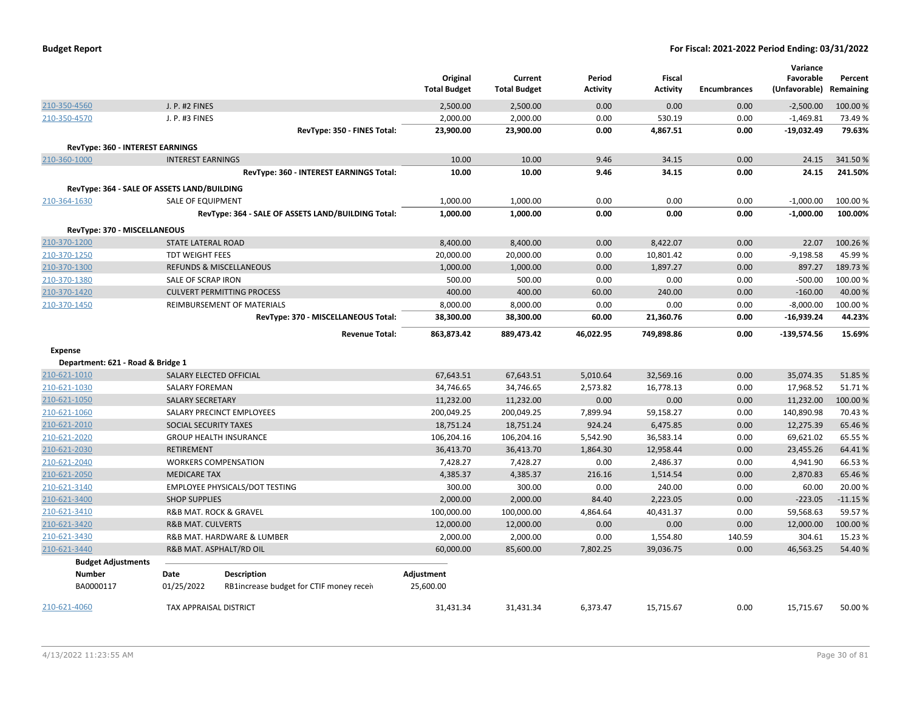**Budget Report** — **For Fiscal: 2021-2022 Period Ending: 03/31/2022**

| | | Original Total Budget | Current Total Budget | Period Activity | Fiscal Activity | Encumbrances | Variance Favorable (Unfavorable) | Percent Remaining |
|---|---|---|---|---|---|---|---|---|
| 210-350-4560 | J. P. #2 FINES | 2,500.00 | 2,500.00 | 0.00 | 0.00 | 0.00 | -2,500.00 | 100.00 % |
| 210-350-4570 | J. P. #3 FINES | 2,000.00 | 2,000.00 | 0.00 | 530.19 | 0.00 | -1,469.81 | 73.49 % |
| | **RevType: 350 - FINES Total:** | **23,900.00** | **23,900.00** | **0.00** | **4,867.51** | **0.00** | **-19,032.49** | **79.63%** |
| **RevType: 360 - INTEREST EARNINGS** | | | | | | | | |
| 210-360-1000 | INTEREST EARNINGS | 10.00 | 10.00 | 9.46 | 34.15 | 0.00 | 24.15 | 341.50 % |
| | **RevType: 360 - INTEREST EARNINGS Total:** | **10.00** | **10.00** | **9.46** | **34.15** | **0.00** | **24.15** | **241.50%** |
| **RevType: 364 - SALE OF ASSETS LAND/BUILDING** | | | | | | | | |
| 210-364-1630 | SALE OF EQUIPMENT | 1,000.00 | 1,000.00 | 0.00 | 0.00 | 0.00 | -1,000.00 | 100.00 % |
| | **RevType: 364 - SALE OF ASSETS LAND/BUILDING Total:** | **1,000.00** | **1,000.00** | **0.00** | **0.00** | **0.00** | **-1,000.00** | **100.00%** |
| **RevType: 370 - MISCELLANEOUS** | | | | | | | | |
| 210-370-1200 | STATE LATERAL ROAD | 8,400.00 | 8,400.00 | 0.00 | 8,422.07 | 0.00 | 22.07 | 100.26 % |
| 210-370-1250 | TDT WEIGHT FEES | 20,000.00 | 20,000.00 | 0.00 | 10,801.42 | 0.00 | -9,198.58 | 45.99 % |
| 210-370-1300 | REFUNDS & MISCELLANEOUS | 1,000.00 | 1,000.00 | 0.00 | 1,897.27 | 0.00 | 897.27 | 189.73 % |
| 210-370-1380 | SALE OF SCRAP IRON | 500.00 | 500.00 | 0.00 | 0.00 | 0.00 | -500.00 | 100.00 % |
| 210-370-1420 | CULVERT PERMITTING PROCESS | 400.00 | 400.00 | 60.00 | 240.00 | 0.00 | -160.00 | 40.00 % |
| 210-370-1450 | REIMBURSEMENT OF MATERIALS | 8,000.00 | 8,000.00 | 0.00 | 0.00 | 0.00 | -8,000.00 | 100.00 % |
| | **RevType: 370 - MISCELLANEOUS Total:** | **38,300.00** | **38,300.00** | **60.00** | **21,360.76** | **0.00** | **-16,939.24** | **44.23%** |
| | **Revenue Total:** | **863,873.42** | **889,473.42** | **46,022.95** | **749,898.86** | **0.00** | **-139,574.56** | **15.69%** |
| **Expense** | | | | | | | | |
| **Department: 621 - Road & Bridge 1** | | | | | | | | |
| 210-621-1010 | SALARY ELECTED OFFICIAL | 67,643.51 | 67,643.51 | 5,010.64 | 32,569.16 | 0.00 | 35,074.35 | 51.85 % |
| 210-621-1030 | SALARY FOREMAN | 34,746.65 | 34,746.65 | 2,573.82 | 16,778.13 | 0.00 | 17,968.52 | 51.71 % |
| 210-621-1050 | SALARY SECRETARY | 11,232.00 | 11,232.00 | 0.00 | 0.00 | 0.00 | 11,232.00 | 100.00 % |
| 210-621-1060 | SALARY PRECINCT EMPLOYEES | 200,049.25 | 200,049.25 | 7,899.94 | 59,158.27 | 0.00 | 140,890.98 | 70.43 % |
| 210-621-2010 | SOCIAL SECURITY TAXES | 18,751.24 | 18,751.24 | 924.24 | 6,475.85 | 0.00 | 12,275.39 | 65.46 % |
| 210-621-2020 | GROUP HEALTH INSURANCE | 106,204.16 | 106,204.16 | 5,542.90 | 36,583.14 | 0.00 | 69,621.02 | 65.55 % |
| 210-621-2030 | RETIREMENT | 36,413.70 | 36,413.70 | 1,864.30 | 12,958.44 | 0.00 | 23,455.26 | 64.41 % |
| 210-621-2040 | WORKERS COMPENSATION | 7,428.27 | 7,428.27 | 0.00 | 2,486.37 | 0.00 | 4,941.90 | 66.53 % |
| 210-621-2050 | MEDICARE TAX | 4,385.37 | 4,385.37 | 216.16 | 1,514.54 | 0.00 | 2,870.83 | 65.46 % |
| 210-621-3140 | EMPLOYEE PHYSICALS/DOT TESTING | 300.00 | 300.00 | 0.00 | 240.00 | 0.00 | 60.00 | 20.00 % |
| 210-621-3400 | SHOP SUPPLIES | 2,000.00 | 2,000.00 | 84.40 | 2,223.05 | 0.00 | -223.05 | -11.15 % |
| 210-621-3410 | R&B MAT. ROCK & GRAVEL | 100,000.00 | 100,000.00 | 4,864.64 | 40,431.37 | 0.00 | 59,568.63 | 59.57 % |
| 210-621-3420 | R&B MAT. CULVERTS | 12,000.00 | 12,000.00 | 0.00 | 0.00 | 0.00 | 12,000.00 | 100.00 % |
| 210-621-3430 | R&B MAT. HARDWARE & LUMBER | 2,000.00 | 2,000.00 | 0.00 | 1,554.80 | 140.59 | 304.61 | 15.23 % |
| 210-621-3440 | R&B MAT. ASPHALT/RD OIL | 60,000.00 | 85,600.00 | 7,802.25 | 39,036.75 | 0.00 | 46,563.25 | 54.40 % |

**Budget Adjustments**

| Number | Date | Description | Adjustment |
|---|---|---|---|
| BA0000117 | 01/25/2022 | RB1increase budget for CTIF money receiv | 25,600.00 |

| | | Original Total Budget | Current Total Budget | Period Activity | Fiscal Activity | Encumbrances | Variance Favorable (Unfavorable) | Percent Remaining |
|---|---|---|---|---|---|---|---|---|
| 210-621-4060 | TAX APPRAISAL DISTRICT | 31,431.34 | 31,431.34 | 6,373.47 | 15,715.67 | 0.00 | 15,715.67 | 50.00 % |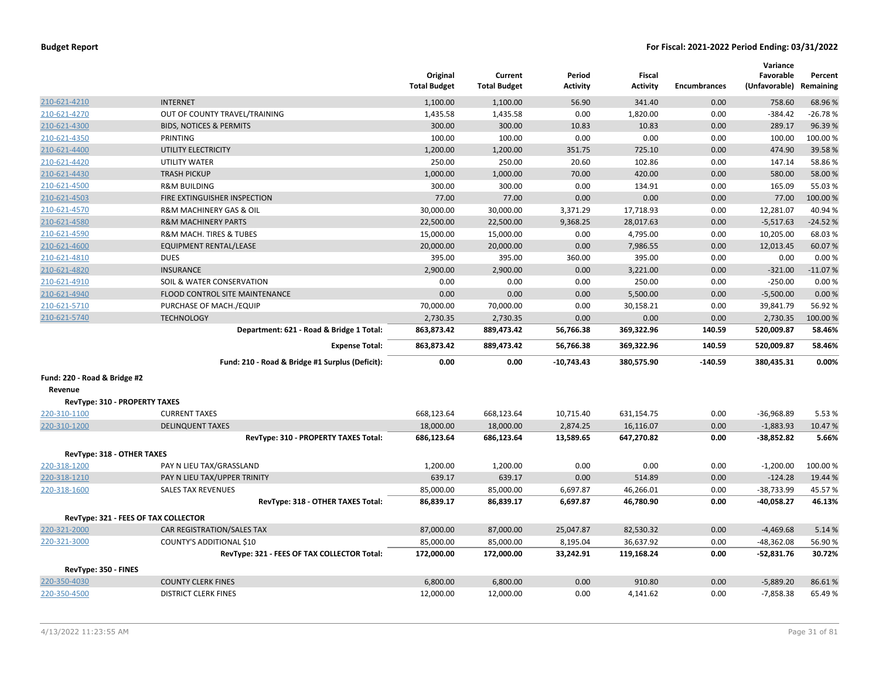# Budget Report

**For Fiscal: 2021-2022 Period Ending: 03/31/2022**

| | | Original Total Budget | Current Total Budget | Period Activity | Fiscal Activity | Encumbrances | Variance Favorable (Unfavorable) | Percent Remaining |
|---|---|---|---|---|---|---|---|---|
| 210-621-4210 | INTERNET | 1,100.00 | 1,100.00 | 56.90 | 341.40 | 0.00 | 758.60 | 68.96 % |
| 210-621-4270 | OUT OF COUNTY TRAVEL/TRAINING | 1,435.58 | 1,435.58 | 0.00 | 1,820.00 | 0.00 | -384.42 | -26.78 % |
| 210-621-4300 | BIDS, NOTICES & PERMITS | 300.00 | 300.00 | 10.83 | 10.83 | 0.00 | 289.17 | 96.39 % |
| 210-621-4350 | PRINTING | 100.00 | 100.00 | 0.00 | 0.00 | 0.00 | 100.00 | 100.00 % |
| 210-621-4400 | UTILITY ELECTRICITY | 1,200.00 | 1,200.00 | 351.75 | 725.10 | 0.00 | 474.90 | 39.58 % |
| 210-621-4420 | UTILITY WATER | 250.00 | 250.00 | 20.60 | 102.86 | 0.00 | 147.14 | 58.86 % |
| 210-621-4430 | TRASH PICKUP | 1,000.00 | 1,000.00 | 70.00 | 420.00 | 0.00 | 580.00 | 58.00 % |
| 210-621-4500 | R&M BUILDING | 300.00 | 300.00 | 0.00 | 134.91 | 0.00 | 165.09 | 55.03 % |
| 210-621-4503 | FIRE EXTINGUISHER INSPECTION | 77.00 | 77.00 | 0.00 | 0.00 | 0.00 | 77.00 | 100.00 % |
| 210-621-4570 | R&M MACHINERY GAS & OIL | 30,000.00 | 30,000.00 | 3,371.29 | 17,718.93 | 0.00 | 12,281.07 | 40.94 % |
| 210-621-4580 | R&M MACHINERY PARTS | 22,500.00 | 22,500.00 | 9,368.25 | 28,017.63 | 0.00 | -5,517.63 | -24.52 % |
| 210-621-4590 | R&M MACH. TIRES & TUBES | 15,000.00 | 15,000.00 | 0.00 | 4,795.00 | 0.00 | 10,205.00 | 68.03 % |
| 210-621-4600 | EQUIPMENT RENTAL/LEASE | 20,000.00 | 20,000.00 | 0.00 | 7,986.55 | 0.00 | 12,013.45 | 60.07 % |
| 210-621-4810 | DUES | 395.00 | 395.00 | 360.00 | 395.00 | 0.00 | 0.00 | 0.00 % |
| 210-621-4820 | INSURANCE | 2,900.00 | 2,900.00 | 0.00 | 3,221.00 | 0.00 | -321.00 | -11.07 % |
| 210-621-4910 | SOIL & WATER CONSERVATION | 0.00 | 0.00 | 0.00 | 250.00 | 0.00 | -250.00 | 0.00 % |
| 210-621-4940 | FLOOD CONTROL SITE MAINTENANCE | 0.00 | 0.00 | 0.00 | 5,500.00 | 0.00 | -5,500.00 | 0.00 % |
| 210-621-5710 | PURCHASE OF MACH./EQUIP | 70,000.00 | 70,000.00 | 0.00 | 30,158.21 | 0.00 | 39,841.79 | 56.92 % |
| 210-621-5740 | TECHNOLOGY | 2,730.35 | 2,730.35 | 0.00 | 0.00 | 0.00 | 2,730.35 | 100.00 % |
| | **Department: 621 - Road & Bridge 1 Total:** | **863,873.42** | **889,473.42** | **56,766.38** | **369,322.96** | **140.59** | **520,009.87** | **58.46%** |
| | **Expense Total:** | **863,873.42** | **889,473.42** | **56,766.38** | **369,322.96** | **140.59** | **520,009.87** | **58.46%** |
| | **Fund: 210 - Road & Bridge #1 Surplus (Deficit):** | **0.00** | **0.00** | **-10,743.43** | **380,575.90** | **-140.59** | **380,435.31** | **0.00%** |
| **Fund: 220 - Road & Bridge #2** | | | | | | | | |
| **Revenue** | | | | | | | | |
| **RevType: 310 - PROPERTY TAXES** | | | | | | | | |
| 220-310-1100 | CURRENT TAXES | 668,123.64 | 668,123.64 | 10,715.40 | 631,154.75 | 0.00 | -36,968.89 | 5.53 % |
| 220-310-1200 | DELINQUENT TAXES | 18,000.00 | 18,000.00 | 2,874.25 | 16,116.07 | 0.00 | -1,883.93 | 10.47 % |
| | **RevType: 310 - PROPERTY TAXES Total:** | **686,123.64** | **686,123.64** | **13,589.65** | **647,270.82** | **0.00** | **-38,852.82** | **5.66%** |
| **RevType: 318 - OTHER TAXES** | | | | | | | | |
| 220-318-1200 | PAY N LIEU TAX/GRASSLAND | 1,200.00 | 1,200.00 | 0.00 | 0.00 | 0.00 | -1,200.00 | 100.00 % |
| 220-318-1210 | PAY N LIEU TAX/UPPER TRINITY | 639.17 | 639.17 | 0.00 | 514.89 | 0.00 | -124.28 | 19.44 % |
| 220-318-1600 | SALES TAX REVENUES | 85,000.00 | 85,000.00 | 6,697.87 | 46,266.01 | 0.00 | -38,733.99 | 45.57 % |
| | **RevType: 318 - OTHER TAXES Total:** | **86,839.17** | **86,839.17** | **6,697.87** | **46,780.90** | **0.00** | **-40,058.27** | **46.13%** |
| **RevType: 321 - FEES OF TAX COLLECTOR** | | | | | | | | |
| 220-321-2000 | CAR REGISTRATION/SALES TAX | 87,000.00 | 87,000.00 | 25,047.87 | 82,530.32 | 0.00 | -4,469.68 | 5.14 % |
| 220-321-3000 | COUNTY'S ADDITIONAL $10 | 85,000.00 | 85,000.00 | 8,195.04 | 36,637.92 | 0.00 | -48,362.08 | 56.90 % |
| | **RevType: 321 - FEES OF TAX COLLECTOR Total:** | **172,000.00** | **172,000.00** | **33,242.91** | **119,168.24** | **0.00** | **-52,831.76** | **30.72%** |
| **RevType: 350 - FINES** | | | | | | | | |
| 220-350-4030 | COUNTY CLERK FINES | 6,800.00 | 6,800.00 | 0.00 | 910.80 | 0.00 | -5,889.20 | 86.61 % |
| 220-350-4500 | DISTRICT CLERK FINES | 12,000.00 | 12,000.00 | 0.00 | 4,141.62 | 0.00 | -7,858.38 | 65.49 % |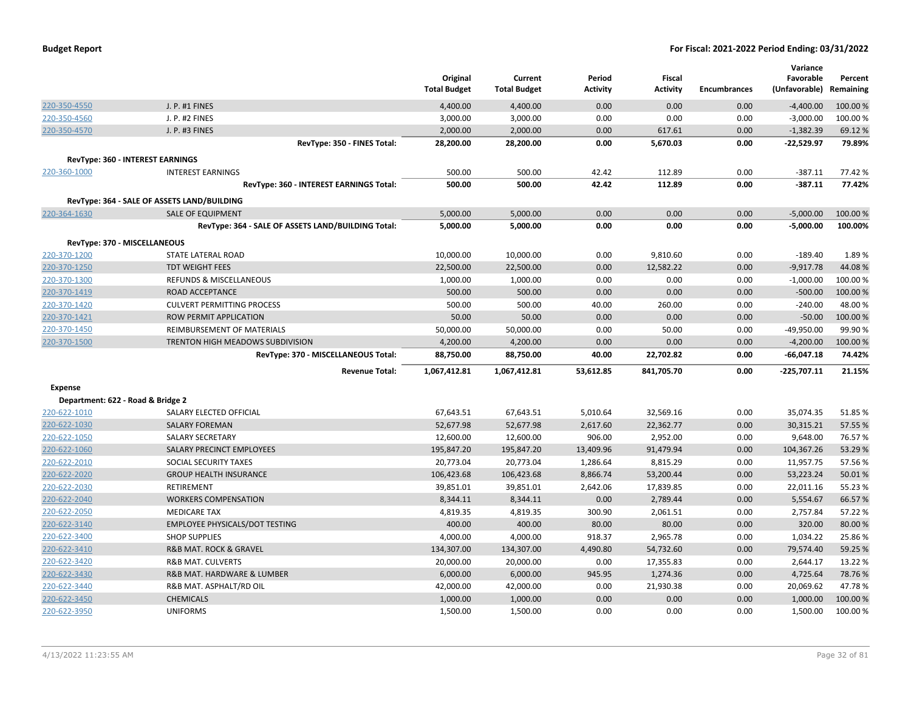## Budget Report

**For Fiscal: 2021-2022 Period Ending: 03/31/2022**

| | | Original Total Budget | Current Total Budget | Period Activity | Fiscal Activity | Encumbrances | Variance Favorable (Unfavorable) | Percent Remaining |
|---|---|---|---|---|---|---|---|---|
| 220-350-4550 | J. P. #1 FINES | 4,400.00 | 4,400.00 | 0.00 | 0.00 | 0.00 | -4,400.00 | 100.00 % |
| 220-350-4560 | J. P. #2 FINES | 3,000.00 | 3,000.00 | 0.00 | 0.00 | 0.00 | -3,000.00 | 100.00 % |
| 220-350-4570 | J. P. #3 FINES | 2,000.00 | 2,000.00 | 0.00 | 617.61 | 0.00 | -1,382.39 | 69.12 % |
| | **RevType: 350 - FINES Total:** | **28,200.00** | **28,200.00** | **0.00** | **5,670.03** | **0.00** | **-22,529.97** | **79.89%** |
| **RevType: 360 - INTEREST EARNINGS** | | | | | | | | |
| 220-360-1000 | INTEREST EARNINGS | 500.00 | 500.00 | 42.42 | 112.89 | 0.00 | -387.11 | 77.42 % |
| | **RevType: 360 - INTEREST EARNINGS Total:** | **500.00** | **500.00** | **42.42** | **112.89** | **0.00** | **-387.11** | **77.42%** |
| **RevType: 364 - SALE OF ASSETS LAND/BUILDING** | | | | | | | | |
| 220-364-1630 | SALE OF EQUIPMENT | 5,000.00 | 5,000.00 | 0.00 | 0.00 | 0.00 | -5,000.00 | 100.00 % |
| | **RevType: 364 - SALE OF ASSETS LAND/BUILDING Total:** | **5,000.00** | **5,000.00** | **0.00** | **0.00** | **0.00** | **-5,000.00** | **100.00%** |
| **RevType: 370 - MISCELLANEOUS** | | | | | | | | |
| 220-370-1200 | STATE LATERAL ROAD | 10,000.00 | 10,000.00 | 0.00 | 9,810.60 | 0.00 | -189.40 | 1.89 % |
| 220-370-1250 | TDT WEIGHT FEES | 22,500.00 | 22,500.00 | 0.00 | 12,582.22 | 0.00 | -9,917.78 | 44.08 % |
| 220-370-1300 | REFUNDS & MISCELLANEOUS | 1,000.00 | 1,000.00 | 0.00 | 0.00 | 0.00 | -1,000.00 | 100.00 % |
| 220-370-1419 | ROAD ACCEPTANCE | 500.00 | 500.00 | 0.00 | 0.00 | 0.00 | -500.00 | 100.00 % |
| 220-370-1420 | CULVERT PERMITTING PROCESS | 500.00 | 500.00 | 40.00 | 260.00 | 0.00 | -240.00 | 48.00 % |
| 220-370-1421 | ROW PERMIT APPLICATION | 50.00 | 50.00 | 0.00 | 0.00 | 0.00 | -50.00 | 100.00 % |
| 220-370-1450 | REIMBURSEMENT OF MATERIALS | 50,000.00 | 50,000.00 | 0.00 | 50.00 | 0.00 | -49,950.00 | 99.90 % |
| 220-370-1500 | TRENTON HIGH MEADOWS SUBDIVISION | 4,200.00 | 4,200.00 | 0.00 | 0.00 | 0.00 | -4,200.00 | 100.00 % |
| | **RevType: 370 - MISCELLANEOUS Total:** | **88,750.00** | **88,750.00** | **40.00** | **22,702.82** | **0.00** | **-66,047.18** | **74.42%** |
| | **Revenue Total:** | **1,067,412.81** | **1,067,412.81** | **53,612.85** | **841,705.70** | **0.00** | **-225,707.11** | **21.15%** |
| **Expense** | | | | | | | | |
| **Department: 622 - Road & Bridge 2** | | | | | | | | |
| 220-622-1010 | SALARY ELECTED OFFICIAL | 67,643.51 | 67,643.51 | 5,010.64 | 32,569.16 | 0.00 | 35,074.35 | 51.85 % |
| 220-622-1030 | SALARY FOREMAN | 52,677.98 | 52,677.98 | 2,617.60 | 22,362.77 | 0.00 | 30,315.21 | 57.55 % |
| 220-622-1050 | SALARY SECRETARY | 12,600.00 | 12,600.00 | 906.00 | 2,952.00 | 0.00 | 9,648.00 | 76.57 % |
| 220-622-1060 | SALARY PRECINCT EMPLOYEES | 195,847.20 | 195,847.20 | 13,409.96 | 91,479.94 | 0.00 | 104,367.26 | 53.29 % |
| 220-622-2010 | SOCIAL SECURITY TAXES | 20,773.04 | 20,773.04 | 1,286.64 | 8,815.29 | 0.00 | 11,957.75 | 57.56 % |
| 220-622-2020 | GROUP HEALTH INSURANCE | 106,423.68 | 106,423.68 | 8,866.74 | 53,200.44 | 0.00 | 53,223.24 | 50.01 % |
| 220-622-2030 | RETIREMENT | 39,851.01 | 39,851.01 | 2,642.06 | 17,839.85 | 0.00 | 22,011.16 | 55.23 % |
| 220-622-2040 | WORKERS COMPENSATION | 8,344.11 | 8,344.11 | 0.00 | 2,789.44 | 0.00 | 5,554.67 | 66.57 % |
| 220-622-2050 | MEDICARE TAX | 4,819.35 | 4,819.35 | 300.90 | 2,061.51 | 0.00 | 2,757.84 | 57.22 % |
| 220-622-3140 | EMPLOYEE PHYSICALS/DOT TESTING | 400.00 | 400.00 | 80.00 | 80.00 | 0.00 | 320.00 | 80.00 % |
| 220-622-3400 | SHOP SUPPLIES | 4,000.00 | 4,000.00 | 918.37 | 2,965.78 | 0.00 | 1,034.22 | 25.86 % |
| 220-622-3410 | R&B MAT. ROCK & GRAVEL | 134,307.00 | 134,307.00 | 4,490.80 | 54,732.60 | 0.00 | 79,574.40 | 59.25 % |
| 220-622-3420 | R&B MAT. CULVERTS | 20,000.00 | 20,000.00 | 0.00 | 17,355.83 | 0.00 | 2,644.17 | 13.22 % |
| 220-622-3430 | R&B MAT. HARDWARE & LUMBER | 6,000.00 | 6,000.00 | 945.95 | 1,274.36 | 0.00 | 4,725.64 | 78.76 % |
| 220-622-3440 | R&B MAT. ASPHALT/RD OIL | 42,000.00 | 42,000.00 | 0.00 | 21,930.38 | 0.00 | 20,069.62 | 47.78 % |
| 220-622-3450 | CHEMICALS | 1,000.00 | 1,000.00 | 0.00 | 0.00 | 0.00 | 1,000.00 | 100.00 % |
| 220-622-3950 | UNIFORMS | 1,500.00 | 1,500.00 | 0.00 | 0.00 | 0.00 | 1,500.00 | 100.00 % |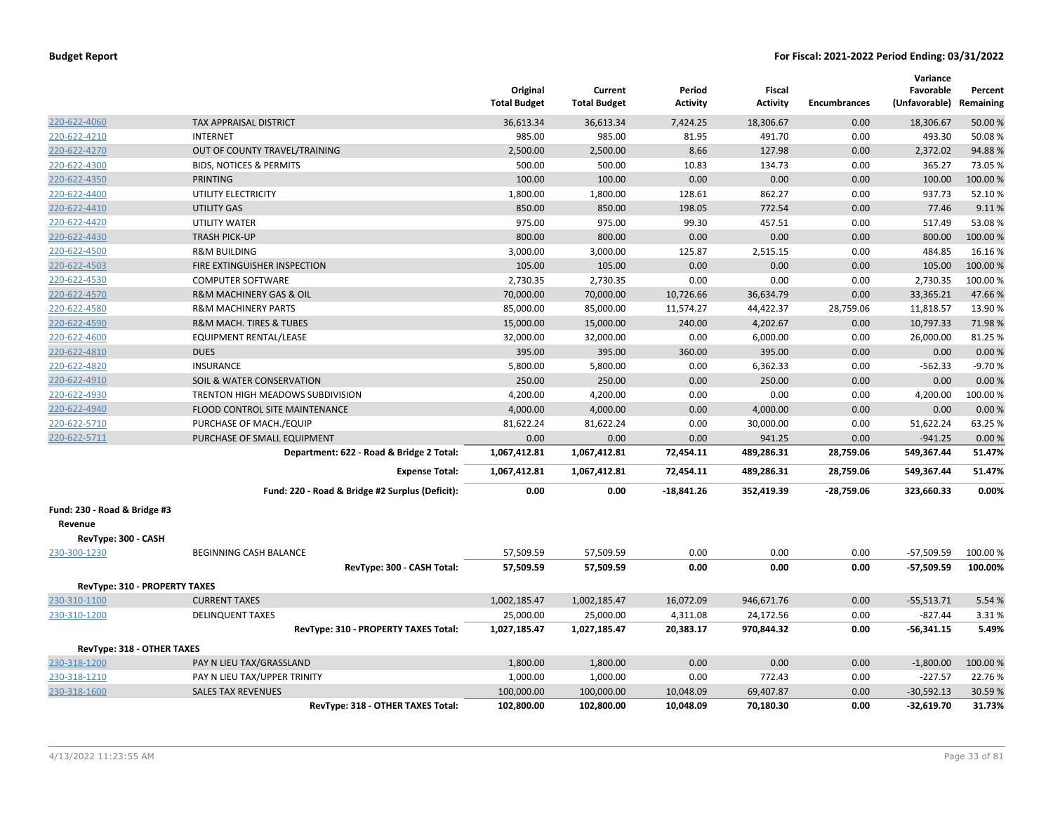**Budget Report** — For Fiscal: 2021-2022 Period Ending: 03/31/2022

| | | Original Total Budget | Current Total Budget | Period Activity | Fiscal Activity | Encumbrances | Variance Favorable (Unfavorable) | Percent Remaining |
|---|---|---|---|---|---|---|---|---|
| 220-622-4060 | TAX APPRAISAL DISTRICT | 36,613.34 | 36,613.34 | 7,424.25 | 18,306.67 | 0.00 | 18,306.67 | 50.00 % |
| 220-622-4210 | INTERNET | 985.00 | 985.00 | 81.95 | 491.70 | 0.00 | 493.30 | 50.08 % |
| 220-622-4270 | OUT OF COUNTY TRAVEL/TRAINING | 2,500.00 | 2,500.00 | 8.66 | 127.98 | 0.00 | 2,372.02 | 94.88 % |
| 220-622-4300 | BIDS, NOTICES & PERMITS | 500.00 | 500.00 | 10.83 | 134.73 | 0.00 | 365.27 | 73.05 % |
| 220-622-4350 | PRINTING | 100.00 | 100.00 | 0.00 | 0.00 | 0.00 | 100.00 | 100.00 % |
| 220-622-4400 | UTILITY ELECTRICITY | 1,800.00 | 1,800.00 | 128.61 | 862.27 | 0.00 | 937.73 | 52.10 % |
| 220-622-4410 | UTILITY GAS | 850.00 | 850.00 | 198.05 | 772.54 | 0.00 | 77.46 | 9.11 % |
| 220-622-4420 | UTILITY WATER | 975.00 | 975.00 | 99.30 | 457.51 | 0.00 | 517.49 | 53.08 % |
| 220-622-4430 | TRASH PICK-UP | 800.00 | 800.00 | 0.00 | 0.00 | 0.00 | 800.00 | 100.00 % |
| 220-622-4500 | R&M BUILDING | 3,000.00 | 3,000.00 | 125.87 | 2,515.15 | 0.00 | 484.85 | 16.16 % |
| 220-622-4503 | FIRE EXTINGUISHER INSPECTION | 105.00 | 105.00 | 0.00 | 0.00 | 0.00 | 105.00 | 100.00 % |
| 220-622-4530 | COMPUTER SOFTWARE | 2,730.35 | 2,730.35 | 0.00 | 0.00 | 0.00 | 2,730.35 | 100.00 % |
| 220-622-4570 | R&M MACHINERY GAS & OIL | 70,000.00 | 70,000.00 | 10,726.66 | 36,634.79 | 0.00 | 33,365.21 | 47.66 % |
| 220-622-4580 | R&M MACHINERY PARTS | 85,000.00 | 85,000.00 | 11,574.27 | 44,422.37 | 28,759.06 | 11,818.57 | 13.90 % |
| 220-622-4590 | R&M MACH. TIRES & TUBES | 15,000.00 | 15,000.00 | 240.00 | 4,202.67 | 0.00 | 10,797.33 | 71.98 % |
| 220-622-4600 | EQUIPMENT RENTAL/LEASE | 32,000.00 | 32,000.00 | 0.00 | 6,000.00 | 0.00 | 26,000.00 | 81.25 % |
| 220-622-4810 | DUES | 395.00 | 395.00 | 360.00 | 395.00 | 0.00 | 0.00 | 0.00 % |
| 220-622-4820 | INSURANCE | 5,800.00 | 5,800.00 | 0.00 | 6,362.33 | 0.00 | -562.33 | -9.70 % |
| 220-622-4910 | SOIL & WATER CONSERVATION | 250.00 | 250.00 | 0.00 | 250.00 | 0.00 | 0.00 | 0.00 % |
| 220-622-4930 | TRENTON HIGH MEADOWS SUBDIVISION | 4,200.00 | 4,200.00 | 0.00 | 0.00 | 0.00 | 4,200.00 | 100.00 % |
| 220-622-4940 | FLOOD CONTROL SITE MAINTENANCE | 4,000.00 | 4,000.00 | 0.00 | 4,000.00 | 0.00 | 0.00 | 0.00 % |
| 220-622-5710 | PURCHASE OF MACH./EQUIP | 81,622.24 | 81,622.24 | 0.00 | 30,000.00 | 0.00 | 51,622.24 | 63.25 % |
| 220-622-5711 | PURCHASE OF SMALL EQUIPMENT | 0.00 | 0.00 | 0.00 | 941.25 | 0.00 | -941.25 | 0.00 % |
| | **Department: 622 - Road & Bridge 2 Total:** | **1,067,412.81** | **1,067,412.81** | **72,454.11** | **489,286.31** | **28,759.06** | **549,367.44** | **51.47%** |
| | **Expense Total:** | **1,067,412.81** | **1,067,412.81** | **72,454.11** | **489,286.31** | **28,759.06** | **549,367.44** | **51.47%** |
| | **Fund: 220 - Road & Bridge #2 Surplus (Deficit):** | **0.00** | **0.00** | **-18,841.26** | **352,419.39** | **-28,759.06** | **323,660.33** | **0.00%** |
| **Fund: 230 - Road & Bridge #3** | | | | | | | | |
| **Revenue** | | | | | | | | |
| **RevType: 300 - CASH** | | | | | | | | |
| 230-300-1230 | BEGINNING CASH BALANCE | 57,509.59 | 57,509.59 | 0.00 | 0.00 | 0.00 | -57,509.59 | 100.00 % |
| | **RevType: 300 - CASH Total:** | **57,509.59** | **57,509.59** | **0.00** | **0.00** | **0.00** | **-57,509.59** | **100.00%** |
| **RevType: 310 - PROPERTY TAXES** | | | | | | | | |
| 230-310-1100 | CURRENT TAXES | 1,002,185.47 | 1,002,185.47 | 16,072.09 | 946,671.76 | 0.00 | -55,513.71 | 5.54 % |
| 230-310-1200 | DELINQUENT TAXES | 25,000.00 | 25,000.00 | 4,311.08 | 24,172.56 | 0.00 | -827.44 | 3.31 % |
| | **RevType: 310 - PROPERTY TAXES Total:** | **1,027,185.47** | **1,027,185.47** | **20,383.17** | **970,844.32** | **0.00** | **-56,341.15** | **5.49%** |
| **RevType: 318 - OTHER TAXES** | | | | | | | | |
| 230-318-1200 | PAY N LIEU TAX/GRASSLAND | 1,800.00 | 1,800.00 | 0.00 | 0.00 | 0.00 | -1,800.00 | 100.00 % |
| 230-318-1210 | PAY N LIEU TAX/UPPER TRINITY | 1,000.00 | 1,000.00 | 0.00 | 772.43 | 0.00 | -227.57 | 22.76 % |
| 230-318-1600 | SALES TAX REVENUES | 100,000.00 | 100,000.00 | 10,048.09 | 69,407.87 | 0.00 | -30,592.13 | 30.59 % |
| | **RevType: 318 - OTHER TAXES Total:** | **102,800.00** | **102,800.00** | **10,048.09** | **70,180.30** | **0.00** | **-32,619.70** | **31.73%** |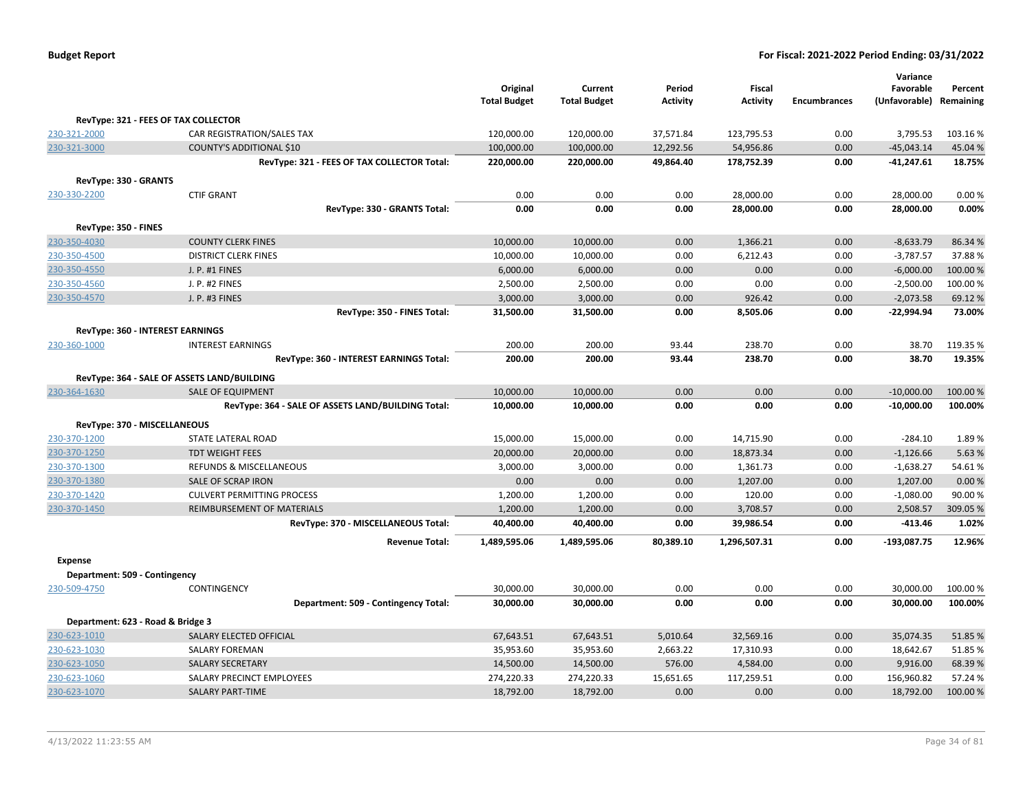| | | Original Total Budget | Current Total Budget | Period Activity | Fiscal Activity | Encumbrances | Variance Favorable (Unfavorable) | Percent Remaining |
|---|---|---|---|---|---|---|---|---|
| **RevType: 321 - FEES OF TAX COLLECTOR** | | | | | | | | |
| 230-321-2000 | CAR REGISTRATION/SALES TAX | 120,000.00 | 120,000.00 | 37,571.84 | 123,795.53 | 0.00 | 3,795.53 | 103.16 % |
| 230-321-3000 | COUNTY'S ADDITIONAL $10 | 100,000.00 | 100,000.00 | 12,292.56 | 54,956.86 | 0.00 | -45,043.14 | 45.04 % |
| | **RevType: 321 - FEES OF TAX COLLECTOR Total:** | **220,000.00** | **220,000.00** | **49,864.40** | **178,752.39** | **0.00** | **-41,247.61** | **18.75%** |
| **RevType: 330 - GRANTS** | | | | | | | | |
| 230-330-2200 | CTIF GRANT | 0.00 | 0.00 | 0.00 | 28,000.00 | 0.00 | 28,000.00 | 0.00 % |
| | **RevType: 330 - GRANTS Total:** | **0.00** | **0.00** | **0.00** | **28,000.00** | **0.00** | **28,000.00** | **0.00%** |
| **RevType: 350 - FINES** | | | | | | | | |
| 230-350-4030 | COUNTY CLERK FINES | 10,000.00 | 10,000.00 | 0.00 | 1,366.21 | 0.00 | -8,633.79 | 86.34 % |
| 230-350-4500 | DISTRICT CLERK FINES | 10,000.00 | 10,000.00 | 0.00 | 6,212.43 | 0.00 | -3,787.57 | 37.88 % |
| 230-350-4550 | J. P. #1 FINES | 6,000.00 | 6,000.00 | 0.00 | 0.00 | 0.00 | -6,000.00 | 100.00 % |
| 230-350-4560 | J. P. #2 FINES | 2,500.00 | 2,500.00 | 0.00 | 0.00 | 0.00 | -2,500.00 | 100.00 % |
| 230-350-4570 | J. P. #3 FINES | 3,000.00 | 3,000.00 | 0.00 | 926.42 | 0.00 | -2,073.58 | 69.12 % |
| | **RevType: 350 - FINES Total:** | **31,500.00** | **31,500.00** | **0.00** | **8,505.06** | **0.00** | **-22,994.94** | **73.00%** |
| **RevType: 360 - INTEREST EARNINGS** | | | | | | | | |
| 230-360-1000 | INTEREST EARNINGS | 200.00 | 200.00 | 93.44 | 238.70 | 0.00 | 38.70 | 119.35 % |
| | **RevType: 360 - INTEREST EARNINGS Total:** | **200.00** | **200.00** | **93.44** | **238.70** | **0.00** | **38.70** | **19.35%** |
| **RevType: 364 - SALE OF ASSETS LAND/BUILDING** | | | | | | | | |
| 230-364-1630 | SALE OF EQUIPMENT | 10,000.00 | 10,000.00 | 0.00 | 0.00 | 0.00 | -10,000.00 | 100.00 % |
| | **RevType: 364 - SALE OF ASSETS LAND/BUILDING Total:** | **10,000.00** | **10,000.00** | **0.00** | **0.00** | **0.00** | **-10,000.00** | **100.00%** |
| **RevType: 370 - MISCELLANEOUS** | | | | | | | | |
| 230-370-1200 | STATE LATERAL ROAD | 15,000.00 | 15,000.00 | 0.00 | 14,715.90 | 0.00 | -284.10 | 1.89 % |
| 230-370-1250 | TDT WEIGHT FEES | 20,000.00 | 20,000.00 | 0.00 | 18,873.34 | 0.00 | -1,126.66 | 5.63 % |
| 230-370-1300 | REFUNDS & MISCELLANEOUS | 3,000.00 | 3,000.00 | 0.00 | 1,361.73 | 0.00 | -1,638.27 | 54.61 % |
| 230-370-1380 | SALE OF SCRAP IRON | 0.00 | 0.00 | 0.00 | 1,207.00 | 0.00 | 1,207.00 | 0.00 % |
| 230-370-1420 | CULVERT PERMITTING PROCESS | 1,200.00 | 1,200.00 | 0.00 | 120.00 | 0.00 | -1,080.00 | 90.00 % |
| 230-370-1450 | REIMBURSEMENT OF MATERIALS | 1,200.00 | 1,200.00 | 0.00 | 3,708.57 | 0.00 | 2,508.57 | 309.05 % |
| | **RevType: 370 - MISCELLANEOUS Total:** | **40,400.00** | **40,400.00** | **0.00** | **39,986.54** | **0.00** | **-413.46** | **1.02%** |
| | **Revenue Total:** | **1,489,595.06** | **1,489,595.06** | **80,389.10** | **1,296,507.31** | **0.00** | **-193,087.75** | **12.96%** |
| **Expense** | | | | | | | | |
| **Department: 509 - Contingency** | | | | | | | | |
| 230-509-4750 | CONTINGENCY | 30,000.00 | 30,000.00 | 0.00 | 0.00 | 0.00 | 30,000.00 | 100.00 % |
| | **Department: 509 - Contingency Total:** | **30,000.00** | **30,000.00** | **0.00** | **0.00** | **0.00** | **30,000.00** | **100.00%** |
| **Department: 623 - Road & Bridge 3** | | | | | | | | |
| 230-623-1010 | SALARY ELECTED OFFICIAL | 67,643.51 | 67,643.51 | 5,010.64 | 32,569.16 | 0.00 | 35,074.35 | 51.85 % |
| 230-623-1030 | SALARY FOREMAN | 35,953.60 | 35,953.60 | 2,663.22 | 17,310.93 | 0.00 | 18,642.67 | 51.85 % |
| 230-623-1050 | SALARY SECRETARY | 14,500.00 | 14,500.00 | 576.00 | 4,584.00 | 0.00 | 9,916.00 | 68.39 % |
| 230-623-1060 | SALARY PRECINCT EMPLOYEES | 274,220.33 | 274,220.33 | 15,651.65 | 117,259.51 | 0.00 | 156,960.82 | 57.24 % |
| 230-623-1070 | SALARY PART-TIME | 18,792.00 | 18,792.00 | 0.00 | 0.00 | 0.00 | 18,792.00 | 100.00 % |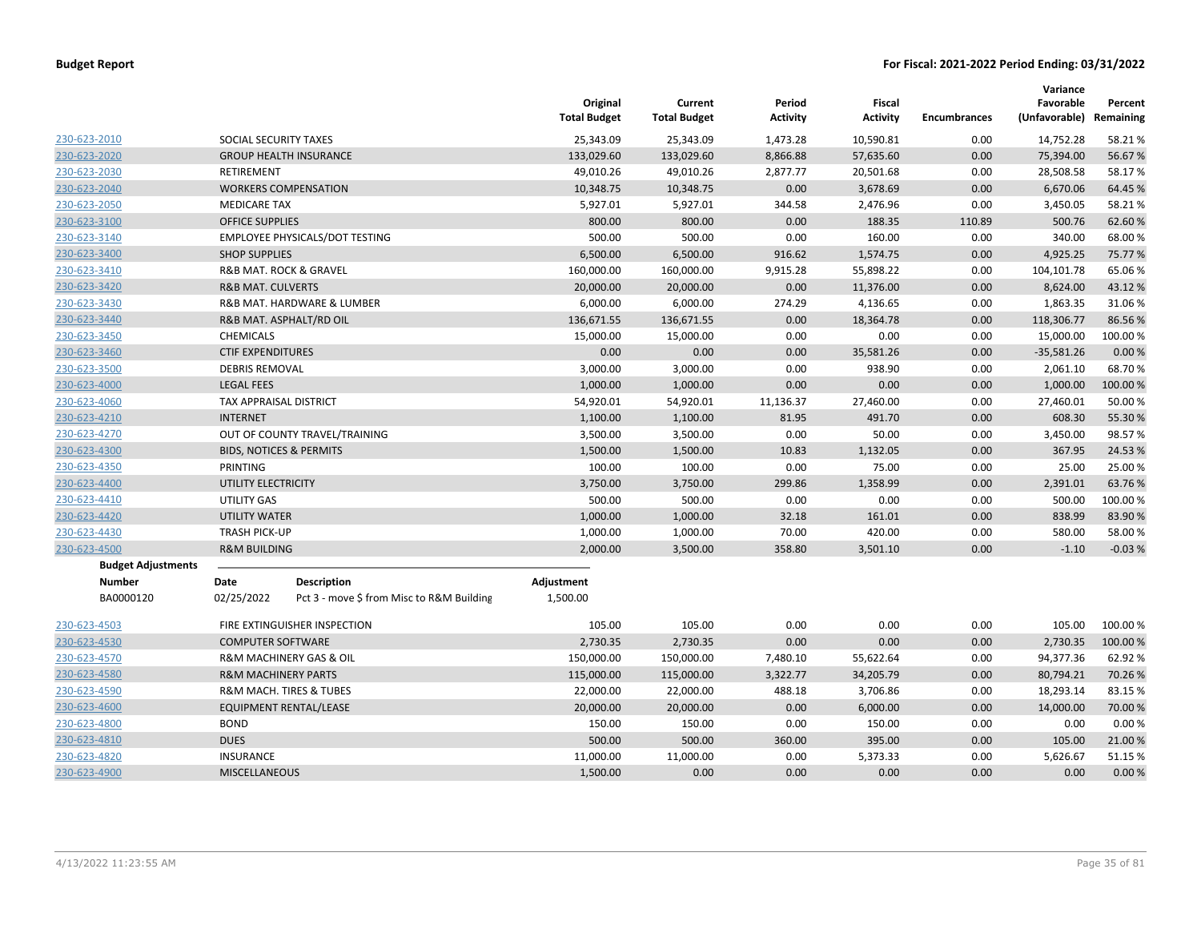| | | Original Total Budget | Current Total Budget | Period Activity | Fiscal Activity | Encumbrances | Variance Favorable (Unfavorable) | Percent Remaining |
|---|---|---|---|---|---|---|---|---|
| 230-623-2010 | SOCIAL SECURITY TAXES | 25,343.09 | 25,343.09 | 1,473.28 | 10,590.81 | 0.00 | 14,752.28 | 58.21 % |
| 230-623-2020 | GROUP HEALTH INSURANCE | 133,029.60 | 133,029.60 | 8,866.88 | 57,635.60 | 0.00 | 75,394.00 | 56.67 % |
| 230-623-2030 | RETIREMENT | 49,010.26 | 49,010.26 | 2,877.77 | 20,501.68 | 0.00 | 28,508.58 | 58.17 % |
| 230-623-2040 | WORKERS COMPENSATION | 10,348.75 | 10,348.75 | 0.00 | 3,678.69 | 0.00 | 6,670.06 | 64.45 % |
| 230-623-2050 | MEDICARE TAX | 5,927.01 | 5,927.01 | 344.58 | 2,476.96 | 0.00 | 3,450.05 | 58.21 % |
| 230-623-3100 | OFFICE SUPPLIES | 800.00 | 800.00 | 0.00 | 188.35 | 110.89 | 500.76 | 62.60 % |
| 230-623-3140 | EMPLOYEE PHYSICALS/DOT TESTING | 500.00 | 500.00 | 0.00 | 160.00 | 0.00 | 340.00 | 68.00 % |
| 230-623-3400 | SHOP SUPPLIES | 6,500.00 | 6,500.00 | 916.62 | 1,574.75 | 0.00 | 4,925.25 | 75.77 % |
| 230-623-3410 | R&B MAT. ROCK & GRAVEL | 160,000.00 | 160,000.00 | 9,915.28 | 55,898.22 | 0.00 | 104,101.78 | 65.06 % |
| 230-623-3420 | R&B MAT. CULVERTS | 20,000.00 | 20,000.00 | 0.00 | 11,376.00 | 0.00 | 8,624.00 | 43.12 % |
| 230-623-3430 | R&B MAT. HARDWARE & LUMBER | 6,000.00 | 6,000.00 | 274.29 | 4,136.65 | 0.00 | 1,863.35 | 31.06 % |
| 230-623-3440 | R&B MAT. ASPHALT/RD OIL | 136,671.55 | 136,671.55 | 0.00 | 18,364.78 | 0.00 | 118,306.77 | 86.56 % |
| 230-623-3450 | CHEMICALS | 15,000.00 | 15,000.00 | 0.00 | 0.00 | 0.00 | 15,000.00 | 100.00 % |
| 230-623-3460 | CTIF EXPENDITURES | 0.00 | 0.00 | 0.00 | 35,581.26 | 0.00 | -35,581.26 | 0.00 % |
| 230-623-3500 | DEBRIS REMOVAL | 3,000.00 | 3,000.00 | 0.00 | 938.90 | 0.00 | 2,061.10 | 68.70 % |
| 230-623-4000 | LEGAL FEES | 1,000.00 | 1,000.00 | 0.00 | 0.00 | 0.00 | 1,000.00 | 100.00 % |
| 230-623-4060 | TAX APPRAISAL DISTRICT | 54,920.01 | 54,920.01 | 11,136.37 | 27,460.00 | 0.00 | 27,460.01 | 50.00 % |
| 230-623-4210 | INTERNET | 1,100.00 | 1,100.00 | 81.95 | 491.70 | 0.00 | 608.30 | 55.30 % |
| 230-623-4270 | OUT OF COUNTY TRAVEL/TRAINING | 3,500.00 | 3,500.00 | 0.00 | 50.00 | 0.00 | 3,450.00 | 98.57 % |
| 230-623-4300 | BIDS, NOTICES & PERMITS | 1,500.00 | 1,500.00 | 10.83 | 1,132.05 | 0.00 | 367.95 | 24.53 % |
| 230-623-4350 | PRINTING | 100.00 | 100.00 | 0.00 | 75.00 | 0.00 | 25.00 | 25.00 % |
| 230-623-4400 | UTILITY ELECTRICITY | 3,750.00 | 3,750.00 | 299.86 | 1,358.99 | 0.00 | 2,391.01 | 63.76 % |
| 230-623-4410 | UTILITY GAS | 500.00 | 500.00 | 0.00 | 0.00 | 0.00 | 500.00 | 100.00 % |
| 230-623-4420 | UTILITY WATER | 1,000.00 | 1,000.00 | 32.18 | 161.01 | 0.00 | 838.99 | 83.90 % |
| 230-623-4430 | TRASH PICK-UP | 1,000.00 | 1,000.00 | 70.00 | 420.00 | 0.00 | 580.00 | 58.00 % |
| 230-623-4500 | R&M BUILDING | 2,000.00 | 3,500.00 | 358.80 | 3,501.10 | 0.00 | -1.10 | -0.03 % |

**Budget Adjustments**

| Number | Date | Description | Adjustment |
|---|---|---|---|
| BA0000120 | 02/25/2022 | Pct 3 - move $ from Misc to R&M Building | 1,500.00 |

| | | Original Total Budget | Current Total Budget | Period Activity | Fiscal Activity | Encumbrances | Variance Favorable (Unfavorable) | Percent Remaining |
|---|---|---|---|---|---|---|---|---|
| 230-623-4503 | FIRE EXTINGUISHER INSPECTION | 105.00 | 105.00 | 0.00 | 0.00 | 0.00 | 105.00 | 100.00 % |
| 230-623-4530 | COMPUTER SOFTWARE | 2,730.35 | 2,730.35 | 0.00 | 0.00 | 0.00 | 2,730.35 | 100.00 % |
| 230-623-4570 | R&M MACHINERY GAS & OIL | 150,000.00 | 150,000.00 | 7,480.10 | 55,622.64 | 0.00 | 94,377.36 | 62.92 % |
| 230-623-4580 | R&M MACHINERY PARTS | 115,000.00 | 115,000.00 | 3,322.77 | 34,205.79 | 0.00 | 80,794.21 | 70.26 % |
| 230-623-4590 | R&M MACH. TIRES & TUBES | 22,000.00 | 22,000.00 | 488.18 | 3,706.86 | 0.00 | 18,293.14 | 83.15 % |
| 230-623-4600 | EQUIPMENT RENTAL/LEASE | 20,000.00 | 20,000.00 | 0.00 | 6,000.00 | 0.00 | 14,000.00 | 70.00 % |
| 230-623-4800 | BOND | 150.00 | 150.00 | 0.00 | 150.00 | 0.00 | 0.00 | 0.00 % |
| 230-623-4810 | DUES | 500.00 | 500.00 | 360.00 | 395.00 | 0.00 | 105.00 | 21.00 % |
| 230-623-4820 | INSURANCE | 11,000.00 | 11,000.00 | 0.00 | 5,373.33 | 0.00 | 5,626.67 | 51.15 % |
| 230-623-4900 | MISCELLANEOUS | 1,500.00 | 0.00 | 0.00 | 0.00 | 0.00 | 0.00 | 0.00 % |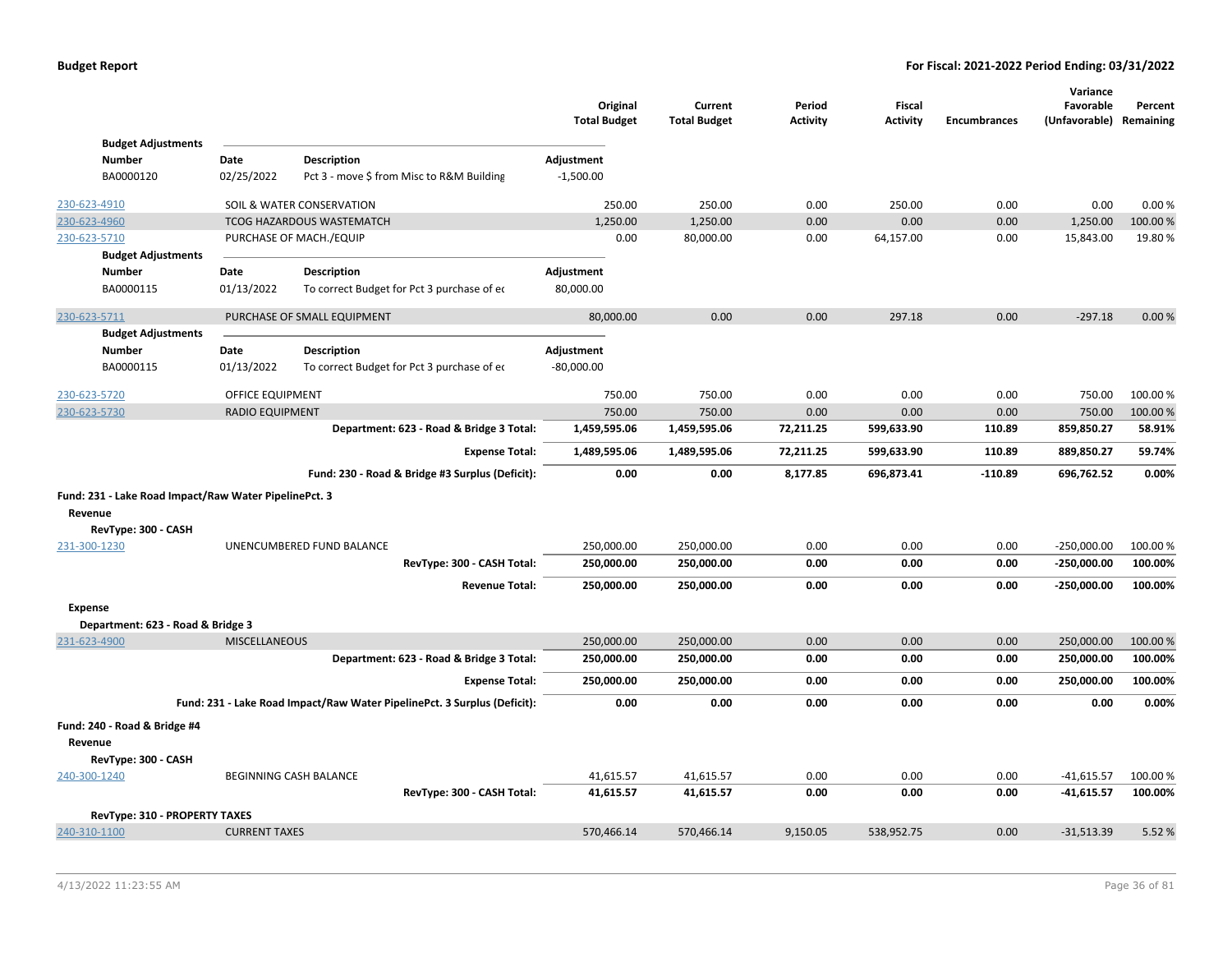**Budget Report** — **For Fiscal: 2021-2022 Period Ending: 03/31/2022**

| | | Original Total Budget | Current Total Budget | Period Activity | Fiscal Activity | Encumbrances | Variance Favorable (Unfavorable) | Percent Remaining |
|---|---|---|---|---|---|---|---|---|

**Budget Adjustments**

| Number | Date | Description | Adjustment |
|---|---|---|---|
| BA0000120 | 02/25/2022 | Pct 3 - move $ from Misc to R&M Building | -1,500.00 |

| Account | Description | Original Total Budget | Current Total Budget | Period Activity | Fiscal Activity | Encumbrances | Variance Favorable (Unfavorable) | Percent Remaining |
|---|---|---|---|---|---|---|---|---|
| 230-623-4910 | SOIL & WATER CONSERVATION | 250.00 | 250.00 | 0.00 | 250.00 | 0.00 | 0.00 | 0.00 % |
| 230-623-4960 | TCOG HAZARDOUS WASTEMATCH | 1,250.00 | 1,250.00 | 0.00 | 0.00 | 0.00 | 1,250.00 | 100.00 % |
| 230-623-5710 | PURCHASE OF MACH./EQUIP | 0.00 | 80,000.00 | 0.00 | 64,157.00 | 0.00 | 15,843.00 | 19.80 % |

**Budget Adjustments**

| Number | Date | Description | Adjustment |
|---|---|---|---|
| BA0000115 | 01/13/2022 | To correct Budget for Pct 3 purchase of ec | 80,000.00 |

| Account | Description | Original Total Budget | Current Total Budget | Period Activity | Fiscal Activity | Encumbrances | Variance Favorable (Unfavorable) | Percent Remaining |
|---|---|---|---|---|---|---|---|---|
| 230-623-5711 | PURCHASE OF SMALL EQUIPMENT | 80,000.00 | 0.00 | 0.00 | 297.18 | 0.00 | -297.18 | 0.00 % |

**Budget Adjustments**

| Number | Date | Description | Adjustment |
|---|---|---|---|
| BA0000115 | 01/13/2022 | To correct Budget for Pct 3 purchase of ec | -80,000.00 |

| Account | Description | Original Total Budget | Current Total Budget | Period Activity | Fiscal Activity | Encumbrances | Variance Favorable (Unfavorable) | Percent Remaining |
|---|---|---|---|---|---|---|---|---|
| 230-623-5720 | OFFICE EQUIPMENT | 750.00 | 750.00 | 0.00 | 0.00 | 0.00 | 750.00 | 100.00 % |
| 230-623-5730 | RADIO EQUIPMENT | 750.00 | 750.00 | 0.00 | 0.00 | 0.00 | 750.00 | 100.00 % |
| | **Department: 623 - Road & Bridge 3 Total:** | **1,459,595.06** | **1,459,595.06** | **72,211.25** | **599,633.90** | **110.89** | **859,850.27** | **58.91%** |
| | **Expense Total:** | **1,489,595.06** | **1,489,595.06** | **72,211.25** | **599,633.90** | **110.89** | **889,850.27** | **59.74%** |
| | **Fund: 230 - Road & Bridge #3 Surplus (Deficit):** | **0.00** | **0.00** | **8,177.85** | **696,873.41** | **-110.89** | **696,762.52** | **0.00%** |

**Fund: 231 - Lake Road Impact/Raw Water PipelinePct. 3**

**Revenue**

**RevType: 300 - CASH**

| Account | Description | Original Total Budget | Current Total Budget | Period Activity | Fiscal Activity | Encumbrances | Variance Favorable (Unfavorable) | Percent Remaining |
|---|---|---|---|---|---|---|---|---|
| 231-300-1230 | UNENCUMBERED FUND BALANCE | 250,000.00 | 250,000.00 | 0.00 | 0.00 | 0.00 | -250,000.00 | 100.00 % |
| | **RevType: 300 - CASH Total:** | **250,000.00** | **250,000.00** | **0.00** | **0.00** | **0.00** | **-250,000.00** | **100.00%** |
| | **Revenue Total:** | **250,000.00** | **250,000.00** | **0.00** | **0.00** | **0.00** | **-250,000.00** | **100.00%** |

**Expense**

**Department: 623 - Road & Bridge 3**

| Account | Description | Original Total Budget | Current Total Budget | Period Activity | Fiscal Activity | Encumbrances | Variance Favorable (Unfavorable) | Percent Remaining |
|---|---|---|---|---|---|---|---|---|
| 231-623-4900 | MISCELLANEOUS | 250,000.00 | 250,000.00 | 0.00 | 0.00 | 0.00 | 250,000.00 | 100.00 % |
| | **Department: 623 - Road & Bridge 3 Total:** | **250,000.00** | **250,000.00** | **0.00** | **0.00** | **0.00** | **250,000.00** | **100.00%** |
| | **Expense Total:** | **250,000.00** | **250,000.00** | **0.00** | **0.00** | **0.00** | **250,000.00** | **100.00%** |
| | **Fund: 231 - Lake Road Impact/Raw Water PipelinePct. 3 Surplus (Deficit):** | **0.00** | **0.00** | **0.00** | **0.00** | **0.00** | **0.00** | **0.00%** |

**Fund: 240 - Road & Bridge #4**

**Revenue**

**RevType: 300 - CASH**

| Account | Description | Original Total Budget | Current Total Budget | Period Activity | Fiscal Activity | Encumbrances | Variance Favorable (Unfavorable) | Percent Remaining |
|---|---|---|---|---|---|---|---|---|
| 240-300-1240 | BEGINNING CASH BALANCE | 41,615.57 | 41,615.57 | 0.00 | 0.00 | 0.00 | -41,615.57 | 100.00 % |
| | **RevType: 300 - CASH Total:** | **41,615.57** | **41,615.57** | **0.00** | **0.00** | **0.00** | **-41,615.57** | **100.00%** |

**RevType: 310 - PROPERTY TAXES**

| Account | Description | Original Total Budget | Current Total Budget | Period Activity | Fiscal Activity | Encumbrances | Variance Favorable (Unfavorable) | Percent Remaining |
|---|---|---|---|---|---|---|---|---|
| 240-310-1100 | CURRENT TAXES | 570,466.14 | 570,466.14 | 9,150.05 | 538,952.75 | 0.00 | -31,513.39 | 5.52 % |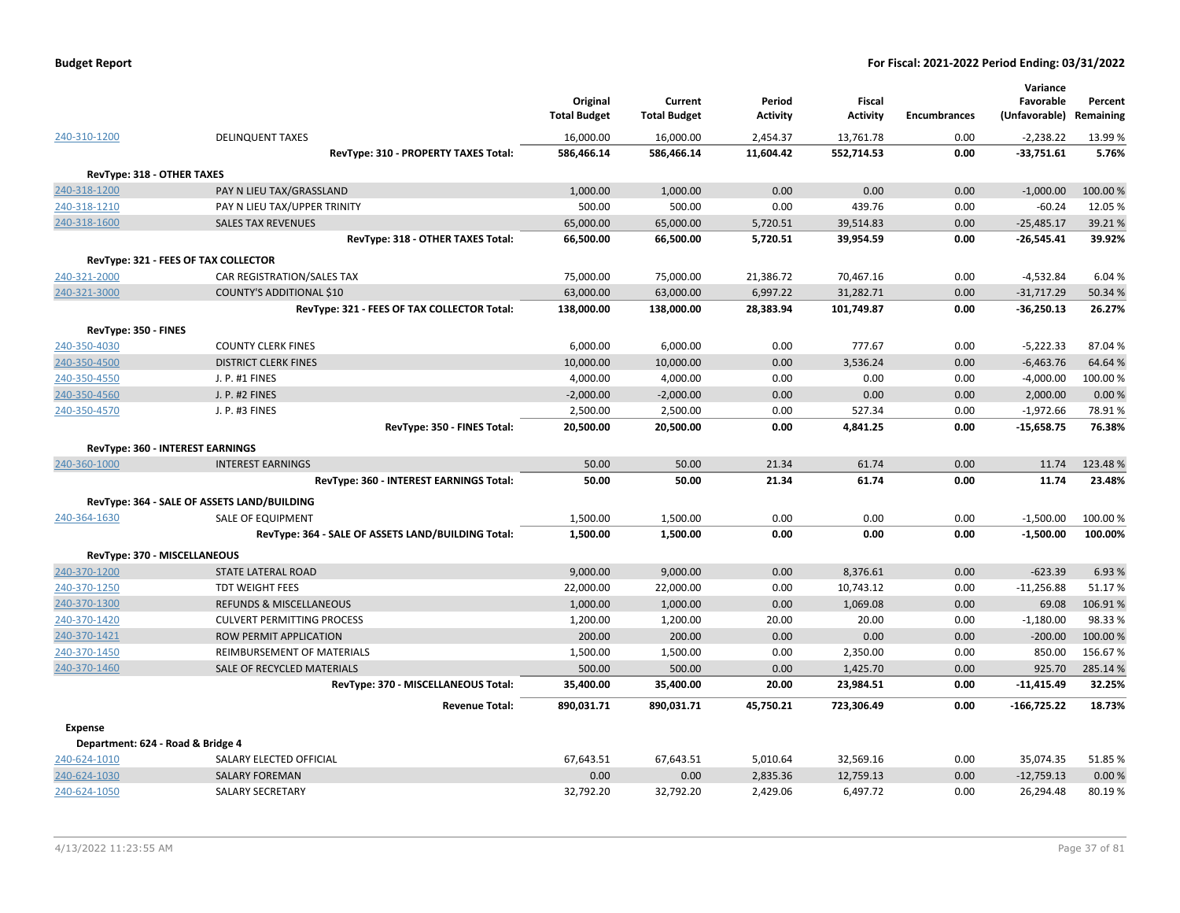**Budget Report** — **For Fiscal: 2021-2022 Period Ending: 03/31/2022**

| | | Original Total Budget | Current Total Budget | Period Activity | Fiscal Activity | Encumbrances | Variance Favorable (Unfavorable) | Percent Remaining |
|---|---|---|---|---|---|---|---|---|
| 240-310-1200 | DELINQUENT TAXES | 16,000.00 | 16,000.00 | 2,454.37 | 13,761.78 | 0.00 | -2,238.22 | 13.99 % |
| | **RevType: 310 - PROPERTY TAXES Total:** | **586,466.14** | **586,466.14** | **11,604.42** | **552,714.53** | **0.00** | **-33,751.61** | **5.76%** |
| **RevType: 318 - OTHER TAXES** | | | | | | | | |
| 240-318-1200 | PAY N LIEU TAX/GRASSLAND | 1,000.00 | 1,000.00 | 0.00 | 0.00 | 0.00 | -1,000.00 | 100.00 % |
| 240-318-1210 | PAY N LIEU TAX/UPPER TRINITY | 500.00 | 500.00 | 0.00 | 439.76 | 0.00 | -60.24 | 12.05 % |
| 240-318-1600 | SALES TAX REVENUES | 65,000.00 | 65,000.00 | 5,720.51 | 39,514.83 | 0.00 | -25,485.17 | 39.21 % |
| | **RevType: 318 - OTHER TAXES Total:** | **66,500.00** | **66,500.00** | **5,720.51** | **39,954.59** | **0.00** | **-26,545.41** | **39.92%** |
| **RevType: 321 - FEES OF TAX COLLECTOR** | | | | | | | | |
| 240-321-2000 | CAR REGISTRATION/SALES TAX | 75,000.00 | 75,000.00 | 21,386.72 | 70,467.16 | 0.00 | -4,532.84 | 6.04 % |
| 240-321-3000 | COUNTY'S ADDITIONAL $10 | 63,000.00 | 63,000.00 | 6,997.22 | 31,282.71 | 0.00 | -31,717.29 | 50.34 % |
| | **RevType: 321 - FEES OF TAX COLLECTOR Total:** | **138,000.00** | **138,000.00** | **28,383.94** | **101,749.87** | **0.00** | **-36,250.13** | **26.27%** |
| **RevType: 350 - FINES** | | | | | | | | |
| 240-350-4030 | COUNTY CLERK FINES | 6,000.00 | 6,000.00 | 0.00 | 777.67 | 0.00 | -5,222.33 | 87.04 % |
| 240-350-4500 | DISTRICT CLERK FINES | 10,000.00 | 10,000.00 | 0.00 | 3,536.24 | 0.00 | -6,463.76 | 64.64 % |
| 240-350-4550 | J. P. #1 FINES | 4,000.00 | 4,000.00 | 0.00 | 0.00 | 0.00 | -4,000.00 | 100.00 % |
| 240-350-4560 | J. P. #2 FINES | -2,000.00 | -2,000.00 | 0.00 | 0.00 | 0.00 | 2,000.00 | 0.00 % |
| 240-350-4570 | J. P. #3 FINES | 2,500.00 | 2,500.00 | 0.00 | 527.34 | 0.00 | -1,972.66 | 78.91 % |
| | **RevType: 350 - FINES Total:** | **20,500.00** | **20,500.00** | **0.00** | **4,841.25** | **0.00** | **-15,658.75** | **76.38%** |
| **RevType: 360 - INTEREST EARNINGS** | | | | | | | | |
| 240-360-1000 | INTEREST EARNINGS | 50.00 | 50.00 | 21.34 | 61.74 | 0.00 | 11.74 | 123.48 % |
| | **RevType: 360 - INTEREST EARNINGS Total:** | **50.00** | **50.00** | **21.34** | **61.74** | **0.00** | **11.74** | **23.48%** |
| **RevType: 364 - SALE OF ASSETS LAND/BUILDING** | | | | | | | | |
| 240-364-1630 | SALE OF EQUIPMENT | 1,500.00 | 1,500.00 | 0.00 | 0.00 | 0.00 | -1,500.00 | 100.00 % |
| | **RevType: 364 - SALE OF ASSETS LAND/BUILDING Total:** | **1,500.00** | **1,500.00** | **0.00** | **0.00** | **0.00** | **-1,500.00** | **100.00%** |
| **RevType: 370 - MISCELLANEOUS** | | | | | | | | |
| 240-370-1200 | STATE LATERAL ROAD | 9,000.00 | 9,000.00 | 0.00 | 8,376.61 | 0.00 | -623.39 | 6.93 % |
| 240-370-1250 | TDT WEIGHT FEES | 22,000.00 | 22,000.00 | 0.00 | 10,743.12 | 0.00 | -11,256.88 | 51.17 % |
| 240-370-1300 | REFUNDS & MISCELLANEOUS | 1,000.00 | 1,000.00 | 0.00 | 1,069.08 | 0.00 | 69.08 | 106.91 % |
| 240-370-1420 | CULVERT PERMITTING PROCESS | 1,200.00 | 1,200.00 | 20.00 | 20.00 | 0.00 | -1,180.00 | 98.33 % |
| 240-370-1421 | ROW PERMIT APPLICATION | 200.00 | 200.00 | 0.00 | 0.00 | 0.00 | -200.00 | 100.00 % |
| 240-370-1450 | REIMBURSEMENT OF MATERIALS | 1,500.00 | 1,500.00 | 0.00 | 2,350.00 | 0.00 | 850.00 | 156.67 % |
| 240-370-1460 | SALE OF RECYCLED MATERIALS | 500.00 | 500.00 | 0.00 | 1,425.70 | 0.00 | 925.70 | 285.14 % |
| | **RevType: 370 - MISCELLANEOUS Total:** | **35,400.00** | **35,400.00** | **20.00** | **23,984.51** | **0.00** | **-11,415.49** | **32.25%** |
| | **Revenue Total:** | **890,031.71** | **890,031.71** | **45,750.21** | **723,306.49** | **0.00** | **-166,725.22** | **18.73%** |
| **Expense** | | | | | | | | |
| **Department: 624 - Road & Bridge 4** | | | | | | | | |
| 240-624-1010 | SALARY ELECTED OFFICIAL | 67,643.51 | 67,643.51 | 5,010.64 | 32,569.16 | 0.00 | 35,074.35 | 51.85 % |
| 240-624-1030 | SALARY FOREMAN | 0.00 | 0.00 | 2,835.36 | 12,759.13 | 0.00 | -12,759.13 | 0.00 % |
| 240-624-1050 | SALARY SECRETARY | 32,792.20 | 32,792.20 | 2,429.06 | 6,497.72 | 0.00 | 26,294.48 | 80.19 % |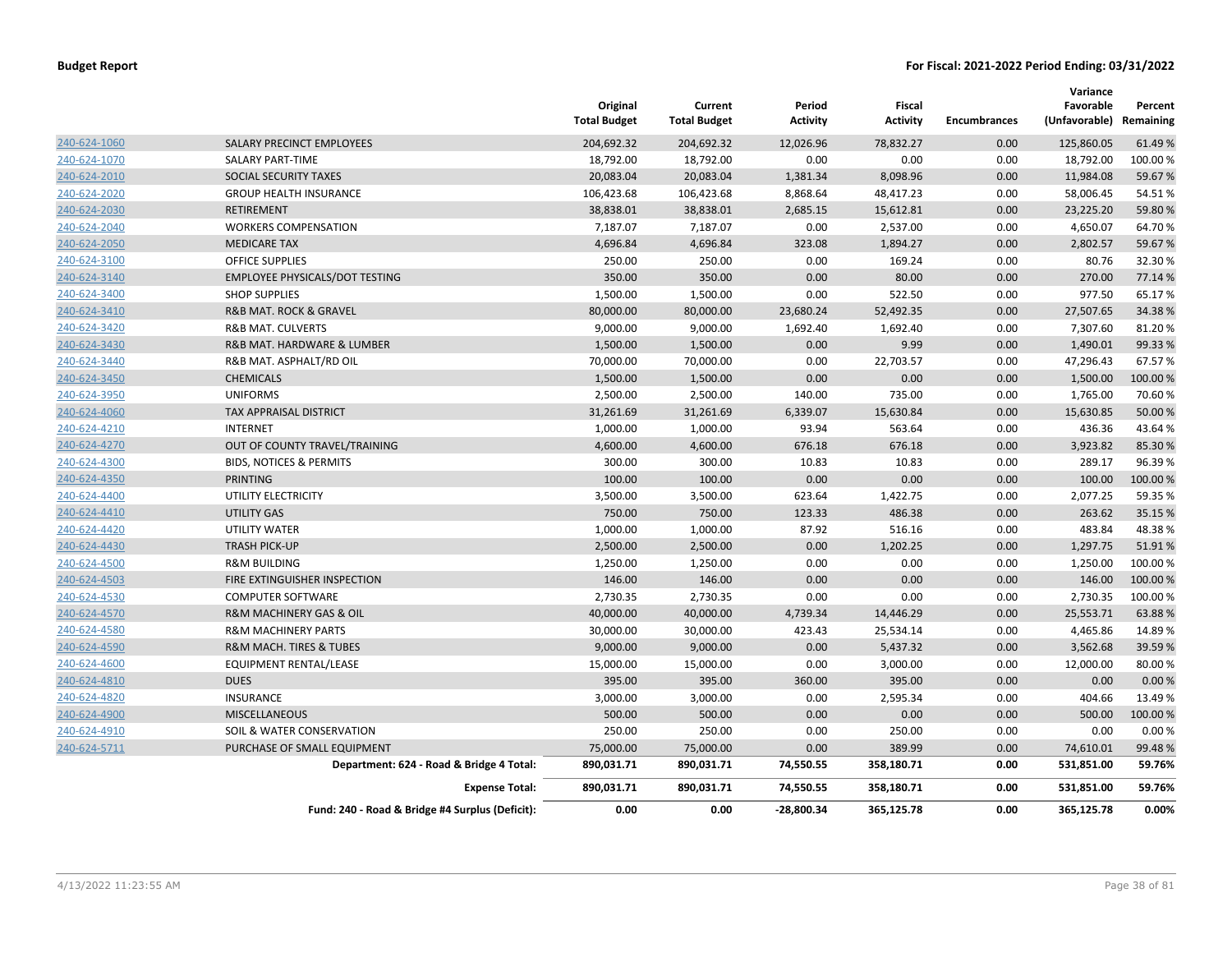**Budget Report** **For Fiscal: 2021-2022 Period Ending: 03/31/2022**

| | | Original Total Budget | Current Total Budget | Period Activity | Fiscal Activity | Encumbrances | Variance Favorable (Unfavorable) | Percent Remaining |
|---|---|---|---|---|---|---|---|---|
| 240-624-1060 | SALARY PRECINCT EMPLOYEES | 204,692.32 | 204,692.32 | 12,026.96 | 78,832.27 | 0.00 | 125,860.05 | 61.49 % |
| 240-624-1070 | SALARY PART-TIME | 18,792.00 | 18,792.00 | 0.00 | 0.00 | 0.00 | 18,792.00 | 100.00 % |
| 240-624-2010 | SOCIAL SECURITY TAXES | 20,083.04 | 20,083.04 | 1,381.34 | 8,098.96 | 0.00 | 11,984.08 | 59.67 % |
| 240-624-2020 | GROUP HEALTH INSURANCE | 106,423.68 | 106,423.68 | 8,868.64 | 48,417.23 | 0.00 | 58,006.45 | 54.51 % |
| 240-624-2030 | RETIREMENT | 38,838.01 | 38,838.01 | 2,685.15 | 15,612.81 | 0.00 | 23,225.20 | 59.80 % |
| 240-624-2040 | WORKERS COMPENSATION | 7,187.07 | 7,187.07 | 0.00 | 2,537.00 | 0.00 | 4,650.07 | 64.70 % |
| 240-624-2050 | MEDICARE TAX | 4,696.84 | 4,696.84 | 323.08 | 1,894.27 | 0.00 | 2,802.57 | 59.67 % |
| 240-624-3100 | OFFICE SUPPLIES | 250.00 | 250.00 | 0.00 | 169.24 | 0.00 | 80.76 | 32.30 % |
| 240-624-3140 | EMPLOYEE PHYSICALS/DOT TESTING | 350.00 | 350.00 | 0.00 | 80.00 | 0.00 | 270.00 | 77.14 % |
| 240-624-3400 | SHOP SUPPLIES | 1,500.00 | 1,500.00 | 0.00 | 522.50 | 0.00 | 977.50 | 65.17 % |
| 240-624-3410 | R&B MAT. ROCK & GRAVEL | 80,000.00 | 80,000.00 | 23,680.24 | 52,492.35 | 0.00 | 27,507.65 | 34.38 % |
| 240-624-3420 | R&B MAT. CULVERTS | 9,000.00 | 9,000.00 | 1,692.40 | 1,692.40 | 0.00 | 7,307.60 | 81.20 % |
| 240-624-3430 | R&B MAT. HARDWARE & LUMBER | 1,500.00 | 1,500.00 | 0.00 | 9.99 | 0.00 | 1,490.01 | 99.33 % |
| 240-624-3440 | R&B MAT. ASPHALT/RD OIL | 70,000.00 | 70,000.00 | 0.00 | 22,703.57 | 0.00 | 47,296.43 | 67.57 % |
| 240-624-3450 | CHEMICALS | 1,500.00 | 1,500.00 | 0.00 | 0.00 | 0.00 | 1,500.00 | 100.00 % |
| 240-624-3950 | UNIFORMS | 2,500.00 | 2,500.00 | 140.00 | 735.00 | 0.00 | 1,765.00 | 70.60 % |
| 240-624-4060 | TAX APPRAISAL DISTRICT | 31,261.69 | 31,261.69 | 6,339.07 | 15,630.84 | 0.00 | 15,630.85 | 50.00 % |
| 240-624-4210 | INTERNET | 1,000.00 | 1,000.00 | 93.94 | 563.64 | 0.00 | 436.36 | 43.64 % |
| 240-624-4270 | OUT OF COUNTY TRAVEL/TRAINING | 4,600.00 | 4,600.00 | 676.18 | 676.18 | 0.00 | 3,923.82 | 85.30 % |
| 240-624-4300 | BIDS, NOTICES & PERMITS | 300.00 | 300.00 | 10.83 | 10.83 | 0.00 | 289.17 | 96.39 % |
| 240-624-4350 | PRINTING | 100.00 | 100.00 | 0.00 | 0.00 | 0.00 | 100.00 | 100.00 % |
| 240-624-4400 | UTILITY ELECTRICITY | 3,500.00 | 3,500.00 | 623.64 | 1,422.75 | 0.00 | 2,077.25 | 59.35 % |
| 240-624-4410 | UTILITY GAS | 750.00 | 750.00 | 123.33 | 486.38 | 0.00 | 263.62 | 35.15 % |
| 240-624-4420 | UTILITY WATER | 1,000.00 | 1,000.00 | 87.92 | 516.16 | 0.00 | 483.84 | 48.38 % |
| 240-624-4430 | TRASH PICK-UP | 2,500.00 | 2,500.00 | 0.00 | 1,202.25 | 0.00 | 1,297.75 | 51.91 % |
| 240-624-4500 | R&M BUILDING | 1,250.00 | 1,250.00 | 0.00 | 0.00 | 0.00 | 1,250.00 | 100.00 % |
| 240-624-4503 | FIRE EXTINGUISHER INSPECTION | 146.00 | 146.00 | 0.00 | 0.00 | 0.00 | 146.00 | 100.00 % |
| 240-624-4530 | COMPUTER SOFTWARE | 2,730.35 | 2,730.35 | 0.00 | 0.00 | 0.00 | 2,730.35 | 100.00 % |
| 240-624-4570 | R&M MACHINERY GAS & OIL | 40,000.00 | 40,000.00 | 4,739.34 | 14,446.29 | 0.00 | 25,553.71 | 63.88 % |
| 240-624-4580 | R&M MACHINERY PARTS | 30,000.00 | 30,000.00 | 423.43 | 25,534.14 | 0.00 | 4,465.86 | 14.89 % |
| 240-624-4590 | R&M MACH. TIRES & TUBES | 9,000.00 | 9,000.00 | 0.00 | 5,437.32 | 0.00 | 3,562.68 | 39.59 % |
| 240-624-4600 | EQUIPMENT RENTAL/LEASE | 15,000.00 | 15,000.00 | 0.00 | 3,000.00 | 0.00 | 12,000.00 | 80.00 % |
| 240-624-4810 | DUES | 395.00 | 395.00 | 360.00 | 395.00 | 0.00 | 0.00 | 0.00 % |
| 240-624-4820 | INSURANCE | 3,000.00 | 3,000.00 | 0.00 | 2,595.34 | 0.00 | 404.66 | 13.49 % |
| 240-624-4900 | MISCELLANEOUS | 500.00 | 500.00 | 0.00 | 0.00 | 0.00 | 500.00 | 100.00 % |
| 240-624-4910 | SOIL & WATER CONSERVATION | 250.00 | 250.00 | 0.00 | 250.00 | 0.00 | 0.00 | 0.00 % |
| 240-624-5711 | PURCHASE OF SMALL EQUIPMENT | 75,000.00 | 75,000.00 | 0.00 | 389.99 | 0.00 | 74,610.01 | 99.48 % |
| | **Department: 624 - Road & Bridge 4 Total:** | **890,031.71** | **890,031.71** | **74,550.55** | **358,180.71** | **0.00** | **531,851.00** | **59.76%** |
| | **Expense Total:** | **890,031.71** | **890,031.71** | **74,550.55** | **358,180.71** | **0.00** | **531,851.00** | **59.76%** |
| | **Fund: 240 - Road & Bridge #4 Surplus (Deficit):** | **0.00** | **0.00** | **-28,800.34** | **365,125.78** | **0.00** | **365,125.78** | **0.00%** |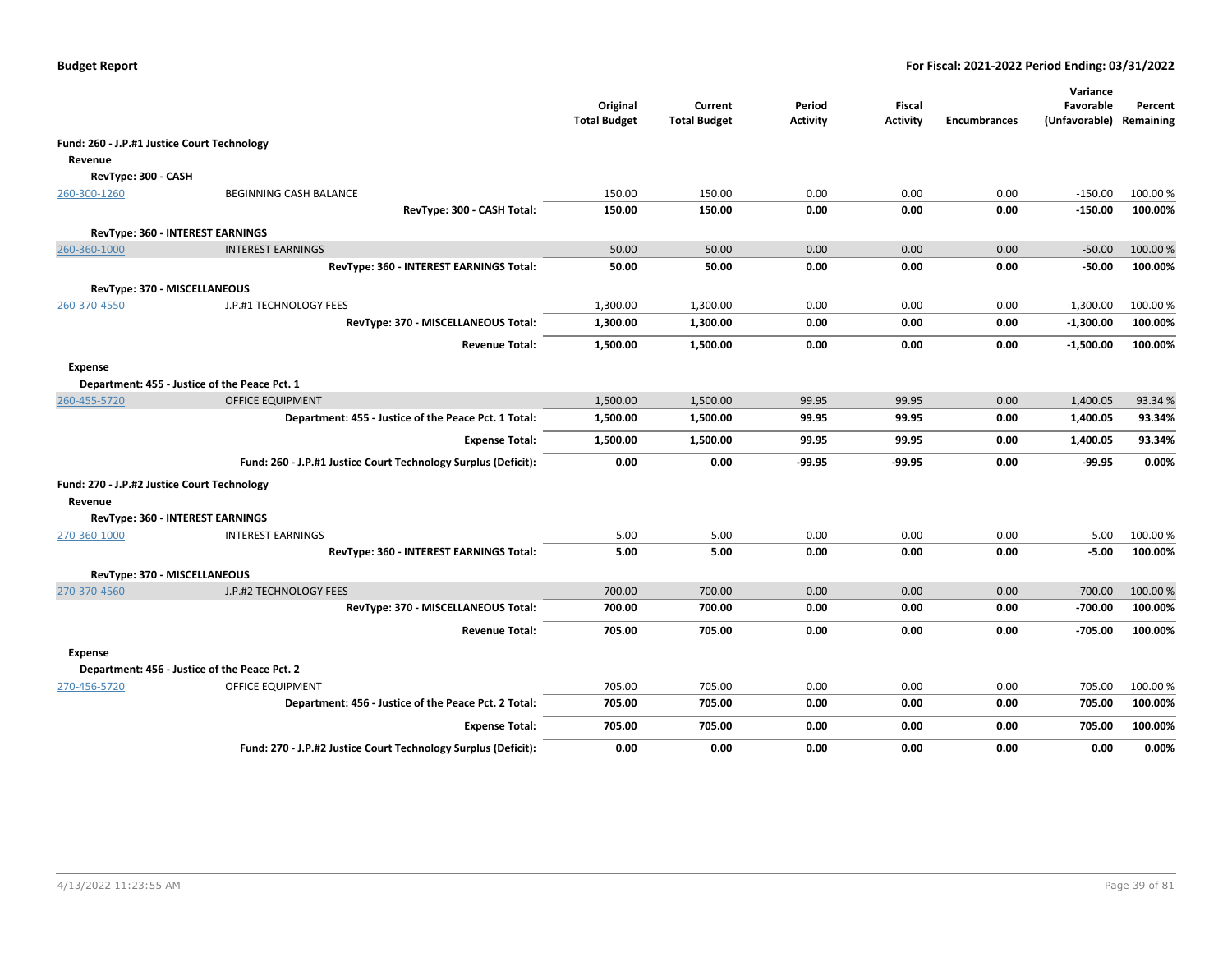**Budget Report** — **For Fiscal: 2021-2022 Period Ending: 03/31/2022**

| | | Original Total Budget | Current Total Budget | Period Activity | Fiscal Activity | Encumbrances | Variance Favorable (Unfavorable) | Percent Remaining |
|---|---|---|---|---|---|---|---|---|
| **Fund: 260 - J.P.#1 Justice Court Technology** | | | | | | | | |
| **Revenue** | | | | | | | | |
| **RevType: 300 - CASH** | | | | | | | | |
| 260-300-1260 | BEGINNING CASH BALANCE | 150.00 | 150.00 | 0.00 | 0.00 | 0.00 | -150.00 | 100.00 % |
| | **RevType: 300 - CASH Total:** | **150.00** | **150.00** | **0.00** | **0.00** | **0.00** | **-150.00** | **100.00%** |
| **RevType: 360 - INTEREST EARNINGS** | | | | | | | | |
| 260-360-1000 | INTEREST EARNINGS | 50.00 | 50.00 | 0.00 | 0.00 | 0.00 | -50.00 | 100.00 % |
| | **RevType: 360 - INTEREST EARNINGS Total:** | **50.00** | **50.00** | **0.00** | **0.00** | **0.00** | **-50.00** | **100.00%** |
| **RevType: 370 - MISCELLANEOUS** | | | | | | | | |
| 260-370-4550 | J.P.#1 TECHNOLOGY FEES | 1,300.00 | 1,300.00 | 0.00 | 0.00 | 0.00 | -1,300.00 | 100.00 % |
| | **RevType: 370 - MISCELLANEOUS Total:** | **1,300.00** | **1,300.00** | **0.00** | **0.00** | **0.00** | **-1,300.00** | **100.00%** |
| | **Revenue Total:** | **1,500.00** | **1,500.00** | **0.00** | **0.00** | **0.00** | **-1,500.00** | **100.00%** |
| **Expense** | | | | | | | | |
| **Department: 455 - Justice of the Peace Pct. 1** | | | | | | | | |
| 260-455-5720 | OFFICE EQUIPMENT | 1,500.00 | 1,500.00 | 99.95 | 99.95 | 0.00 | 1,400.05 | 93.34 % |
| | **Department: 455 - Justice of the Peace Pct. 1 Total:** | **1,500.00** | **1,500.00** | **99.95** | **99.95** | **0.00** | **1,400.05** | **93.34%** |
| | **Expense Total:** | **1,500.00** | **1,500.00** | **99.95** | **99.95** | **0.00** | **1,400.05** | **93.34%** |
| | **Fund: 260 - J.P.#1 Justice Court Technology Surplus (Deficit):** | **0.00** | **0.00** | **-99.95** | **-99.95** | **0.00** | **-99.95** | **0.00%** |
| **Fund: 270 - J.P.#2 Justice Court Technology** | | | | | | | | |
| **Revenue** | | | | | | | | |
| **RevType: 360 - INTEREST EARNINGS** | | | | | | | | |
| 270-360-1000 | INTEREST EARNINGS | 5.00 | 5.00 | 0.00 | 0.00 | 0.00 | -5.00 | 100.00 % |
| | **RevType: 360 - INTEREST EARNINGS Total:** | **5.00** | **5.00** | **0.00** | **0.00** | **0.00** | **-5.00** | **100.00%** |
| **RevType: 370 - MISCELLANEOUS** | | | | | | | | |
| 270-370-4560 | J.P.#2 TECHNOLOGY FEES | 700.00 | 700.00 | 0.00 | 0.00 | 0.00 | -700.00 | 100.00 % |
| | **RevType: 370 - MISCELLANEOUS Total:** | **700.00** | **700.00** | **0.00** | **0.00** | **0.00** | **-700.00** | **100.00%** |
| | **Revenue Total:** | **705.00** | **705.00** | **0.00** | **0.00** | **0.00** | **-705.00** | **100.00%** |
| **Expense** | | | | | | | | |
| **Department: 456 - Justice of the Peace Pct. 2** | | | | | | | | |
| 270-456-5720 | OFFICE EQUIPMENT | 705.00 | 705.00 | 0.00 | 0.00 | 0.00 | 705.00 | 100.00 % |
| | **Department: 456 - Justice of the Peace Pct. 2 Total:** | **705.00** | **705.00** | **0.00** | **0.00** | **0.00** | **705.00** | **100.00%** |
| | **Expense Total:** | **705.00** | **705.00** | **0.00** | **0.00** | **0.00** | **705.00** | **100.00%** |
| | **Fund: 270 - J.P.#2 Justice Court Technology Surplus (Deficit):** | **0.00** | **0.00** | **0.00** | **0.00** | **0.00** | **0.00** | **0.00%** |

4/13/2022 11:23:55 AM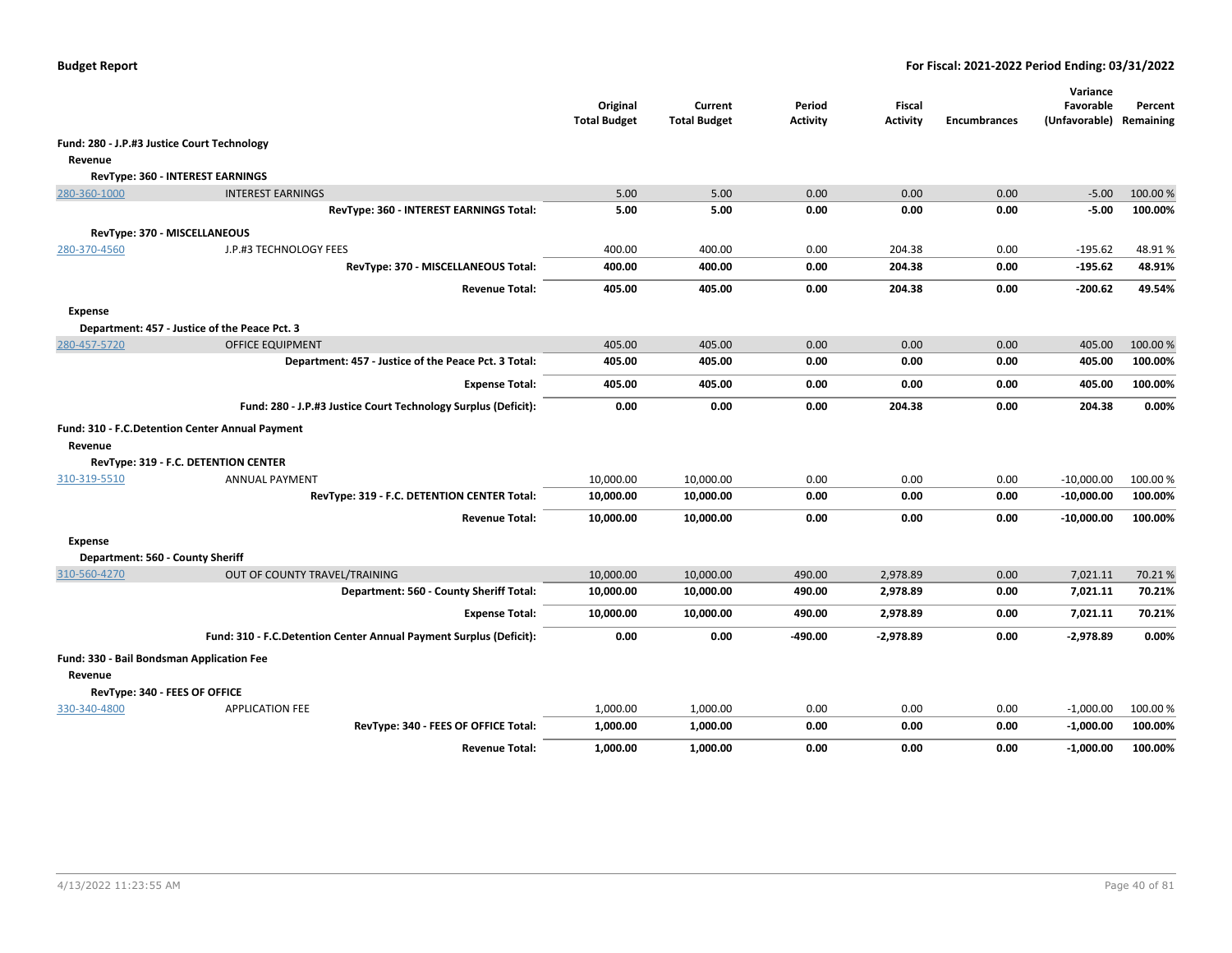**Budget Report** | **For Fiscal: 2021-2022 Period Ending: 03/31/2022**

| | | Original Total Budget | Current Total Budget | Period Activity | Fiscal Activity | Encumbrances | Variance Favorable (Unfavorable) | Percent Remaining |
|---|---|---|---|---|---|---|---|---|
| **Fund: 280 - J.P.#3 Justice Court Technology** | | | | | | | | |
| **Revenue** | | | | | | | | |
| **RevType: 360 - INTEREST EARNINGS** | | | | | | | | |
| 280-360-1000 | INTEREST EARNINGS | 5.00 | 5.00 | 0.00 | 0.00 | 0.00 | -5.00 | 100.00 % |
| | **RevType: 360 - INTEREST EARNINGS Total:** | **5.00** | **5.00** | **0.00** | **0.00** | **0.00** | **-5.00** | **100.00%** |
| **RevType: 370 - MISCELLANEOUS** | | | | | | | | |
| 280-370-4560 | J.P.#3 TECHNOLOGY FEES | 400.00 | 400.00 | 0.00 | 204.38 | 0.00 | -195.62 | 48.91 % |
| | **RevType: 370 - MISCELLANEOUS Total:** | **400.00** | **400.00** | **0.00** | **204.38** | **0.00** | **-195.62** | **48.91%** |
| | **Revenue Total:** | **405.00** | **405.00** | **0.00** | **204.38** | **0.00** | **-200.62** | **49.54%** |
| **Expense** | | | | | | | | |
| **Department: 457 - Justice of the Peace Pct. 3** | | | | | | | | |
| 280-457-5720 | OFFICE EQUIPMENT | 405.00 | 405.00 | 0.00 | 0.00 | 0.00 | 405.00 | 100.00 % |
| | **Department: 457 - Justice of the Peace Pct. 3 Total:** | **405.00** | **405.00** | **0.00** | **0.00** | **0.00** | **405.00** | **100.00%** |
| | **Expense Total:** | **405.00** | **405.00** | **0.00** | **0.00** | **0.00** | **405.00** | **100.00%** |
| | **Fund: 280 - J.P.#3 Justice Court Technology Surplus (Deficit):** | **0.00** | **0.00** | **0.00** | **204.38** | **0.00** | **204.38** | **0.00%** |
| **Fund: 310 - F.C.Detention Center Annual Payment** | | | | | | | | |
| **Revenue** | | | | | | | | |
| **RevType: 319 - F.C. DETENTION CENTER** | | | | | | | | |
| 310-319-5510 | ANNUAL PAYMENT | 10,000.00 | 10,000.00 | 0.00 | 0.00 | 0.00 | -10,000.00 | 100.00 % |
| | **RevType: 319 - F.C. DETENTION CENTER Total:** | **10,000.00** | **10,000.00** | **0.00** | **0.00** | **0.00** | **-10,000.00** | **100.00%** |
| | **Revenue Total:** | **10,000.00** | **10,000.00** | **0.00** | **0.00** | **0.00** | **-10,000.00** | **100.00%** |
| **Expense** | | | | | | | | |
| **Department: 560 - County Sheriff** | | | | | | | | |
| 310-560-4270 | OUT OF COUNTY TRAVEL/TRAINING | 10,000.00 | 10,000.00 | 490.00 | 2,978.89 | 0.00 | 7,021.11 | 70.21 % |
| | **Department: 560 - County Sheriff Total:** | **10,000.00** | **10,000.00** | **490.00** | **2,978.89** | **0.00** | **7,021.11** | **70.21%** |
| | **Expense Total:** | **10,000.00** | **10,000.00** | **490.00** | **2,978.89** | **0.00** | **7,021.11** | **70.21%** |
| | **Fund: 310 - F.C.Detention Center Annual Payment Surplus (Deficit):** | **0.00** | **0.00** | **-490.00** | **-2,978.89** | **0.00** | **-2,978.89** | **0.00%** |
| **Fund: 330 - Bail Bondsman Application Fee** | | | | | | | | |
| **Revenue** | | | | | | | | |
| **RevType: 340 - FEES OF OFFICE** | | | | | | | | |
| 330-340-4800 | APPLICATION FEE | 1,000.00 | 1,000.00 | 0.00 | 0.00 | 0.00 | -1,000.00 | 100.00 % |
| | **RevType: 340 - FEES OF OFFICE Total:** | **1,000.00** | **1,000.00** | **0.00** | **0.00** | **0.00** | **-1,000.00** | **100.00%** |
| | **Revenue Total:** | **1,000.00** | **1,000.00** | **0.00** | **0.00** | **0.00** | **-1,000.00** | **100.00%** |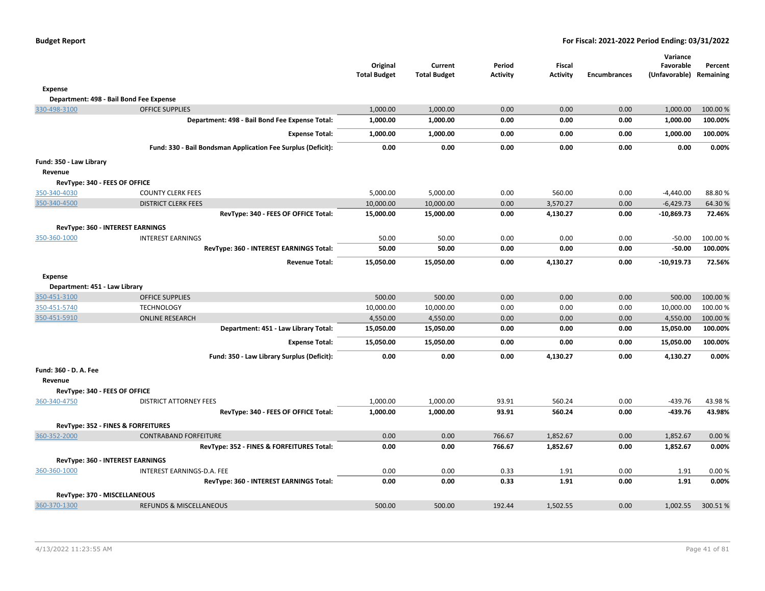**Budget Report** — **For Fiscal: 2021-2022 Period Ending: 03/31/2022**

| | | Original Total Budget | Current Total Budget | Period Activity | Fiscal Activity | Encumbrances | Variance Favorable (Unfavorable) | Percent Remaining |
|---|---|---|---|---|---|---|---|---|
| **Expense** | | | | | | | | |
| **Department: 498 - Bail Bond Fee Expense** | | | | | | | | |
| 330-498-3100 | OFFICE SUPPLIES | 1,000.00 | 1,000.00 | 0.00 | 0.00 | 0.00 | 1,000.00 | 100.00 % |
| | **Department: 498 - Bail Bond Fee Expense Total:** | **1,000.00** | **1,000.00** | **0.00** | **0.00** | **0.00** | **1,000.00** | **100.00%** |
| | **Expense Total:** | **1,000.00** | **1,000.00** | **0.00** | **0.00** | **0.00** | **1,000.00** | **100.00%** |
| | **Fund: 330 - Bail Bondsman Application Fee Surplus (Deficit):** | **0.00** | **0.00** | **0.00** | **0.00** | **0.00** | **0.00** | **0.00%** |
| **Fund: 350 - Law Library** | | | | | | | | |
| **Revenue** | | | | | | | | |
| **RevType: 340 - FEES OF OFFICE** | | | | | | | | |
| 350-340-4030 | COUNTY CLERK FEES | 5,000.00 | 5,000.00 | 0.00 | 560.00 | 0.00 | -4,440.00 | 88.80 % |
| 350-340-4500 | DISTRICT CLERK FEES | 10,000.00 | 10,000.00 | 0.00 | 3,570.27 | 0.00 | -6,429.73 | 64.30 % |
| | **RevType: 340 - FEES OF OFFICE Total:** | **15,000.00** | **15,000.00** | **0.00** | **4,130.27** | **0.00** | **-10,869.73** | **72.46%** |
| **RevType: 360 - INTEREST EARNINGS** | | | | | | | | |
| 350-360-1000 | INTEREST EARNINGS | 50.00 | 50.00 | 0.00 | 0.00 | 0.00 | -50.00 | 100.00 % |
| | **RevType: 360 - INTEREST EARNINGS Total:** | **50.00** | **50.00** | **0.00** | **0.00** | **0.00** | **-50.00** | **100.00%** |
| | **Revenue Total:** | **15,050.00** | **15,050.00** | **0.00** | **4,130.27** | **0.00** | **-10,919.73** | **72.56%** |
| **Expense** | | | | | | | | |
| **Department: 451 - Law Library** | | | | | | | | |
| 350-451-3100 | OFFICE SUPPLIES | 500.00 | 500.00 | 0.00 | 0.00 | 0.00 | 500.00 | 100.00 % |
| 350-451-5740 | TECHNOLOGY | 10,000.00 | 10,000.00 | 0.00 | 0.00 | 0.00 | 10,000.00 | 100.00 % |
| 350-451-5910 | ONLINE RESEARCH | 4,550.00 | 4,550.00 | 0.00 | 0.00 | 0.00 | 4,550.00 | 100.00 % |
| | **Department: 451 - Law Library Total:** | **15,050.00** | **15,050.00** | **0.00** | **0.00** | **0.00** | **15,050.00** | **100.00%** |
| | **Expense Total:** | **15,050.00** | **15,050.00** | **0.00** | **0.00** | **0.00** | **15,050.00** | **100.00%** |
| | **Fund: 350 - Law Library Surplus (Deficit):** | **0.00** | **0.00** | **0.00** | **4,130.27** | **0.00** | **4,130.27** | **0.00%** |
| **Fund: 360 - D. A. Fee** | | | | | | | | |
| **Revenue** | | | | | | | | |
| **RevType: 340 - FEES OF OFFICE** | | | | | | | | |
| 360-340-4750 | DISTRICT ATTORNEY FEES | 1,000.00 | 1,000.00 | 93.91 | 560.24 | 0.00 | -439.76 | 43.98 % |
| | **RevType: 340 - FEES OF OFFICE Total:** | **1,000.00** | **1,000.00** | **93.91** | **560.24** | **0.00** | **-439.76** | **43.98%** |
| **RevType: 352 - FINES & FORFEITURES** | | | | | | | | |
| 360-352-2000 | CONTRABAND FORFEITURE | 0.00 | 0.00 | 766.67 | 1,852.67 | 0.00 | 1,852.67 | 0.00 % |
| | **RevType: 352 - FINES & FORFEITURES Total:** | **0.00** | **0.00** | **766.67** | **1,852.67** | **0.00** | **1,852.67** | **0.00%** |
| **RevType: 360 - INTEREST EARNINGS** | | | | | | | | |
| 360-360-1000 | INTEREST EARNINGS-D.A. FEE | 0.00 | 0.00 | 0.33 | 1.91 | 0.00 | 1.91 | 0.00 % |
| | **RevType: 360 - INTEREST EARNINGS Total:** | **0.00** | **0.00** | **0.33** | **1.91** | **0.00** | **1.91** | **0.00%** |
| **RevType: 370 - MISCELLANEOUS** | | | | | | | | |
| 360-370-1300 | REFUNDS & MISCELLANEOUS | 500.00 | 500.00 | 192.44 | 1,502.55 | 0.00 | 1,002.55 | 300.51 % |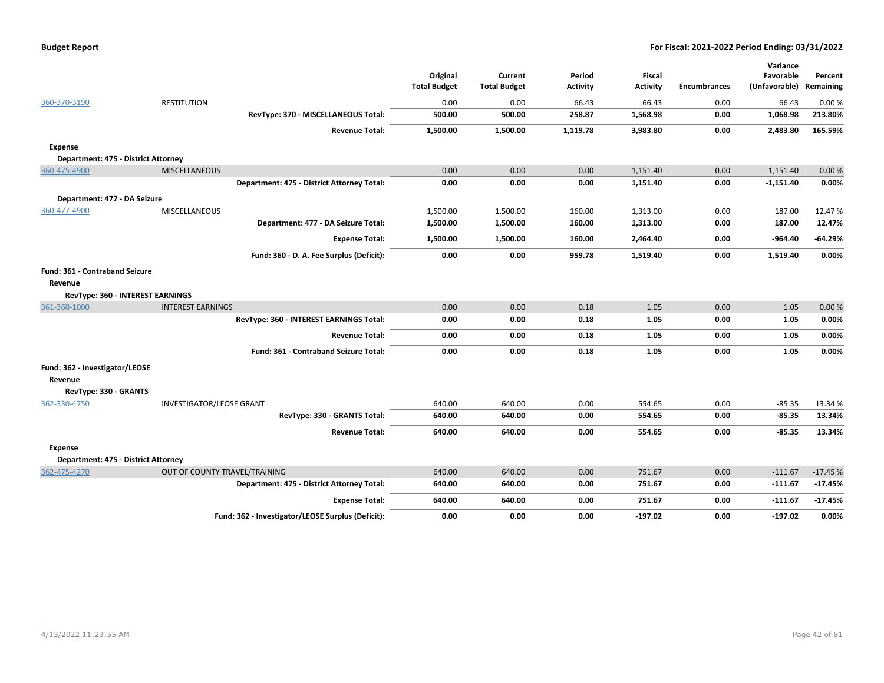| | | Original Total Budget | Current Total Budget | Period Activity | Fiscal Activity | Encumbrances | Variance Favorable (Unfavorable) | Percent Remaining |
|---|---|---|---|---|---|---|---|---|
| 360-370-3190 | RESTITUTION | 0.00 | 0.00 | 66.43 | 66.43 | 0.00 | 66.43 | 0.00 % |
| | **RevType: 370 - MISCELLANEOUS Total:** | **500.00** | **500.00** | **258.87** | **1,568.98** | **0.00** | **1,068.98** | **213.80%** |
| | **Revenue Total:** | **1,500.00** | **1,500.00** | **1,119.78** | **3,983.80** | **0.00** | **2,483.80** | **165.59%** |
| **Expense** | | | | | | | | |
| **Department: 475 - District Attorney** | | | | | | | | |
| 360-475-4900 | MISCELLANEOUS | 0.00 | 0.00 | 0.00 | 1,151.40 | 0.00 | -1,151.40 | 0.00 % |
| | **Department: 475 - District Attorney Total:** | **0.00** | **0.00** | **0.00** | **1,151.40** | **0.00** | **-1,151.40** | **0.00%** |
| **Department: 477 - DA Seizure** | | | | | | | | |
| 360-477-4900 | MISCELLANEOUS | 1,500.00 | 1,500.00 | 160.00 | 1,313.00 | 0.00 | 187.00 | 12.47 % |
| | **Department: 477 - DA Seizure Total:** | **1,500.00** | **1,500.00** | **160.00** | **1,313.00** | **0.00** | **187.00** | **12.47%** |
| | **Expense Total:** | **1,500.00** | **1,500.00** | **160.00** | **2,464.40** | **0.00** | **-964.40** | **-64.29%** |
| | **Fund: 360 - D. A. Fee Surplus (Deficit):** | **0.00** | **0.00** | **959.78** | **1,519.40** | **0.00** | **1,519.40** | **0.00%** |
| **Fund: 361 - Contraband Seizure** | | | | | | | | |
| **Revenue** | | | | | | | | |
| **RevType: 360 - INTEREST EARNINGS** | | | | | | | | |
| 361-360-1000 | INTEREST EARNINGS | 0.00 | 0.00 | 0.18 | 1.05 | 0.00 | 1.05 | 0.00 % |
| | **RevType: 360 - INTEREST EARNINGS Total:** | **0.00** | **0.00** | **0.18** | **1.05** | **0.00** | **1.05** | **0.00%** |
| | **Revenue Total:** | **0.00** | **0.00** | **0.18** | **1.05** | **0.00** | **1.05** | **0.00%** |
| | **Fund: 361 - Contraband Seizure Total:** | **0.00** | **0.00** | **0.18** | **1.05** | **0.00** | **1.05** | **0.00%** |
| **Fund: 362 - Investigator/LEOSE** | | | | | | | | |
| **Revenue** | | | | | | | | |
| **RevType: 330 - GRANTS** | | | | | | | | |
| 362-330-4750 | INVESTIGATOR/LEOSE GRANT | 640.00 | 640.00 | 0.00 | 554.65 | 0.00 | -85.35 | 13.34 % |
| | **RevType: 330 - GRANTS Total:** | **640.00** | **640.00** | **0.00** | **554.65** | **0.00** | **-85.35** | **13.34%** |
| | **Revenue Total:** | **640.00** | **640.00** | **0.00** | **554.65** | **0.00** | **-85.35** | **13.34%** |
| **Expense** | | | | | | | | |
| **Department: 475 - District Attorney** | | | | | | | | |
| 362-475-4270 | OUT OF COUNTY TRAVEL/TRAINING | 640.00 | 640.00 | 0.00 | 751.67 | 0.00 | -111.67 | -17.45 % |
| | **Department: 475 - District Attorney Total:** | **640.00** | **640.00** | **0.00** | **751.67** | **0.00** | **-111.67** | **-17.45%** |
| | **Expense Total:** | **640.00** | **640.00** | **0.00** | **751.67** | **0.00** | **-111.67** | **-17.45%** |
| | **Fund: 362 - Investigator/LEOSE Surplus (Deficit):** | **0.00** | **0.00** | **0.00** | **-197.02** | **0.00** | **-197.02** | **0.00%** |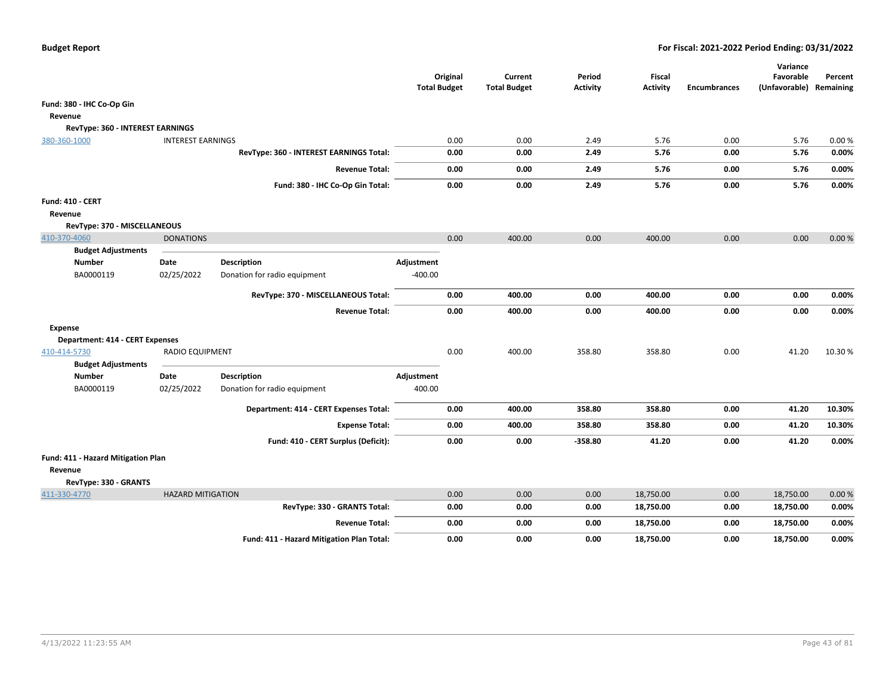**Budget Report** — For Fiscal: 2021-2022 Period Ending: 03/31/2022

| | | | Original Total Budget | Current Total Budget | Period Activity | Fiscal Activity | Encumbrances | Variance Favorable (Unfavorable) | Percent Remaining |
|---|---|---|---|---|---|---|---|---|---|
| **Fund: 380 - IHC Co-Op Gin** | | | | | | | | | |
| **Revenue** | | | | | | | | | |
| **RevType: 360 - INTEREST EARNINGS** | | | | | | | | | |
| 380-360-1000 | INTEREST EARNINGS | | 0.00 | 0.00 | 2.49 | 5.76 | 0.00 | 5.76 | 0.00 % |
| | | **RevType: 360 - INTEREST EARNINGS Total:** | **0.00** | **0.00** | **2.49** | **5.76** | **0.00** | **5.76** | **0.00%** |
| | | **Revenue Total:** | **0.00** | **0.00** | **2.49** | **5.76** | **0.00** | **5.76** | **0.00%** |
| | | **Fund: 380 - IHC Co-Op Gin Total:** | **0.00** | **0.00** | **2.49** | **5.76** | **0.00** | **5.76** | **0.00%** |
| **Fund: 410 - CERT** | | | | | | | | | |
| **Revenue** | | | | | | | | | |
| **RevType: 370 - MISCELLANEOUS** | | | | | | | | | |
| 410-370-4060 | DONATIONS | | 0.00 | 400.00 | 0.00 | 400.00 | 0.00 | 0.00 | 0.00 % |
| **Budget Adjustments** | | | | | | | | | |
| **Number** | **Date** | **Description** | **Adjustment** | | | | | | |
| BA0000119 | 02/25/2022 | Donation for radio equipment | -400.00 | | | | | | |
| | | **RevType: 370 - MISCELLANEOUS Total:** | **0.00** | **400.00** | **0.00** | **400.00** | **0.00** | **0.00** | **0.00%** |
| | | **Revenue Total:** | **0.00** | **400.00** | **0.00** | **400.00** | **0.00** | **0.00** | **0.00%** |
| **Expense** | | | | | | | | | |
| **Department: 414 - CERT Expenses** | | | | | | | | | |
| 410-414-5730 | RADIO EQUIPMENT | | 0.00 | 400.00 | 358.80 | 358.80 | 0.00 | 41.20 | 10.30 % |
| **Budget Adjustments** | | | | | | | | | |
| **Number** | **Date** | **Description** | **Adjustment** | | | | | | |
| BA0000119 | 02/25/2022 | Donation for radio equipment | 400.00 | | | | | | |
| | | **Department: 414 - CERT Expenses Total:** | **0.00** | **400.00** | **358.80** | **358.80** | **0.00** | **41.20** | **10.30%** |
| | | **Expense Total:** | **0.00** | **400.00** | **358.80** | **358.80** | **0.00** | **41.20** | **10.30%** |
| | | **Fund: 410 - CERT Surplus (Deficit):** | **0.00** | **0.00** | **-358.80** | **41.20** | **0.00** | **41.20** | **0.00%** |
| **Fund: 411 - Hazard Mitigation Plan** | | | | | | | | | |
| **Revenue** | | | | | | | | | |
| **RevType: 330 - GRANTS** | | | | | | | | | |
| 411-330-4770 | HAZARD MITIGATION | | 0.00 | 0.00 | 0.00 | 18,750.00 | 0.00 | 18,750.00 | 0.00 % |
| | | **RevType: 330 - GRANTS Total:** | **0.00** | **0.00** | **0.00** | **18,750.00** | **0.00** | **18,750.00** | **0.00%** |
| | | **Revenue Total:** | **0.00** | **0.00** | **0.00** | **18,750.00** | **0.00** | **18,750.00** | **0.00%** |
| | | **Fund: 411 - Hazard Mitigation Plan Total:** | **0.00** | **0.00** | **0.00** | **18,750.00** | **0.00** | **18,750.00** | **0.00%** |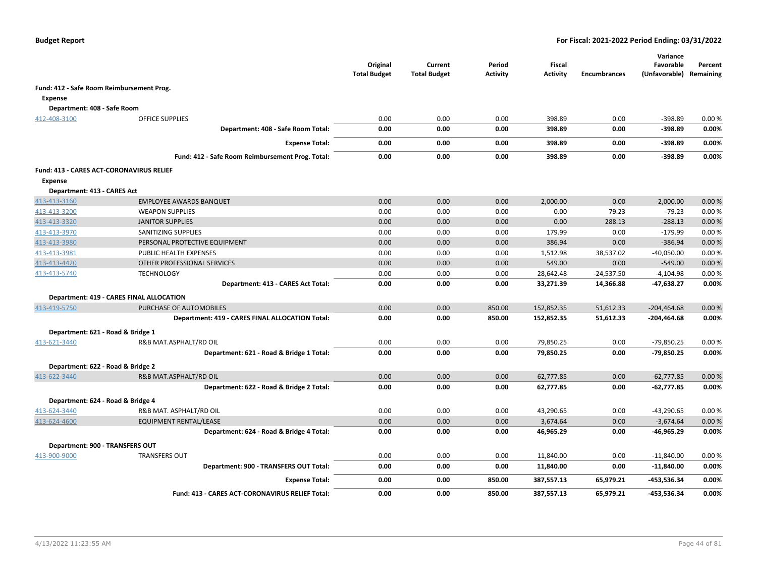| | | Original Total Budget | Current Total Budget | Period Activity | Fiscal Activity | Encumbrances | Variance Favorable (Unfavorable) | Percent Remaining |
|---|---|---|---|---|---|---|---|---|
| **Fund: 412 - Safe Room Reimbursement Prog.** | | | | | | | | |
| **Expense** | | | | | | | | |
| **Department: 408 - Safe Room** | | | | | | | | |
| 412-408-3100 | OFFICE SUPPLIES | 0.00 | 0.00 | 0.00 | 398.89 | 0.00 | -398.89 | 0.00 % |
| | **Department: 408 - Safe Room Total:** | **0.00** | **0.00** | **0.00** | **398.89** | **0.00** | **-398.89** | **0.00%** |
| | **Expense Total:** | **0.00** | **0.00** | **0.00** | **398.89** | **0.00** | **-398.89** | **0.00%** |
| | **Fund: 412 - Safe Room Reimbursement Prog. Total:** | **0.00** | **0.00** | **0.00** | **398.89** | **0.00** | **-398.89** | **0.00%** |
| **Fund: 413 - CARES ACT-CORONAVIRUS RELIEF** | | | | | | | | |
| **Expense** | | | | | | | | |
| **Department: 413 - CARES Act** | | | | | | | | |
| 413-413-3160 | EMPLOYEE AWARDS BANQUET | 0.00 | 0.00 | 0.00 | 2,000.00 | 0.00 | -2,000.00 | 0.00 % |
| 413-413-3200 | WEAPON SUPPLIES | 0.00 | 0.00 | 0.00 | 0.00 | 79.23 | -79.23 | 0.00 % |
| 413-413-3320 | JANITOR SUPPLIES | 0.00 | 0.00 | 0.00 | 0.00 | 288.13 | -288.13 | 0.00 % |
| 413-413-3970 | SANITIZING SUPPLIES | 0.00 | 0.00 | 0.00 | 179.99 | 0.00 | -179.99 | 0.00 % |
| 413-413-3980 | PERSONAL PROTECTIVE EQUIPMENT | 0.00 | 0.00 | 0.00 | 386.94 | 0.00 | -386.94 | 0.00 % |
| 413-413-3981 | PUBLIC HEALTH EXPENSES | 0.00 | 0.00 | 0.00 | 1,512.98 | 38,537.02 | -40,050.00 | 0.00 % |
| 413-413-4420 | OTHER PROFESSIONAL SERVICES | 0.00 | 0.00 | 0.00 | 549.00 | 0.00 | -549.00 | 0.00 % |
| 413-413-5740 | TECHNOLOGY | 0.00 | 0.00 | 0.00 | 28,642.48 | -24,537.50 | -4,104.98 | 0.00 % |
| | **Department: 413 - CARES Act Total:** | **0.00** | **0.00** | **0.00** | **33,271.39** | **14,366.88** | **-47,638.27** | **0.00%** |
| **Department: 419 - CARES FINAL ALLOCATION** | | | | | | | | |
| 413-419-5750 | PURCHASE OF AUTOMOBILES | 0.00 | 0.00 | 850.00 | 152,852.35 | 51,612.33 | -204,464.68 | 0.00 % |
| | **Department: 419 - CARES FINAL ALLOCATION Total:** | **0.00** | **0.00** | **850.00** | **152,852.35** | **51,612.33** | **-204,464.68** | **0.00%** |
| **Department: 621 - Road & Bridge 1** | | | | | | | | |
| 413-621-3440 | R&B MAT.ASPHALT/RD OIL | 0.00 | 0.00 | 0.00 | 79,850.25 | 0.00 | -79,850.25 | 0.00 % |
| | **Department: 621 - Road & Bridge 1 Total:** | **0.00** | **0.00** | **0.00** | **79,850.25** | **0.00** | **-79,850.25** | **0.00%** |
| **Department: 622 - Road & Bridge 2** | | | | | | | | |
| 413-622-3440 | R&B MAT.ASPHALT/RD OIL | 0.00 | 0.00 | 0.00 | 62,777.85 | 0.00 | -62,777.85 | 0.00 % |
| | **Department: 622 - Road & Bridge 2 Total:** | **0.00** | **0.00** | **0.00** | **62,777.85** | **0.00** | **-62,777.85** | **0.00%** |
| **Department: 624 - Road & Bridge 4** | | | | | | | | |
| 413-624-3440 | R&B MAT. ASPHALT/RD OIL | 0.00 | 0.00 | 0.00 | 43,290.65 | 0.00 | -43,290.65 | 0.00 % |
| 413-624-4600 | EQUIPMENT RENTAL/LEASE | 0.00 | 0.00 | 0.00 | 3,674.64 | 0.00 | -3,674.64 | 0.00 % |
| | **Department: 624 - Road & Bridge 4 Total:** | **0.00** | **0.00** | **0.00** | **46,965.29** | **0.00** | **-46,965.29** | **0.00%** |
| **Department: 900 - TRANSFERS OUT** | | | | | | | | |
| 413-900-9000 | TRANSFERS OUT | 0.00 | 0.00 | 0.00 | 11,840.00 | 0.00 | -11,840.00 | 0.00 % |
| | **Department: 900 - TRANSFERS OUT Total:** | **0.00** | **0.00** | **0.00** | **11,840.00** | **0.00** | **-11,840.00** | **0.00%** |
| | **Expense Total:** | **0.00** | **0.00** | **850.00** | **387,557.13** | **65,979.21** | **-453,536.34** | **0.00%** |
| | **Fund: 413 - CARES ACT-CORONAVIRUS RELIEF Total:** | **0.00** | **0.00** | **850.00** | **387,557.13** | **65,979.21** | **-453,536.34** | **0.00%** |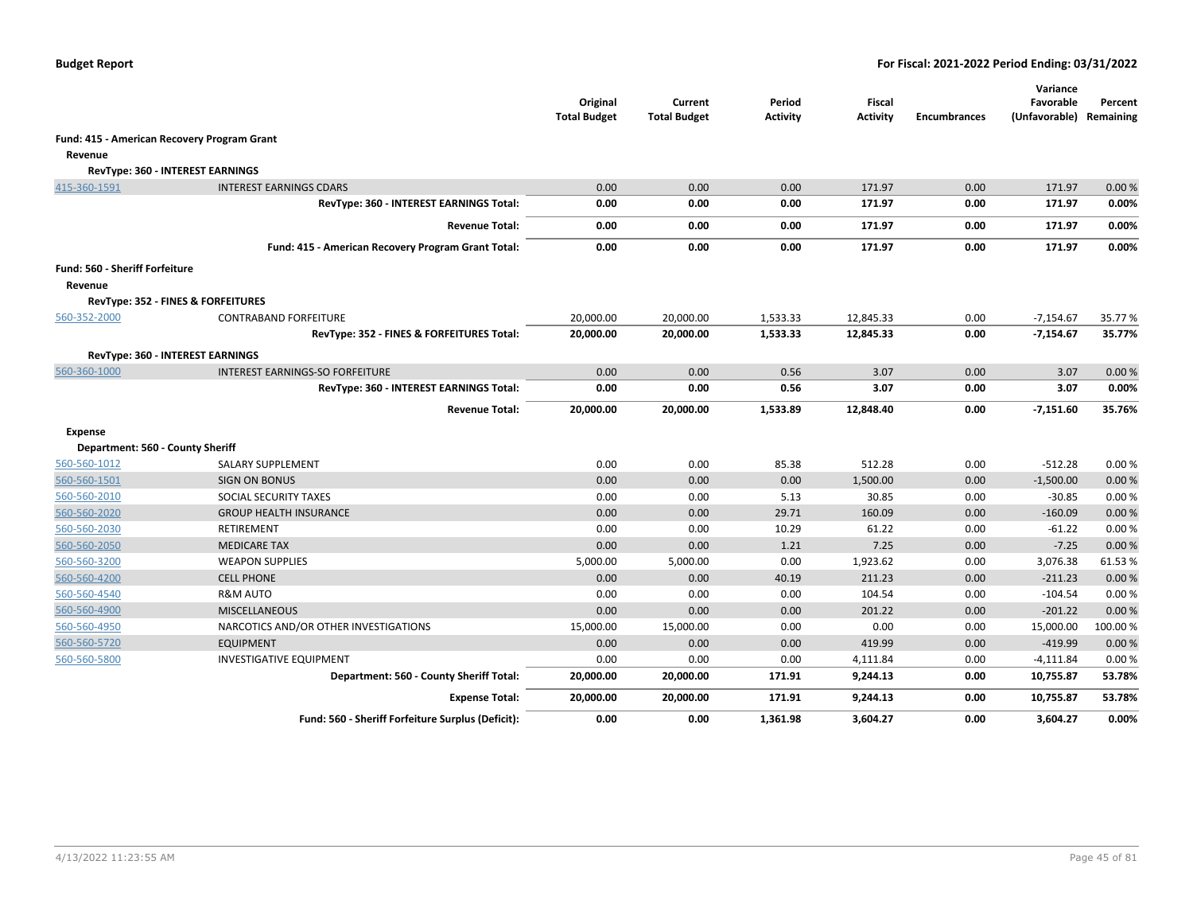| | | Original Total Budget | Current Total Budget | Period Activity | Fiscal Activity | Encumbrances | Variance Favorable (Unfavorable) | Percent Remaining |
|---|---|---|---|---|---|---|---|---|
| **Fund: 415 - American Recovery Program Grant** | | | | | | | | |
| **Revenue** | | | | | | | | |
| **RevType: 360 - INTEREST EARNINGS** | | | | | | | | |
| 415-360-1591 | INTEREST EARNINGS CDARS | 0.00 | 0.00 | 0.00 | 171.97 | 0.00 | 171.97 | 0.00 % |
| | **RevType: 360 - INTEREST EARNINGS Total:** | **0.00** | **0.00** | **0.00** | **171.97** | **0.00** | **171.97** | **0.00%** |
| | **Revenue Total:** | **0.00** | **0.00** | **0.00** | **171.97** | **0.00** | **171.97** | **0.00%** |
| | **Fund: 415 - American Recovery Program Grant Total:** | **0.00** | **0.00** | **0.00** | **171.97** | **0.00** | **171.97** | **0.00%** |
| **Fund: 560 - Sheriff Forfeiture** | | | | | | | | |
| **Revenue** | | | | | | | | |
| **RevType: 352 - FINES & FORFEITURES** | | | | | | | | |
| 560-352-2000 | CONTRABAND FORFEITURE | 20,000.00 | 20,000.00 | 1,533.33 | 12,845.33 | 0.00 | -7,154.67 | 35.77 % |
| | **RevType: 352 - FINES & FORFEITURES Total:** | **20,000.00** | **20,000.00** | **1,533.33** | **12,845.33** | **0.00** | **-7,154.67** | **35.77%** |
| **RevType: 360 - INTEREST EARNINGS** | | | | | | | | |
| 560-360-1000 | INTEREST EARNINGS-SO FORFEITURE | 0.00 | 0.00 | 0.56 | 3.07 | 0.00 | 3.07 | 0.00 % |
| | **RevType: 360 - INTEREST EARNINGS Total:** | **0.00** | **0.00** | **0.56** | **3.07** | **0.00** | **3.07** | **0.00%** |
| | **Revenue Total:** | **20,000.00** | **20,000.00** | **1,533.89** | **12,848.40** | **0.00** | **-7,151.60** | **35.76%** |
| **Expense** | | | | | | | | |
| **Department: 560 - County Sheriff** | | | | | | | | |
| 560-560-1012 | SALARY SUPPLEMENT | 0.00 | 0.00 | 85.38 | 512.28 | 0.00 | -512.28 | 0.00 % |
| 560-560-1501 | SIGN ON BONUS | 0.00 | 0.00 | 0.00 | 1,500.00 | 0.00 | -1,500.00 | 0.00 % |
| 560-560-2010 | SOCIAL SECURITY TAXES | 0.00 | 0.00 | 5.13 | 30.85 | 0.00 | -30.85 | 0.00 % |
| 560-560-2020 | GROUP HEALTH INSURANCE | 0.00 | 0.00 | 29.71 | 160.09 | 0.00 | -160.09 | 0.00 % |
| 560-560-2030 | RETIREMENT | 0.00 | 0.00 | 10.29 | 61.22 | 0.00 | -61.22 | 0.00 % |
| 560-560-2050 | MEDICARE TAX | 0.00 | 0.00 | 1.21 | 7.25 | 0.00 | -7.25 | 0.00 % |
| 560-560-3200 | WEAPON SUPPLIES | 5,000.00 | 5,000.00 | 0.00 | 1,923.62 | 0.00 | 3,076.38 | 61.53 % |
| 560-560-4200 | CELL PHONE | 0.00 | 0.00 | 40.19 | 211.23 | 0.00 | -211.23 | 0.00 % |
| 560-560-4540 | R&M AUTO | 0.00 | 0.00 | 0.00 | 104.54 | 0.00 | -104.54 | 0.00 % |
| 560-560-4900 | MISCELLANEOUS | 0.00 | 0.00 | 0.00 | 201.22 | 0.00 | -201.22 | 0.00 % |
| 560-560-4950 | NARCOTICS AND/OR OTHER INVESTIGATIONS | 15,000.00 | 15,000.00 | 0.00 | 0.00 | 0.00 | 15,000.00 | 100.00 % |
| 560-560-5720 | EQUIPMENT | 0.00 | 0.00 | 0.00 | 419.99 | 0.00 | -419.99 | 0.00 % |
| 560-560-5800 | INVESTIGATIVE EQUIPMENT | 0.00 | 0.00 | 0.00 | 4,111.84 | 0.00 | -4,111.84 | 0.00 % |
| | **Department: 560 - County Sheriff Total:** | **20,000.00** | **20,000.00** | **171.91** | **9,244.13** | **0.00** | **10,755.87** | **53.78%** |
| | **Expense Total:** | **20,000.00** | **20,000.00** | **171.91** | **9,244.13** | **0.00** | **10,755.87** | **53.78%** |
| | **Fund: 560 - Sheriff Forfeiture Surplus (Deficit):** | **0.00** | **0.00** | **1,361.98** | **3,604.27** | **0.00** | **3,604.27** | **0.00%** |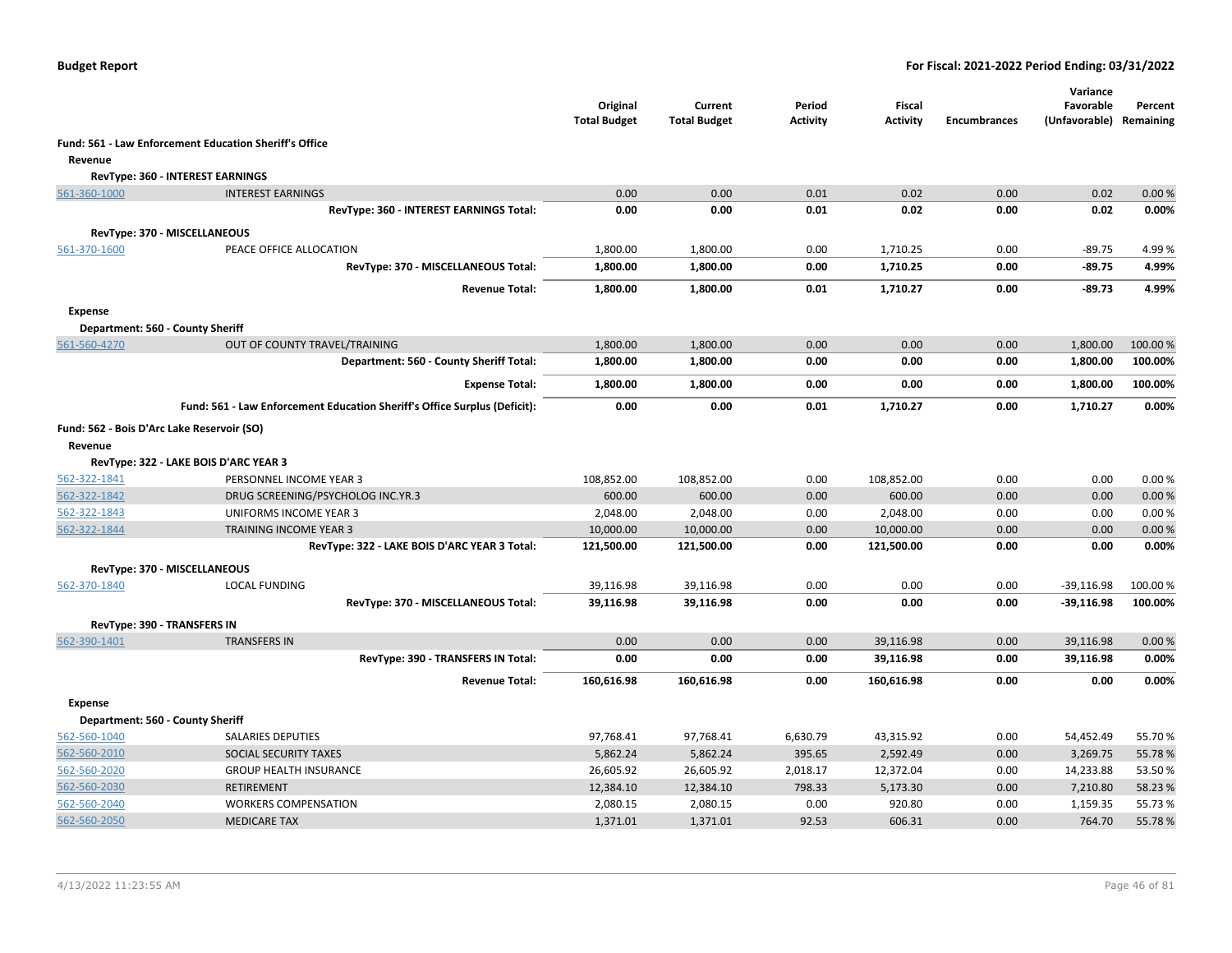**Budget Report** | **For Fiscal: 2021-2022 Period Ending: 03/31/2022**

| | | Original Total Budget | Current Total Budget | Period Activity | Fiscal Activity | Encumbrances | Variance Favorable (Unfavorable) | Percent Remaining |
|---|---|---|---|---|---|---|---|---|
| **Fund: 561 - Law Enforcement Education Sheriff's Office** | | | | | | | | |
| **Revenue** | | | | | | | | |
| **RevType: 360 - INTEREST EARNINGS** | | | | | | | | |
| 561-360-1000 | INTEREST EARNINGS | 0.00 | 0.00 | 0.01 | 0.02 | 0.00 | 0.02 | 0.00 % |
| | **RevType: 360 - INTEREST EARNINGS Total:** | **0.00** | **0.00** | **0.01** | **0.02** | **0.00** | **0.02** | **0.00%** |
| **RevType: 370 - MISCELLANEOUS** | | | | | | | | |
| 561-370-1600 | PEACE OFFICE ALLOCATION | 1,800.00 | 1,800.00 | 0.00 | 1,710.25 | 0.00 | -89.75 | 4.99 % |
| | **RevType: 370 - MISCELLANEOUS Total:** | **1,800.00** | **1,800.00** | **0.00** | **1,710.25** | **0.00** | **-89.75** | **4.99%** |
| | **Revenue Total:** | **1,800.00** | **1,800.00** | **0.01** | **1,710.27** | **0.00** | **-89.73** | **4.99%** |
| **Expense** | | | | | | | | |
| **Department: 560 - County Sheriff** | | | | | | | | |
| 561-560-4270 | OUT OF COUNTY TRAVEL/TRAINING | 1,800.00 | 1,800.00 | 0.00 | 0.00 | 0.00 | 1,800.00 | 100.00 % |
| | **Department: 560 - County Sheriff Total:** | **1,800.00** | **1,800.00** | **0.00** | **0.00** | **0.00** | **1,800.00** | **100.00%** |
| | **Expense Total:** | **1,800.00** | **1,800.00** | **0.00** | **0.00** | **0.00** | **1,800.00** | **100.00%** |
| | **Fund: 561 - Law Enforcement Education Sheriff's Office Surplus (Deficit):** | **0.00** | **0.00** | **0.01** | **1,710.27** | **0.00** | **1,710.27** | **0.00%** |
| **Fund: 562 - Bois D'Arc Lake Reservoir (SO)** | | | | | | | | |
| **Revenue** | | | | | | | | |
| **RevType: 322 - LAKE BOIS D'ARC YEAR 3** | | | | | | | | |
| 562-322-1841 | PERSONNEL INCOME YEAR 3 | 108,852.00 | 108,852.00 | 0.00 | 108,852.00 | 0.00 | 0.00 | 0.00 % |
| 562-322-1842 | DRUG SCREENING/PSYCHOLOG INC.YR.3 | 600.00 | 600.00 | 0.00 | 600.00 | 0.00 | 0.00 | 0.00 % |
| 562-322-1843 | UNIFORMS INCOME YEAR 3 | 2,048.00 | 2,048.00 | 0.00 | 2,048.00 | 0.00 | 0.00 | 0.00 % |
| 562-322-1844 | TRAINING INCOME YEAR 3 | 10,000.00 | 10,000.00 | 0.00 | 10,000.00 | 0.00 | 0.00 | 0.00 % |
| | **RevType: 322 - LAKE BOIS D'ARC YEAR 3 Total:** | **121,500.00** | **121,500.00** | **0.00** | **121,500.00** | **0.00** | **0.00** | **0.00%** |
| **RevType: 370 - MISCELLANEOUS** | | | | | | | | |
| 562-370-1840 | LOCAL FUNDING | 39,116.98 | 39,116.98 | 0.00 | 0.00 | 0.00 | -39,116.98 | 100.00 % |
| | **RevType: 370 - MISCELLANEOUS Total:** | **39,116.98** | **39,116.98** | **0.00** | **0.00** | **0.00** | **-39,116.98** | **100.00%** |
| **RevType: 390 - TRANSFERS IN** | | | | | | | | |
| 562-390-1401 | TRANSFERS IN | 0.00 | 0.00 | 0.00 | 39,116.98 | 0.00 | 39,116.98 | 0.00 % |
| | **RevType: 390 - TRANSFERS IN Total:** | **0.00** | **0.00** | **0.00** | **39,116.98** | **0.00** | **39,116.98** | **0.00%** |
| | **Revenue Total:** | **160,616.98** | **160,616.98** | **0.00** | **160,616.98** | **0.00** | **0.00** | **0.00%** |
| **Expense** | | | | | | | | |
| **Department: 560 - County Sheriff** | | | | | | | | |
| 562-560-1040 | SALARIES DEPUTIES | 97,768.41 | 97,768.41 | 6,630.79 | 43,315.92 | 0.00 | 54,452.49 | 55.70 % |
| 562-560-2010 | SOCIAL SECURITY TAXES | 5,862.24 | 5,862.24 | 395.65 | 2,592.49 | 0.00 | 3,269.75 | 55.78 % |
| 562-560-2020 | GROUP HEALTH INSURANCE | 26,605.92 | 26,605.92 | 2,018.17 | 12,372.04 | 0.00 | 14,233.88 | 53.50 % |
| 562-560-2030 | RETIREMENT | 12,384.10 | 12,384.10 | 798.33 | 5,173.30 | 0.00 | 7,210.80 | 58.23 % |
| 562-560-2040 | WORKERS COMPENSATION | 2,080.15 | 2,080.15 | 0.00 | 920.80 | 0.00 | 1,159.35 | 55.73 % |
| 562-560-2050 | MEDICARE TAX | 1,371.01 | 1,371.01 | 92.53 | 606.31 | 0.00 | 764.70 | 55.78 % |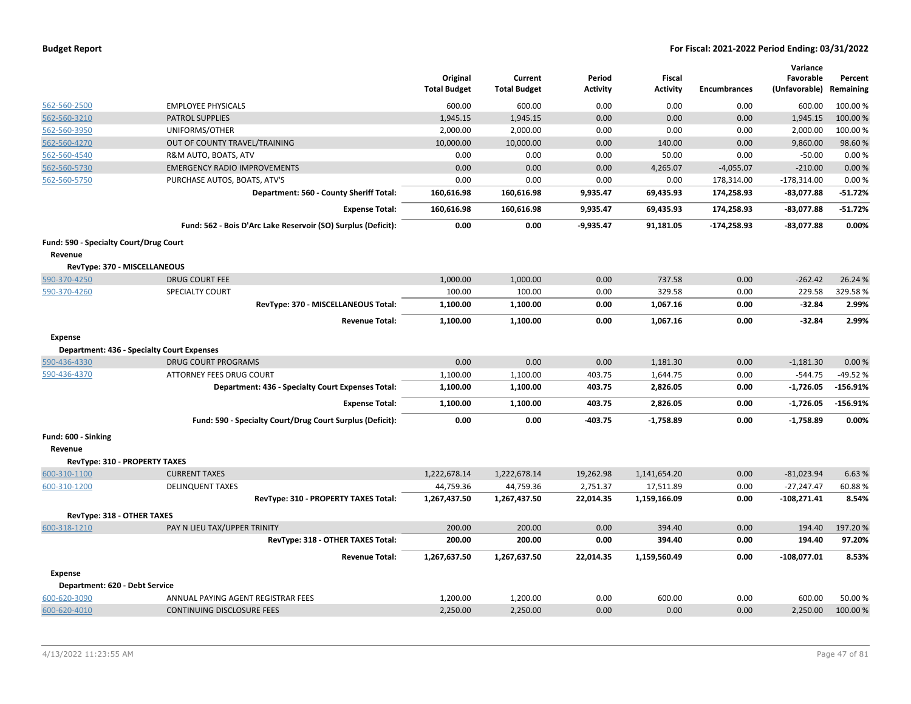**Budget Report** — **For Fiscal: 2021-2022 Period Ending: 03/31/2022**

| | | Original Total Budget | Current Total Budget | Period Activity | Fiscal Activity | Encumbrances | Variance Favorable (Unfavorable) | Percent Remaining |
|---|---|---|---|---|---|---|---|---|
| 562-560-2500 | EMPLOYEE PHYSICALS | 600.00 | 600.00 | 0.00 | 0.00 | 0.00 | 600.00 | 100.00 % |
| 562-560-3210 | PATROL SUPPLIES | 1,945.15 | 1,945.15 | 0.00 | 0.00 | 0.00 | 1,945.15 | 100.00 % |
| 562-560-3950 | UNIFORMS/OTHER | 2,000.00 | 2,000.00 | 0.00 | 0.00 | 0.00 | 2,000.00 | 100.00 % |
| 562-560-4270 | OUT OF COUNTY TRAVEL/TRAINING | 10,000.00 | 10,000.00 | 0.00 | 140.00 | 0.00 | 9,860.00 | 98.60 % |
| 562-560-4540 | R&M AUTO, BOATS, ATV | 0.00 | 0.00 | 0.00 | 50.00 | 0.00 | -50.00 | 0.00 % |
| 562-560-5730 | EMERGENCY RADIO IMPROVEMENTS | 0.00 | 0.00 | 0.00 | 4,265.07 | -4,055.07 | -210.00 | 0.00 % |
| 562-560-5750 | PURCHASE AUTOS, BOATS, ATV'S | 0.00 | 0.00 | 0.00 | 0.00 | 178,314.00 | -178,314.00 | 0.00 % |
| | **Department: 560 - County Sheriff Total:** | **160,616.98** | **160,616.98** | **9,935.47** | **69,435.93** | **174,258.93** | **-83,077.88** | **-51.72%** |
| | **Expense Total:** | **160,616.98** | **160,616.98** | **9,935.47** | **69,435.93** | **174,258.93** | **-83,077.88** | **-51.72%** |
| | **Fund: 562 - Bois D'Arc Lake Reservoir (SO) Surplus (Deficit):** | **0.00** | **0.00** | **-9,935.47** | **91,181.05** | **-174,258.93** | **-83,077.88** | **0.00%** |
| **Fund: 590 - Specialty Court/Drug Court** | | | | | | | | |
| **Revenue** | | | | | | | | |
| **RevType: 370 - MISCELLANEOUS** | | | | | | | | |
| 590-370-4250 | DRUG COURT FEE | 1,000.00 | 1,000.00 | 0.00 | 737.58 | 0.00 | -262.42 | 26.24 % |
| 590-370-4260 | SPECIALTY COURT | 100.00 | 100.00 | 0.00 | 329.58 | 0.00 | 229.58 | 329.58 % |
| | **RevType: 370 - MISCELLANEOUS Total:** | **1,100.00** | **1,100.00** | **0.00** | **1,067.16** | **0.00** | **-32.84** | **2.99%** |
| | **Revenue Total:** | **1,100.00** | **1,100.00** | **0.00** | **1,067.16** | **0.00** | **-32.84** | **2.99%** |
| **Expense** | | | | | | | | |
| **Department: 436 - Specialty Court Expenses** | | | | | | | | |
| 590-436-4330 | DRUG COURT PROGRAMS | 0.00 | 0.00 | 0.00 | 1,181.30 | 0.00 | -1,181.30 | 0.00 % |
| 590-436-4370 | ATTORNEY FEES DRUG COURT | 1,100.00 | 1,100.00 | 403.75 | 1,644.75 | 0.00 | -544.75 | -49.52 % |
| | **Department: 436 - Specialty Court Expenses Total:** | **1,100.00** | **1,100.00** | **403.75** | **2,826.05** | **0.00** | **-1,726.05** | **-156.91%** |
| | **Expense Total:** | **1,100.00** | **1,100.00** | **403.75** | **2,826.05** | **0.00** | **-1,726.05** | **-156.91%** |
| | **Fund: 590 - Specialty Court/Drug Court Surplus (Deficit):** | **0.00** | **0.00** | **-403.75** | **-1,758.89** | **0.00** | **-1,758.89** | **0.00%** |
| **Fund: 600 - Sinking** | | | | | | | | |
| **Revenue** | | | | | | | | |
| **RevType: 310 - PROPERTY TAXES** | | | | | | | | |
| 600-310-1100 | CURRENT TAXES | 1,222,678.14 | 1,222,678.14 | 19,262.98 | 1,141,654.20 | 0.00 | -81,023.94 | 6.63 % |
| 600-310-1200 | DELINQUENT TAXES | 44,759.36 | 44,759.36 | 2,751.37 | 17,511.89 | 0.00 | -27,247.47 | 60.88 % |
| | **RevType: 310 - PROPERTY TAXES Total:** | **1,267,437.50** | **1,267,437.50** | **22,014.35** | **1,159,166.09** | **0.00** | **-108,271.41** | **8.54%** |
| **RevType: 318 - OTHER TAXES** | | | | | | | | |
| 600-318-1210 | PAY N LIEU TAX/UPPER TRINITY | 200.00 | 200.00 | 0.00 | 394.40 | 0.00 | 194.40 | 197.20 % |
| | **RevType: 318 - OTHER TAXES Total:** | **200.00** | **200.00** | **0.00** | **394.40** | **0.00** | **194.40** | **97.20%** |
| | **Revenue Total:** | **1,267,637.50** | **1,267,637.50** | **22,014.35** | **1,159,560.49** | **0.00** | **-108,077.01** | **8.53%** |
| **Expense** | | | | | | | | |
| **Department: 620 - Debt Service** | | | | | | | | |
| 600-620-3090 | ANNUAL PAYING AGENT REGISTRAR FEES | 1,200.00 | 1,200.00 | 0.00 | 600.00 | 0.00 | 600.00 | 50.00 % |
| 600-620-4010 | CONTINUING DISCLOSURE FEES | 2,250.00 | 2,250.00 | 0.00 | 0.00 | 0.00 | 2,250.00 | 100.00 % |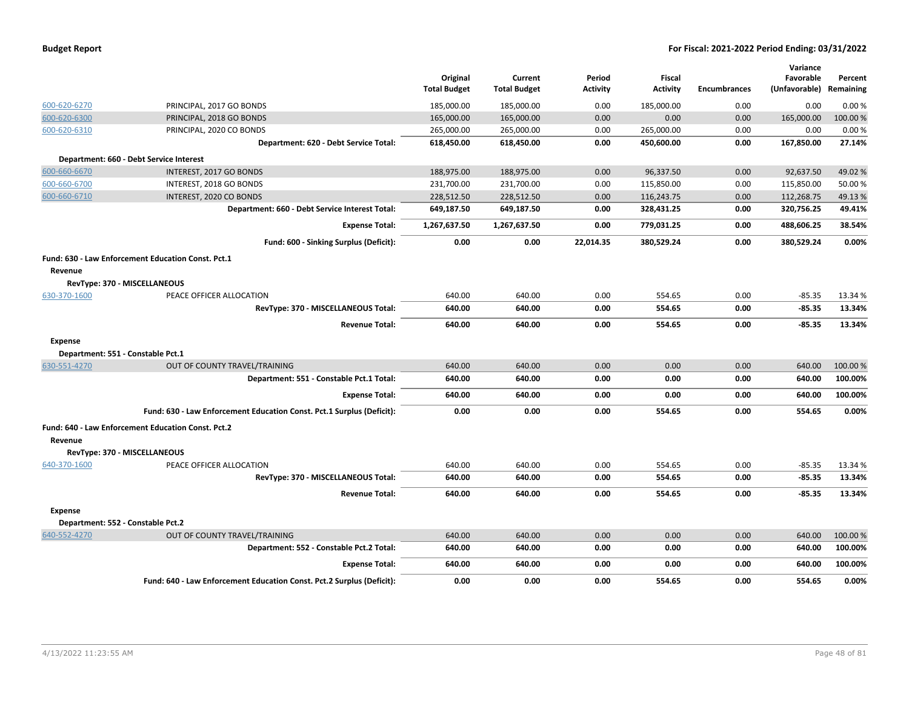| | | Original Total Budget | Current Total Budget | Period Activity | Fiscal Activity | Encumbrances | Variance Favorable (Unfavorable) | Percent Remaining |
|---|---|---|---|---|---|---|---|---|
| 600-620-6270 | PRINCIPAL, 2017 GO BONDS | 185,000.00 | 185,000.00 | 0.00 | 185,000.00 | 0.00 | 0.00 | 0.00 % |
| 600-620-6300 | PRINCIPAL, 2018 GO BONDS | 165,000.00 | 165,000.00 | 0.00 | 0.00 | 0.00 | 165,000.00 | 100.00 % |
| 600-620-6310 | PRINCIPAL, 2020 CO BONDS | 265,000.00 | 265,000.00 | 0.00 | 265,000.00 | 0.00 | 0.00 | 0.00 % |
| | **Department: 620 - Debt Service Total:** | **618,450.00** | **618,450.00** | **0.00** | **450,600.00** | **0.00** | **167,850.00** | **27.14%** |
| **Department: 660 - Debt Service Interest** | | | | | | | | |
| 600-660-6670 | INTEREST, 2017 GO BONDS | 188,975.00 | 188,975.00 | 0.00 | 96,337.50 | 0.00 | 92,637.50 | 49.02 % |
| 600-660-6700 | INTEREST, 2018 GO BONDS | 231,700.00 | 231,700.00 | 0.00 | 115,850.00 | 0.00 | 115,850.00 | 50.00 % |
| 600-660-6710 | INTEREST, 2020 CO BONDS | 228,512.50 | 228,512.50 | 0.00 | 116,243.75 | 0.00 | 112,268.75 | 49.13 % |
| | **Department: 660 - Debt Service Interest Total:** | **649,187.50** | **649,187.50** | **0.00** | **328,431.25** | **0.00** | **320,756.25** | **49.41%** |
| | **Expense Total:** | **1,267,637.50** | **1,267,637.50** | **0.00** | **779,031.25** | **0.00** | **488,606.25** | **38.54%** |
| | **Fund: 600 - Sinking Surplus (Deficit):** | **0.00** | **0.00** | **22,014.35** | **380,529.24** | **0.00** | **380,529.24** | **0.00%** |
| **Fund: 630 - Law Enforcement Education Const. Pct.1** | | | | | | | | |
| **Revenue** | | | | | | | | |
| **RevType: 370 - MISCELLANEOUS** | | | | | | | | |
| 630-370-1600 | PEACE OFFICER ALLOCATION | 640.00 | 640.00 | 0.00 | 554.65 | 0.00 | -85.35 | 13.34 % |
| | **RevType: 370 - MISCELLANEOUS Total:** | **640.00** | **640.00** | **0.00** | **554.65** | **0.00** | **-85.35** | **13.34%** |
| | **Revenue Total:** | **640.00** | **640.00** | **0.00** | **554.65** | **0.00** | **-85.35** | **13.34%** |
| **Expense** | | | | | | | | |
| **Department: 551 - Constable Pct.1** | | | | | | | | |
| 630-551-4270 | OUT OF COUNTY TRAVEL/TRAINING | 640.00 | 640.00 | 0.00 | 0.00 | 0.00 | 640.00 | 100.00 % |
| | **Department: 551 - Constable Pct.1 Total:** | **640.00** | **640.00** | **0.00** | **0.00** | **0.00** | **640.00** | **100.00%** |
| | **Expense Total:** | **640.00** | **640.00** | **0.00** | **0.00** | **0.00** | **640.00** | **100.00%** |
| | **Fund: 630 - Law Enforcement Education Const. Pct.1 Surplus (Deficit):** | **0.00** | **0.00** | **0.00** | **554.65** | **0.00** | **554.65** | **0.00%** |
| **Fund: 640 - Law Enforcement Education Const. Pct.2** | | | | | | | | |
| **Revenue** | | | | | | | | |
| **RevType: 370 - MISCELLANEOUS** | | | | | | | | |
| 640-370-1600 | PEACE OFFICER ALLOCATION | 640.00 | 640.00 | 0.00 | 554.65 | 0.00 | -85.35 | 13.34 % |
| | **RevType: 370 - MISCELLANEOUS Total:** | **640.00** | **640.00** | **0.00** | **554.65** | **0.00** | **-85.35** | **13.34%** |
| | **Revenue Total:** | **640.00** | **640.00** | **0.00** | **554.65** | **0.00** | **-85.35** | **13.34%** |
| **Expense** | | | | | | | | |
| **Department: 552 - Constable Pct.2** | | | | | | | | |
| 640-552-4270 | OUT OF COUNTY TRAVEL/TRAINING | 640.00 | 640.00 | 0.00 | 0.00 | 0.00 | 640.00 | 100.00 % |
| | **Department: 552 - Constable Pct.2 Total:** | **640.00** | **640.00** | **0.00** | **0.00** | **0.00** | **640.00** | **100.00%** |
| | **Expense Total:** | **640.00** | **640.00** | **0.00** | **0.00** | **0.00** | **640.00** | **100.00%** |
| | **Fund: 640 - Law Enforcement Education Const. Pct.2 Surplus (Deficit):** | **0.00** | **0.00** | **0.00** | **554.65** | **0.00** | **554.65** | **0.00%** |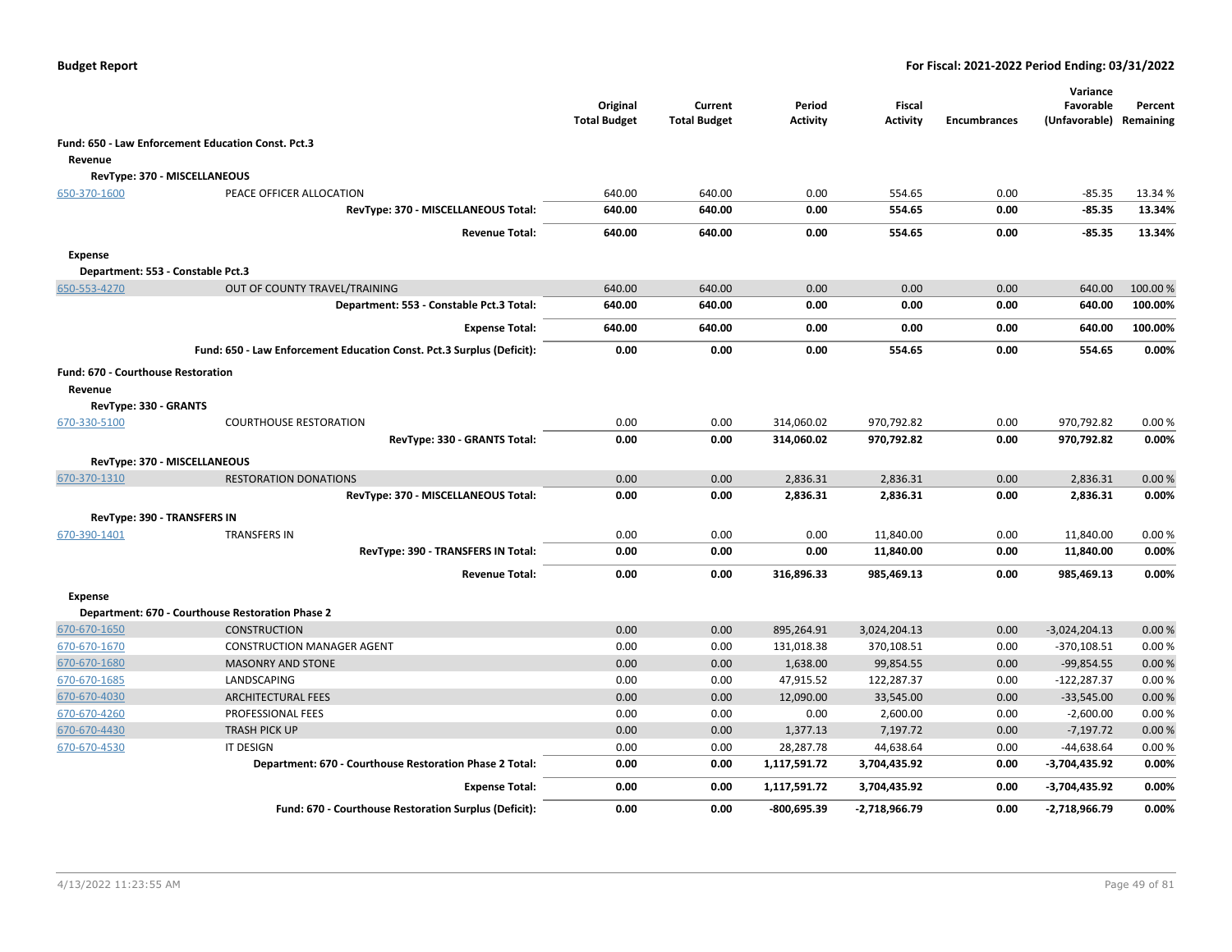**Budget Report** | **For Fiscal: 2021-2022 Period Ending: 03/31/2022**

| | | Original Total Budget | Current Total Budget | Period Activity | Fiscal Activity | Encumbrances | Variance Favorable (Unfavorable) | Percent Remaining |
|---|---|---|---|---|---|---|---|---|
| **Fund: 650 - Law Enforcement Education Const. Pct.3** | | | | | | | | |
| **Revenue** | | | | | | | | |
| **RevType: 370 - MISCELLANEOUS** | | | | | | | | |
| 650-370-1600 | PEACE OFFICER ALLOCATION | 640.00 | 640.00 | 0.00 | 554.65 | 0.00 | -85.35 | 13.34 % |
| | **RevType: 370 - MISCELLANEOUS Total:** | **640.00** | **640.00** | **0.00** | **554.65** | **0.00** | **-85.35** | **13.34%** |
| | **Revenue Total:** | **640.00** | **640.00** | **0.00** | **554.65** | **0.00** | **-85.35** | **13.34%** |
| **Expense** | | | | | | | | |
| **Department: 553 - Constable Pct.3** | | | | | | | | |
| 650-553-4270 | OUT OF COUNTY TRAVEL/TRAINING | 640.00 | 640.00 | 0.00 | 0.00 | 0.00 | 640.00 | 100.00 % |
| | **Department: 553 - Constable Pct.3 Total:** | **640.00** | **640.00** | **0.00** | **0.00** | **0.00** | **640.00** | **100.00%** |
| | **Expense Total:** | **640.00** | **640.00** | **0.00** | **0.00** | **0.00** | **640.00** | **100.00%** |
| | **Fund: 650 - Law Enforcement Education Const. Pct.3 Surplus (Deficit):** | **0.00** | **0.00** | **0.00** | **554.65** | **0.00** | **554.65** | **0.00%** |
| **Fund: 670 - Courthouse Restoration** | | | | | | | | |
| **Revenue** | | | | | | | | |
| **RevType: 330 - GRANTS** | | | | | | | | |
| 670-330-5100 | COURTHOUSE RESTORATION | 0.00 | 0.00 | 314,060.02 | 970,792.82 | 0.00 | 970,792.82 | 0.00 % |
| | **RevType: 330 - GRANTS Total:** | **0.00** | **0.00** | **314,060.02** | **970,792.82** | **0.00** | **970,792.82** | **0.00%** |
| **RevType: 370 - MISCELLANEOUS** | | | | | | | | |
| 670-370-1310 | RESTORATION DONATIONS | 0.00 | 0.00 | 2,836.31 | 2,836.31 | 0.00 | 2,836.31 | 0.00 % |
| | **RevType: 370 - MISCELLANEOUS Total:** | **0.00** | **0.00** | **2,836.31** | **2,836.31** | **0.00** | **2,836.31** | **0.00%** |
| **RevType: 390 - TRANSFERS IN** | | | | | | | | |
| 670-390-1401 | TRANSFERS IN | 0.00 | 0.00 | 0.00 | 11,840.00 | 0.00 | 11,840.00 | 0.00 % |
| | **RevType: 390 - TRANSFERS IN Total:** | **0.00** | **0.00** | **0.00** | **11,840.00** | **0.00** | **11,840.00** | **0.00%** |
| | **Revenue Total:** | **0.00** | **0.00** | **316,896.33** | **985,469.13** | **0.00** | **985,469.13** | **0.00%** |
| **Expense** | | | | | | | | |
| **Department: 670 - Courthouse Restoration Phase 2** | | | | | | | | |
| 670-670-1650 | CONSTRUCTION | 0.00 | 0.00 | 895,264.91 | 3,024,204.13 | 0.00 | -3,024,204.13 | 0.00 % |
| 670-670-1670 | CONSTRUCTION MANAGER AGENT | 0.00 | 0.00 | 131,018.38 | 370,108.51 | 0.00 | -370,108.51 | 0.00 % |
| 670-670-1680 | MASONRY AND STONE | 0.00 | 0.00 | 1,638.00 | 99,854.55 | 0.00 | -99,854.55 | 0.00 % |
| 670-670-1685 | LANDSCAPING | 0.00 | 0.00 | 47,915.52 | 122,287.37 | 0.00 | -122,287.37 | 0.00 % |
| 670-670-4030 | ARCHITECTURAL FEES | 0.00 | 0.00 | 12,090.00 | 33,545.00 | 0.00 | -33,545.00 | 0.00 % |
| 670-670-4260 | PROFESSIONAL FEES | 0.00 | 0.00 | 0.00 | 2,600.00 | 0.00 | -2,600.00 | 0.00 % |
| 670-670-4430 | TRASH PICK UP | 0.00 | 0.00 | 1,377.13 | 7,197.72 | 0.00 | -7,197.72 | 0.00 % |
| 670-670-4530 | IT DESIGN | 0.00 | 0.00 | 28,287.78 | 44,638.64 | 0.00 | -44,638.64 | 0.00 % |
| | **Department: 670 - Courthouse Restoration Phase 2 Total:** | **0.00** | **0.00** | **1,117,591.72** | **3,704,435.92** | **0.00** | **-3,704,435.92** | **0.00%** |
| | **Expense Total:** | **0.00** | **0.00** | **1,117,591.72** | **3,704,435.92** | **0.00** | **-3,704,435.92** | **0.00%** |
| | **Fund: 670 - Courthouse Restoration Surplus (Deficit):** | **0.00** | **0.00** | **-800,695.39** | **-2,718,966.79** | **0.00** | **-2,718,966.79** | **0.00%** |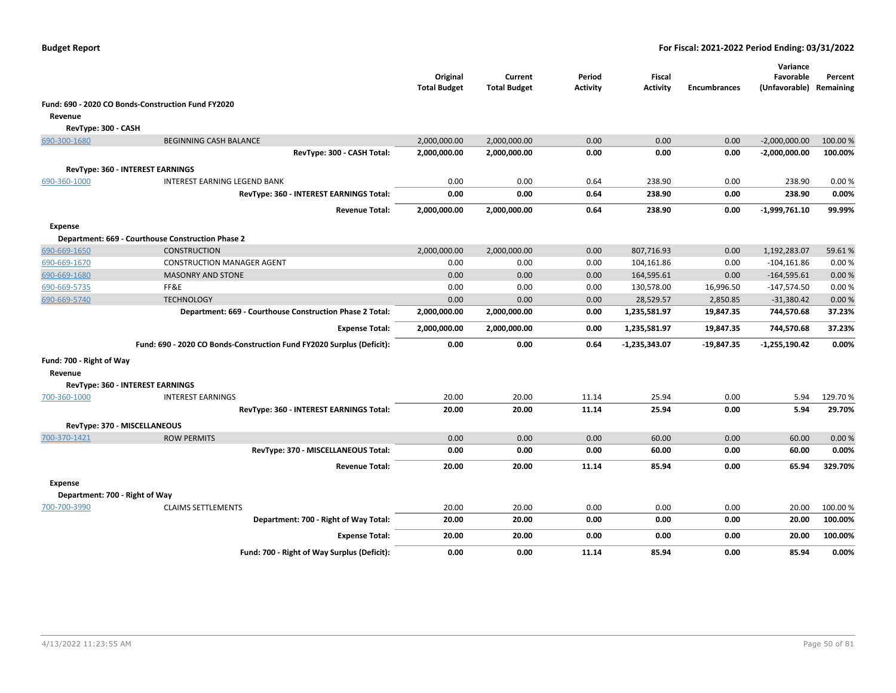**Budget Report** — **For Fiscal: 2021-2022 Period Ending: 03/31/2022**

| | | Original Total Budget | Current Total Budget | Period Activity | Fiscal Activity | Encumbrances | Variance Favorable (Unfavorable) | Percent Remaining |
|---|---|---|---|---|---|---|---|---|
| **Fund: 690 - 2020 CO Bonds-Construction Fund FY2020** | | | | | | | | |
| **Revenue** | | | | | | | | |
| **RevType: 300 - CASH** | | | | | | | | |
| 690-300-1680 | BEGINNING CASH BALANCE | 2,000,000.00 | 2,000,000.00 | 0.00 | 0.00 | 0.00 | -2,000,000.00 | 100.00 % |
| | **RevType: 300 - CASH Total:** | **2,000,000.00** | **2,000,000.00** | **0.00** | **0.00** | **0.00** | **-2,000,000.00** | **100.00%** |
| **RevType: 360 - INTEREST EARNINGS** | | | | | | | | |
| 690-360-1000 | INTEREST EARNING LEGEND BANK | 0.00 | 0.00 | 0.64 | 238.90 | 0.00 | 238.90 | 0.00 % |
| | **RevType: 360 - INTEREST EARNINGS Total:** | **0.00** | **0.00** | **0.64** | **238.90** | **0.00** | **238.90** | **0.00%** |
| | **Revenue Total:** | **2,000,000.00** | **2,000,000.00** | **0.64** | **238.90** | **0.00** | **-1,999,761.10** | **99.99%** |
| **Expense** | | | | | | | | |
| **Department: 669 - Courthouse Construction Phase 2** | | | | | | | | |
| 690-669-1650 | CONSTRUCTION | 2,000,000.00 | 2,000,000.00 | 0.00 | 807,716.93 | 0.00 | 1,192,283.07 | 59.61 % |
| 690-669-1670 | CONSTRUCTION MANAGER AGENT | 0.00 | 0.00 | 0.00 | 104,161.86 | 0.00 | -104,161.86 | 0.00 % |
| 690-669-1680 | MASONRY AND STONE | 0.00 | 0.00 | 0.00 | 164,595.61 | 0.00 | -164,595.61 | 0.00 % |
| 690-669-5735 | FF&E | 0.00 | 0.00 | 0.00 | 130,578.00 | 16,996.50 | -147,574.50 | 0.00 % |
| 690-669-5740 | TECHNOLOGY | 0.00 | 0.00 | 0.00 | 28,529.57 | 2,850.85 | -31,380.42 | 0.00 % |
| | **Department: 669 - Courthouse Construction Phase 2 Total:** | **2,000,000.00** | **2,000,000.00** | **0.00** | **1,235,581.97** | **19,847.35** | **744,570.68** | **37.23%** |
| | **Expense Total:** | **2,000,000.00** | **2,000,000.00** | **0.00** | **1,235,581.97** | **19,847.35** | **744,570.68** | **37.23%** |
| | **Fund: 690 - 2020 CO Bonds-Construction Fund FY2020 Surplus (Deficit):** | **0.00** | **0.00** | **0.64** | **-1,235,343.07** | **-19,847.35** | **-1,255,190.42** | **0.00%** |
| **Fund: 700 - Right of Way** | | | | | | | | |
| **Revenue** | | | | | | | | |
| **RevType: 360 - INTEREST EARNINGS** | | | | | | | | |
| 700-360-1000 | INTEREST EARNINGS | 20.00 | 20.00 | 11.14 | 25.94 | 0.00 | 5.94 | 129.70 % |
| | **RevType: 360 - INTEREST EARNINGS Total:** | **20.00** | **20.00** | **11.14** | **25.94** | **0.00** | **5.94** | **29.70%** |
| **RevType: 370 - MISCELLANEOUS** | | | | | | | | |
| 700-370-1421 | ROW PERMITS | 0.00 | 0.00 | 0.00 | 60.00 | 0.00 | 60.00 | 0.00 % |
| | **RevType: 370 - MISCELLANEOUS Total:** | **0.00** | **0.00** | **0.00** | **60.00** | **0.00** | **60.00** | **0.00%** |
| | **Revenue Total:** | **20.00** | **20.00** | **11.14** | **85.94** | **0.00** | **65.94** | **329.70%** |
| **Expense** | | | | | | | | |
| **Department: 700 - Right of Way** | | | | | | | | |
| 700-700-3990 | CLAIMS SETTLEMENTS | 20.00 | 20.00 | 0.00 | 0.00 | 0.00 | 20.00 | 100.00 % |
| | **Department: 700 - Right of Way Total:** | **20.00** | **20.00** | **0.00** | **0.00** | **0.00** | **20.00** | **100.00%** |
| | **Expense Total:** | **20.00** | **20.00** | **0.00** | **0.00** | **0.00** | **20.00** | **100.00%** |
| | **Fund: 700 - Right of Way Surplus (Deficit):** | **0.00** | **0.00** | **11.14** | **85.94** | **0.00** | **85.94** | **0.00%** |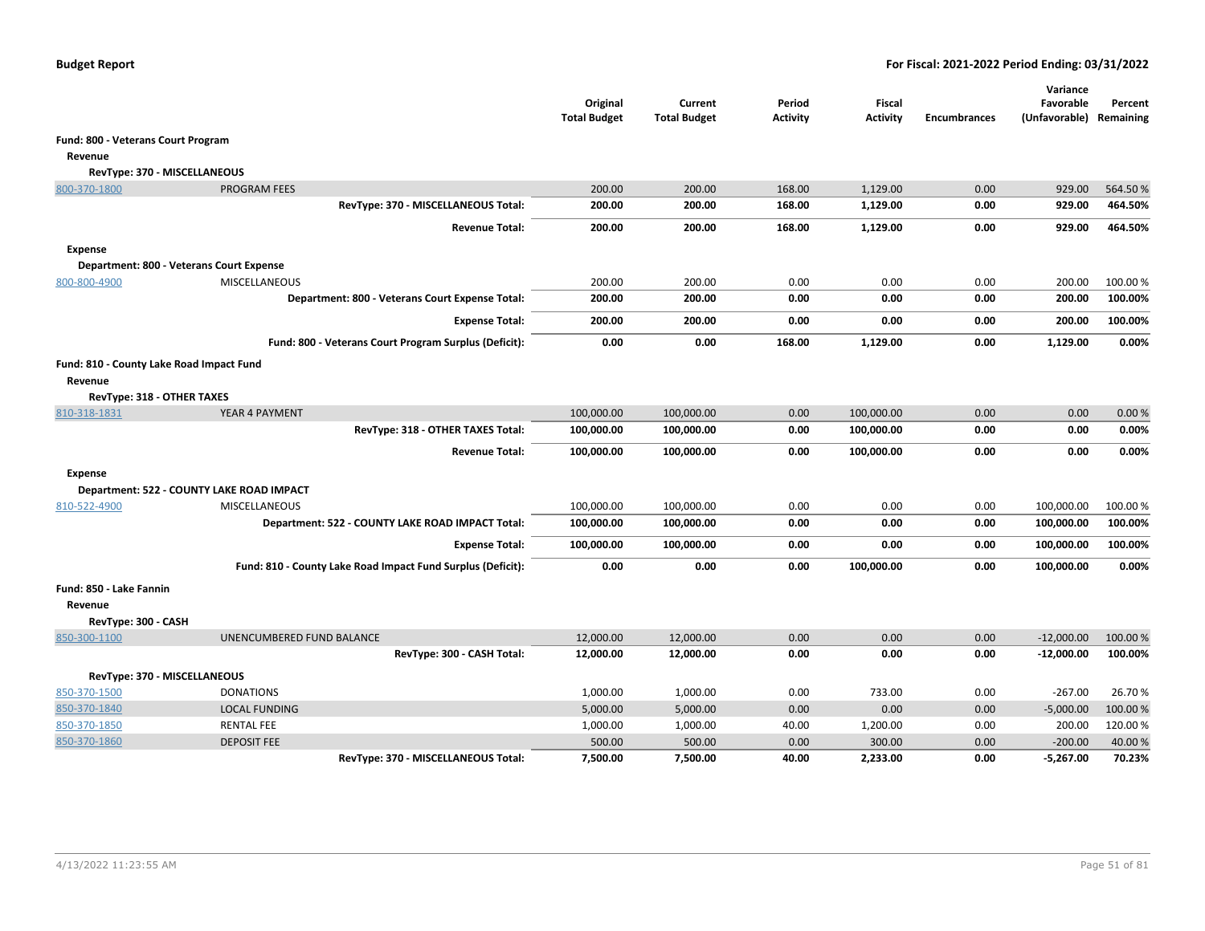## Budget Report

**For Fiscal: 2021-2022 Period Ending: 03/31/2022**

| | | Original Total Budget | Current Total Budget | Period Activity | Fiscal Activity | Encumbrances | Variance Favorable (Unfavorable) | Percent Remaining |
|---|---|---|---|---|---|---|---|---|
| **Fund: 800 - Veterans Court Program** | | | | | | | | |
| **Revenue** | | | | | | | | |
| **RevType: 370 - MISCELLANEOUS** | | | | | | | | |
| 800-370-1800 | PROGRAM FEES | 200.00 | 200.00 | 168.00 | 1,129.00 | 0.00 | 929.00 | 564.50 % |
| | **RevType: 370 - MISCELLANEOUS Total:** | **200.00** | **200.00** | **168.00** | **1,129.00** | **0.00** | **929.00** | **464.50%** |
| | **Revenue Total:** | **200.00** | **200.00** | **168.00** | **1,129.00** | **0.00** | **929.00** | **464.50%** |
| **Expense** | | | | | | | | |
| **Department: 800 - Veterans Court Expense** | | | | | | | | |
| 800-800-4900 | MISCELLANEOUS | 200.00 | 200.00 | 0.00 | 0.00 | 0.00 | 200.00 | 100.00 % |
| | **Department: 800 - Veterans Court Expense Total:** | **200.00** | **200.00** | **0.00** | **0.00** | **0.00** | **200.00** | **100.00%** |
| | **Expense Total:** | **200.00** | **200.00** | **0.00** | **0.00** | **0.00** | **200.00** | **100.00%** |
| | **Fund: 800 - Veterans Court Program Surplus (Deficit):** | **0.00** | **0.00** | **168.00** | **1,129.00** | **0.00** | **1,129.00** | **0.00%** |
| **Fund: 810 - County Lake Road Impact Fund** | | | | | | | | |
| **Revenue** | | | | | | | | |
| **RevType: 318 - OTHER TAXES** | | | | | | | | |
| 810-318-1831 | YEAR 4 PAYMENT | 100,000.00 | 100,000.00 | 0.00 | 100,000.00 | 0.00 | 0.00 | 0.00 % |
| | **RevType: 318 - OTHER TAXES Total:** | **100,000.00** | **100,000.00** | **0.00** | **100,000.00** | **0.00** | **0.00** | **0.00%** |
| | **Revenue Total:** | **100,000.00** | **100,000.00** | **0.00** | **100,000.00** | **0.00** | **0.00** | **0.00%** |
| **Expense** | | | | | | | | |
| **Department: 522 - COUNTY LAKE ROAD IMPACT** | | | | | | | | |
| 810-522-4900 | MISCELLANEOUS | 100,000.00 | 100,000.00 | 0.00 | 0.00 | 0.00 | 100,000.00 | 100.00 % |
| | **Department: 522 - COUNTY LAKE ROAD IMPACT Total:** | **100,000.00** | **100,000.00** | **0.00** | **0.00** | **0.00** | **100,000.00** | **100.00%** |
| | **Expense Total:** | **100,000.00** | **100,000.00** | **0.00** | **0.00** | **0.00** | **100,000.00** | **100.00%** |
| | **Fund: 810 - County Lake Road Impact Fund Surplus (Deficit):** | **0.00** | **0.00** | **0.00** | **100,000.00** | **0.00** | **100,000.00** | **0.00%** |
| **Fund: 850 - Lake Fannin** | | | | | | | | |
| **Revenue** | | | | | | | | |
| **RevType: 300 - CASH** | | | | | | | | |
| 850-300-1100 | UNENCUMBERED FUND BALANCE | 12,000.00 | 12,000.00 | 0.00 | 0.00 | 0.00 | -12,000.00 | 100.00 % |
| | **RevType: 300 - CASH Total:** | **12,000.00** | **12,000.00** | **0.00** | **0.00** | **0.00** | **-12,000.00** | **100.00%** |
| **RevType: 370 - MISCELLANEOUS** | | | | | | | | |
| 850-370-1500 | DONATIONS | 1,000.00 | 1,000.00 | 0.00 | 733.00 | 0.00 | -267.00 | 26.70 % |
| 850-370-1840 | LOCAL FUNDING | 5,000.00 | 5,000.00 | 0.00 | 0.00 | 0.00 | -5,000.00 | 100.00 % |
| 850-370-1850 | RENTAL FEE | 1,000.00 | 1,000.00 | 40.00 | 1,200.00 | 0.00 | 200.00 | 120.00 % |
| 850-370-1860 | DEPOSIT FEE | 500.00 | 500.00 | 0.00 | 300.00 | 0.00 | -200.00 | 40.00 % |
| | **RevType: 370 - MISCELLANEOUS Total:** | **7,500.00** | **7,500.00** | **40.00** | **2,233.00** | **0.00** | **-5,267.00** | **70.23%** |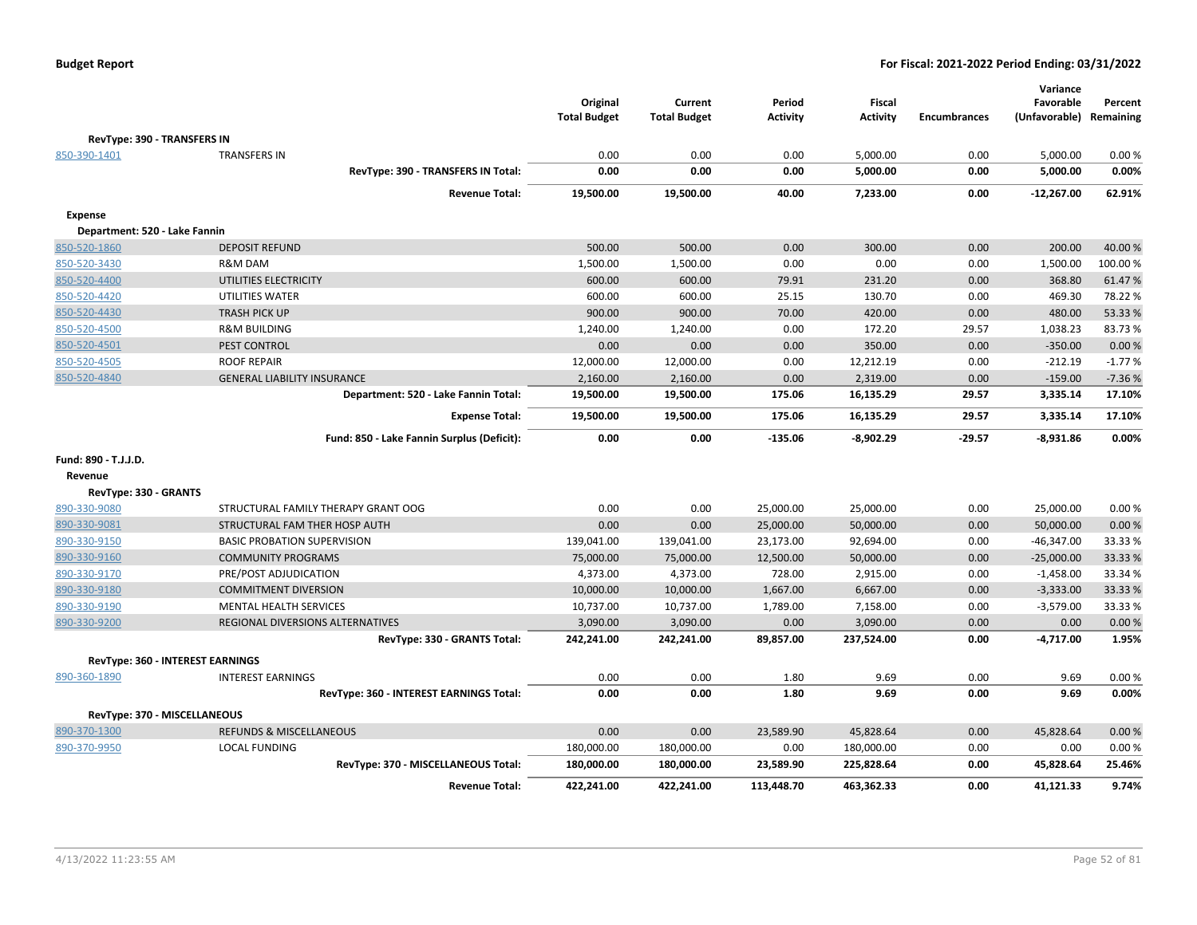## Budget Report

**For Fiscal: 2021-2022 Period Ending: 03/31/2022**

| | | Original Total Budget | Current Total Budget | Period Activity | Fiscal Activity | Encumbrances | Variance Favorable (Unfavorable) | Percent Remaining |
|---|---|---|---|---|---|---|---|---|
| **RevType: 390 - TRANSFERS IN** | | | | | | | | |
| 850-390-1401 | TRANSFERS IN | 0.00 | 0.00 | 0.00 | 5,000.00 | 0.00 | 5,000.00 | 0.00 % |
| | **RevType: 390 - TRANSFERS IN Total:** | **0.00** | **0.00** | **0.00** | **5,000.00** | **0.00** | **5,000.00** | **0.00%** |
| | **Revenue Total:** | **19,500.00** | **19,500.00** | **40.00** | **7,233.00** | **0.00** | **-12,267.00** | **62.91%** |
| **Expense** | | | | | | | | |
| **Department: 520 - Lake Fannin** | | | | | | | | |
| 850-520-1860 | DEPOSIT REFUND | 500.00 | 500.00 | 0.00 | 300.00 | 0.00 | 200.00 | 40.00 % |
| 850-520-3430 | R&M DAM | 1,500.00 | 1,500.00 | 0.00 | 0.00 | 0.00 | 1,500.00 | 100.00 % |
| 850-520-4400 | UTILITIES ELECTRICITY | 600.00 | 600.00 | 79.91 | 231.20 | 0.00 | 368.80 | 61.47 % |
| 850-520-4420 | UTILITIES WATER | 600.00 | 600.00 | 25.15 | 130.70 | 0.00 | 469.30 | 78.22 % |
| 850-520-4430 | TRASH PICK UP | 900.00 | 900.00 | 70.00 | 420.00 | 0.00 | 480.00 | 53.33 % |
| 850-520-4500 | R&M BUILDING | 1,240.00 | 1,240.00 | 0.00 | 172.20 | 29.57 | 1,038.23 | 83.73 % |
| 850-520-4501 | PEST CONTROL | 0.00 | 0.00 | 0.00 | 350.00 | 0.00 | -350.00 | 0.00 % |
| 850-520-4505 | ROOF REPAIR | 12,000.00 | 12,000.00 | 0.00 | 12,212.19 | 0.00 | -212.19 | -1.77 % |
| 850-520-4840 | GENERAL LIABILITY INSURANCE | 2,160.00 | 2,160.00 | 0.00 | 2,319.00 | 0.00 | -159.00 | -7.36 % |
| | **Department: 520 - Lake Fannin Total:** | **19,500.00** | **19,500.00** | **175.06** | **16,135.29** | **29.57** | **3,335.14** | **17.10%** |
| | **Expense Total:** | **19,500.00** | **19,500.00** | **175.06** | **16,135.29** | **29.57** | **3,335.14** | **17.10%** |
| | **Fund: 850 - Lake Fannin Surplus (Deficit):** | **0.00** | **0.00** | **-135.06** | **-8,902.29** | **-29.57** | **-8,931.86** | **0.00%** |
| **Fund: 890 - T.J.J.D.** | | | | | | | | |
| **Revenue** | | | | | | | | |
| **RevType: 330 - GRANTS** | | | | | | | | |
| 890-330-9080 | STRUCTURAL FAMILY THERAPY GRANT OOG | 0.00 | 0.00 | 25,000.00 | 25,000.00 | 0.00 | 25,000.00 | 0.00 % |
| 890-330-9081 | STRUCTURAL FAM THER HOSP AUTH | 0.00 | 0.00 | 25,000.00 | 50,000.00 | 0.00 | 50,000.00 | 0.00 % |
| 890-330-9150 | BASIC PROBATION SUPERVISION | 139,041.00 | 139,041.00 | 23,173.00 | 92,694.00 | 0.00 | -46,347.00 | 33.33 % |
| 890-330-9160 | COMMUNITY PROGRAMS | 75,000.00 | 75,000.00 | 12,500.00 | 50,000.00 | 0.00 | -25,000.00 | 33.33 % |
| 890-330-9170 | PRE/POST ADJUDICATION | 4,373.00 | 4,373.00 | 728.00 | 2,915.00 | 0.00 | -1,458.00 | 33.34 % |
| 890-330-9180 | COMMITMENT DIVERSION | 10,000.00 | 10,000.00 | 1,667.00 | 6,667.00 | 0.00 | -3,333.00 | 33.33 % |
| 890-330-9190 | MENTAL HEALTH SERVICES | 10,737.00 | 10,737.00 | 1,789.00 | 7,158.00 | 0.00 | -3,579.00 | 33.33 % |
| 890-330-9200 | REGIONAL DIVERSIONS ALTERNATIVES | 3,090.00 | 3,090.00 | 0.00 | 3,090.00 | 0.00 | 0.00 | 0.00 % |
| | **RevType: 330 - GRANTS Total:** | **242,241.00** | **242,241.00** | **89,857.00** | **237,524.00** | **0.00** | **-4,717.00** | **1.95%** |
| **RevType: 360 - INTEREST EARNINGS** | | | | | | | | |
| 890-360-1890 | INTEREST EARNINGS | 0.00 | 0.00 | 1.80 | 9.69 | 0.00 | 9.69 | 0.00 % |
| | **RevType: 360 - INTEREST EARNINGS Total:** | **0.00** | **0.00** | **1.80** | **9.69** | **0.00** | **9.69** | **0.00%** |
| **RevType: 370 - MISCELLANEOUS** | | | | | | | | |
| 890-370-1300 | REFUNDS & MISCELLANEOUS | 0.00 | 0.00 | 23,589.90 | 45,828.64 | 0.00 | 45,828.64 | 0.00 % |
| 890-370-9950 | LOCAL FUNDING | 180,000.00 | 180,000.00 | 0.00 | 180,000.00 | 0.00 | 0.00 | 0.00 % |
| | **RevType: 370 - MISCELLANEOUS Total:** | **180,000.00** | **180,000.00** | **23,589.90** | **225,828.64** | **0.00** | **45,828.64** | **25.46%** |
| | **Revenue Total:** | **422,241.00** | **422,241.00** | **113,448.70** | **463,362.33** | **0.00** | **41,121.33** | **9.74%** |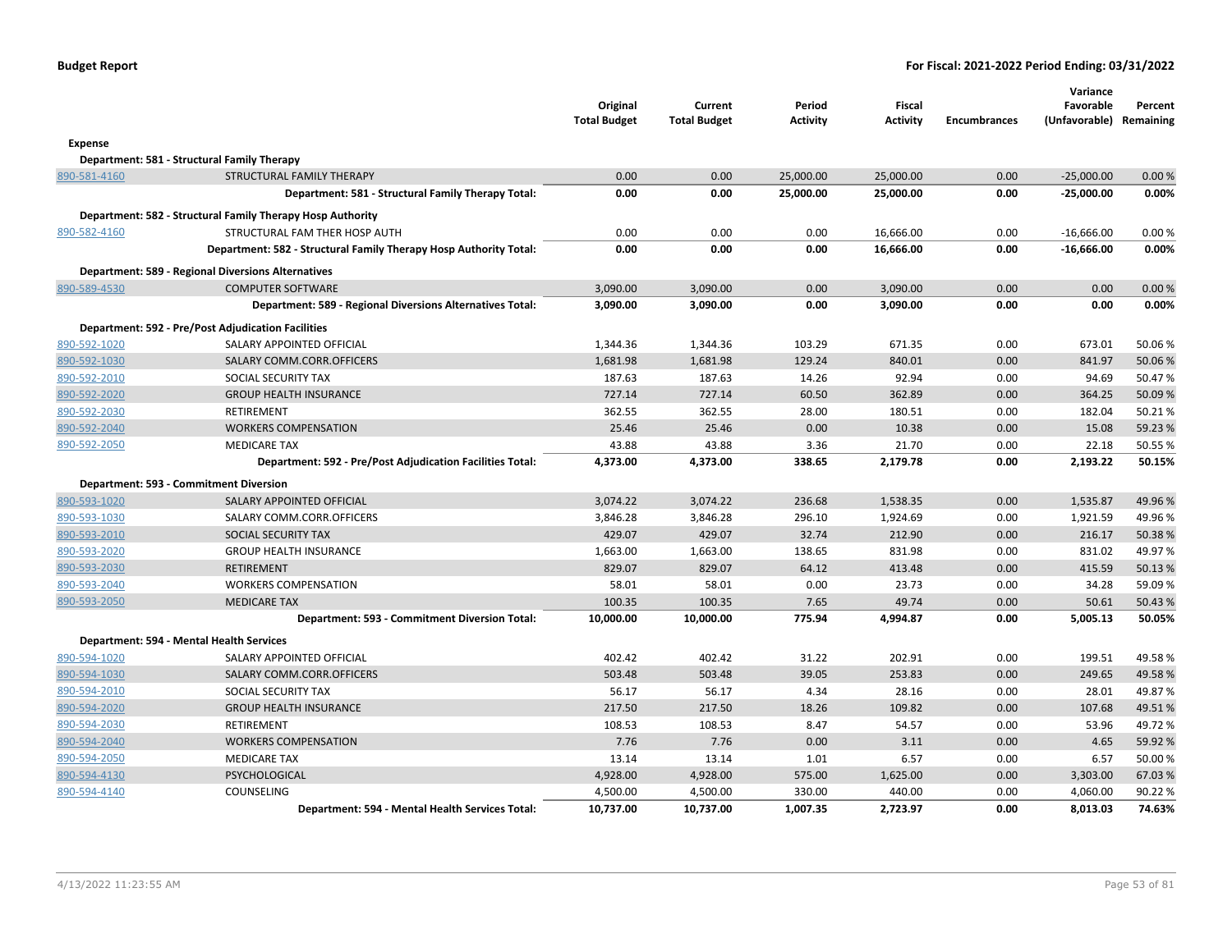**Budget Report** | **For Fiscal: 2021-2022 Period Ending: 03/31/2022**

| | | Original Total Budget | Current Total Budget | Period Activity | Fiscal Activity | Encumbrances | Variance Favorable (Unfavorable) | Percent Remaining |
|---|---|---|---|---|---|---|---|---|
| **Expense** | | | | | | | | |
| **Department: 581 - Structural Family Therapy** | | | | | | | | |
| 890-581-4160 | STRUCTURAL FAMILY THERAPY | 0.00 | 0.00 | 25,000.00 | 25,000.00 | 0.00 | -25,000.00 | 0.00 % |
| | **Department: 581 - Structural Family Therapy Total:** | **0.00** | **0.00** | **25,000.00** | **25,000.00** | **0.00** | **-25,000.00** | **0.00%** |
| **Department: 582 - Structural Family Therapy Hosp Authority** | | | | | | | | |
| 890-582-4160 | STRUCTURAL FAM THER HOSP AUTH | 0.00 | 0.00 | 0.00 | 16,666.00 | 0.00 | -16,666.00 | 0.00 % |
| | **Department: 582 - Structural Family Therapy Hosp Authority Total:** | **0.00** | **0.00** | **0.00** | **16,666.00** | **0.00** | **-16,666.00** | **0.00%** |
| **Department: 589 - Regional Diversions Alternatives** | | | | | | | | |
| 890-589-4530 | COMPUTER SOFTWARE | 3,090.00 | 3,090.00 | 0.00 | 3,090.00 | 0.00 | 0.00 | 0.00 % |
| | **Department: 589 - Regional Diversions Alternatives Total:** | **3,090.00** | **3,090.00** | **0.00** | **3,090.00** | **0.00** | **0.00** | **0.00%** |
| **Department: 592 - Pre/Post Adjudication Facilities** | | | | | | | | |
| 890-592-1020 | SALARY APPOINTED OFFICIAL | 1,344.36 | 1,344.36 | 103.29 | 671.35 | 0.00 | 673.01 | 50.06 % |
| 890-592-1030 | SALARY COMM.CORR.OFFICERS | 1,681.98 | 1,681.98 | 129.24 | 840.01 | 0.00 | 841.97 | 50.06 % |
| 890-592-2010 | SOCIAL SECURITY TAX | 187.63 | 187.63 | 14.26 | 92.94 | 0.00 | 94.69 | 50.47 % |
| 890-592-2020 | GROUP HEALTH INSURANCE | 727.14 | 727.14 | 60.50 | 362.89 | 0.00 | 364.25 | 50.09 % |
| 890-592-2030 | RETIREMENT | 362.55 | 362.55 | 28.00 | 180.51 | 0.00 | 182.04 | 50.21 % |
| 890-592-2040 | WORKERS COMPENSATION | 25.46 | 25.46 | 0.00 | 10.38 | 0.00 | 15.08 | 59.23 % |
| 890-592-2050 | MEDICARE TAX | 43.88 | 43.88 | 3.36 | 21.70 | 0.00 | 22.18 | 50.55 % |
| | **Department: 592 - Pre/Post Adjudication Facilities Total:** | **4,373.00** | **4,373.00** | **338.65** | **2,179.78** | **0.00** | **2,193.22** | **50.15%** |
| **Department: 593 - Commitment Diversion** | | | | | | | | |
| 890-593-1020 | SALARY APPOINTED OFFICIAL | 3,074.22 | 3,074.22 | 236.68 | 1,538.35 | 0.00 | 1,535.87 | 49.96 % |
| 890-593-1030 | SALARY COMM.CORR.OFFICERS | 3,846.28 | 3,846.28 | 296.10 | 1,924.69 | 0.00 | 1,921.59 | 49.96 % |
| 890-593-2010 | SOCIAL SECURITY TAX | 429.07 | 429.07 | 32.74 | 212.90 | 0.00 | 216.17 | 50.38 % |
| 890-593-2020 | GROUP HEALTH INSURANCE | 1,663.00 | 1,663.00 | 138.65 | 831.98 | 0.00 | 831.02 | 49.97 % |
| 890-593-2030 | RETIREMENT | 829.07 | 829.07 | 64.12 | 413.48 | 0.00 | 415.59 | 50.13 % |
| 890-593-2040 | WORKERS COMPENSATION | 58.01 | 58.01 | 0.00 | 23.73 | 0.00 | 34.28 | 59.09 % |
| 890-593-2050 | MEDICARE TAX | 100.35 | 100.35 | 7.65 | 49.74 | 0.00 | 50.61 | 50.43 % |
| | **Department: 593 - Commitment Diversion Total:** | **10,000.00** | **10,000.00** | **775.94** | **4,994.87** | **0.00** | **5,005.13** | **50.05%** |
| **Department: 594 - Mental Health Services** | | | | | | | | |
| 890-594-1020 | SALARY APPOINTED OFFICIAL | 402.42 | 402.42 | 31.22 | 202.91 | 0.00 | 199.51 | 49.58 % |
| 890-594-1030 | SALARY COMM.CORR.OFFICERS | 503.48 | 503.48 | 39.05 | 253.83 | 0.00 | 249.65 | 49.58 % |
| 890-594-2010 | SOCIAL SECURITY TAX | 56.17 | 56.17 | 4.34 | 28.16 | 0.00 | 28.01 | 49.87 % |
| 890-594-2020 | GROUP HEALTH INSURANCE | 217.50 | 217.50 | 18.26 | 109.82 | 0.00 | 107.68 | 49.51 % |
| 890-594-2030 | RETIREMENT | 108.53 | 108.53 | 8.47 | 54.57 | 0.00 | 53.96 | 49.72 % |
| 890-594-2040 | WORKERS COMPENSATION | 7.76 | 7.76 | 0.00 | 3.11 | 0.00 | 4.65 | 59.92 % |
| 890-594-2050 | MEDICARE TAX | 13.14 | 13.14 | 1.01 | 6.57 | 0.00 | 6.57 | 50.00 % |
| 890-594-4130 | PSYCHOLOGICAL | 4,928.00 | 4,928.00 | 575.00 | 1,625.00 | 0.00 | 3,303.00 | 67.03 % |
| 890-594-4140 | COUNSELING | 4,500.00 | 4,500.00 | 330.00 | 440.00 | 0.00 | 4,060.00 | 90.22 % |
| | **Department: 594 - Mental Health Services Total:** | **10,737.00** | **10,737.00** | **1,007.35** | **2,723.97** | **0.00** | **8,013.03** | **74.63%** |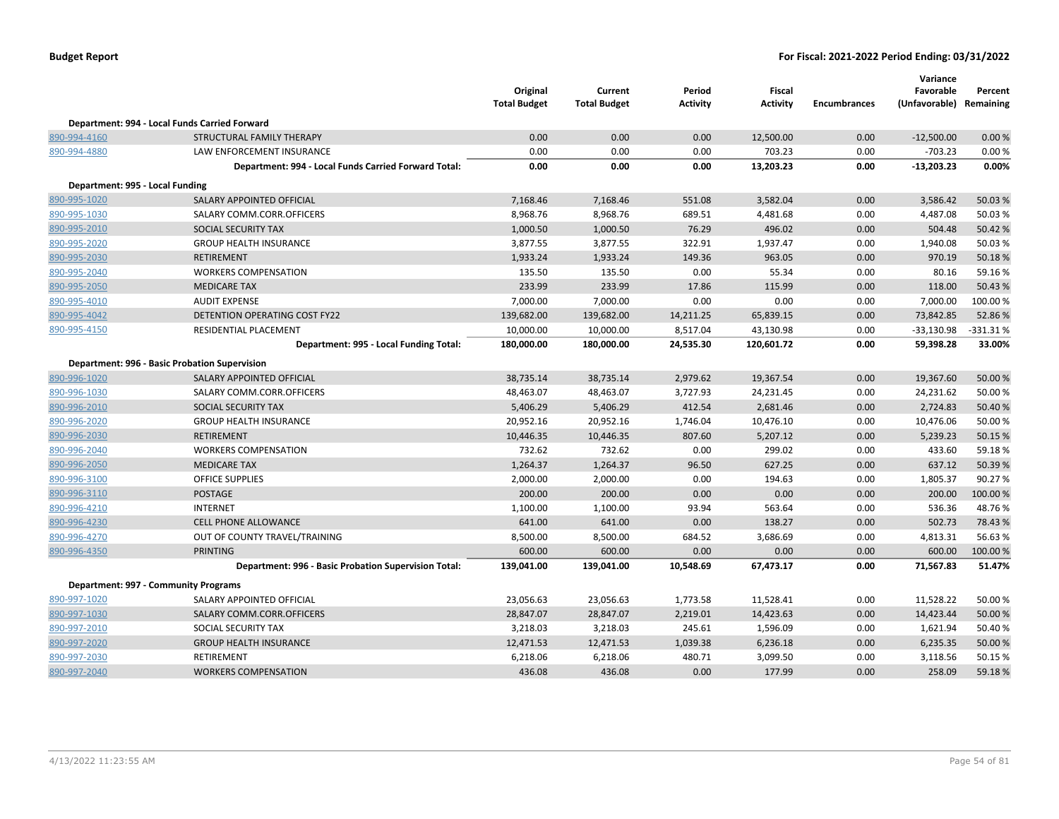**Budget Report** | **For Fiscal: 2021-2022 Period Ending: 03/31/2022**

| | | Original Total Budget | Current Total Budget | Period Activity | Fiscal Activity | Encumbrances | Variance Favorable (Unfavorable) | Percent Remaining |
|---|---|---|---|---|---|---|---|---|
| **Department: 994 - Local Funds Carried Forward** | | | | | | | | |
| 890-994-4160 | STRUCTURAL FAMILY THERAPY | 0.00 | 0.00 | 0.00 | 12,500.00 | 0.00 | -12,500.00 | 0.00 % |
| 890-994-4880 | LAW ENFORCEMENT INSURANCE | 0.00 | 0.00 | 0.00 | 703.23 | 0.00 | -703.23 | 0.00 % |
| | **Department: 994 - Local Funds Carried Forward Total:** | **0.00** | **0.00** | **0.00** | **13,203.23** | **0.00** | **-13,203.23** | **0.00%** |
| **Department: 995 - Local Funding** | | | | | | | | |
| 890-995-1020 | SALARY APPOINTED OFFICIAL | 7,168.46 | 7,168.46 | 551.08 | 3,582.04 | 0.00 | 3,586.42 | 50.03 % |
| 890-995-1030 | SALARY COMM.CORR.OFFICERS | 8,968.76 | 8,968.76 | 689.51 | 4,481.68 | 0.00 | 4,487.08 | 50.03 % |
| 890-995-2010 | SOCIAL SECURITY TAX | 1,000.50 | 1,000.50 | 76.29 | 496.02 | 0.00 | 504.48 | 50.42 % |
| 890-995-2020 | GROUP HEALTH INSURANCE | 3,877.55 | 3,877.55 | 322.91 | 1,937.47 | 0.00 | 1,940.08 | 50.03 % |
| 890-995-2030 | RETIREMENT | 1,933.24 | 1,933.24 | 149.36 | 963.05 | 0.00 | 970.19 | 50.18 % |
| 890-995-2040 | WORKERS COMPENSATION | 135.50 | 135.50 | 0.00 | 55.34 | 0.00 | 80.16 | 59.16 % |
| 890-995-2050 | MEDICARE TAX | 233.99 | 233.99 | 17.86 | 115.99 | 0.00 | 118.00 | 50.43 % |
| 890-995-4010 | AUDIT EXPENSE | 7,000.00 | 7,000.00 | 0.00 | 0.00 | 0.00 | 7,000.00 | 100.00 % |
| 890-995-4042 | DETENTION OPERATING COST FY22 | 139,682.00 | 139,682.00 | 14,211.25 | 65,839.15 | 0.00 | 73,842.85 | 52.86 % |
| 890-995-4150 | RESIDENTIAL PLACEMENT | 10,000.00 | 10,000.00 | 8,517.04 | 43,130.98 | 0.00 | -33,130.98 | -331.31 % |
| | **Department: 995 - Local Funding Total:** | **180,000.00** | **180,000.00** | **24,535.30** | **120,601.72** | **0.00** | **59,398.28** | **33.00%** |
| **Department: 996 - Basic Probation Supervision** | | | | | | | | |
| 890-996-1020 | SALARY APPOINTED OFFICIAL | 38,735.14 | 38,735.14 | 2,979.62 | 19,367.54 | 0.00 | 19,367.60 | 50.00 % |
| 890-996-1030 | SALARY COMM.CORR.OFFICERS | 48,463.07 | 48,463.07 | 3,727.93 | 24,231.45 | 0.00 | 24,231.62 | 50.00 % |
| 890-996-2010 | SOCIAL SECURITY TAX | 5,406.29 | 5,406.29 | 412.54 | 2,681.46 | 0.00 | 2,724.83 | 50.40 % |
| 890-996-2020 | GROUP HEALTH INSURANCE | 20,952.16 | 20,952.16 | 1,746.04 | 10,476.10 | 0.00 | 10,476.06 | 50.00 % |
| 890-996-2030 | RETIREMENT | 10,446.35 | 10,446.35 | 807.60 | 5,207.12 | 0.00 | 5,239.23 | 50.15 % |
| 890-996-2040 | WORKERS COMPENSATION | 732.62 | 732.62 | 0.00 | 299.02 | 0.00 | 433.60 | 59.18 % |
| 890-996-2050 | MEDICARE TAX | 1,264.37 | 1,264.37 | 96.50 | 627.25 | 0.00 | 637.12 | 50.39 % |
| 890-996-3100 | OFFICE SUPPLIES | 2,000.00 | 2,000.00 | 0.00 | 194.63 | 0.00 | 1,805.37 | 90.27 % |
| 890-996-3110 | POSTAGE | 200.00 | 200.00 | 0.00 | 0.00 | 0.00 | 200.00 | 100.00 % |
| 890-996-4210 | INTERNET | 1,100.00 | 1,100.00 | 93.94 | 563.64 | 0.00 | 536.36 | 48.76 % |
| 890-996-4230 | CELL PHONE ALLOWANCE | 641.00 | 641.00 | 0.00 | 138.27 | 0.00 | 502.73 | 78.43 % |
| 890-996-4270 | OUT OF COUNTY TRAVEL/TRAINING | 8,500.00 | 8,500.00 | 684.52 | 3,686.69 | 0.00 | 4,813.31 | 56.63 % |
| 890-996-4350 | PRINTING | 600.00 | 600.00 | 0.00 | 0.00 | 0.00 | 600.00 | 100.00 % |
| | **Department: 996 - Basic Probation Supervision Total:** | **139,041.00** | **139,041.00** | **10,548.69** | **67,473.17** | **0.00** | **71,567.83** | **51.47%** |
| **Department: 997 - Community Programs** | | | | | | | | |
| 890-997-1020 | SALARY APPOINTED OFFICIAL | 23,056.63 | 23,056.63 | 1,773.58 | 11,528.41 | 0.00 | 11,528.22 | 50.00 % |
| 890-997-1030 | SALARY COMM.CORR.OFFICERS | 28,847.07 | 28,847.07 | 2,219.01 | 14,423.63 | 0.00 | 14,423.44 | 50.00 % |
| 890-997-2010 | SOCIAL SECURITY TAX | 3,218.03 | 3,218.03 | 245.61 | 1,596.09 | 0.00 | 1,621.94 | 50.40 % |
| 890-997-2020 | GROUP HEALTH INSURANCE | 12,471.53 | 12,471.53 | 1,039.38 | 6,236.18 | 0.00 | 6,235.35 | 50.00 % |
| 890-997-2030 | RETIREMENT | 6,218.06 | 6,218.06 | 480.71 | 3,099.50 | 0.00 | 3,118.56 | 50.15 % |
| 890-997-2040 | WORKERS COMPENSATION | 436.08 | 436.08 | 0.00 | 177.99 | 0.00 | 258.09 | 59.18 % |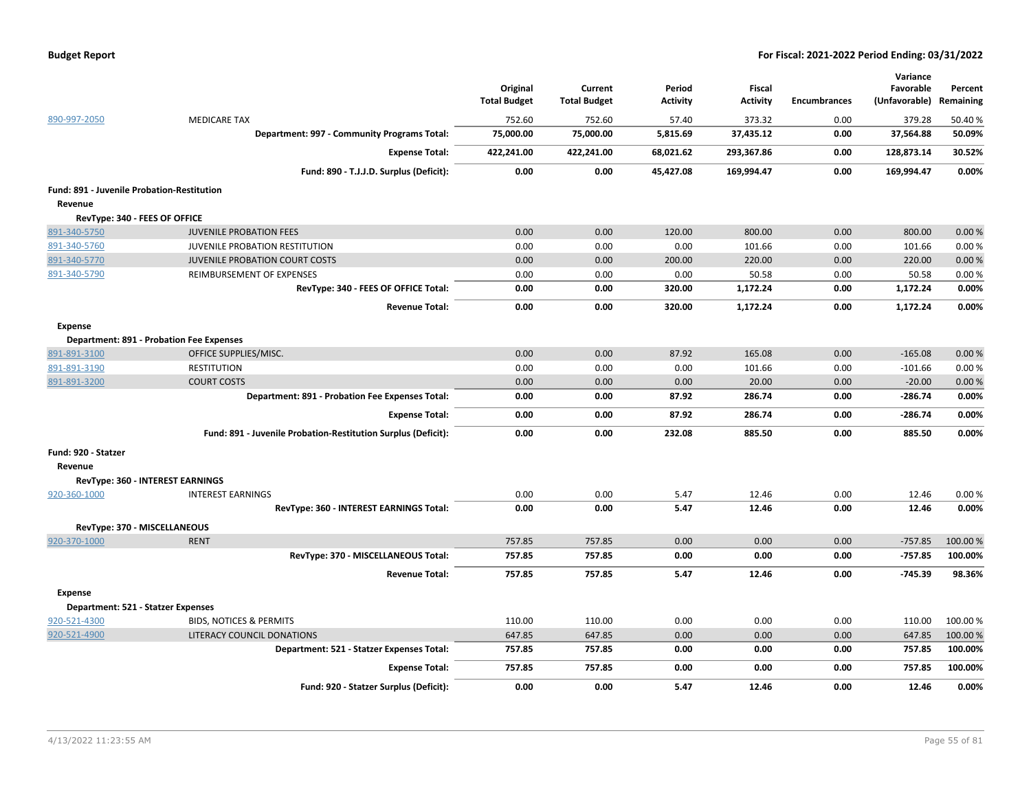**Budget Report** — **For Fiscal: 2021-2022 Period Ending: 03/31/2022**

| | | Original Total Budget | Current Total Budget | Period Activity | Fiscal Activity | Encumbrances | Variance Favorable (Unfavorable) | Percent Remaining |
|---|---|---|---|---|---|---|---|---|
| 890-997-2050 | MEDICARE TAX | 752.60 | 752.60 | 57.40 | 373.32 | 0.00 | 379.28 | 50.40 % |
| | **Department: 997 - Community Programs Total:** | **75,000.00** | **75,000.00** | **5,815.69** | **37,435.12** | **0.00** | **37,564.88** | **50.09%** |
| | **Expense Total:** | **422,241.00** | **422,241.00** | **68,021.62** | **293,367.86** | **0.00** | **128,873.14** | **30.52%** |
| | **Fund: 890 - T.J.J.D. Surplus (Deficit):** | **0.00** | **0.00** | **45,427.08** | **169,994.47** | **0.00** | **169,994.47** | **0.00%** |
| **Fund: 891 - Juvenile Probation-Restitution** | | | | | | | | |
| **Revenue** | | | | | | | | |
| **RevType: 340 - FEES OF OFFICE** | | | | | | | | |
| 891-340-5750 | JUVENILE PROBATION FEES | 0.00 | 0.00 | 120.00 | 800.00 | 0.00 | 800.00 | 0.00 % |
| 891-340-5760 | JUVENILE PROBATION RESTITUTION | 0.00 | 0.00 | 0.00 | 101.66 | 0.00 | 101.66 | 0.00 % |
| 891-340-5770 | JUVENILE PROBATION COURT COSTS | 0.00 | 0.00 | 200.00 | 220.00 | 0.00 | 220.00 | 0.00 % |
| 891-340-5790 | REIMBURSEMENT OF EXPENSES | 0.00 | 0.00 | 0.00 | 50.58 | 0.00 | 50.58 | 0.00 % |
| | **RevType: 340 - FEES OF OFFICE Total:** | **0.00** | **0.00** | **320.00** | **1,172.24** | **0.00** | **1,172.24** | **0.00%** |
| | **Revenue Total:** | **0.00** | **0.00** | **320.00** | **1,172.24** | **0.00** | **1,172.24** | **0.00%** |
| **Expense** | | | | | | | | |
| **Department: 891 - Probation Fee Expenses** | | | | | | | | |
| 891-891-3100 | OFFICE SUPPLIES/MISC. | 0.00 | 0.00 | 87.92 | 165.08 | 0.00 | -165.08 | 0.00 % |
| 891-891-3190 | RESTITUTION | 0.00 | 0.00 | 0.00 | 101.66 | 0.00 | -101.66 | 0.00 % |
| 891-891-3200 | COURT COSTS | 0.00 | 0.00 | 0.00 | 20.00 | 0.00 | -20.00 | 0.00 % |
| | **Department: 891 - Probation Fee Expenses Total:** | **0.00** | **0.00** | **87.92** | **286.74** | **0.00** | **-286.74** | **0.00%** |
| | **Expense Total:** | **0.00** | **0.00** | **87.92** | **286.74** | **0.00** | **-286.74** | **0.00%** |
| | **Fund: 891 - Juvenile Probation-Restitution Surplus (Deficit):** | **0.00** | **0.00** | **232.08** | **885.50** | **0.00** | **885.50** | **0.00%** |
| **Fund: 920 - Statzer** | | | | | | | | |
| **Revenue** | | | | | | | | |
| **RevType: 360 - INTEREST EARNINGS** | | | | | | | | |
| 920-360-1000 | INTEREST EARNINGS | 0.00 | 0.00 | 5.47 | 12.46 | 0.00 | 12.46 | 0.00 % |
| | **RevType: 360 - INTEREST EARNINGS Total:** | **0.00** | **0.00** | **5.47** | **12.46** | **0.00** | **12.46** | **0.00%** |
| **RevType: 370 - MISCELLANEOUS** | | | | | | | | |
| 920-370-1000 | RENT | 757.85 | 757.85 | 0.00 | 0.00 | 0.00 | -757.85 | 100.00 % |
| | **RevType: 370 - MISCELLANEOUS Total:** | **757.85** | **757.85** | **0.00** | **0.00** | **0.00** | **-757.85** | **100.00%** |
| | **Revenue Total:** | **757.85** | **757.85** | **5.47** | **12.46** | **0.00** | **-745.39** | **98.36%** |
| **Expense** | | | | | | | | |
| **Department: 521 - Statzer Expenses** | | | | | | | | |
| 920-521-4300 | BIDS, NOTICES & PERMITS | 110.00 | 110.00 | 0.00 | 0.00 | 0.00 | 110.00 | 100.00 % |
| 920-521-4900 | LITERACY COUNCIL DONATIONS | 647.85 | 647.85 | 0.00 | 0.00 | 0.00 | 647.85 | 100.00 % |
| | **Department: 521 - Statzer Expenses Total:** | **757.85** | **757.85** | **0.00** | **0.00** | **0.00** | **757.85** | **100.00%** |
| | **Expense Total:** | **757.85** | **757.85** | **0.00** | **0.00** | **0.00** | **757.85** | **100.00%** |
| | **Fund: 920 - Statzer Surplus (Deficit):** | **0.00** | **0.00** | **5.47** | **12.46** | **0.00** | **12.46** | **0.00%** |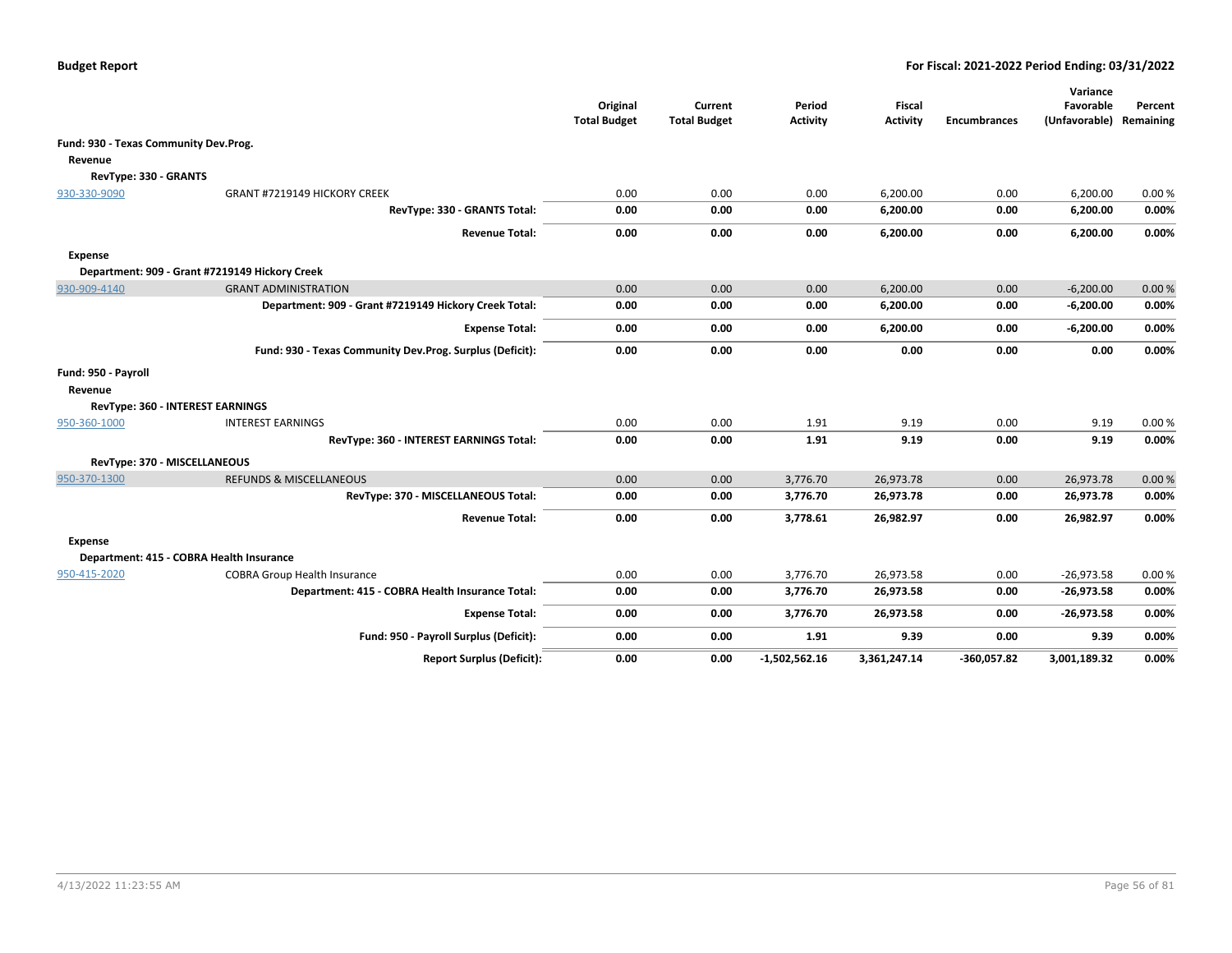| | | Original Total Budget | Current Total Budget | Period Activity | Fiscal Activity | Encumbrances | Variance Favorable (Unfavorable) | Percent Remaining |
|---|---|---|---|---|---|---|---|---|
| **Fund: 930 - Texas Community Dev.Prog.** | | | | | | | | |
| **Revenue** | | | | | | | | |
| **RevType: 330 - GRANTS** | | | | | | | | |
| 930-330-9090 | GRANT #7219149 HICKORY CREEK | 0.00 | 0.00 | 0.00 | 6,200.00 | 0.00 | 6,200.00 | 0.00 % |
| | **RevType: 330 - GRANTS Total:** | **0.00** | **0.00** | **0.00** | **6,200.00** | **0.00** | **6,200.00** | **0.00%** |
| | **Revenue Total:** | **0.00** | **0.00** | **0.00** | **6,200.00** | **0.00** | **6,200.00** | **0.00%** |
| **Expense** | | | | | | | | |
| **Department: 909 - Grant #7219149 Hickory Creek** | | | | | | | | |
| 930-909-4140 | GRANT ADMINISTRATION | 0.00 | 0.00 | 0.00 | 6,200.00 | 0.00 | -6,200.00 | 0.00 % |
| | **Department: 909 - Grant #7219149 Hickory Creek Total:** | **0.00** | **0.00** | **0.00** | **6,200.00** | **0.00** | **-6,200.00** | **0.00%** |
| | **Expense Total:** | **0.00** | **0.00** | **0.00** | **6,200.00** | **0.00** | **-6,200.00** | **0.00%** |
| | **Fund: 930 - Texas Community Dev.Prog. Surplus (Deficit):** | **0.00** | **0.00** | **0.00** | **0.00** | **0.00** | **0.00** | **0.00%** |
| **Fund: 950 - Payroll** | | | | | | | | |
| **Revenue** | | | | | | | | |
| **RevType: 360 - INTEREST EARNINGS** | | | | | | | | |
| 950-360-1000 | INTEREST EARNINGS | 0.00 | 0.00 | 1.91 | 9.19 | 0.00 | 9.19 | 0.00 % |
| | **RevType: 360 - INTEREST EARNINGS Total:** | **0.00** | **0.00** | **1.91** | **9.19** | **0.00** | **9.19** | **0.00%** |
| **RevType: 370 - MISCELLANEOUS** | | | | | | | | |
| 950-370-1300 | REFUNDS & MISCELLANEOUS | 0.00 | 0.00 | 3,776.70 | 26,973.78 | 0.00 | 26,973.78 | 0.00 % |
| | **RevType: 370 - MISCELLANEOUS Total:** | **0.00** | **0.00** | **3,776.70** | **26,973.78** | **0.00** | **26,973.78** | **0.00%** |
| | **Revenue Total:** | **0.00** | **0.00** | **3,778.61** | **26,982.97** | **0.00** | **26,982.97** | **0.00%** |
| **Expense** | | | | | | | | |
| **Department: 415 - COBRA Health Insurance** | | | | | | | | |
| 950-415-2020 | COBRA Group Health Insurance | 0.00 | 0.00 | 3,776.70 | 26,973.58 | 0.00 | -26,973.58 | 0.00 % |
| | **Department: 415 - COBRA Health Insurance Total:** | **0.00** | **0.00** | **3,776.70** | **26,973.58** | **0.00** | **-26,973.58** | **0.00%** |
| | **Expense Total:** | **0.00** | **0.00** | **3,776.70** | **26,973.58** | **0.00** | **-26,973.58** | **0.00%** |
| | **Fund: 950 - Payroll Surplus (Deficit):** | **0.00** | **0.00** | **1.91** | **9.39** | **0.00** | **9.39** | **0.00%** |
| | **Report Surplus (Deficit):** | **0.00** | **0.00** | **-1,502,562.16** | **3,361,247.14** | **-360,057.82** | **3,001,189.32** | **0.00%** |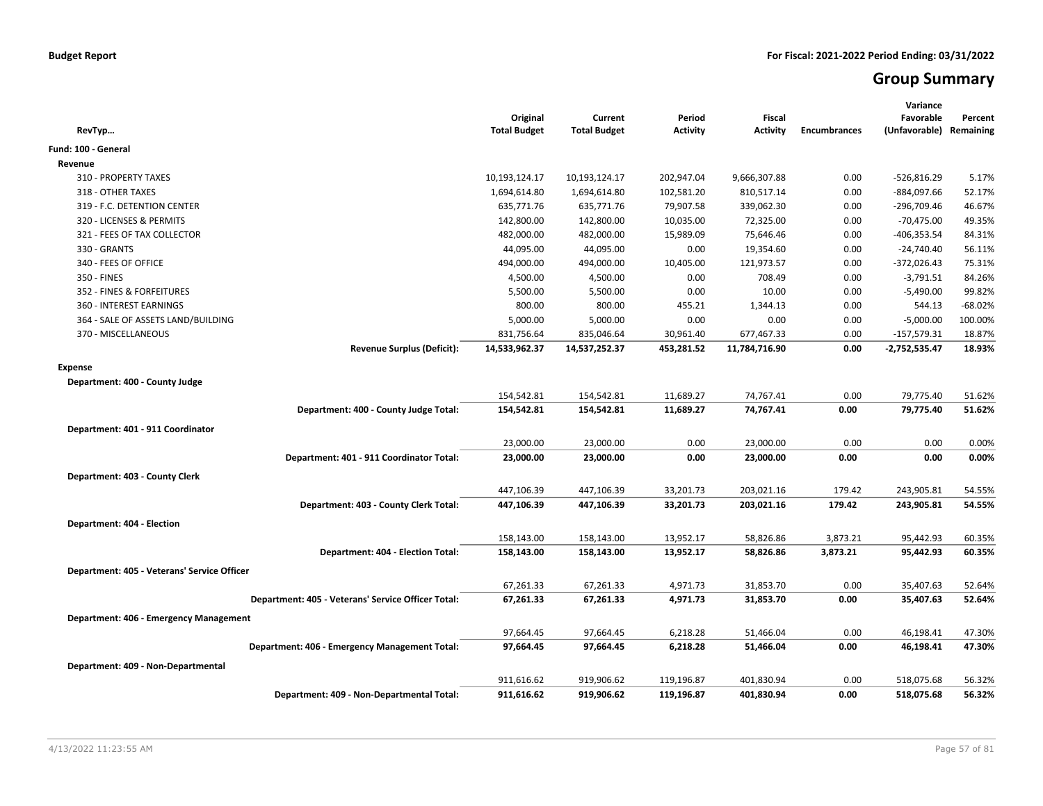**Budget Report** — **For Fiscal: 2021-2022 Period Ending: 03/31/2022**

# Group Summary

| RevTyp… | Original Total Budget | Current Total Budget | Period Activity | Fiscal Activity | Encumbrances | Variance Favorable (Unfavorable) | Percent Remaining |
|---|---|---|---|---|---|---|---|
| **Fund: 100 - General** | | | | | | | |
| **Revenue** | | | | | | | |
| 310 - PROPERTY TAXES | 10,193,124.17 | 10,193,124.17 | 202,947.04 | 9,666,307.88 | 0.00 | -526,816.29 | 5.17% |
| 318 - OTHER TAXES | 1,694,614.80 | 1,694,614.80 | 102,581.20 | 810,517.14 | 0.00 | -884,097.66 | 52.17% |
| 319 - F.C. DETENTION CENTER | 635,771.76 | 635,771.76 | 79,907.58 | 339,062.30 | 0.00 | -296,709.46 | 46.67% |
| 320 - LICENSES & PERMITS | 142,800.00 | 142,800.00 | 10,035.00 | 72,325.00 | 0.00 | -70,475.00 | 49.35% |
| 321 - FEES OF TAX COLLECTOR | 482,000.00 | 482,000.00 | 15,989.09 | 75,646.46 | 0.00 | -406,353.54 | 84.31% |
| 330 - GRANTS | 44,095.00 | 44,095.00 | 0.00 | 19,354.60 | 0.00 | -24,740.40 | 56.11% |
| 340 - FEES OF OFFICE | 494,000.00 | 494,000.00 | 10,405.00 | 121,973.57 | 0.00 | -372,026.43 | 75.31% |
| 350 - FINES | 4,500.00 | 4,500.00 | 0.00 | 708.49 | 0.00 | -3,791.51 | 84.26% |
| 352 - FINES & FORFEITURES | 5,500.00 | 5,500.00 | 0.00 | 10.00 | 0.00 | -5,490.00 | 99.82% |
| 360 - INTEREST EARNINGS | 800.00 | 800.00 | 455.21 | 1,344.13 | 0.00 | 544.13 | -68.02% |
| 364 - SALE OF ASSETS LAND/BUILDING | 5,000.00 | 5,000.00 | 0.00 | 0.00 | 0.00 | -5,000.00 | 100.00% |
| 370 - MISCELLANEOUS | 831,756.64 | 835,046.64 | 30,961.40 | 677,467.33 | 0.00 | -157,579.31 | 18.87% |
| **Revenue Surplus (Deficit):** | **14,533,962.37** | **14,537,252.37** | **453,281.52** | **11,784,716.90** | **0.00** | **-2,752,535.47** | **18.93%** |
| **Expense** | | | | | | | |
| **Department: 400 - County Judge** | | | | | | | |
| | 154,542.81 | 154,542.81 | 11,689.27 | 74,767.41 | 0.00 | 79,775.40 | 51.62% |
| **Department: 400 - County Judge Total:** | **154,542.81** | **154,542.81** | **11,689.27** | **74,767.41** | **0.00** | **79,775.40** | **51.62%** |
| **Department: 401 - 911 Coordinator** | | | | | | | |
| | 23,000.00 | 23,000.00 | 0.00 | 23,000.00 | 0.00 | 0.00 | 0.00% |
| **Department: 401 - 911 Coordinator Total:** | **23,000.00** | **23,000.00** | **0.00** | **23,000.00** | **0.00** | **0.00** | **0.00%** |
| **Department: 403 - County Clerk** | | | | | | | |
| | 447,106.39 | 447,106.39 | 33,201.73 | 203,021.16 | 179.42 | 243,905.81 | 54.55% |
| **Department: 403 - County Clerk Total:** | **447,106.39** | **447,106.39** | **33,201.73** | **203,021.16** | **179.42** | **243,905.81** | **54.55%** |
| **Department: 404 - Election** | | | | | | | |
| | 158,143.00 | 158,143.00 | 13,952.17 | 58,826.86 | 3,873.21 | 95,442.93 | 60.35% |
| **Department: 404 - Election Total:** | **158,143.00** | **158,143.00** | **13,952.17** | **58,826.86** | **3,873.21** | **95,442.93** | **60.35%** |
| **Department: 405 - Veterans' Service Officer** | | | | | | | |
| | 67,261.33 | 67,261.33 | 4,971.73 | 31,853.70 | 0.00 | 35,407.63 | 52.64% |
| **Department: 405 - Veterans' Service Officer Total:** | **67,261.33** | **67,261.33** | **4,971.73** | **31,853.70** | **0.00** | **35,407.63** | **52.64%** |
| **Department: 406 - Emergency Management** | | | | | | | |
| | 97,664.45 | 97,664.45 | 6,218.28 | 51,466.04 | 0.00 | 46,198.41 | 47.30% |
| **Department: 406 - Emergency Management Total:** | **97,664.45** | **97,664.45** | **6,218.28** | **51,466.04** | **0.00** | **46,198.41** | **47.30%** |
| **Department: 409 - Non-Departmental** | | | | | | | |
| | 911,616.62 | 919,906.62 | 119,196.87 | 401,830.94 | 0.00 | 518,075.68 | 56.32% |
| **Department: 409 - Non-Departmental Total:** | **911,616.62** | **919,906.62** | **119,196.87** | **401,830.94** | **0.00** | **518,075.68** | **56.32%** |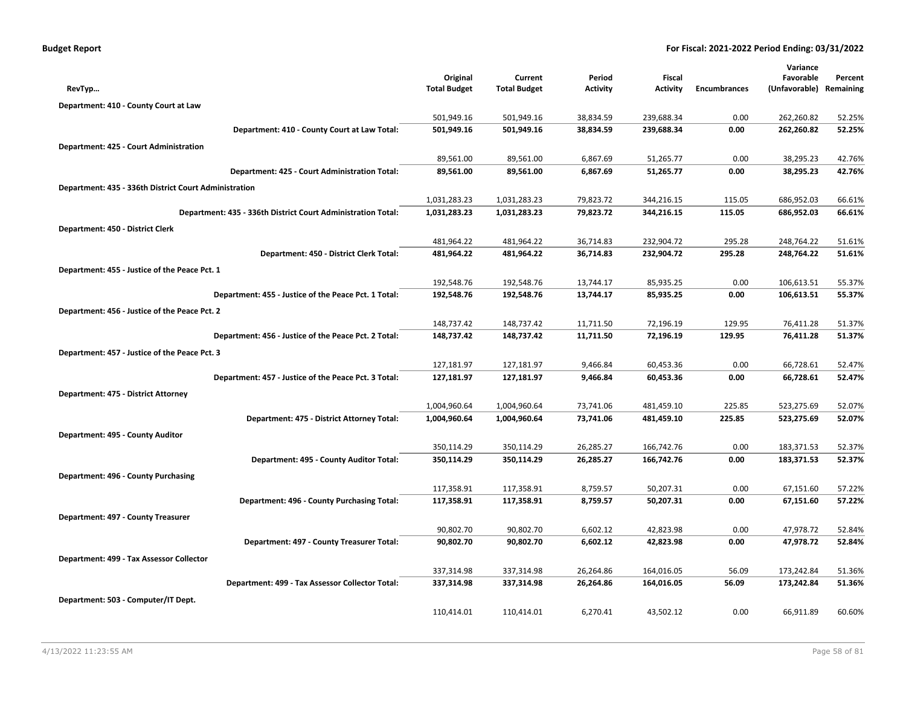**Budget Report** **For Fiscal: 2021-2022 Period Ending: 03/31/2022**

| RevTyp… | Original Total Budget | Current Total Budget | Period Activity | Fiscal Activity | Encumbrances | Variance Favorable (Unfavorable) | Percent Remaining |
|---|---|---|---|---|---|---|---|
| **Department: 410 - County Court at Law** | | | | | | | |
| | 501,949.16 | 501,949.16 | 38,834.59 | 239,688.34 | 0.00 | 262,260.82 | 52.25% |
| **Department: 410 - County Court at Law Total:** | **501,949.16** | **501,949.16** | **38,834.59** | **239,688.34** | **0.00** | **262,260.82** | **52.25%** |
| **Department: 425 - Court Administration** | | | | | | | |
| | 89,561.00 | 89,561.00 | 6,867.69 | 51,265.77 | 0.00 | 38,295.23 | 42.76% |
| **Department: 425 - Court Administration Total:** | **89,561.00** | **89,561.00** | **6,867.69** | **51,265.77** | **0.00** | **38,295.23** | **42.76%** |
| **Department: 435 - 336th District Court Administration** | | | | | | | |
| | 1,031,283.23 | 1,031,283.23 | 79,823.72 | 344,216.15 | 115.05 | 686,952.03 | 66.61% |
| **Department: 435 - 336th District Court Administration Total:** | **1,031,283.23** | **1,031,283.23** | **79,823.72** | **344,216.15** | **115.05** | **686,952.03** | **66.61%** |
| **Department: 450 - District Clerk** | | | | | | | |
| | 481,964.22 | 481,964.22 | 36,714.83 | 232,904.72 | 295.28 | 248,764.22 | 51.61% |
| **Department: 450 - District Clerk Total:** | **481,964.22** | **481,964.22** | **36,714.83** | **232,904.72** | **295.28** | **248,764.22** | **51.61%** |
| **Department: 455 - Justice of the Peace Pct. 1** | | | | | | | |
| | 192,548.76 | 192,548.76 | 13,744.17 | 85,935.25 | 0.00 | 106,613.51 | 55.37% |
| **Department: 455 - Justice of the Peace Pct. 1 Total:** | **192,548.76** | **192,548.76** | **13,744.17** | **85,935.25** | **0.00** | **106,613.51** | **55.37%** |
| **Department: 456 - Justice of the Peace Pct. 2** | | | | | | | |
| | 148,737.42 | 148,737.42 | 11,711.50 | 72,196.19 | 129.95 | 76,411.28 | 51.37% |
| **Department: 456 - Justice of the Peace Pct. 2 Total:** | **148,737.42** | **148,737.42** | **11,711.50** | **72,196.19** | **129.95** | **76,411.28** | **51.37%** |
| **Department: 457 - Justice of the Peace Pct. 3** | | | | | | | |
| | 127,181.97 | 127,181.97 | 9,466.84 | 60,453.36 | 0.00 | 66,728.61 | 52.47% |
| **Department: 457 - Justice of the Peace Pct. 3 Total:** | **127,181.97** | **127,181.97** | **9,466.84** | **60,453.36** | **0.00** | **66,728.61** | **52.47%** |
| **Department: 475 - District Attorney** | | | | | | | |
| | 1,004,960.64 | 1,004,960.64 | 73,741.06 | 481,459.10 | 225.85 | 523,275.69 | 52.07% |
| **Department: 475 - District Attorney Total:** | **1,004,960.64** | **1,004,960.64** | **73,741.06** | **481,459.10** | **225.85** | **523,275.69** | **52.07%** |
| **Department: 495 - County Auditor** | | | | | | | |
| | 350,114.29 | 350,114.29 | 26,285.27 | 166,742.76 | 0.00 | 183,371.53 | 52.37% |
| **Department: 495 - County Auditor Total:** | **350,114.29** | **350,114.29** | **26,285.27** | **166,742.76** | **0.00** | **183,371.53** | **52.37%** |
| **Department: 496 - County Purchasing** | | | | | | | |
| | 117,358.91 | 117,358.91 | 8,759.57 | 50,207.31 | 0.00 | 67,151.60 | 57.22% |
| **Department: 496 - County Purchasing Total:** | **117,358.91** | **117,358.91** | **8,759.57** | **50,207.31** | **0.00** | **67,151.60** | **57.22%** |
| **Department: 497 - County Treasurer** | | | | | | | |
| | 90,802.70 | 90,802.70 | 6,602.12 | 42,823.98 | 0.00 | 47,978.72 | 52.84% |
| **Department: 497 - County Treasurer Total:** | **90,802.70** | **90,802.70** | **6,602.12** | **42,823.98** | **0.00** | **47,978.72** | **52.84%** |
| **Department: 499 - Tax Assessor Collector** | | | | | | | |
| | 337,314.98 | 337,314.98 | 26,264.86 | 164,016.05 | 56.09 | 173,242.84 | 51.36% |
| **Department: 499 - Tax Assessor Collector Total:** | **337,314.98** | **337,314.98** | **26,264.86** | **164,016.05** | **56.09** | **173,242.84** | **51.36%** |
| **Department: 503 - Computer/IT Dept.** | | | | | | | |
| | 110,414.01 | 110,414.01 | 6,270.41 | 43,502.12 | 0.00 | 66,911.89 | 60.60% |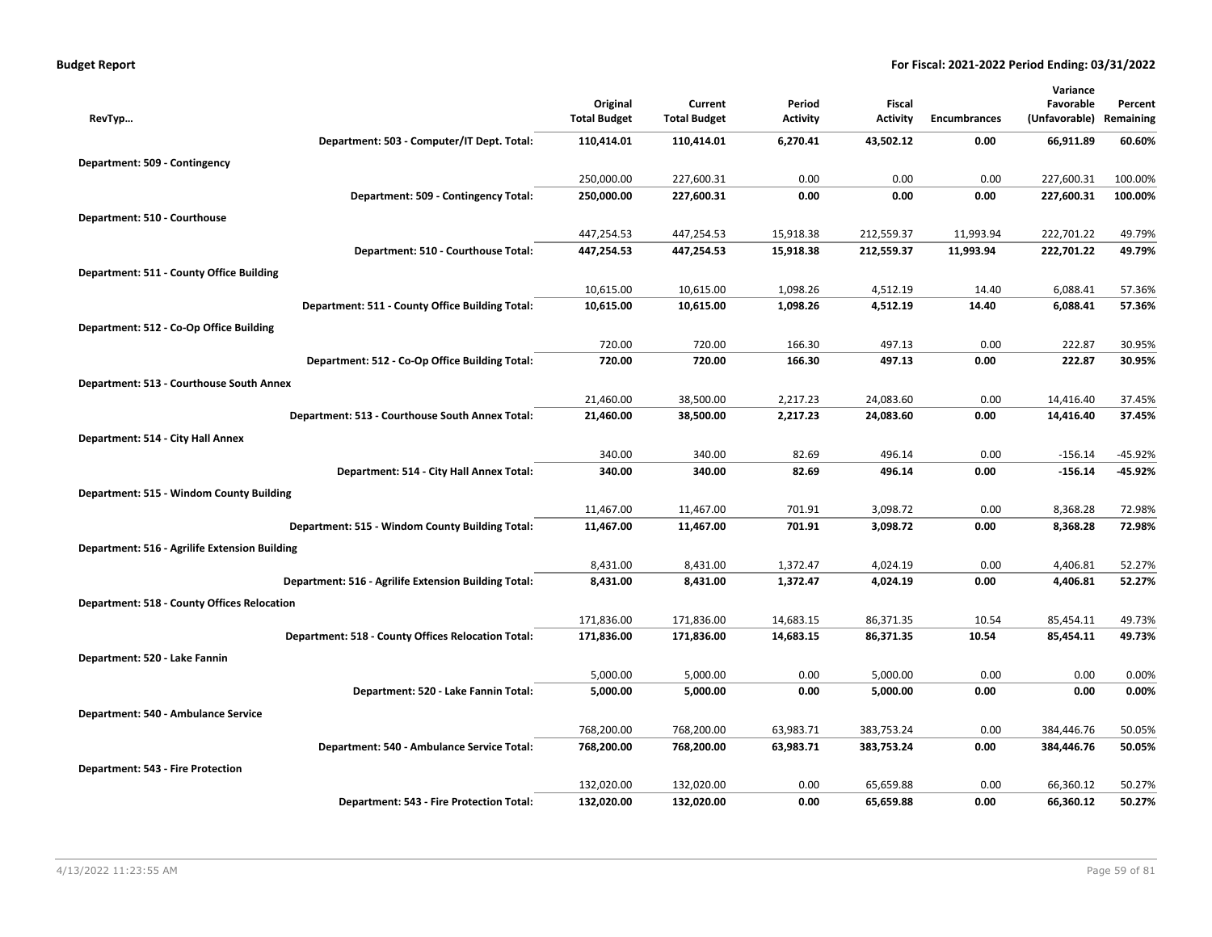**Budget Report** | **For Fiscal: 2021-2022 Period Ending: 03/31/2022**

| RevTyp... | Original Total Budget | Current Total Budget | Period Activity | Fiscal Activity | Encumbrances | Variance Favorable (Unfavorable) | Percent Remaining |
|---|---|---|---|---|---|---|---|
| **Department: 503 - Computer/IT Dept. Total:** | **110,414.01** | **110,414.01** | **6,270.41** | **43,502.12** | **0.00** | **66,911.89** | **60.60%** |
| **Department: 509 - Contingency** | | | | | | | |
| | 250,000.00 | 227,600.31 | 0.00 | 0.00 | 0.00 | 227,600.31 | 100.00% |
| **Department: 509 - Contingency Total:** | **250,000.00** | **227,600.31** | **0.00** | **0.00** | **0.00** | **227,600.31** | **100.00%** |
| **Department: 510 - Courthouse** | | | | | | | |
| | 447,254.53 | 447,254.53 | 15,918.38 | 212,559.37 | 11,993.94 | 222,701.22 | 49.79% |
| **Department: 510 - Courthouse Total:** | **447,254.53** | **447,254.53** | **15,918.38** | **212,559.37** | **11,993.94** | **222,701.22** | **49.79%** |
| **Department: 511 - County Office Building** | | | | | | | |
| | 10,615.00 | 10,615.00 | 1,098.26 | 4,512.19 | 14.40 | 6,088.41 | 57.36% |
| **Department: 511 - County Office Building Total:** | **10,615.00** | **10,615.00** | **1,098.26** | **4,512.19** | **14.40** | **6,088.41** | **57.36%** |
| **Department: 512 - Co-Op Office Building** | | | | | | | |
| | 720.00 | 720.00 | 166.30 | 497.13 | 0.00 | 222.87 | 30.95% |
| **Department: 512 - Co-Op Office Building Total:** | **720.00** | **720.00** | **166.30** | **497.13** | **0.00** | **222.87** | **30.95%** |
| **Department: 513 - Courthouse South Annex** | | | | | | | |
| | 21,460.00 | 38,500.00 | 2,217.23 | 24,083.60 | 0.00 | 14,416.40 | 37.45% |
| **Department: 513 - Courthouse South Annex Total:** | **21,460.00** | **38,500.00** | **2,217.23** | **24,083.60** | **0.00** | **14,416.40** | **37.45%** |
| **Department: 514 - City Hall Annex** | | | | | | | |
| | 340.00 | 340.00 | 82.69 | 496.14 | 0.00 | -156.14 | -45.92% |
| **Department: 514 - City Hall Annex Total:** | **340.00** | **340.00** | **82.69** | **496.14** | **0.00** | **-156.14** | **-45.92%** |
| **Department: 515 - Windom County Building** | | | | | | | |
| | 11,467.00 | 11,467.00 | 701.91 | 3,098.72 | 0.00 | 8,368.28 | 72.98% |
| **Department: 515 - Windom County Building Total:** | **11,467.00** | **11,467.00** | **701.91** | **3,098.72** | **0.00** | **8,368.28** | **72.98%** |
| **Department: 516 - Agrilife Extension Building** | | | | | | | |
| | 8,431.00 | 8,431.00 | 1,372.47 | 4,024.19 | 0.00 | 4,406.81 | 52.27% |
| **Department: 516 - Agrilife Extension Building Total:** | **8,431.00** | **8,431.00** | **1,372.47** | **4,024.19** | **0.00** | **4,406.81** | **52.27%** |
| **Department: 518 - County Offices Relocation** | | | | | | | |
| | 171,836.00 | 171,836.00 | 14,683.15 | 86,371.35 | 10.54 | 85,454.11 | 49.73% |
| **Department: 518 - County Offices Relocation Total:** | **171,836.00** | **171,836.00** | **14,683.15** | **86,371.35** | **10.54** | **85,454.11** | **49.73%** |
| **Department: 520 - Lake Fannin** | | | | | | | |
| | 5,000.00 | 5,000.00 | 0.00 | 5,000.00 | 0.00 | 0.00 | 0.00% |
| **Department: 520 - Lake Fannin Total:** | **5,000.00** | **5,000.00** | **0.00** | **5,000.00** | **0.00** | **0.00** | **0.00%** |
| **Department: 540 - Ambulance Service** | | | | | | | |
| | 768,200.00 | 768,200.00 | 63,983.71 | 383,753.24 | 0.00 | 384,446.76 | 50.05% |
| **Department: 540 - Ambulance Service Total:** | **768,200.00** | **768,200.00** | **63,983.71** | **383,753.24** | **0.00** | **384,446.76** | **50.05%** |
| **Department: 543 - Fire Protection** | | | | | | | |
| | 132,020.00 | 132,020.00 | 0.00 | 65,659.88 | 0.00 | 66,360.12 | 50.27% |
| **Department: 543 - Fire Protection Total:** | **132,020.00** | **132,020.00** | **0.00** | **65,659.88** | **0.00** | **66,360.12** | **50.27%** |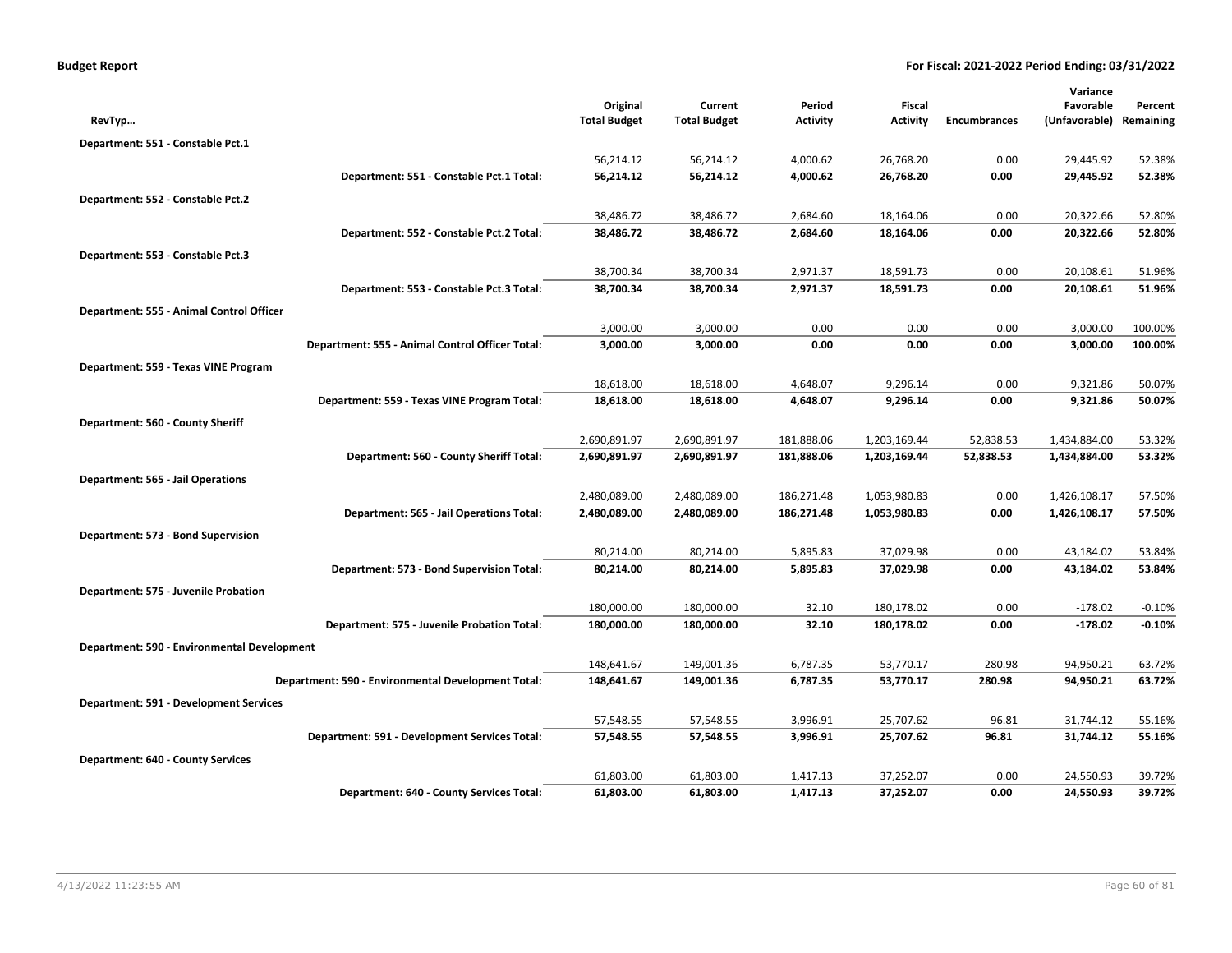**Budget Report** **For Fiscal: 2021-2022 Period Ending: 03/31/2022**

| RevTyp… | Original Total Budget | Current Total Budget | Period Activity | Fiscal Activity | Encumbrances | Variance Favorable (Unfavorable) | Percent Remaining |
|---|---|---|---|---|---|---|---|
| **Department: 551 - Constable Pct.1** | | | | | | | |
| | 56,214.12 | 56,214.12 | 4,000.62 | 26,768.20 | 0.00 | 29,445.92 | 52.38% |
| **Department: 551 - Constable Pct.1 Total:** | **56,214.12** | **56,214.12** | **4,000.62** | **26,768.20** | **0.00** | **29,445.92** | **52.38%** |
| **Department: 552 - Constable Pct.2** | | | | | | | |
| | 38,486.72 | 38,486.72 | 2,684.60 | 18,164.06 | 0.00 | 20,322.66 | 52.80% |
| **Department: 552 - Constable Pct.2 Total:** | **38,486.72** | **38,486.72** | **2,684.60** | **18,164.06** | **0.00** | **20,322.66** | **52.80%** |
| **Department: 553 - Constable Pct.3** | | | | | | | |
| | 38,700.34 | 38,700.34 | 2,971.37 | 18,591.73 | 0.00 | 20,108.61 | 51.96% |
| **Department: 553 - Constable Pct.3 Total:** | **38,700.34** | **38,700.34** | **2,971.37** | **18,591.73** | **0.00** | **20,108.61** | **51.96%** |
| **Department: 555 - Animal Control Officer** | | | | | | | |
| | 3,000.00 | 3,000.00 | 0.00 | 0.00 | 0.00 | 3,000.00 | 100.00% |
| **Department: 555 - Animal Control Officer Total:** | **3,000.00** | **3,000.00** | **0.00** | **0.00** | **0.00** | **3,000.00** | **100.00%** |
| **Department: 559 - Texas VINE Program** | | | | | | | |
| | 18,618.00 | 18,618.00 | 4,648.07 | 9,296.14 | 0.00 | 9,321.86 | 50.07% |
| **Department: 559 - Texas VINE Program Total:** | **18,618.00** | **18,618.00** | **4,648.07** | **9,296.14** | **0.00** | **9,321.86** | **50.07%** |
| **Department: 560 - County Sheriff** | | | | | | | |
| | 2,690,891.97 | 2,690,891.97 | 181,888.06 | 1,203,169.44 | 52,838.53 | 1,434,884.00 | 53.32% |
| **Department: 560 - County Sheriff Total:** | **2,690,891.97** | **2,690,891.97** | **181,888.06** | **1,203,169.44** | **52,838.53** | **1,434,884.00** | **53.32%** |
| **Department: 565 - Jail Operations** | | | | | | | |
| | 2,480,089.00 | 2,480,089.00 | 186,271.48 | 1,053,980.83 | 0.00 | 1,426,108.17 | 57.50% |
| **Department: 565 - Jail Operations Total:** | **2,480,089.00** | **2,480,089.00** | **186,271.48** | **1,053,980.83** | **0.00** | **1,426,108.17** | **57.50%** |
| **Department: 573 - Bond Supervision** | | | | | | | |
| | 80,214.00 | 80,214.00 | 5,895.83 | 37,029.98 | 0.00 | 43,184.02 | 53.84% |
| **Department: 573 - Bond Supervision Total:** | **80,214.00** | **80,214.00** | **5,895.83** | **37,029.98** | **0.00** | **43,184.02** | **53.84%** |
| **Department: 575 - Juvenile Probation** | | | | | | | |
| | 180,000.00 | 180,000.00 | 32.10 | 180,178.02 | 0.00 | -178.02 | -0.10% |
| **Department: 575 - Juvenile Probation Total:** | **180,000.00** | **180,000.00** | **32.10** | **180,178.02** | **0.00** | **-178.02** | **-0.10%** |
| **Department: 590 - Environmental Development** | | | | | | | |
| | 148,641.67 | 149,001.36 | 6,787.35 | 53,770.17 | 280.98 | 94,950.21 | 63.72% |
| **Department: 590 - Environmental Development Total:** | **148,641.67** | **149,001.36** | **6,787.35** | **53,770.17** | **280.98** | **94,950.21** | **63.72%** |
| **Department: 591 - Development Services** | | | | | | | |
| | 57,548.55 | 57,548.55 | 3,996.91 | 25,707.62 | 96.81 | 31,744.12 | 55.16% |
| **Department: 591 - Development Services Total:** | **57,548.55** | **57,548.55** | **3,996.91** | **25,707.62** | **96.81** | **31,744.12** | **55.16%** |
| **Department: 640 - County Services** | | | | | | | |
| | 61,803.00 | 61,803.00 | 1,417.13 | 37,252.07 | 0.00 | 24,550.93 | 39.72% |
| **Department: 640 - County Services Total:** | **61,803.00** | **61,803.00** | **1,417.13** | **37,252.07** | **0.00** | **24,550.93** | **39.72%** |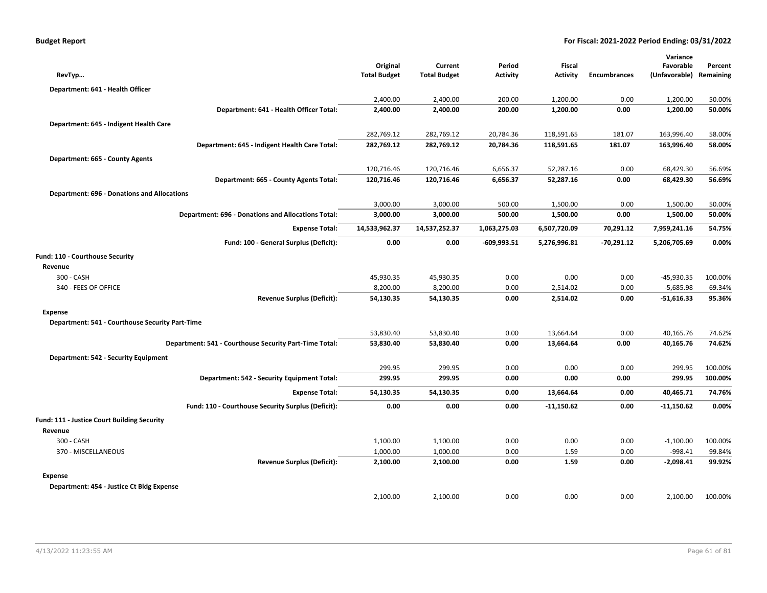| RevTyp… | Original Total Budget | Current Total Budget | Period Activity | Fiscal Activity | Encumbrances | Variance Favorable (Unfavorable) | Percent Remaining |
|---|---|---|---|---|---|---|---|
| **Department: 641 - Health Officer** | | | | | | | |
| | 2,400.00 | 2,400.00 | 200.00 | 1,200.00 | 0.00 | 1,200.00 | 50.00% |
| **Department: 641 - Health Officer Total:** | **2,400.00** | **2,400.00** | **200.00** | **1,200.00** | **0.00** | **1,200.00** | **50.00%** |
| **Department: 645 - Indigent Health Care** | | | | | | | |
| | 282,769.12 | 282,769.12 | 20,784.36 | 118,591.65 | 181.07 | 163,996.40 | 58.00% |
| **Department: 645 - Indigent Health Care Total:** | **282,769.12** | **282,769.12** | **20,784.36** | **118,591.65** | **181.07** | **163,996.40** | **58.00%** |
| **Department: 665 - County Agents** | | | | | | | |
| | 120,716.46 | 120,716.46 | 6,656.37 | 52,287.16 | 0.00 | 68,429.30 | 56.69% |
| **Department: 665 - County Agents Total:** | **120,716.46** | **120,716.46** | **6,656.37** | **52,287.16** | **0.00** | **68,429.30** | **56.69%** |
| **Department: 696 - Donations and Allocations** | | | | | | | |
| | 3,000.00 | 3,000.00 | 500.00 | 1,500.00 | 0.00 | 1,500.00 | 50.00% |
| **Department: 696 - Donations and Allocations Total:** | **3,000.00** | **3,000.00** | **500.00** | **1,500.00** | **0.00** | **1,500.00** | **50.00%** |
| **Expense Total:** | **14,533,962.37** | **14,537,252.37** | **1,063,275.03** | **6,507,720.09** | **70,291.12** | **7,959,241.16** | **54.75%** |
| **Fund: 100 - General Surplus (Deficit):** | **0.00** | **0.00** | **-609,993.51** | **5,276,996.81** | **-70,291.12** | **5,206,705.69** | **0.00%** |
| **Fund: 110 - Courthouse Security** | | | | | | | |
| **Revenue** | | | | | | | |
| 300 - CASH | 45,930.35 | 45,930.35 | 0.00 | 0.00 | 0.00 | -45,930.35 | 100.00% |
| 340 - FEES OF OFFICE | 8,200.00 | 8,200.00 | 0.00 | 2,514.02 | 0.00 | -5,685.98 | 69.34% |
| **Revenue Surplus (Deficit):** | **54,130.35** | **54,130.35** | **0.00** | **2,514.02** | **0.00** | **-51,616.33** | **95.36%** |
| **Expense** | | | | | | | |
| **Department: 541 - Courthouse Security Part-Time** | | | | | | | |
| | 53,830.40 | 53,830.40 | 0.00 | 13,664.64 | 0.00 | 40,165.76 | 74.62% |
| **Department: 541 - Courthouse Security Part-Time Total:** | **53,830.40** | **53,830.40** | **0.00** | **13,664.64** | **0.00** | **40,165.76** | **74.62%** |
| **Department: 542 - Security Equipment** | | | | | | | |
| | 299.95 | 299.95 | 0.00 | 0.00 | 0.00 | 299.95 | 100.00% |
| **Department: 542 - Security Equipment Total:** | **299.95** | **299.95** | **0.00** | **0.00** | **0.00** | **299.95** | **100.00%** |
| **Expense Total:** | **54,130.35** | **54,130.35** | **0.00** | **13,664.64** | **0.00** | **40,465.71** | **74.76%** |
| **Fund: 110 - Courthouse Security Surplus (Deficit):** | **0.00** | **0.00** | **0.00** | **-11,150.62** | **0.00** | **-11,150.62** | **0.00%** |
| **Fund: 111 - Justice Court Building Security** | | | | | | | |
| **Revenue** | | | | | | | |
| 300 - CASH | 1,100.00 | 1,100.00 | 0.00 | 0.00 | 0.00 | -1,100.00 | 100.00% |
| 370 - MISCELLANEOUS | 1,000.00 | 1,000.00 | 0.00 | 1.59 | 0.00 | -998.41 | 99.84% |
| **Revenue Surplus (Deficit):** | **2,100.00** | **2,100.00** | **0.00** | **1.59** | **0.00** | **-2,098.41** | **99.92%** |
| **Expense** | | | | | | | |
| **Department: 454 - Justice Ct Bldg Expense** | | | | | | | |
| | 2,100.00 | 2,100.00 | 0.00 | 0.00 | 0.00 | 2,100.00 | 100.00% |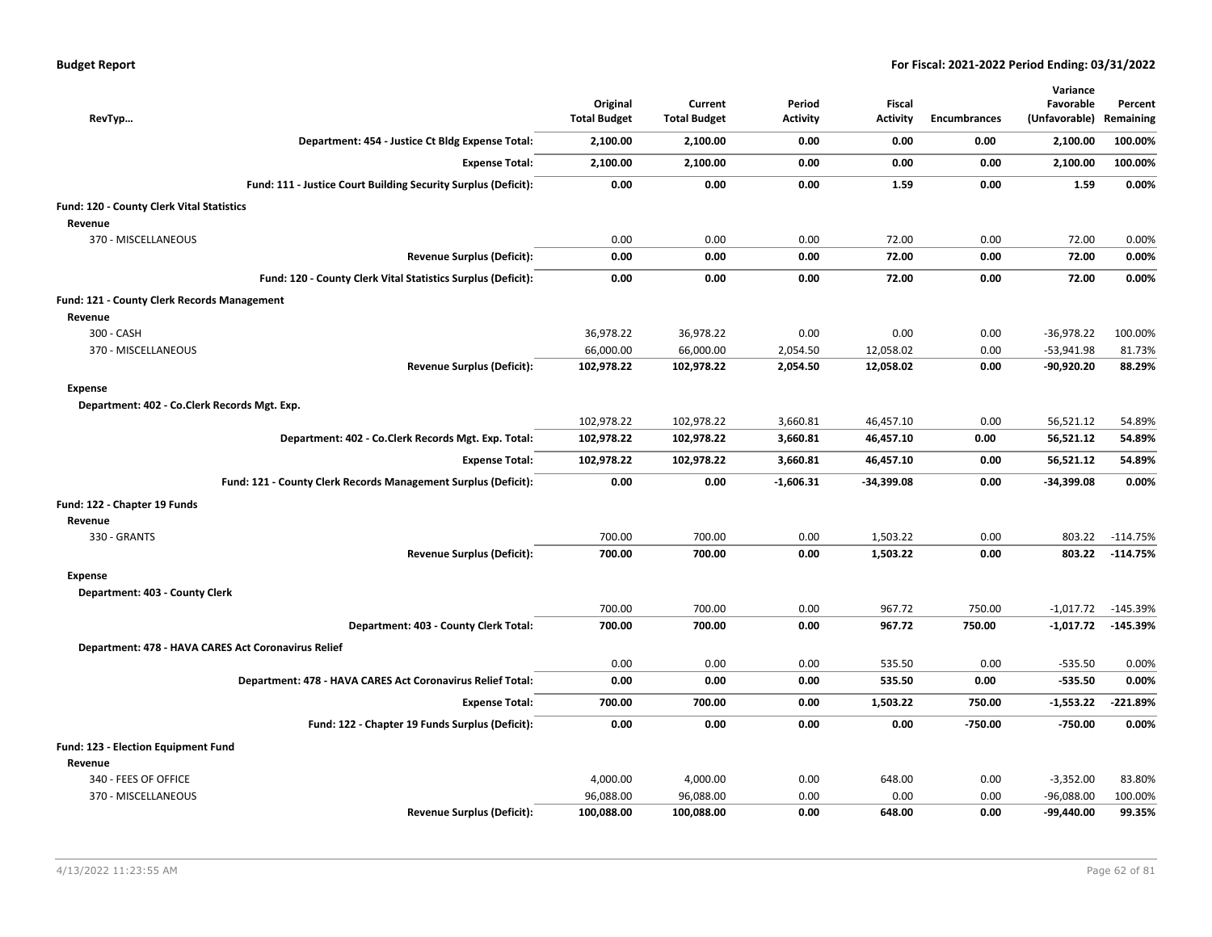**Budget Report** **For Fiscal: 2021-2022 Period Ending: 03/31/2022**

| RevTyp… | Original Total Budget | Current Total Budget | Period Activity | Fiscal Activity | Encumbrances | Variance Favorable (Unfavorable) | Percent Remaining |
|---|---|---|---|---|---|---|---|
| **Department: 454 - Justice Ct Bldg Expense Total:** | **2,100.00** | **2,100.00** | **0.00** | **0.00** | **0.00** | **2,100.00** | **100.00%** |
| **Expense Total:** | **2,100.00** | **2,100.00** | **0.00** | **0.00** | **0.00** | **2,100.00** | **100.00%** |
| **Fund: 111 - Justice Court Building Security Surplus (Deficit):** | **0.00** | **0.00** | **0.00** | **1.59** | **0.00** | **1.59** | **0.00%** |
| **Fund: 120 - County Clerk Vital Statistics** | | | | | | | |
| **Revenue** | | | | | | | |
| 370 - MISCELLANEOUS | 0.00 | 0.00 | 0.00 | 72.00 | 0.00 | 72.00 | 0.00% |
| **Revenue Surplus (Deficit):** | **0.00** | **0.00** | **0.00** | **72.00** | **0.00** | **72.00** | **0.00%** |
| **Fund: 120 - County Clerk Vital Statistics Surplus (Deficit):** | **0.00** | **0.00** | **0.00** | **72.00** | **0.00** | **72.00** | **0.00%** |
| **Fund: 121 - County Clerk Records Management** | | | | | | | |
| **Revenue** | | | | | | | |
| 300 - CASH | 36,978.22 | 36,978.22 | 0.00 | 0.00 | 0.00 | -36,978.22 | 100.00% |
| 370 - MISCELLANEOUS | 66,000.00 | 66,000.00 | 2,054.50 | 12,058.02 | 0.00 | -53,941.98 | 81.73% |
| **Revenue Surplus (Deficit):** | **102,978.22** | **102,978.22** | **2,054.50** | **12,058.02** | **0.00** | **-90,920.20** | **88.29%** |
| **Expense** | | | | | | | |
| **Department: 402 - Co.Clerk Records Mgt. Exp.** | | | | | | | |
| | 102,978.22 | 102,978.22 | 3,660.81 | 46,457.10 | 0.00 | 56,521.12 | 54.89% |
| **Department: 402 - Co.Clerk Records Mgt. Exp. Total:** | **102,978.22** | **102,978.22** | **3,660.81** | **46,457.10** | **0.00** | **56,521.12** | **54.89%** |
| **Expense Total:** | **102,978.22** | **102,978.22** | **3,660.81** | **46,457.10** | **0.00** | **56,521.12** | **54.89%** |
| **Fund: 121 - County Clerk Records Management Surplus (Deficit):** | **0.00** | **0.00** | **-1,606.31** | **-34,399.08** | **0.00** | **-34,399.08** | **0.00%** |
| **Fund: 122 - Chapter 19 Funds** | | | | | | | |
| **Revenue** | | | | | | | |
| 330 - GRANTS | 700.00 | 700.00 | 0.00 | 1,503.22 | 0.00 | 803.22 | -114.75% |
| **Revenue Surplus (Deficit):** | **700.00** | **700.00** | **0.00** | **1,503.22** | **0.00** | **803.22** | **-114.75%** |
| **Expense** | | | | | | | |
| **Department: 403 - County Clerk** | | | | | | | |
| | 700.00 | 700.00 | 0.00 | 967.72 | 750.00 | -1,017.72 | -145.39% |
| **Department: 403 - County Clerk Total:** | **700.00** | **700.00** | **0.00** | **967.72** | **750.00** | **-1,017.72** | **-145.39%** |
| **Department: 478 - HAVA CARES Act Coronavirus Relief** | | | | | | | |
| | 0.00 | 0.00 | 0.00 | 535.50 | 0.00 | -535.50 | 0.00% |
| **Department: 478 - HAVA CARES Act Coronavirus Relief Total:** | **0.00** | **0.00** | **0.00** | **535.50** | **0.00** | **-535.50** | **0.00%** |
| **Expense Total:** | **700.00** | **700.00** | **0.00** | **1,503.22** | **750.00** | **-1,553.22** | **-221.89%** |
| **Fund: 122 - Chapter 19 Funds Surplus (Deficit):** | **0.00** | **0.00** | **0.00** | **0.00** | **-750.00** | **-750.00** | **0.00%** |
| **Fund: 123 - Election Equipment Fund** | | | | | | | |
| **Revenue** | | | | | | | |
| 340 - FEES OF OFFICE | 4,000.00 | 4,000.00 | 0.00 | 648.00 | 0.00 | -3,352.00 | 83.80% |
| 370 - MISCELLANEOUS | 96,088.00 | 96,088.00 | 0.00 | 0.00 | 0.00 | -96,088.00 | 100.00% |
| **Revenue Surplus (Deficit):** | **100,088.00** | **100,088.00** | **0.00** | **648.00** | **0.00** | **-99,440.00** | **99.35%** |

4/13/2022 11:23:55 AM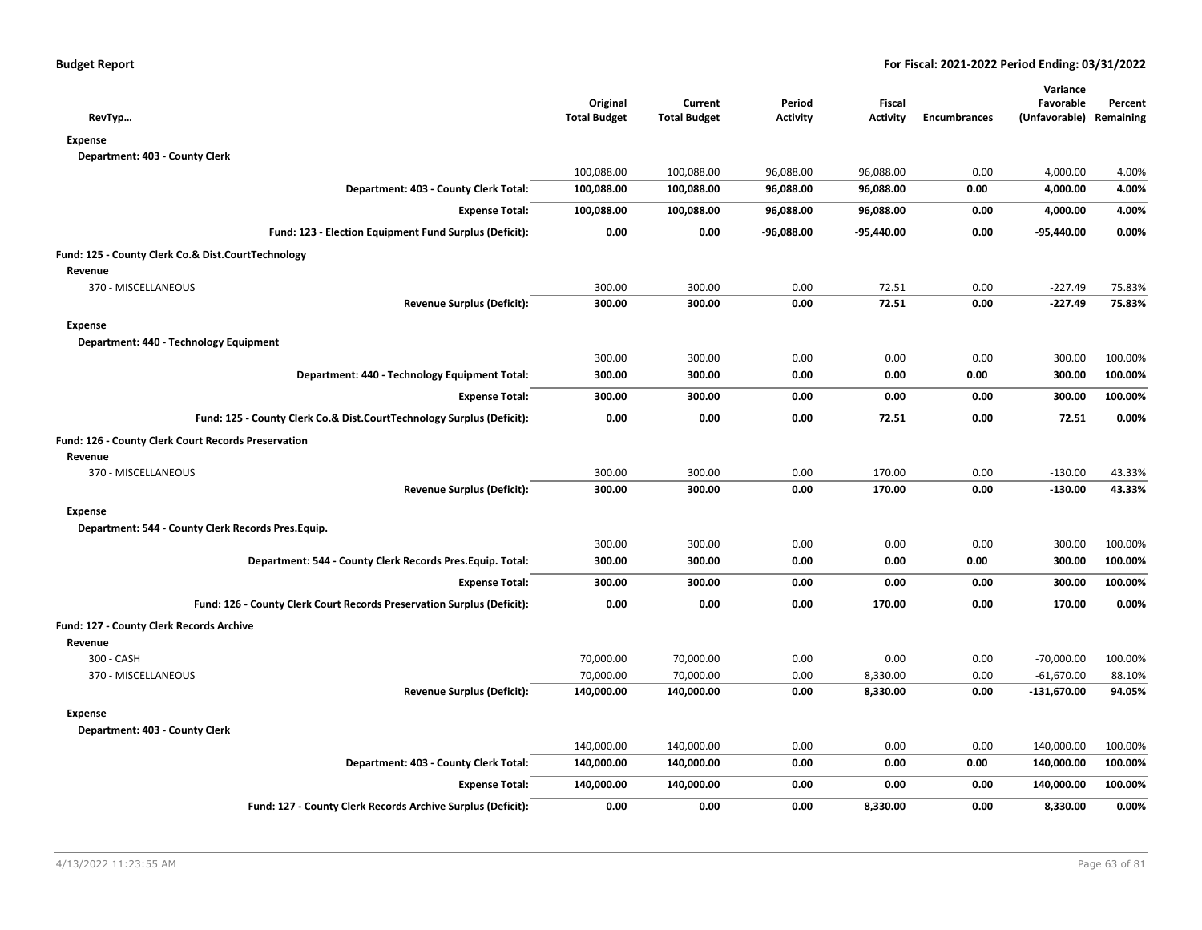**Budget Report** — **For Fiscal: 2021-2022 Period Ending: 03/31/2022**

| RevTyp… | Original Total Budget | Current Total Budget | Period Activity | Fiscal Activity | Encumbrances | Variance Favorable (Unfavorable) | Percent Remaining |
|---|---|---|---|---|---|---|---|
| **Expense** | | | | | | | |
| **Department: 403 - County Clerk** | | | | | | | |
| | 100,088.00 | 100,088.00 | 96,088.00 | 96,088.00 | 0.00 | 4,000.00 | 4.00% |
| **Department: 403 - County Clerk Total:** | **100,088.00** | **100,088.00** | **96,088.00** | **96,088.00** | **0.00** | **4,000.00** | **4.00%** |
| **Expense Total:** | **100,088.00** | **100,088.00** | **96,088.00** | **96,088.00** | **0.00** | **4,000.00** | **4.00%** |
| **Fund: 123 - Election Equipment Fund Surplus (Deficit):** | **0.00** | **0.00** | **-96,088.00** | **-95,440.00** | **0.00** | **-95,440.00** | **0.00%** |
| **Fund: 125 - County Clerk Co.& Dist.CourtTechnology** | | | | | | | |
| **Revenue** | | | | | | | |
| 370 - MISCELLANEOUS | 300.00 | 300.00 | 0.00 | 72.51 | 0.00 | -227.49 | 75.83% |
| **Revenue Surplus (Deficit):** | **300.00** | **300.00** | **0.00** | **72.51** | **0.00** | **-227.49** | **75.83%** |
| **Expense** | | | | | | | |
| **Department: 440 - Technology Equipment** | | | | | | | |
| | 300.00 | 300.00 | 0.00 | 0.00 | 0.00 | 300.00 | 100.00% |
| **Department: 440 - Technology Equipment Total:** | **300.00** | **300.00** | **0.00** | **0.00** | **0.00** | **300.00** | **100.00%** |
| **Expense Total:** | **300.00** | **300.00** | **0.00** | **0.00** | **0.00** | **300.00** | **100.00%** |
| **Fund: 125 - County Clerk Co.& Dist.CourtTechnology Surplus (Deficit):** | **0.00** | **0.00** | **0.00** | **72.51** | **0.00** | **72.51** | **0.00%** |
| **Fund: 126 - County Clerk Court Records Preservation** | | | | | | | |
| **Revenue** | | | | | | | |
| 370 - MISCELLANEOUS | 300.00 | 300.00 | 0.00 | 170.00 | 0.00 | -130.00 | 43.33% |
| **Revenue Surplus (Deficit):** | **300.00** | **300.00** | **0.00** | **170.00** | **0.00** | **-130.00** | **43.33%** |
| **Expense** | | | | | | | |
| **Department: 544 - County Clerk Records Pres.Equip.** | | | | | | | |
| | 300.00 | 300.00 | 0.00 | 0.00 | 0.00 | 300.00 | 100.00% |
| **Department: 544 - County Clerk Records Pres.Equip. Total:** | **300.00** | **300.00** | **0.00** | **0.00** | **0.00** | **300.00** | **100.00%** |
| **Expense Total:** | **300.00** | **300.00** | **0.00** | **0.00** | **0.00** | **300.00** | **100.00%** |
| **Fund: 126 - County Clerk Court Records Preservation Surplus (Deficit):** | **0.00** | **0.00** | **0.00** | **170.00** | **0.00** | **170.00** | **0.00%** |
| **Fund: 127 - County Clerk Records Archive** | | | | | | | |
| **Revenue** | | | | | | | |
| 300 - CASH | 70,000.00 | 70,000.00 | 0.00 | 0.00 | 0.00 | -70,000.00 | 100.00% |
| 370 - MISCELLANEOUS | 70,000.00 | 70,000.00 | 0.00 | 8,330.00 | 0.00 | -61,670.00 | 88.10% |
| **Revenue Surplus (Deficit):** | **140,000.00** | **140,000.00** | **0.00** | **8,330.00** | **0.00** | **-131,670.00** | **94.05%** |
| **Expense** | | | | | | | |
| **Department: 403 - County Clerk** | | | | | | | |
| | 140,000.00 | 140,000.00 | 0.00 | 0.00 | 0.00 | 140,000.00 | 100.00% |
| **Department: 403 - County Clerk Total:** | **140,000.00** | **140,000.00** | **0.00** | **0.00** | **0.00** | **140,000.00** | **100.00%** |
| **Expense Total:** | **140,000.00** | **140,000.00** | **0.00** | **0.00** | **0.00** | **140,000.00** | **100.00%** |
| **Fund: 127 - County Clerk Records Archive Surplus (Deficit):** | **0.00** | **0.00** | **0.00** | **8,330.00** | **0.00** | **8,330.00** | **0.00%** |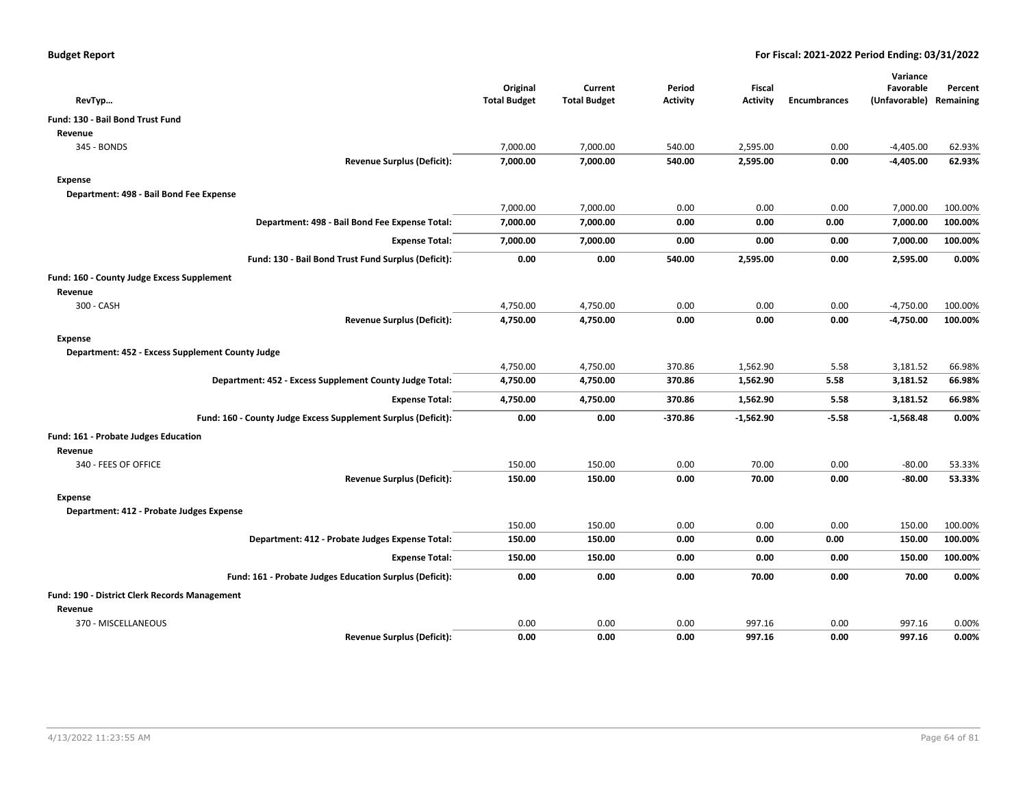**Budget Report** — **For Fiscal: 2021-2022 Period Ending: 03/31/2022**

| RevTyp… | Original Total Budget | Current Total Budget | Period Activity | Fiscal Activity | Encumbrances | Variance Favorable (Unfavorable) | Percent Remaining |
|---|---|---|---|---|---|---|---|
| **Fund: 130 - Bail Bond Trust Fund** | | | | | | | |
| **Revenue** | | | | | | | |
| 345 - BONDS | 7,000.00 | 7,000.00 | 540.00 | 2,595.00 | 0.00 | -4,405.00 | 62.93% |
| **Revenue Surplus (Deficit):** | **7,000.00** | **7,000.00** | **540.00** | **2,595.00** | **0.00** | **-4,405.00** | **62.93%** |
| **Expense** | | | | | | | |
| **Department: 498 - Bail Bond Fee Expense** | | | | | | | |
| | 7,000.00 | 7,000.00 | 0.00 | 0.00 | 0.00 | 7,000.00 | 100.00% |
| **Department: 498 - Bail Bond Fee Expense Total:** | **7,000.00** | **7,000.00** | **0.00** | **0.00** | **0.00** | **7,000.00** | **100.00%** |
| **Expense Total:** | **7,000.00** | **7,000.00** | **0.00** | **0.00** | **0.00** | **7,000.00** | **100.00%** |
| **Fund: 130 - Bail Bond Trust Fund Surplus (Deficit):** | **0.00** | **0.00** | **540.00** | **2,595.00** | **0.00** | **2,595.00** | **0.00%** |
| **Fund: 160 - County Judge Excess Supplement** | | | | | | | |
| **Revenue** | | | | | | | |
| 300 - CASH | 4,750.00 | 4,750.00 | 0.00 | 0.00 | 0.00 | -4,750.00 | 100.00% |
| **Revenue Surplus (Deficit):** | **4,750.00** | **4,750.00** | **0.00** | **0.00** | **0.00** | **-4,750.00** | **100.00%** |
| **Expense** | | | | | | | |
| **Department: 452 - Excess Supplement County Judge** | | | | | | | |
| | 4,750.00 | 4,750.00 | 370.86 | 1,562.90 | 5.58 | 3,181.52 | 66.98% |
| **Department: 452 - Excess Supplement County Judge Total:** | **4,750.00** | **4,750.00** | **370.86** | **1,562.90** | **5.58** | **3,181.52** | **66.98%** |
| **Expense Total:** | **4,750.00** | **4,750.00** | **370.86** | **1,562.90** | **5.58** | **3,181.52** | **66.98%** |
| **Fund: 160 - County Judge Excess Supplement Surplus (Deficit):** | **0.00** | **0.00** | **-370.86** | **-1,562.90** | **-5.58** | **-1,568.48** | **0.00%** |
| **Fund: 161 - Probate Judges Education** | | | | | | | |
| **Revenue** | | | | | | | |
| 340 - FEES OF OFFICE | 150.00 | 150.00 | 0.00 | 70.00 | 0.00 | -80.00 | 53.33% |
| **Revenue Surplus (Deficit):** | **150.00** | **150.00** | **0.00** | **70.00** | **0.00** | **-80.00** | **53.33%** |
| **Expense** | | | | | | | |
| **Department: 412 - Probate Judges Expense** | | | | | | | |
| | 150.00 | 150.00 | 0.00 | 0.00 | 0.00 | 150.00 | 100.00% |
| **Department: 412 - Probate Judges Expense Total:** | **150.00** | **150.00** | **0.00** | **0.00** | **0.00** | **150.00** | **100.00%** |
| **Expense Total:** | **150.00** | **150.00** | **0.00** | **0.00** | **0.00** | **150.00** | **100.00%** |
| **Fund: 161 - Probate Judges Education Surplus (Deficit):** | **0.00** | **0.00** | **0.00** | **70.00** | **0.00** | **70.00** | **0.00%** |
| **Fund: 190 - District Clerk Records Management** | | | | | | | |
| **Revenue** | | | | | | | |
| 370 - MISCELLANEOUS | 0.00 | 0.00 | 0.00 | 997.16 | 0.00 | 997.16 | 0.00% |
| **Revenue Surplus (Deficit):** | **0.00** | **0.00** | **0.00** | **997.16** | **0.00** | **997.16** | **0.00%** |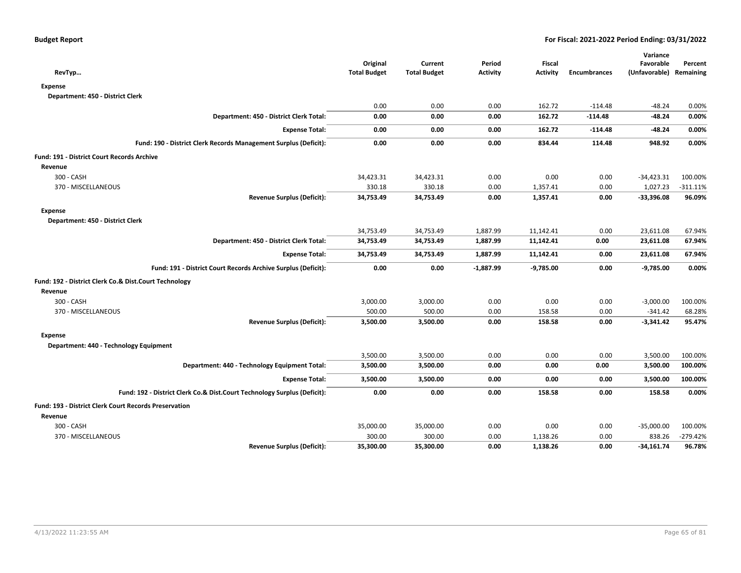| RevTyp... | Original Total Budget | Current Total Budget | Period Activity | Fiscal Activity | Encumbrances | Variance Favorable (Unfavorable) | Percent Remaining |
|---|---|---|---|---|---|---|---|
| **Expense** | | | | | | | |
| **Department: 450 - District Clerk** | | | | | | | |
| | 0.00 | 0.00 | 0.00 | 162.72 | -114.48 | -48.24 | 0.00% |
| **Department: 450 - District Clerk Total:** | **0.00** | **0.00** | **0.00** | **162.72** | **-114.48** | **-48.24** | **0.00%** |
| **Expense Total:** | **0.00** | **0.00** | **0.00** | **162.72** | **-114.48** | **-48.24** | **0.00%** |
| **Fund: 190 - District Clerk Records Management Surplus (Deficit):** | **0.00** | **0.00** | **0.00** | **834.44** | **114.48** | **948.92** | **0.00%** |
| **Fund: 191 - District Court Records Archive** | | | | | | | |
| **Revenue** | | | | | | | |
| 300 - CASH | 34,423.31 | 34,423.31 | 0.00 | 0.00 | 0.00 | -34,423.31 | 100.00% |
| 370 - MISCELLANEOUS | 330.18 | 330.18 | 0.00 | 1,357.41 | 0.00 | 1,027.23 | -311.11% |
| **Revenue Surplus (Deficit):** | **34,753.49** | **34,753.49** | **0.00** | **1,357.41** | **0.00** | **-33,396.08** | **96.09%** |
| **Expense** | | | | | | | |
| **Department: 450 - District Clerk** | | | | | | | |
| | 34,753.49 | 34,753.49 | 1,887.99 | 11,142.41 | 0.00 | 23,611.08 | 67.94% |
| **Department: 450 - District Clerk Total:** | **34,753.49** | **34,753.49** | **1,887.99** | **11,142.41** | **0.00** | **23,611.08** | **67.94%** |
| **Expense Total:** | **34,753.49** | **34,753.49** | **1,887.99** | **11,142.41** | **0.00** | **23,611.08** | **67.94%** |
| **Fund: 191 - District Court Records Archive Surplus (Deficit):** | **0.00** | **0.00** | **-1,887.99** | **-9,785.00** | **0.00** | **-9,785.00** | **0.00%** |
| **Fund: 192 - District Clerk Co.& Dist.Court Technology** | | | | | | | |
| **Revenue** | | | | | | | |
| 300 - CASH | 3,000.00 | 3,000.00 | 0.00 | 0.00 | 0.00 | -3,000.00 | 100.00% |
| 370 - MISCELLANEOUS | 500.00 | 500.00 | 0.00 | 158.58 | 0.00 | -341.42 | 68.28% |
| **Revenue Surplus (Deficit):** | **3,500.00** | **3,500.00** | **0.00** | **158.58** | **0.00** | **-3,341.42** | **95.47%** |
| **Expense** | | | | | | | |
| **Department: 440 - Technology Equipment** | | | | | | | |
| | 3,500.00 | 3,500.00 | 0.00 | 0.00 | 0.00 | 3,500.00 | 100.00% |
| **Department: 440 - Technology Equipment Total:** | **3,500.00** | **3,500.00** | **0.00** | **0.00** | **0.00** | **3,500.00** | **100.00%** |
| **Expense Total:** | **3,500.00** | **3,500.00** | **0.00** | **0.00** | **0.00** | **3,500.00** | **100.00%** |
| **Fund: 192 - District Clerk Co.& Dist.Court Technology Surplus (Deficit):** | **0.00** | **0.00** | **0.00** | **158.58** | **0.00** | **158.58** | **0.00%** |
| **Fund: 193 - District Clerk Court Records Preservation** | | | | | | | |
| **Revenue** | | | | | | | |
| 300 - CASH | 35,000.00 | 35,000.00 | 0.00 | 0.00 | 0.00 | -35,000.00 | 100.00% |
| 370 - MISCELLANEOUS | 300.00 | 300.00 | 0.00 | 1,138.26 | 0.00 | 838.26 | -279.42% |
| **Revenue Surplus (Deficit):** | **35,300.00** | **35,300.00** | **0.00** | **1,138.26** | **0.00** | **-34,161.74** | **96.78%** |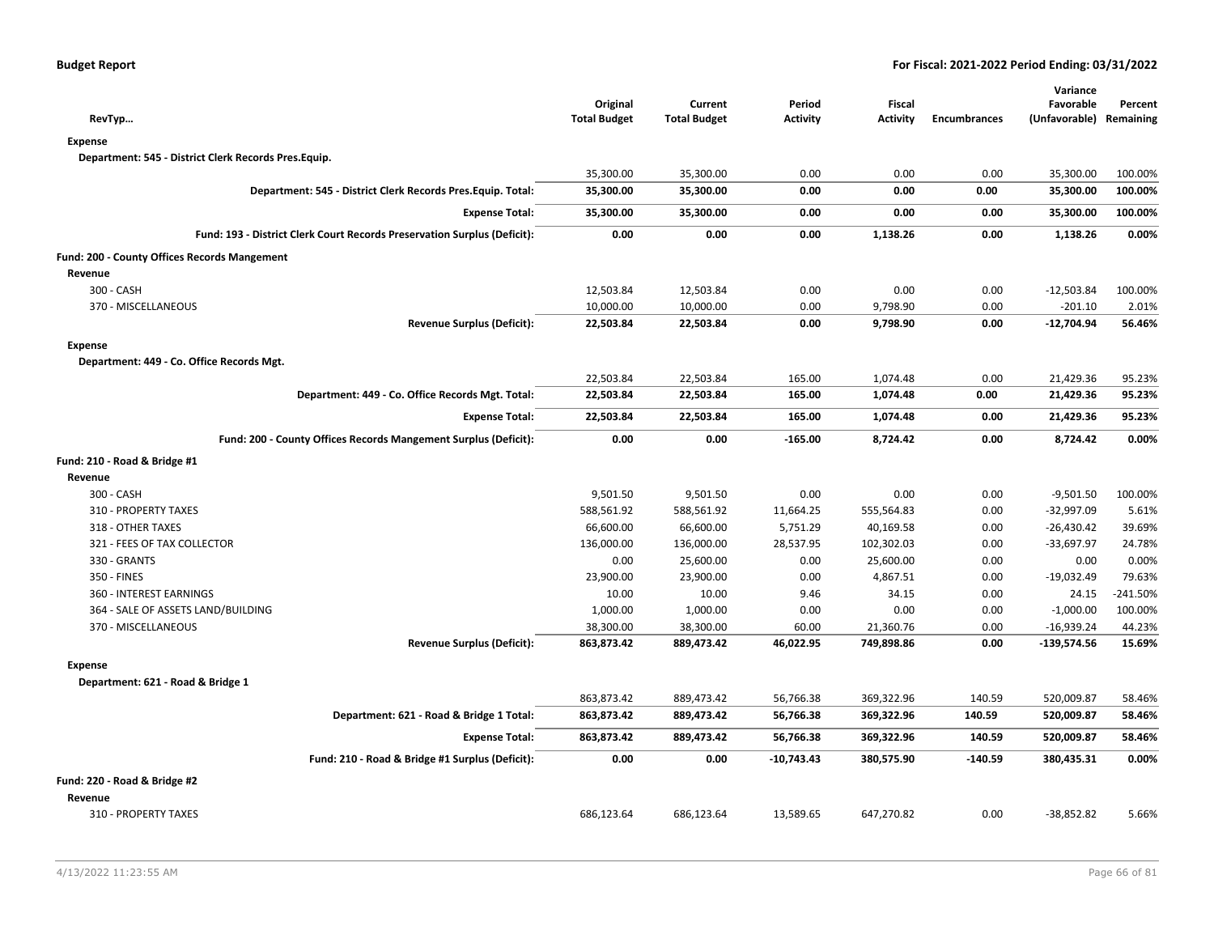**Budget Report** — For Fiscal: 2021-2022 Period Ending: 03/31/2022

| RevTyp… | Original Total Budget | Current Total Budget | Period Activity | Fiscal Activity | Encumbrances | Variance Favorable (Unfavorable) | Percent Remaining |
|---|---|---|---|---|---|---|---|
| **Expense** | | | | | | | |
| **Department: 545 - District Clerk Records Pres.Equip.** | | | | | | | |
| | 35,300.00 | 35,300.00 | 0.00 | 0.00 | 0.00 | 35,300.00 | 100.00% |
| **Department: 545 - District Clerk Records Pres.Equip. Total:** | **35,300.00** | **35,300.00** | **0.00** | **0.00** | **0.00** | **35,300.00** | **100.00%** |
| **Expense Total:** | **35,300.00** | **35,300.00** | **0.00** | **0.00** | **0.00** | **35,300.00** | **100.00%** |
| **Fund: 193 - District Clerk Court Records Preservation Surplus (Deficit):** | **0.00** | **0.00** | **0.00** | **1,138.26** | **0.00** | **1,138.26** | **0.00%** |
| **Fund: 200 - County Offices Records Mangement** | | | | | | | |
| **Revenue** | | | | | | | |
| 300 - CASH | 12,503.84 | 12,503.84 | 0.00 | 0.00 | 0.00 | -12,503.84 | 100.00% |
| 370 - MISCELLANEOUS | 10,000.00 | 10,000.00 | 0.00 | 9,798.90 | 0.00 | -201.10 | 2.01% |
| **Revenue Surplus (Deficit):** | **22,503.84** | **22,503.84** | **0.00** | **9,798.90** | **0.00** | **-12,704.94** | **56.46%** |
| **Expense** | | | | | | | |
| **Department: 449 - Co. Office Records Mgt.** | | | | | | | |
| | 22,503.84 | 22,503.84 | 165.00 | 1,074.48 | 0.00 | 21,429.36 | 95.23% |
| **Department: 449 - Co. Office Records Mgt. Total:** | **22,503.84** | **22,503.84** | **165.00** | **1,074.48** | **0.00** | **21,429.36** | **95.23%** |
| **Expense Total:** | **22,503.84** | **22,503.84** | **165.00** | **1,074.48** | **0.00** | **21,429.36** | **95.23%** |
| **Fund: 200 - County Offices Records Mangement Surplus (Deficit):** | **0.00** | **0.00** | **-165.00** | **8,724.42** | **0.00** | **8,724.42** | **0.00%** |
| **Fund: 210 - Road & Bridge #1** | | | | | | | |
| **Revenue** | | | | | | | |
| 300 - CASH | 9,501.50 | 9,501.50 | 0.00 | 0.00 | 0.00 | -9,501.50 | 100.00% |
| 310 - PROPERTY TAXES | 588,561.92 | 588,561.92 | 11,664.25 | 555,564.83 | 0.00 | -32,997.09 | 5.61% |
| 318 - OTHER TAXES | 66,600.00 | 66,600.00 | 5,751.29 | 40,169.58 | 0.00 | -26,430.42 | 39.69% |
| 321 - FEES OF TAX COLLECTOR | 136,000.00 | 136,000.00 | 28,537.95 | 102,302.03 | 0.00 | -33,697.97 | 24.78% |
| 330 - GRANTS | 0.00 | 25,600.00 | 0.00 | 25,600.00 | 0.00 | 0.00 | 0.00% |
| 350 - FINES | 23,900.00 | 23,900.00 | 0.00 | 4,867.51 | 0.00 | -19,032.49 | 79.63% |
| 360 - INTEREST EARNINGS | 10.00 | 10.00 | 9.46 | 34.15 | 0.00 | 24.15 | -241.50% |
| 364 - SALE OF ASSETS LAND/BUILDING | 1,000.00 | 1,000.00 | 0.00 | 0.00 | 0.00 | -1,000.00 | 100.00% |
| 370 - MISCELLANEOUS | 38,300.00 | 38,300.00 | 60.00 | 21,360.76 | 0.00 | -16,939.24 | 44.23% |
| **Revenue Surplus (Deficit):** | **863,873.42** | **889,473.42** | **46,022.95** | **749,898.86** | **0.00** | **-139,574.56** | **15.69%** |
| **Expense** | | | | | | | |
| **Department: 621 - Road & Bridge 1** | | | | | | | |
| | 863,873.42 | 889,473.42 | 56,766.38 | 369,322.96 | 140.59 | 520,009.87 | 58.46% |
| **Department: 621 - Road & Bridge 1 Total:** | **863,873.42** | **889,473.42** | **56,766.38** | **369,322.96** | **140.59** | **520,009.87** | **58.46%** |
| **Expense Total:** | **863,873.42** | **889,473.42** | **56,766.38** | **369,322.96** | **140.59** | **520,009.87** | **58.46%** |
| **Fund: 210 - Road & Bridge #1 Surplus (Deficit):** | **0.00** | **0.00** | **-10,743.43** | **380,575.90** | **-140.59** | **380,435.31** | **0.00%** |
| **Fund: 220 - Road & Bridge #2** | | | | | | | |
| **Revenue** | | | | | | | |
| 310 - PROPERTY TAXES | 686,123.64 | 686,123.64 | 13,589.65 | 647,270.82 | 0.00 | -38,852.82 | 5.66% |

4/13/2022 11:23:55 AM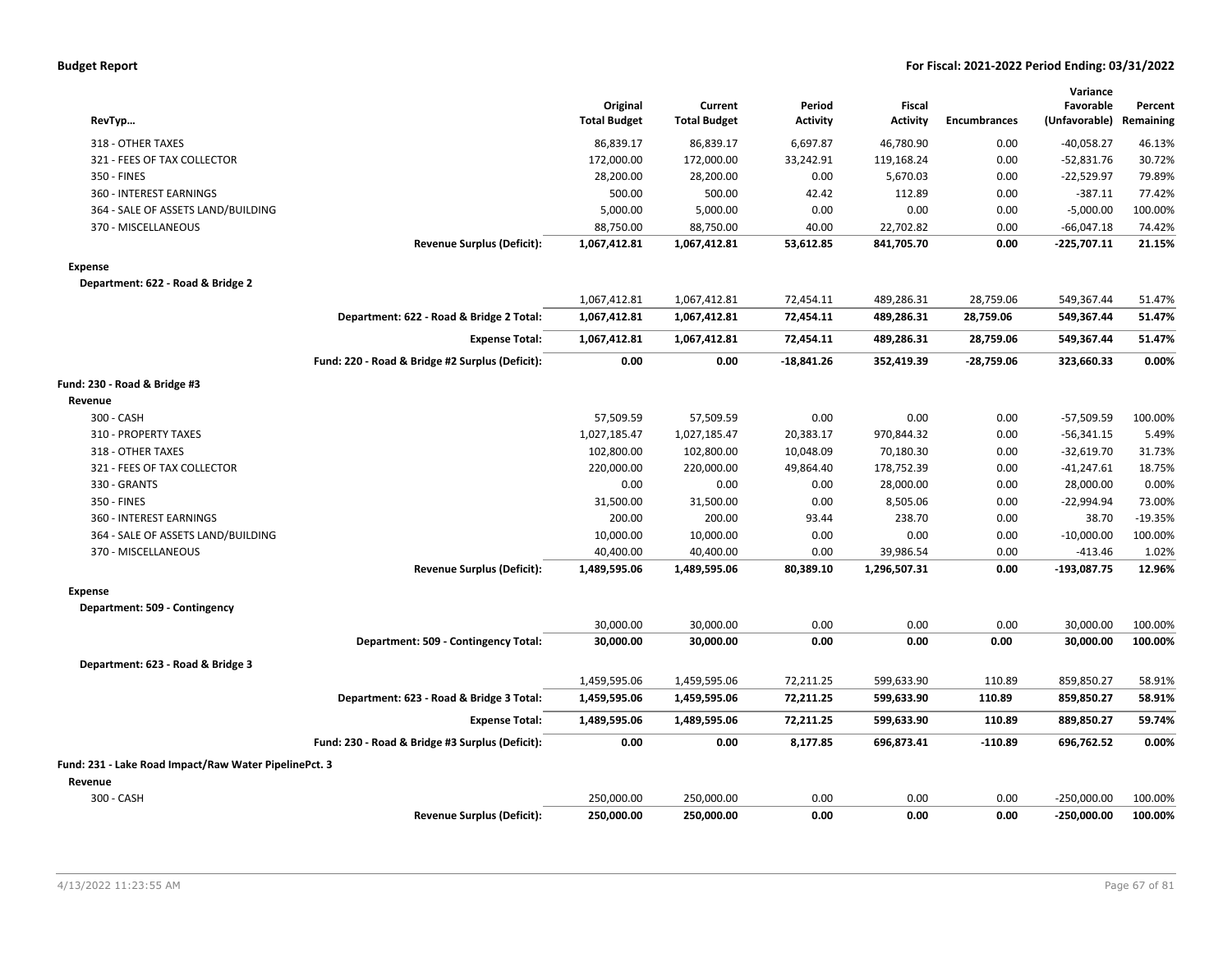**Budget Report** **For Fiscal: 2021-2022 Period Ending: 03/31/2022**

| RevTyp… | | Original Total Budget | Current Total Budget | Period Activity | Fiscal Activity | Encumbrances | Variance Favorable (Unfavorable) | Percent Remaining |
|---|---|---|---|---|---|---|---|---|
| 318 - OTHER TAXES | | 86,839.17 | 86,839.17 | 6,697.87 | 46,780.90 | 0.00 | -40,058.27 | 46.13% |
| 321 - FEES OF TAX COLLECTOR | | 172,000.00 | 172,000.00 | 33,242.91 | 119,168.24 | 0.00 | -52,831.76 | 30.72% |
| 350 - FINES | | 28,200.00 | 28,200.00 | 0.00 | 5,670.03 | 0.00 | -22,529.97 | 79.89% |
| 360 - INTEREST EARNINGS | | 500.00 | 500.00 | 42.42 | 112.89 | 0.00 | -387.11 | 77.42% |
| 364 - SALE OF ASSETS LAND/BUILDING | | 5,000.00 | 5,000.00 | 0.00 | 0.00 | 0.00 | -5,000.00 | 100.00% |
| 370 - MISCELLANEOUS | | 88,750.00 | 88,750.00 | 40.00 | 22,702.82 | 0.00 | -66,047.18 | 74.42% |
| | **Revenue Surplus (Deficit):** | **1,067,412.81** | **1,067,412.81** | **53,612.85** | **841,705.70** | **0.00** | **-225,707.11** | **21.15%** |
| **Expense** | | | | | | | | |
| **Department: 622 - Road & Bridge 2** | | | | | | | | |
| | | 1,067,412.81 | 1,067,412.81 | 72,454.11 | 489,286.31 | 28,759.06 | 549,367.44 | 51.47% |
| | **Department: 622 - Road & Bridge 2 Total:** | **1,067,412.81** | **1,067,412.81** | **72,454.11** | **489,286.31** | **28,759.06** | **549,367.44** | **51.47%** |
| | **Expense Total:** | **1,067,412.81** | **1,067,412.81** | **72,454.11** | **489,286.31** | **28,759.06** | **549,367.44** | **51.47%** |
| | **Fund: 220 - Road & Bridge #2 Surplus (Deficit):** | **0.00** | **0.00** | **-18,841.26** | **352,419.39** | **-28,759.06** | **323,660.33** | **0.00%** |
| **Fund: 230 - Road & Bridge #3** | | | | | | | | |
| **Revenue** | | | | | | | | |
| 300 - CASH | | 57,509.59 | 57,509.59 | 0.00 | 0.00 | 0.00 | -57,509.59 | 100.00% |
| 310 - PROPERTY TAXES | | 1,027,185.47 | 1,027,185.47 | 20,383.17 | 970,844.32 | 0.00 | -56,341.15 | 5.49% |
| 318 - OTHER TAXES | | 102,800.00 | 102,800.00 | 10,048.09 | 70,180.30 | 0.00 | -32,619.70 | 31.73% |
| 321 - FEES OF TAX COLLECTOR | | 220,000.00 | 220,000.00 | 49,864.40 | 178,752.39 | 0.00 | -41,247.61 | 18.75% |
| 330 - GRANTS | | 0.00 | 0.00 | 0.00 | 28,000.00 | 0.00 | 28,000.00 | 0.00% |
| 350 - FINES | | 31,500.00 | 31,500.00 | 0.00 | 8,505.06 | 0.00 | -22,994.94 | 73.00% |
| 360 - INTEREST EARNINGS | | 200.00 | 200.00 | 93.44 | 238.70 | 0.00 | 38.70 | -19.35% |
| 364 - SALE OF ASSETS LAND/BUILDING | | 10,000.00 | 10,000.00 | 0.00 | 0.00 | 0.00 | -10,000.00 | 100.00% |
| 370 - MISCELLANEOUS | | 40,400.00 | 40,400.00 | 0.00 | 39,986.54 | 0.00 | -413.46 | 1.02% |
| | **Revenue Surplus (Deficit):** | **1,489,595.06** | **1,489,595.06** | **80,389.10** | **1,296,507.31** | **0.00** | **-193,087.75** | **12.96%** |
| **Expense** | | | | | | | | |
| **Department: 509 - Contingency** | | | | | | | | |
| | | 30,000.00 | 30,000.00 | 0.00 | 0.00 | 0.00 | 30,000.00 | 100.00% |
| | **Department: 509 - Contingency Total:** | **30,000.00** | **30,000.00** | **0.00** | **0.00** | **0.00** | **30,000.00** | **100.00%** |
| **Department: 623 - Road & Bridge 3** | | | | | | | | |
| | | 1,459,595.06 | 1,459,595.06 | 72,211.25 | 599,633.90 | 110.89 | 859,850.27 | 58.91% |
| | **Department: 623 - Road & Bridge 3 Total:** | **1,459,595.06** | **1,459,595.06** | **72,211.25** | **599,633.90** | **110.89** | **859,850.27** | **58.91%** |
| | **Expense Total:** | **1,489,595.06** | **1,489,595.06** | **72,211.25** | **599,633.90** | **110.89** | **889,850.27** | **59.74%** |
| | **Fund: 230 - Road & Bridge #3 Surplus (Deficit):** | **0.00** | **0.00** | **8,177.85** | **696,873.41** | **-110.89** | **696,762.52** | **0.00%** |
| **Fund: 231 - Lake Road Impact/Raw Water PipelinePct. 3** | | | | | | | | |
| **Revenue** | | | | | | | | |
| 300 - CASH | | 250,000.00 | 250,000.00 | 0.00 | 0.00 | 0.00 | -250,000.00 | 100.00% |
| | **Revenue Surplus (Deficit):** | **250,000.00** | **250,000.00** | **0.00** | **0.00** | **0.00** | **-250,000.00** | **100.00%** |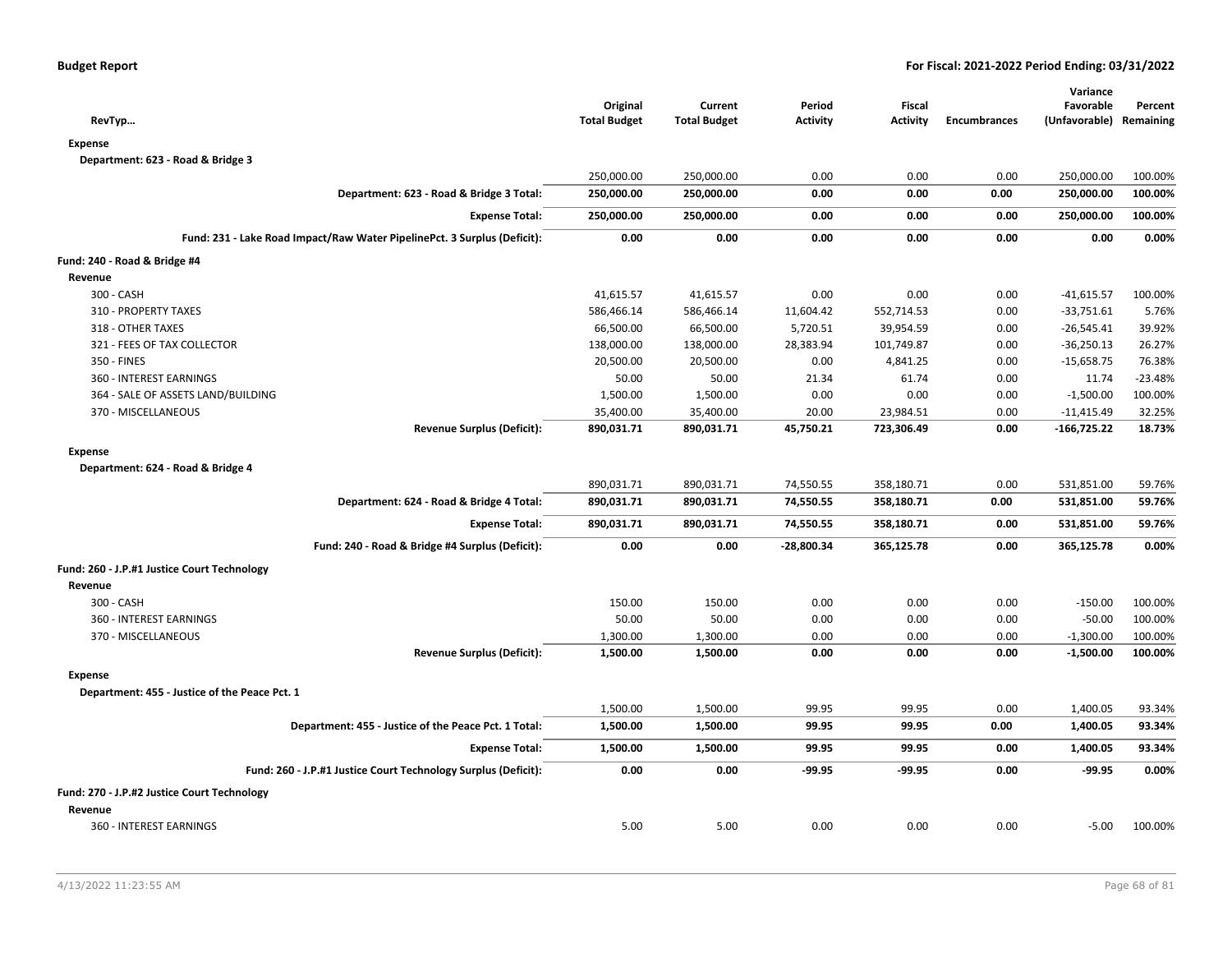| RevTyp… | Original Total Budget | Current Total Budget | Period Activity | Fiscal Activity | Encumbrances | Variance Favorable (Unfavorable) | Percent Remaining |
|---|---|---|---|---|---|---|---|
| **Expense** | | | | | | | |
| **Department: 623 - Road & Bridge 3** | | | | | | | |
| | 250,000.00 | 250,000.00 | 0.00 | 0.00 | 0.00 | 250,000.00 | 100.00% |
| **Department: 623 - Road & Bridge 3 Total:** | **250,000.00** | **250,000.00** | **0.00** | **0.00** | **0.00** | **250,000.00** | **100.00%** |
| **Expense Total:** | **250,000.00** | **250,000.00** | **0.00** | **0.00** | **0.00** | **250,000.00** | **100.00%** |
| **Fund: 231 - Lake Road Impact/Raw Water PipelinePct. 3 Surplus (Deficit):** | **0.00** | **0.00** | **0.00** | **0.00** | **0.00** | **0.00** | **0.00%** |
| **Fund: 240 - Road & Bridge #4** | | | | | | | |
| **Revenue** | | | | | | | |
| 300 - CASH | 41,615.57 | 41,615.57 | 0.00 | 0.00 | 0.00 | -41,615.57 | 100.00% |
| 310 - PROPERTY TAXES | 586,466.14 | 586,466.14 | 11,604.42 | 552,714.53 | 0.00 | -33,751.61 | 5.76% |
| 318 - OTHER TAXES | 66,500.00 | 66,500.00 | 5,720.51 | 39,954.59 | 0.00 | -26,545.41 | 39.92% |
| 321 - FEES OF TAX COLLECTOR | 138,000.00 | 138,000.00 | 28,383.94 | 101,749.87 | 0.00 | -36,250.13 | 26.27% |
| 350 - FINES | 20,500.00 | 20,500.00 | 0.00 | 4,841.25 | 0.00 | -15,658.75 | 76.38% |
| 360 - INTEREST EARNINGS | 50.00 | 50.00 | 21.34 | 61.74 | 0.00 | 11.74 | -23.48% |
| 364 - SALE OF ASSETS LAND/BUILDING | 1,500.00 | 1,500.00 | 0.00 | 0.00 | 0.00 | -1,500.00 | 100.00% |
| 370 - MISCELLANEOUS | 35,400.00 | 35,400.00 | 20.00 | 23,984.51 | 0.00 | -11,415.49 | 32.25% |
| **Revenue Surplus (Deficit):** | **890,031.71** | **890,031.71** | **45,750.21** | **723,306.49** | **0.00** | **-166,725.22** | **18.73%** |
| **Expense** | | | | | | | |
| **Department: 624 - Road & Bridge 4** | | | | | | | |
| | 890,031.71 | 890,031.71 | 74,550.55 | 358,180.71 | 0.00 | 531,851.00 | 59.76% |
| **Department: 624 - Road & Bridge 4 Total:** | **890,031.71** | **890,031.71** | **74,550.55** | **358,180.71** | **0.00** | **531,851.00** | **59.76%** |
| **Expense Total:** | **890,031.71** | **890,031.71** | **74,550.55** | **358,180.71** | **0.00** | **531,851.00** | **59.76%** |
| **Fund: 240 - Road & Bridge #4 Surplus (Deficit):** | **0.00** | **0.00** | **-28,800.34** | **365,125.78** | **0.00** | **365,125.78** | **0.00%** |
| **Fund: 260 - J.P.#1 Justice Court Technology** | | | | | | | |
| **Revenue** | | | | | | | |
| 300 - CASH | 150.00 | 150.00 | 0.00 | 0.00 | 0.00 | -150.00 | 100.00% |
| 360 - INTEREST EARNINGS | 50.00 | 50.00 | 0.00 | 0.00 | 0.00 | -50.00 | 100.00% |
| 370 - MISCELLANEOUS | 1,300.00 | 1,300.00 | 0.00 | 0.00 | 0.00 | -1,300.00 | 100.00% |
| **Revenue Surplus (Deficit):** | **1,500.00** | **1,500.00** | **0.00** | **0.00** | **0.00** | **-1,500.00** | **100.00%** |
| **Expense** | | | | | | | |
| **Department: 455 - Justice of the Peace Pct. 1** | | | | | | | |
| | 1,500.00 | 1,500.00 | 99.95 | 99.95 | 0.00 | 1,400.05 | 93.34% |
| **Department: 455 - Justice of the Peace Pct. 1 Total:** | **1,500.00** | **1,500.00** | **99.95** | **99.95** | **0.00** | **1,400.05** | **93.34%** |
| **Expense Total:** | **1,500.00** | **1,500.00** | **99.95** | **99.95** | **0.00** | **1,400.05** | **93.34%** |
| **Fund: 260 - J.P.#1 Justice Court Technology Surplus (Deficit):** | **0.00** | **0.00** | **-99.95** | **-99.95** | **0.00** | **-99.95** | **0.00%** |
| **Fund: 270 - J.P.#2 Justice Court Technology** | | | | | | | |
| **Revenue** | | | | | | | |
| 360 - INTEREST EARNINGS | 5.00 | 5.00 | 0.00 | 0.00 | 0.00 | -5.00 | 100.00% |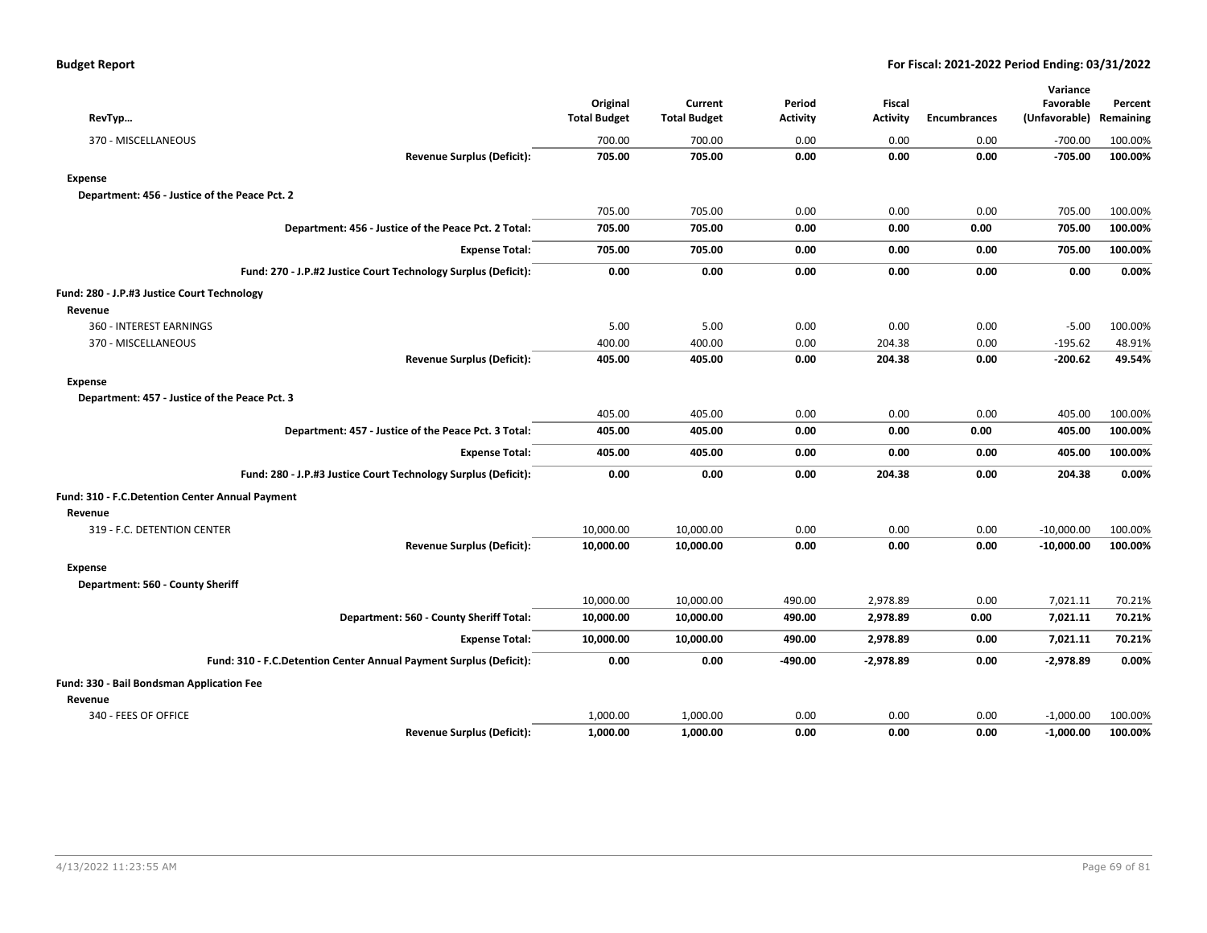| RevTyp… | Original Total Budget | Current Total Budget | Period Activity | Fiscal Activity | Encumbrances | Variance Favorable (Unfavorable) | Percent Remaining |
|---|---|---|---|---|---|---|---|
| 370 - MISCELLANEOUS | 700.00 | 700.00 | 0.00 | 0.00 | 0.00 | -700.00 | 100.00% |
| **Revenue Surplus (Deficit):** | **705.00** | **705.00** | **0.00** | **0.00** | **0.00** | **-705.00** | **100.00%** |
| **Expense** | | | | | | | |
| **Department: 456 - Justice of the Peace Pct. 2** | | | | | | | |
| | 705.00 | 705.00 | 0.00 | 0.00 | 0.00 | 705.00 | 100.00% |
| **Department: 456 - Justice of the Peace Pct. 2 Total:** | **705.00** | **705.00** | **0.00** | **0.00** | **0.00** | **705.00** | **100.00%** |
| **Expense Total:** | **705.00** | **705.00** | **0.00** | **0.00** | **0.00** | **705.00** | **100.00%** |
| **Fund: 270 - J.P.#2 Justice Court Technology Surplus (Deficit):** | **0.00** | **0.00** | **0.00** | **0.00** | **0.00** | **0.00** | **0.00%** |
| **Fund: 280 - J.P.#3 Justice Court Technology** | | | | | | | |
| **Revenue** | | | | | | | |
| 360 - INTEREST EARNINGS | 5.00 | 5.00 | 0.00 | 0.00 | 0.00 | -5.00 | 100.00% |
| 370 - MISCELLANEOUS | 400.00 | 400.00 | 0.00 | 204.38 | 0.00 | -195.62 | 48.91% |
| **Revenue Surplus (Deficit):** | **405.00** | **405.00** | **0.00** | **204.38** | **0.00** | **-200.62** | **49.54%** |
| **Expense** | | | | | | | |
| **Department: 457 - Justice of the Peace Pct. 3** | | | | | | | |
| | 405.00 | 405.00 | 0.00 | 0.00 | 0.00 | 405.00 | 100.00% |
| **Department: 457 - Justice of the Peace Pct. 3 Total:** | **405.00** | **405.00** | **0.00** | **0.00** | **0.00** | **405.00** | **100.00%** |
| **Expense Total:** | **405.00** | **405.00** | **0.00** | **0.00** | **0.00** | **405.00** | **100.00%** |
| **Fund: 280 - J.P.#3 Justice Court Technology Surplus (Deficit):** | **0.00** | **0.00** | **0.00** | **204.38** | **0.00** | **204.38** | **0.00%** |
| **Fund: 310 - F.C.Detention Center Annual Payment** | | | | | | | |
| **Revenue** | | | | | | | |
| 319 - F.C. DETENTION CENTER | 10,000.00 | 10,000.00 | 0.00 | 0.00 | 0.00 | -10,000.00 | 100.00% |
| **Revenue Surplus (Deficit):** | **10,000.00** | **10,000.00** | **0.00** | **0.00** | **0.00** | **-10,000.00** | **100.00%** |
| **Expense** | | | | | | | |
| **Department: 560 - County Sheriff** | | | | | | | |
| | 10,000.00 | 10,000.00 | 490.00 | 2,978.89 | 0.00 | 7,021.11 | 70.21% |
| **Department: 560 - County Sheriff Total:** | **10,000.00** | **10,000.00** | **490.00** | **2,978.89** | **0.00** | **7,021.11** | **70.21%** |
| **Expense Total:** | **10,000.00** | **10,000.00** | **490.00** | **2,978.89** | **0.00** | **7,021.11** | **70.21%** |
| **Fund: 310 - F.C.Detention Center Annual Payment Surplus (Deficit):** | **0.00** | **0.00** | **-490.00** | **-2,978.89** | **0.00** | **-2,978.89** | **0.00%** |
| **Fund: 330 - Bail Bondsman Application Fee** | | | | | | | |
| **Revenue** | | | | | | | |
| 340 - FEES OF OFFICE | 1,000.00 | 1,000.00 | 0.00 | 0.00 | 0.00 | -1,000.00 | 100.00% |
| **Revenue Surplus (Deficit):** | **1,000.00** | **1,000.00** | **0.00** | **0.00** | **0.00** | **-1,000.00** | **100.00%** |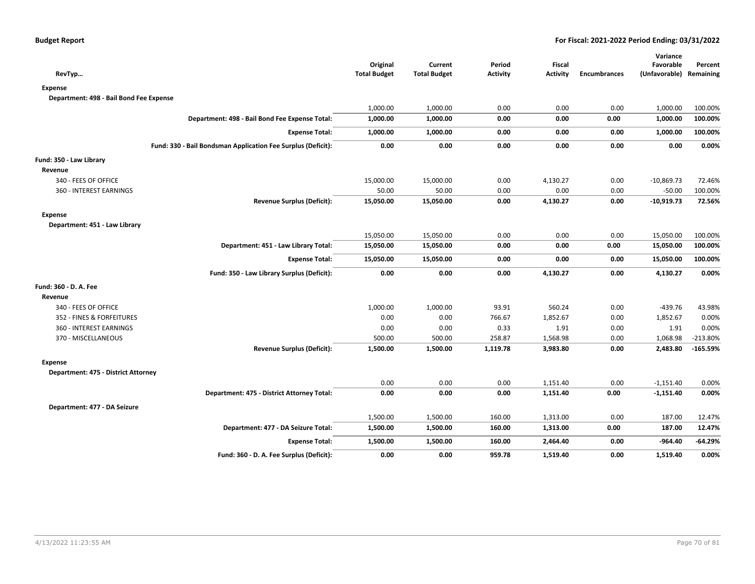| RevTyp… | Original Total Budget | Current Total Budget | Period Activity | Fiscal Activity | Encumbrances | Variance Favorable (Unfavorable) | Percent Remaining |
|---|---|---|---|---|---|---|---|
| **Expense** | | | | | | | |
| **Department: 498 - Bail Bond Fee Expense** | | | | | | | |
| | 1,000.00 | 1,000.00 | 0.00 | 0.00 | 0.00 | 1,000.00 | 100.00% |
| **Department: 498 - Bail Bond Fee Expense Total:** | **1,000.00** | **1,000.00** | **0.00** | **0.00** | **0.00** | **1,000.00** | **100.00%** |
| **Expense Total:** | **1,000.00** | **1,000.00** | **0.00** | **0.00** | **0.00** | **1,000.00** | **100.00%** |
| **Fund: 330 - Bail Bondsman Application Fee Surplus (Deficit):** | **0.00** | **0.00** | **0.00** | **0.00** | **0.00** | **0.00** | **0.00%** |
| **Fund: 350 - Law Library** | | | | | | | |
| **Revenue** | | | | | | | |
| 340 - FEES OF OFFICE | 15,000.00 | 15,000.00 | 0.00 | 4,130.27 | 0.00 | -10,869.73 | 72.46% |
| 360 - INTEREST EARNINGS | 50.00 | 50.00 | 0.00 | 0.00 | 0.00 | -50.00 | 100.00% |
| **Revenue Surplus (Deficit):** | **15,050.00** | **15,050.00** | **0.00** | **4,130.27** | **0.00** | **-10,919.73** | **72.56%** |
| **Expense** | | | | | | | |
| **Department: 451 - Law Library** | | | | | | | |
| | 15,050.00 | 15,050.00 | 0.00 | 0.00 | 0.00 | 15,050.00 | 100.00% |
| **Department: 451 - Law Library Total:** | **15,050.00** | **15,050.00** | **0.00** | **0.00** | **0.00** | **15,050.00** | **100.00%** |
| **Expense Total:** | **15,050.00** | **15,050.00** | **0.00** | **0.00** | **0.00** | **15,050.00** | **100.00%** |
| **Fund: 350 - Law Library Surplus (Deficit):** | **0.00** | **0.00** | **0.00** | **4,130.27** | **0.00** | **4,130.27** | **0.00%** |
| **Fund: 360 - D. A. Fee** | | | | | | | |
| **Revenue** | | | | | | | |
| 340 - FEES OF OFFICE | 1,000.00 | 1,000.00 | 93.91 | 560.24 | 0.00 | -439.76 | 43.98% |
| 352 - FINES & FORFEITURES | 0.00 | 0.00 | 766.67 | 1,852.67 | 0.00 | 1,852.67 | 0.00% |
| 360 - INTEREST EARNINGS | 0.00 | 0.00 | 0.33 | 1.91 | 0.00 | 1.91 | 0.00% |
| 370 - MISCELLANEOUS | 500.00 | 500.00 | 258.87 | 1,568.98 | 0.00 | 1,068.98 | -213.80% |
| **Revenue Surplus (Deficit):** | **1,500.00** | **1,500.00** | **1,119.78** | **3,983.80** | **0.00** | **2,483.80** | **-165.59%** |
| **Expense** | | | | | | | |
| **Department: 475 - District Attorney** | | | | | | | |
| | 0.00 | 0.00 | 0.00 | 1,151.40 | 0.00 | -1,151.40 | 0.00% |
| **Department: 475 - District Attorney Total:** | **0.00** | **0.00** | **0.00** | **1,151.40** | **0.00** | **-1,151.40** | **0.00%** |
| **Department: 477 - DA Seizure** | | | | | | | |
| | 1,500.00 | 1,500.00 | 160.00 | 1,313.00 | 0.00 | 187.00 | 12.47% |
| **Department: 477 - DA Seizure Total:** | **1,500.00** | **1,500.00** | **160.00** | **1,313.00** | **0.00** | **187.00** | **12.47%** |
| **Expense Total:** | **1,500.00** | **1,500.00** | **160.00** | **2,464.40** | **0.00** | **-964.40** | **-64.29%** |
| **Fund: 360 - D. A. Fee Surplus (Deficit):** | **0.00** | **0.00** | **959.78** | **1,519.40** | **0.00** | **1,519.40** | **0.00%** |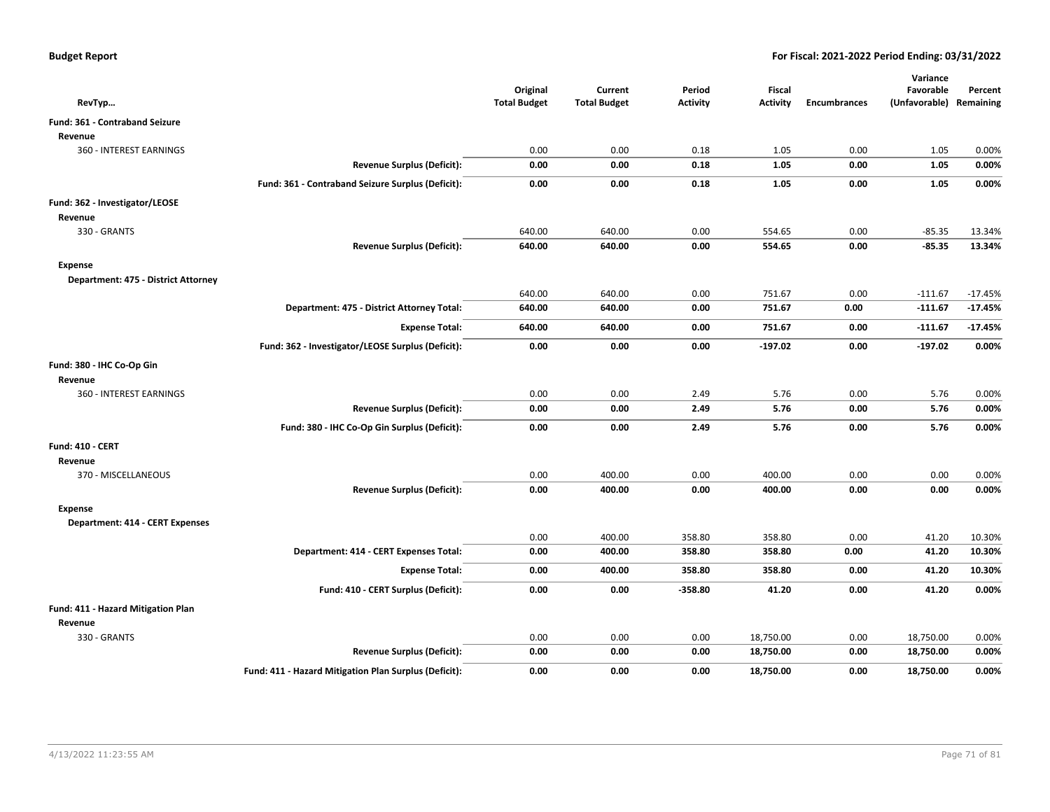**Budget Report** — For Fiscal: 2021-2022 Period Ending: 03/31/2022

| RevTyp... | | Original Total Budget | Current Total Budget | Period Activity | Fiscal Activity | Encumbrances | Variance Favorable (Unfavorable) | Percent Remaining |
|---|---|---|---|---|---|---|---|---|
| **Fund: 361 - Contraband Seizure** | | | | | | | | |
| **Revenue** | | | | | | | | |
| 360 - INTEREST EARNINGS | | 0.00 | 0.00 | 0.18 | 1.05 | 0.00 | 1.05 | 0.00% |
| | **Revenue Surplus (Deficit):** | **0.00** | **0.00** | **0.18** | **1.05** | **0.00** | **1.05** | **0.00%** |
| | **Fund: 361 - Contraband Seizure Surplus (Deficit):** | **0.00** | **0.00** | **0.18** | **1.05** | **0.00** | **1.05** | **0.00%** |
| **Fund: 362 - Investigator/LEOSE** | | | | | | | | |
| **Revenue** | | | | | | | | |
| 330 - GRANTS | | 640.00 | 640.00 | 0.00 | 554.65 | 0.00 | -85.35 | 13.34% |
| | **Revenue Surplus (Deficit):** | **640.00** | **640.00** | **0.00** | **554.65** | **0.00** | **-85.35** | **13.34%** |
| **Expense** | | | | | | | | |
| **Department: 475 - District Attorney** | | | | | | | | |
| | | 640.00 | 640.00 | 0.00 | 751.67 | 0.00 | -111.67 | -17.45% |
| | **Department: 475 - District Attorney Total:** | **640.00** | **640.00** | **0.00** | **751.67** | **0.00** | **-111.67** | **-17.45%** |
| | **Expense Total:** | **640.00** | **640.00** | **0.00** | **751.67** | **0.00** | **-111.67** | **-17.45%** |
| | **Fund: 362 - Investigator/LEOSE Surplus (Deficit):** | **0.00** | **0.00** | **0.00** | **-197.02** | **0.00** | **-197.02** | **0.00%** |
| **Fund: 380 - IHC Co-Op Gin** | | | | | | | | |
| **Revenue** | | | | | | | | |
| 360 - INTEREST EARNINGS | | 0.00 | 0.00 | 2.49 | 5.76 | 0.00 | 5.76 | 0.00% |
| | **Revenue Surplus (Deficit):** | **0.00** | **0.00** | **2.49** | **5.76** | **0.00** | **5.76** | **0.00%** |
| | **Fund: 380 - IHC Co-Op Gin Surplus (Deficit):** | **0.00** | **0.00** | **2.49** | **5.76** | **0.00** | **5.76** | **0.00%** |
| **Fund: 410 - CERT** | | | | | | | | |
| **Revenue** | | | | | | | | |
| 370 - MISCELLANEOUS | | 0.00 | 400.00 | 0.00 | 400.00 | 0.00 | 0.00 | 0.00% |
| | **Revenue Surplus (Deficit):** | **0.00** | **400.00** | **0.00** | **400.00** | **0.00** | **0.00** | **0.00%** |
| **Expense** | | | | | | | | |
| **Department: 414 - CERT Expenses** | | | | | | | | |
| | | 0.00 | 400.00 | 358.80 | 358.80 | 0.00 | 41.20 | 10.30% |
| | **Department: 414 - CERT Expenses Total:** | **0.00** | **400.00** | **358.80** | **358.80** | **0.00** | **41.20** | **10.30%** |
| | **Expense Total:** | **0.00** | **400.00** | **358.80** | **358.80** | **0.00** | **41.20** | **10.30%** |
| | **Fund: 410 - CERT Surplus (Deficit):** | **0.00** | **0.00** | **-358.80** | **41.20** | **0.00** | **41.20** | **0.00%** |
| **Fund: 411 - Hazard Mitigation Plan** | | | | | | | | |
| **Revenue** | | | | | | | | |
| 330 - GRANTS | | 0.00 | 0.00 | 0.00 | 18,750.00 | 0.00 | 18,750.00 | 0.00% |
| | **Revenue Surplus (Deficit):** | **0.00** | **0.00** | **0.00** | **18,750.00** | **0.00** | **18,750.00** | **0.00%** |
| | **Fund: 411 - Hazard Mitigation Plan Surplus (Deficit):** | **0.00** | **0.00** | **0.00** | **18,750.00** | **0.00** | **18,750.00** | **0.00%** |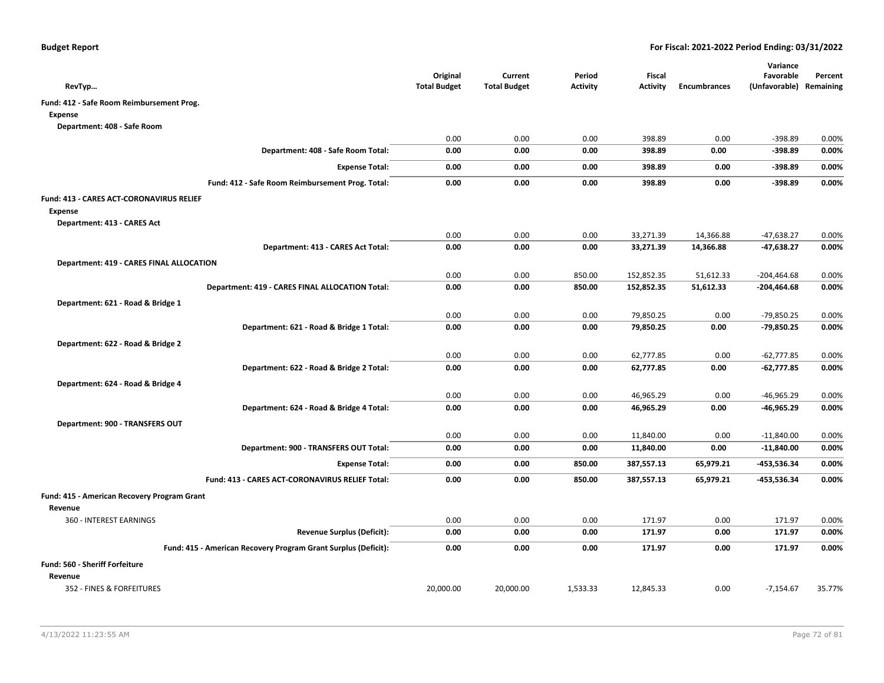**Budget Report** — For Fiscal: 2021-2022 Period Ending: 03/31/2022

| RevTyp… | Original Total Budget | Current Total Budget | Period Activity | Fiscal Activity | Encumbrances | Variance Favorable (Unfavorable) | Percent Remaining |
|---|---|---|---|---|---|---|---|
| **Fund: 412 - Safe Room Reimbursement Prog.** | | | | | | | |
| **Expense** | | | | | | | |
| **Department: 408 - Safe Room** | | | | | | | |
| | 0.00 | 0.00 | 0.00 | 398.89 | 0.00 | -398.89 | 0.00% |
| **Department: 408 - Safe Room Total:** | **0.00** | **0.00** | **0.00** | **398.89** | **0.00** | **-398.89** | **0.00%** |
| **Expense Total:** | **0.00** | **0.00** | **0.00** | **398.89** | **0.00** | **-398.89** | **0.00%** |
| **Fund: 412 - Safe Room Reimbursement Prog. Total:** | **0.00** | **0.00** | **0.00** | **398.89** | **0.00** | **-398.89** | **0.00%** |
| **Fund: 413 - CARES ACT-CORONAVIRUS RELIEF** | | | | | | | |
| **Expense** | | | | | | | |
| **Department: 413 - CARES Act** | | | | | | | |
| | 0.00 | 0.00 | 0.00 | 33,271.39 | 14,366.88 | -47,638.27 | 0.00% |
| **Department: 413 - CARES Act Total:** | **0.00** | **0.00** | **0.00** | **33,271.39** | **14,366.88** | **-47,638.27** | **0.00%** |
| **Department: 419 - CARES FINAL ALLOCATION** | | | | | | | |
| | 0.00 | 0.00 | 850.00 | 152,852.35 | 51,612.33 | -204,464.68 | 0.00% |
| **Department: 419 - CARES FINAL ALLOCATION Total:** | **0.00** | **0.00** | **850.00** | **152,852.35** | **51,612.33** | **-204,464.68** | **0.00%** |
| **Department: 621 - Road & Bridge 1** | | | | | | | |
| | 0.00 | 0.00 | 0.00 | 79,850.25 | 0.00 | -79,850.25 | 0.00% |
| **Department: 621 - Road & Bridge 1 Total:** | **0.00** | **0.00** | **0.00** | **79,850.25** | **0.00** | **-79,850.25** | **0.00%** |
| **Department: 622 - Road & Bridge 2** | | | | | | | |
| | 0.00 | 0.00 | 0.00 | 62,777.85 | 0.00 | -62,777.85 | 0.00% |
| **Department: 622 - Road & Bridge 2 Total:** | **0.00** | **0.00** | **0.00** | **62,777.85** | **0.00** | **-62,777.85** | **0.00%** |
| **Department: 624 - Road & Bridge 4** | | | | | | | |
| | 0.00 | 0.00 | 0.00 | 46,965.29 | 0.00 | -46,965.29 | 0.00% |
| **Department: 624 - Road & Bridge 4 Total:** | **0.00** | **0.00** | **0.00** | **46,965.29** | **0.00** | **-46,965.29** | **0.00%** |
| **Department: 900 - TRANSFERS OUT** | | | | | | | |
| | 0.00 | 0.00 | 0.00 | 11,840.00 | 0.00 | -11,840.00 | 0.00% |
| **Department: 900 - TRANSFERS OUT Total:** | **0.00** | **0.00** | **0.00** | **11,840.00** | **0.00** | **-11,840.00** | **0.00%** |
| **Expense Total:** | **0.00** | **0.00** | **850.00** | **387,557.13** | **65,979.21** | **-453,536.34** | **0.00%** |
| **Fund: 413 - CARES ACT-CORONAVIRUS RELIEF Total:** | **0.00** | **0.00** | **850.00** | **387,557.13** | **65,979.21** | **-453,536.34** | **0.00%** |
| **Fund: 415 - American Recovery Program Grant** | | | | | | | |
| **Revenue** | | | | | | | |
| 360 - INTEREST EARNINGS | 0.00 | 0.00 | 0.00 | 171.97 | 0.00 | 171.97 | 0.00% |
| **Revenue Surplus (Deficit):** | **0.00** | **0.00** | **0.00** | **171.97** | **0.00** | **171.97** | **0.00%** |
| **Fund: 415 - American Recovery Program Grant Surplus (Deficit):** | **0.00** | **0.00** | **0.00** | **171.97** | **0.00** | **171.97** | **0.00%** |
| **Fund: 560 - Sheriff Forfeiture** | | | | | | | |
| **Revenue** | | | | | | | |
| 352 - FINES & FORFEITURES | 20,000.00 | 20,000.00 | 1,533.33 | 12,845.33 | 0.00 | -7,154.67 | 35.77% |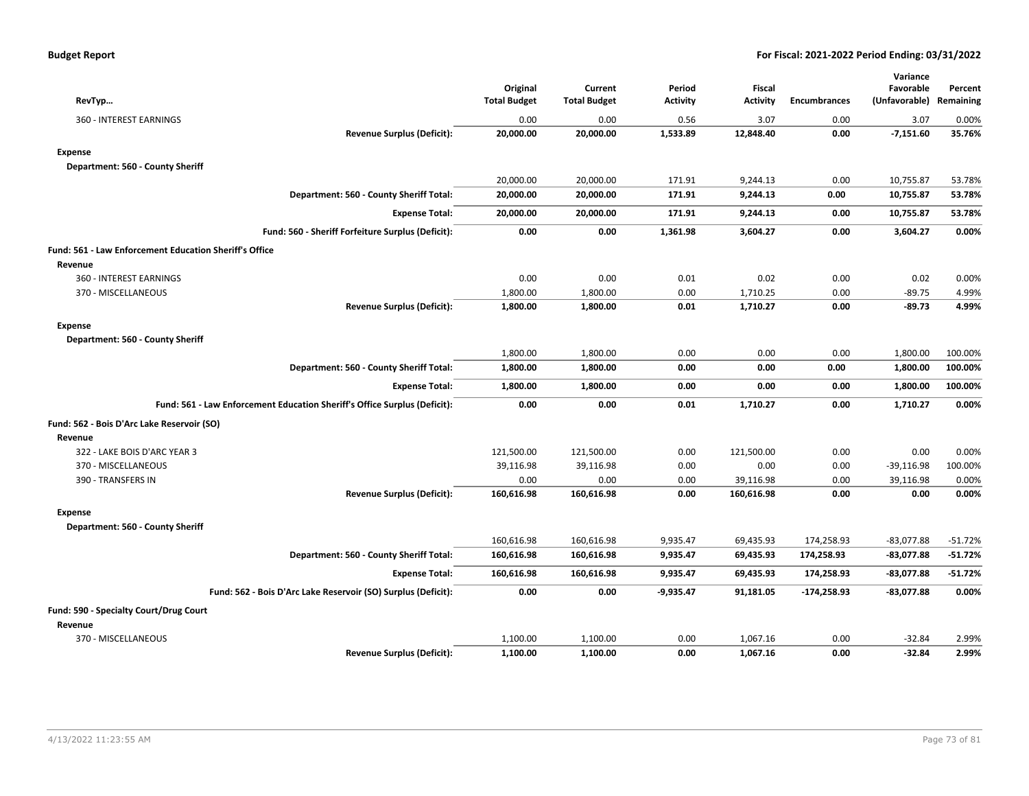**Budget Report** | **For Fiscal: 2021-2022 Period Ending: 03/31/2022**

| RevTyp… | Original Total Budget | Current Total Budget | Period Activity | Fiscal Activity | Encumbrances | Variance Favorable (Unfavorable) | Percent Remaining |
|---|---|---|---|---|---|---|---|
| 360 - INTEREST EARNINGS | 0.00 | 0.00 | 0.56 | 3.07 | 0.00 | 3.07 | 0.00% |
| **Revenue Surplus (Deficit):** | **20,000.00** | **20,000.00** | **1,533.89** | **12,848.40** | **0.00** | **-7,151.60** | **35.76%** |
| **Expense** | | | | | | | |
| **Department: 560 - County Sheriff** | | | | | | | |
| | 20,000.00 | 20,000.00 | 171.91 | 9,244.13 | 0.00 | 10,755.87 | 53.78% |
| **Department: 560 - County Sheriff Total:** | **20,000.00** | **20,000.00** | **171.91** | **9,244.13** | **0.00** | **10,755.87** | **53.78%** |
| **Expense Total:** | **20,000.00** | **20,000.00** | **171.91** | **9,244.13** | **0.00** | **10,755.87** | **53.78%** |
| **Fund: 560 - Sheriff Forfeiture Surplus (Deficit):** | **0.00** | **0.00** | **1,361.98** | **3,604.27** | **0.00** | **3,604.27** | **0.00%** |
| **Fund: 561 - Law Enforcement Education Sheriff's Office** | | | | | | | |
| **Revenue** | | | | | | | |
| 360 - INTEREST EARNINGS | 0.00 | 0.00 | 0.01 | 0.02 | 0.00 | 0.02 | 0.00% |
| 370 - MISCELLANEOUS | 1,800.00 | 1,800.00 | 0.00 | 1,710.25 | 0.00 | -89.75 | 4.99% |
| **Revenue Surplus (Deficit):** | **1,800.00** | **1,800.00** | **0.01** | **1,710.27** | **0.00** | **-89.73** | **4.99%** |
| **Expense** | | | | | | | |
| **Department: 560 - County Sheriff** | | | | | | | |
| | 1,800.00 | 1,800.00 | 0.00 | 0.00 | 0.00 | 1,800.00 | 100.00% |
| **Department: 560 - County Sheriff Total:** | **1,800.00** | **1,800.00** | **0.00** | **0.00** | **0.00** | **1,800.00** | **100.00%** |
| **Expense Total:** | **1,800.00** | **1,800.00** | **0.00** | **0.00** | **0.00** | **1,800.00** | **100.00%** |
| **Fund: 561 - Law Enforcement Education Sheriff's Office Surplus (Deficit):** | **0.00** | **0.00** | **0.01** | **1,710.27** | **0.00** | **1,710.27** | **0.00%** |
| **Fund: 562 - Bois D'Arc Lake Reservoir (SO)** | | | | | | | |
| **Revenue** | | | | | | | |
| 322 - LAKE BOIS D'ARC YEAR 3 | 121,500.00 | 121,500.00 | 0.00 | 121,500.00 | 0.00 | 0.00 | 0.00% |
| 370 - MISCELLANEOUS | 39,116.98 | 39,116.98 | 0.00 | 0.00 | 0.00 | -39,116.98 | 100.00% |
| 390 - TRANSFERS IN | 0.00 | 0.00 | 0.00 | 39,116.98 | 0.00 | 39,116.98 | 0.00% |
| **Revenue Surplus (Deficit):** | **160,616.98** | **160,616.98** | **0.00** | **160,616.98** | **0.00** | **0.00** | **0.00%** |
| **Expense** | | | | | | | |
| **Department: 560 - County Sheriff** | | | | | | | |
| | 160,616.98 | 160,616.98 | 9,935.47 | 69,435.93 | 174,258.93 | -83,077.88 | -51.72% |
| **Department: 560 - County Sheriff Total:** | **160,616.98** | **160,616.98** | **9,935.47** | **69,435.93** | **174,258.93** | **-83,077.88** | **-51.72%** |
| **Expense Total:** | **160,616.98** | **160,616.98** | **9,935.47** | **69,435.93** | **174,258.93** | **-83,077.88** | **-51.72%** |
| **Fund: 562 - Bois D'Arc Lake Reservoir (SO) Surplus (Deficit):** | **0.00** | **0.00** | **-9,935.47** | **91,181.05** | **-174,258.93** | **-83,077.88** | **0.00%** |
| **Fund: 590 - Specialty Court/Drug Court** | | | | | | | |
| **Revenue** | | | | | | | |
| 370 - MISCELLANEOUS | 1,100.00 | 1,100.00 | 0.00 | 1,067.16 | 0.00 | -32.84 | 2.99% |
| **Revenue Surplus (Deficit):** | **1,100.00** | **1,100.00** | **0.00** | **1,067.16** | **0.00** | **-32.84** | **2.99%** |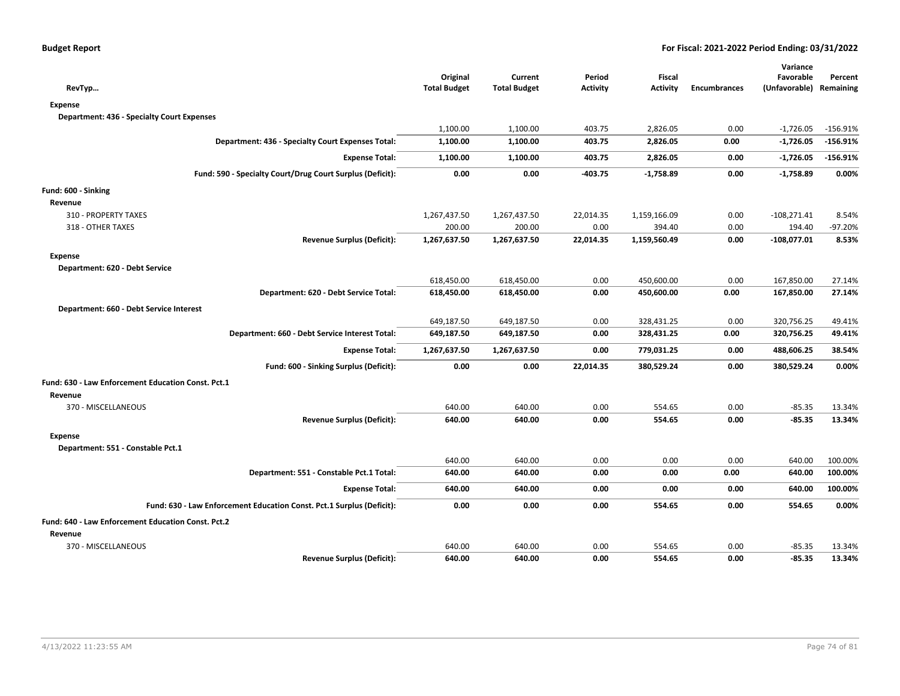**Budget Report** | **For Fiscal: 2021-2022 Period Ending: 03/31/2022**

| RevTyp… | Original Total Budget | Current Total Budget | Period Activity | Fiscal Activity | Encumbrances | Variance Favorable (Unfavorable) | Percent Remaining |
|---|---|---|---|---|---|---|---|
| **Expense** | | | | | | | |
| **Department: 436 - Specialty Court Expenses** | | | | | | | |
| | 1,100.00 | 1,100.00 | 403.75 | 2,826.05 | 0.00 | -1,726.05 | -156.91% |
| **Department: 436 - Specialty Court Expenses Total:** | **1,100.00** | **1,100.00** | **403.75** | **2,826.05** | **0.00** | **-1,726.05** | **-156.91%** |
| **Expense Total:** | **1,100.00** | **1,100.00** | **403.75** | **2,826.05** | **0.00** | **-1,726.05** | **-156.91%** |
| **Fund: 590 - Specialty Court/Drug Court Surplus (Deficit):** | **0.00** | **0.00** | **-403.75** | **-1,758.89** | **0.00** | **-1,758.89** | **0.00%** |
| **Fund: 600 - Sinking** | | | | | | | |
| **Revenue** | | | | | | | |
| 310 - PROPERTY TAXES | 1,267,437.50 | 1,267,437.50 | 22,014.35 | 1,159,166.09 | 0.00 | -108,271.41 | 8.54% |
| 318 - OTHER TAXES | 200.00 | 200.00 | 0.00 | 394.40 | 0.00 | 194.40 | -97.20% |
| **Revenue Surplus (Deficit):** | **1,267,637.50** | **1,267,637.50** | **22,014.35** | **1,159,560.49** | **0.00** | **-108,077.01** | **8.53%** |
| **Expense** | | | | | | | |
| **Department: 620 - Debt Service** | | | | | | | |
| | 618,450.00 | 618,450.00 | 0.00 | 450,600.00 | 0.00 | 167,850.00 | 27.14% |
| **Department: 620 - Debt Service Total:** | **618,450.00** | **618,450.00** | **0.00** | **450,600.00** | **0.00** | **167,850.00** | **27.14%** |
| **Department: 660 - Debt Service Interest** | | | | | | | |
| | 649,187.50 | 649,187.50 | 0.00 | 328,431.25 | 0.00 | 320,756.25 | 49.41% |
| **Department: 660 - Debt Service Interest Total:** | **649,187.50** | **649,187.50** | **0.00** | **328,431.25** | **0.00** | **320,756.25** | **49.41%** |
| **Expense Total:** | **1,267,637.50** | **1,267,637.50** | **0.00** | **779,031.25** | **0.00** | **488,606.25** | **38.54%** |
| **Fund: 600 - Sinking Surplus (Deficit):** | **0.00** | **0.00** | **22,014.35** | **380,529.24** | **0.00** | **380,529.24** | **0.00%** |
| **Fund: 630 - Law Enforcement Education Const. Pct.1** | | | | | | | |
| **Revenue** | | | | | | | |
| 370 - MISCELLANEOUS | 640.00 | 640.00 | 0.00 | 554.65 | 0.00 | -85.35 | 13.34% |
| **Revenue Surplus (Deficit):** | **640.00** | **640.00** | **0.00** | **554.65** | **0.00** | **-85.35** | **13.34%** |
| **Expense** | | | | | | | |
| **Department: 551 - Constable Pct.1** | | | | | | | |
| | 640.00 | 640.00 | 0.00 | 0.00 | 0.00 | 640.00 | 100.00% |
| **Department: 551 - Constable Pct.1 Total:** | **640.00** | **640.00** | **0.00** | **0.00** | **0.00** | **640.00** | **100.00%** |
| **Expense Total:** | **640.00** | **640.00** | **0.00** | **0.00** | **0.00** | **640.00** | **100.00%** |
| **Fund: 630 - Law Enforcement Education Const. Pct.1 Surplus (Deficit):** | **0.00** | **0.00** | **0.00** | **554.65** | **0.00** | **554.65** | **0.00%** |
| **Fund: 640 - Law Enforcement Education Const. Pct.2** | | | | | | | |
| **Revenue** | | | | | | | |
| 370 - MISCELLANEOUS | 640.00 | 640.00 | 0.00 | 554.65 | 0.00 | -85.35 | 13.34% |
| **Revenue Surplus (Deficit):** | **640.00** | **640.00** | **0.00** | **554.65** | **0.00** | **-85.35** | **13.34%** |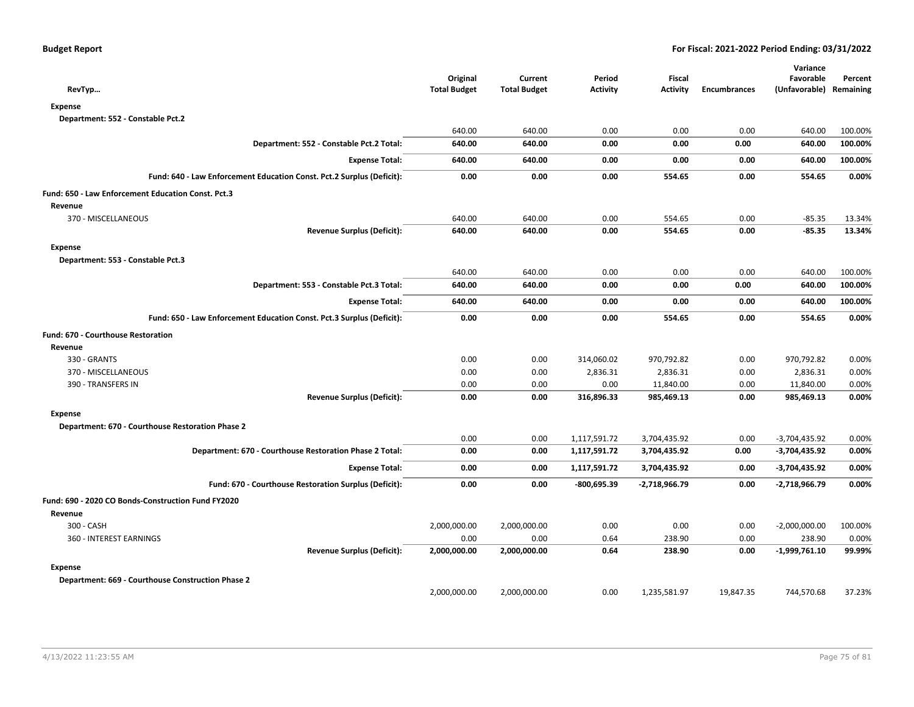**Budget Report** | **For Fiscal: 2021-2022 Period Ending: 03/31/2022**

| RevTyp… | Original Total Budget | Current Total Budget | Period Activity | Fiscal Activity | Encumbrances | Variance Favorable (Unfavorable) | Percent Remaining |
|---|---|---|---|---|---|---|---|
| **Expense** | | | | | | | |
| **Department: 552 - Constable Pct.2** | | | | | | | |
| | 640.00 | 640.00 | 0.00 | 0.00 | 0.00 | 640.00 | 100.00% |
| **Department: 552 - Constable Pct.2 Total:** | **640.00** | **640.00** | **0.00** | **0.00** | **0.00** | **640.00** | **100.00%** |
| **Expense Total:** | **640.00** | **640.00** | **0.00** | **0.00** | **0.00** | **640.00** | **100.00%** |
| **Fund: 640 - Law Enforcement Education Const. Pct.2 Surplus (Deficit):** | **0.00** | **0.00** | **0.00** | **554.65** | **0.00** | **554.65** | **0.00%** |
| **Fund: 650 - Law Enforcement Education Const. Pct.3** | | | | | | | |
| **Revenue** | | | | | | | |
| 370 - MISCELLANEOUS | 640.00 | 640.00 | 0.00 | 554.65 | 0.00 | -85.35 | 13.34% |
| **Revenue Surplus (Deficit):** | **640.00** | **640.00** | **0.00** | **554.65** | **0.00** | **-85.35** | **13.34%** |
| **Expense** | | | | | | | |
| **Department: 553 - Constable Pct.3** | | | | | | | |
| | 640.00 | 640.00 | 0.00 | 0.00 | 0.00 | 640.00 | 100.00% |
| **Department: 553 - Constable Pct.3 Total:** | **640.00** | **640.00** | **0.00** | **0.00** | **0.00** | **640.00** | **100.00%** |
| **Expense Total:** | **640.00** | **640.00** | **0.00** | **0.00** | **0.00** | **640.00** | **100.00%** |
| **Fund: 650 - Law Enforcement Education Const. Pct.3 Surplus (Deficit):** | **0.00** | **0.00** | **0.00** | **554.65** | **0.00** | **554.65** | **0.00%** |
| **Fund: 670 - Courthouse Restoration** | | | | | | | |
| **Revenue** | | | | | | | |
| 330 - GRANTS | 0.00 | 0.00 | 314,060.02 | 970,792.82 | 0.00 | 970,792.82 | 0.00% |
| 370 - MISCELLANEOUS | 0.00 | 0.00 | 2,836.31 | 2,836.31 | 0.00 | 2,836.31 | 0.00% |
| 390 - TRANSFERS IN | 0.00 | 0.00 | 0.00 | 11,840.00 | 0.00 | 11,840.00 | 0.00% |
| **Revenue Surplus (Deficit):** | **0.00** | **0.00** | **316,896.33** | **985,469.13** | **0.00** | **985,469.13** | **0.00%** |
| **Expense** | | | | | | | |
| **Department: 670 - Courthouse Restoration Phase 2** | | | | | | | |
| | 0.00 | 0.00 | 1,117,591.72 | 3,704,435.92 | 0.00 | -3,704,435.92 | 0.00% |
| **Department: 670 - Courthouse Restoration Phase 2 Total:** | **0.00** | **0.00** | **1,117,591.72** | **3,704,435.92** | **0.00** | **-3,704,435.92** | **0.00%** |
| **Expense Total:** | **0.00** | **0.00** | **1,117,591.72** | **3,704,435.92** | **0.00** | **-3,704,435.92** | **0.00%** |
| **Fund: 670 - Courthouse Restoration Surplus (Deficit):** | **0.00** | **0.00** | **-800,695.39** | **-2,718,966.79** | **0.00** | **-2,718,966.79** | **0.00%** |
| **Fund: 690 - 2020 CO Bonds-Construction Fund FY2020** | | | | | | | |
| **Revenue** | | | | | | | |
| 300 - CASH | 2,000,000.00 | 2,000,000.00 | 0.00 | 0.00 | 0.00 | -2,000,000.00 | 100.00% |
| 360 - INTEREST EARNINGS | 0.00 | 0.00 | 0.64 | 238.90 | 0.00 | 238.90 | 0.00% |
| **Revenue Surplus (Deficit):** | **2,000,000.00** | **2,000,000.00** | **0.64** | **238.90** | **0.00** | **-1,999,761.10** | **99.99%** |
| **Expense** | | | | | | | |
| **Department: 669 - Courthouse Construction Phase 2** | | | | | | | |
| | 2,000,000.00 | 2,000,000.00 | 0.00 | 1,235,581.97 | 19,847.35 | 744,570.68 | 37.23% |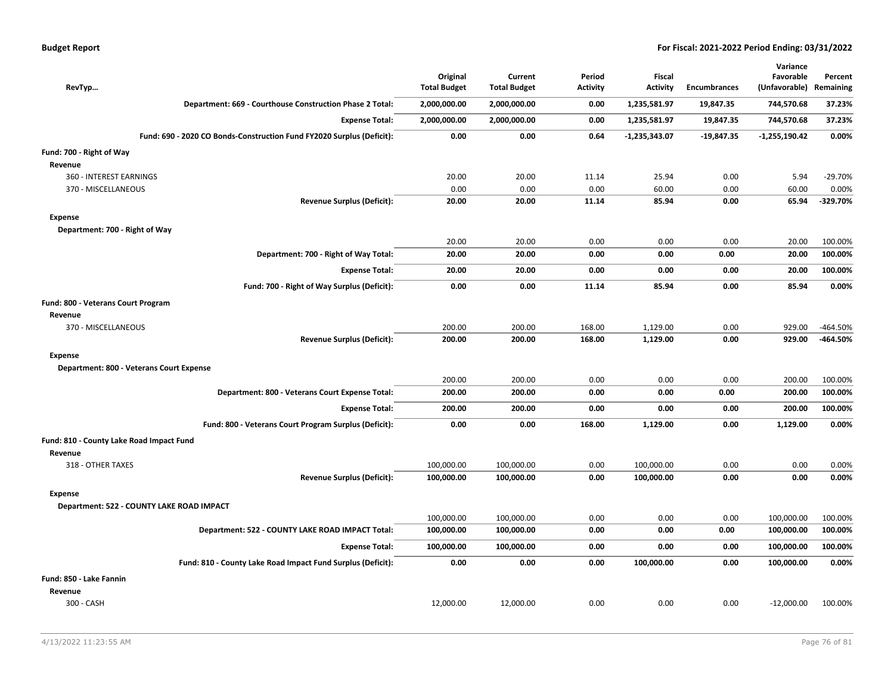| RevTyp… | Original Total Budget | Current Total Budget | Period Activity | Fiscal Activity | Encumbrances | Variance Favorable (Unfavorable) | Percent Remaining |
|---|---|---|---|---|---|---|---|
| **Department: 669 - Courthouse Construction Phase 2 Total:** | **2,000,000.00** | **2,000,000.00** | **0.00** | **1,235,581.97** | **19,847.35** | **744,570.68** | **37.23%** |
| **Expense Total:** | **2,000,000.00** | **2,000,000.00** | **0.00** | **1,235,581.97** | **19,847.35** | **744,570.68** | **37.23%** |
| **Fund: 690 - 2020 CO Bonds-Construction Fund FY2020 Surplus (Deficit):** | **0.00** | **0.00** | **0.64** | **-1,235,343.07** | **-19,847.35** | **-1,255,190.42** | **0.00%** |
| **Fund: 700 - Right of Way** | | | | | | | |
| **Revenue** | | | | | | | |
| 360 - INTEREST EARNINGS | 20.00 | 20.00 | 11.14 | 25.94 | 0.00 | 5.94 | -29.70% |
| 370 - MISCELLANEOUS | 0.00 | 0.00 | 0.00 | 60.00 | 0.00 | 60.00 | 0.00% |
| **Revenue Surplus (Deficit):** | **20.00** | **20.00** | **11.14** | **85.94** | **0.00** | **65.94** | **-329.70%** |
| **Expense** | | | | | | | |
| **Department: 700 - Right of Way** | | | | | | | |
| | 20.00 | 20.00 | 0.00 | 0.00 | 0.00 | 20.00 | 100.00% |
| **Department: 700 - Right of Way Total:** | **20.00** | **20.00** | **0.00** | **0.00** | **0.00** | **20.00** | **100.00%** |
| **Expense Total:** | **20.00** | **20.00** | **0.00** | **0.00** | **0.00** | **20.00** | **100.00%** |
| **Fund: 700 - Right of Way Surplus (Deficit):** | **0.00** | **0.00** | **11.14** | **85.94** | **0.00** | **85.94** | **0.00%** |
| **Fund: 800 - Veterans Court Program** | | | | | | | |
| **Revenue** | | | | | | | |
| 370 - MISCELLANEOUS | 200.00 | 200.00 | 168.00 | 1,129.00 | 0.00 | 929.00 | -464.50% |
| **Revenue Surplus (Deficit):** | **200.00** | **200.00** | **168.00** | **1,129.00** | **0.00** | **929.00** | **-464.50%** |
| **Expense** | | | | | | | |
| **Department: 800 - Veterans Court Expense** | | | | | | | |
| | 200.00 | 200.00 | 0.00 | 0.00 | 0.00 | 200.00 | 100.00% |
| **Department: 800 - Veterans Court Expense Total:** | **200.00** | **200.00** | **0.00** | **0.00** | **0.00** | **200.00** | **100.00%** |
| **Expense Total:** | **200.00** | **200.00** | **0.00** | **0.00** | **0.00** | **200.00** | **100.00%** |
| **Fund: 800 - Veterans Court Program Surplus (Deficit):** | **0.00** | **0.00** | **168.00** | **1,129.00** | **0.00** | **1,129.00** | **0.00%** |
| **Fund: 810 - County Lake Road Impact Fund** | | | | | | | |
| **Revenue** | | | | | | | |
| 318 - OTHER TAXES | 100,000.00 | 100,000.00 | 0.00 | 100,000.00 | 0.00 | 0.00 | 0.00% |
| **Revenue Surplus (Deficit):** | **100,000.00** | **100,000.00** | **0.00** | **100,000.00** | **0.00** | **0.00** | **0.00%** |
| **Expense** | | | | | | | |
| **Department: 522 - COUNTY LAKE ROAD IMPACT** | | | | | | | |
| | 100,000.00 | 100,000.00 | 0.00 | 0.00 | 0.00 | 100,000.00 | 100.00% |
| **Department: 522 - COUNTY LAKE ROAD IMPACT Total:** | **100,000.00** | **100,000.00** | **0.00** | **0.00** | **0.00** | **100,000.00** | **100.00%** |
| **Expense Total:** | **100,000.00** | **100,000.00** | **0.00** | **0.00** | **0.00** | **100,000.00** | **100.00%** |
| **Fund: 810 - County Lake Road Impact Fund Surplus (Deficit):** | **0.00** | **0.00** | **0.00** | **100,000.00** | **0.00** | **100,000.00** | **0.00%** |
| **Fund: 850 - Lake Fannin** | | | | | | | |
| **Revenue** | | | | | | | |
| 300 - CASH | 12,000.00 | 12,000.00 | 0.00 | 0.00 | 0.00 | -12,000.00 | 100.00% |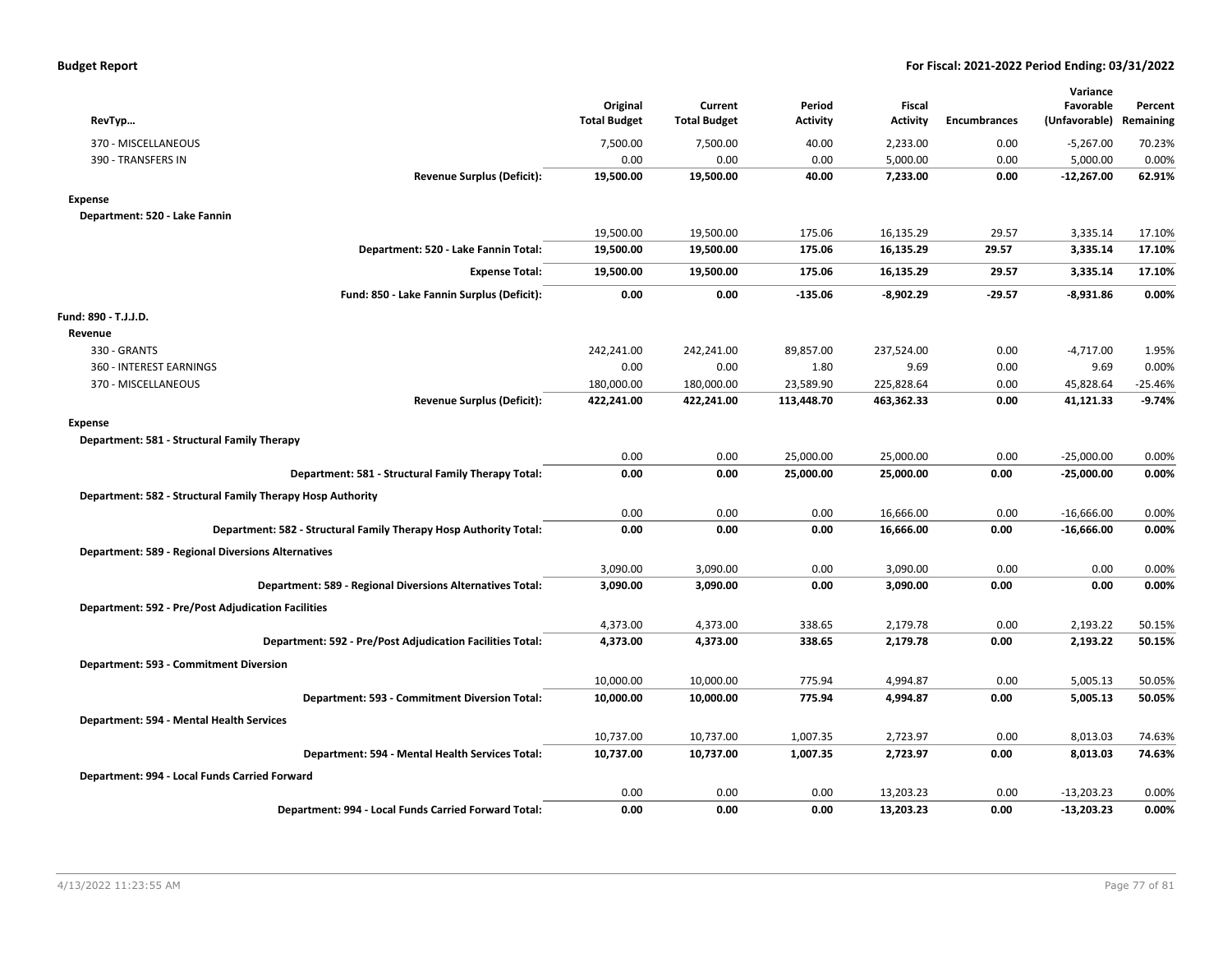| RevTyp... | Original Total Budget | Current Total Budget | Period Activity | Fiscal Activity | Encumbrances | Variance Favorable (Unfavorable) | Percent Remaining |
|---|---|---|---|---|---|---|---|
| 370 - MISCELLANEOUS | 7,500.00 | 7,500.00 | 40.00 | 2,233.00 | 0.00 | -5,267.00 | 70.23% |
| 390 - TRANSFERS IN | 0.00 | 0.00 | 0.00 | 5,000.00 | 0.00 | 5,000.00 | 0.00% |
| **Revenue Surplus (Deficit):** | **19,500.00** | **19,500.00** | **40.00** | **7,233.00** | **0.00** | **-12,267.00** | **62.91%** |
| **Expense** | | | | | | | |
| **Department: 520 - Lake Fannin** | | | | | | | |
| | 19,500.00 | 19,500.00 | 175.06 | 16,135.29 | 29.57 | 3,335.14 | 17.10% |
| **Department: 520 - Lake Fannin Total:** | **19,500.00** | **19,500.00** | **175.06** | **16,135.29** | **29.57** | **3,335.14** | **17.10%** |
| **Expense Total:** | **19,500.00** | **19,500.00** | **175.06** | **16,135.29** | **29.57** | **3,335.14** | **17.10%** |
| **Fund: 850 - Lake Fannin Surplus (Deficit):** | **0.00** | **0.00** | **-135.06** | **-8,902.29** | **-29.57** | **-8,931.86** | **0.00%** |
| **Fund: 890 - T.J.J.D.** | | | | | | | |
| **Revenue** | | | | | | | |
| 330 - GRANTS | 242,241.00 | 242,241.00 | 89,857.00 | 237,524.00 | 0.00 | -4,717.00 | 1.95% |
| 360 - INTEREST EARNINGS | 0.00 | 0.00 | 1.80 | 9.69 | 0.00 | 9.69 | 0.00% |
| 370 - MISCELLANEOUS | 180,000.00 | 180,000.00 | 23,589.90 | 225,828.64 | 0.00 | 45,828.64 | -25.46% |
| **Revenue Surplus (Deficit):** | **422,241.00** | **422,241.00** | **113,448.70** | **463,362.33** | **0.00** | **41,121.33** | **-9.74%** |
| **Expense** | | | | | | | |
| **Department: 581 - Structural Family Therapy** | | | | | | | |
| | 0.00 | 0.00 | 25,000.00 | 25,000.00 | 0.00 | -25,000.00 | 0.00% |
| **Department: 581 - Structural Family Therapy Total:** | **0.00** | **0.00** | **25,000.00** | **25,000.00** | **0.00** | **-25,000.00** | **0.00%** |
| **Department: 582 - Structural Family Therapy Hosp Authority** | | | | | | | |
| | 0.00 | 0.00 | 0.00 | 16,666.00 | 0.00 | -16,666.00 | 0.00% |
| **Department: 582 - Structural Family Therapy Hosp Authority Total:** | **0.00** | **0.00** | **0.00** | **16,666.00** | **0.00** | **-16,666.00** | **0.00%** |
| **Department: 589 - Regional Diversions Alternatives** | | | | | | | |
| | 3,090.00 | 3,090.00 | 0.00 | 3,090.00 | 0.00 | 0.00 | 0.00% |
| **Department: 589 - Regional Diversions Alternatives Total:** | **3,090.00** | **3,090.00** | **0.00** | **3,090.00** | **0.00** | **0.00** | **0.00%** |
| **Department: 592 - Pre/Post Adjudication Facilities** | | | | | | | |
| | 4,373.00 | 4,373.00 | 338.65 | 2,179.78 | 0.00 | 2,193.22 | 50.15% |
| **Department: 592 - Pre/Post Adjudication Facilities Total:** | **4,373.00** | **4,373.00** | **338.65** | **2,179.78** | **0.00** | **2,193.22** | **50.15%** |
| **Department: 593 - Commitment Diversion** | | | | | | | |
| | 10,000.00 | 10,000.00 | 775.94 | 4,994.87 | 0.00 | 5,005.13 | 50.05% |
| **Department: 593 - Commitment Diversion Total:** | **10,000.00** | **10,000.00** | **775.94** | **4,994.87** | **0.00** | **5,005.13** | **50.05%** |
| **Department: 594 - Mental Health Services** | | | | | | | |
| | 10,737.00 | 10,737.00 | 1,007.35 | 2,723.97 | 0.00 | 8,013.03 | 74.63% |
| **Department: 594 - Mental Health Services Total:** | **10,737.00** | **10,737.00** | **1,007.35** | **2,723.97** | **0.00** | **8,013.03** | **74.63%** |
| **Department: 994 - Local Funds Carried Forward** | | | | | | | |
| | 0.00 | 0.00 | 0.00 | 13,203.23 | 0.00 | -13,203.23 | 0.00% |
| **Department: 994 - Local Funds Carried Forward Total:** | **0.00** | **0.00** | **0.00** | **13,203.23** | **0.00** | **-13,203.23** | **0.00%** |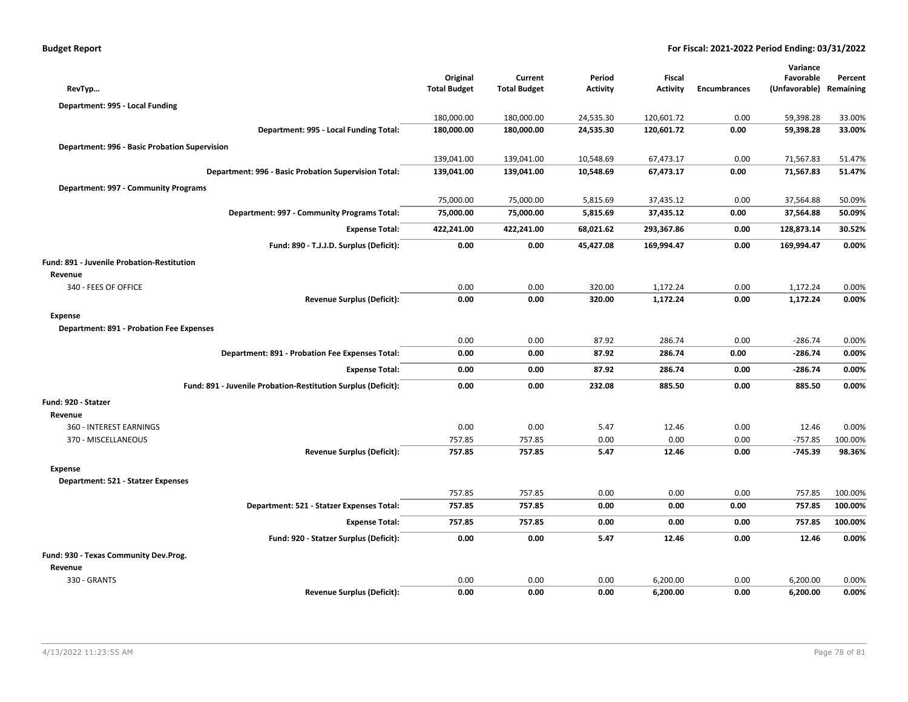| RevTyp... | Original Total Budget | Current Total Budget | Period Activity | Fiscal Activity | Encumbrances | Variance Favorable (Unfavorable) | Percent Remaining |
|---|---|---|---|---|---|---|---|
| **Department: 995 - Local Funding** | | | | | | | |
| | 180,000.00 | 180,000.00 | 24,535.30 | 120,601.72 | 0.00 | 59,398.28 | 33.00% |
| **Department: 995 - Local Funding Total:** | **180,000.00** | **180,000.00** | **24,535.30** | **120,601.72** | **0.00** | **59,398.28** | **33.00%** |
| **Department: 996 - Basic Probation Supervision** | | | | | | | |
| | 139,041.00 | 139,041.00 | 10,548.69 | 67,473.17 | 0.00 | 71,567.83 | 51.47% |
| **Department: 996 - Basic Probation Supervision Total:** | **139,041.00** | **139,041.00** | **10,548.69** | **67,473.17** | **0.00** | **71,567.83** | **51.47%** |
| **Department: 997 - Community Programs** | | | | | | | |
| | 75,000.00 | 75,000.00 | 5,815.69 | 37,435.12 | 0.00 | 37,564.88 | 50.09% |
| **Department: 997 - Community Programs Total:** | **75,000.00** | **75,000.00** | **5,815.69** | **37,435.12** | **0.00** | **37,564.88** | **50.09%** |
| **Expense Total:** | **422,241.00** | **422,241.00** | **68,021.62** | **293,367.86** | **0.00** | **128,873.14** | **30.52%** |
| **Fund: 890 - T.J.J.D. Surplus (Deficit):** | **0.00** | **0.00** | **45,427.08** | **169,994.47** | **0.00** | **169,994.47** | **0.00%** |
| **Fund: 891 - Juvenile Probation-Restitution** | | | | | | | |
| **Revenue** | | | | | | | |
| 340 - FEES OF OFFICE | 0.00 | 0.00 | 320.00 | 1,172.24 | 0.00 | 1,172.24 | 0.00% |
| **Revenue Surplus (Deficit):** | **0.00** | **0.00** | **320.00** | **1,172.24** | **0.00** | **1,172.24** | **0.00%** |
| **Expense** | | | | | | | |
| **Department: 891 - Probation Fee Expenses** | | | | | | | |
| | 0.00 | 0.00 | 87.92 | 286.74 | 0.00 | -286.74 | 0.00% |
| **Department: 891 - Probation Fee Expenses Total:** | **0.00** | **0.00** | **87.92** | **286.74** | **0.00** | **-286.74** | **0.00%** |
| **Expense Total:** | **0.00** | **0.00** | **87.92** | **286.74** | **0.00** | **-286.74** | **0.00%** |
| **Fund: 891 - Juvenile Probation-Restitution Surplus (Deficit):** | **0.00** | **0.00** | **232.08** | **885.50** | **0.00** | **885.50** | **0.00%** |
| **Fund: 920 - Statzer** | | | | | | | |
| **Revenue** | | | | | | | |
| 360 - INTEREST EARNINGS | 0.00 | 0.00 | 5.47 | 12.46 | 0.00 | 12.46 | 0.00% |
| 370 - MISCELLANEOUS | 757.85 | 757.85 | 0.00 | 0.00 | 0.00 | -757.85 | 100.00% |
| **Revenue Surplus (Deficit):** | **757.85** | **757.85** | **5.47** | **12.46** | **0.00** | **-745.39** | **98.36%** |
| **Expense** | | | | | | | |
| **Department: 521 - Statzer Expenses** | | | | | | | |
| | 757.85 | 757.85 | 0.00 | 0.00 | 0.00 | 757.85 | 100.00% |
| **Department: 521 - Statzer Expenses Total:** | **757.85** | **757.85** | **0.00** | **0.00** | **0.00** | **757.85** | **100.00%** |
| **Expense Total:** | **757.85** | **757.85** | **0.00** | **0.00** | **0.00** | **757.85** | **100.00%** |
| **Fund: 920 - Statzer Surplus (Deficit):** | **0.00** | **0.00** | **5.47** | **12.46** | **0.00** | **12.46** | **0.00%** |
| **Fund: 930 - Texas Community Dev.Prog.** | | | | | | | |
| **Revenue** | | | | | | | |
| 330 - GRANTS | 0.00 | 0.00 | 0.00 | 6,200.00 | 0.00 | 6,200.00 | 0.00% |
| **Revenue Surplus (Deficit):** | **0.00** | **0.00** | **0.00** | **6,200.00** | **0.00** | **6,200.00** | **0.00%** |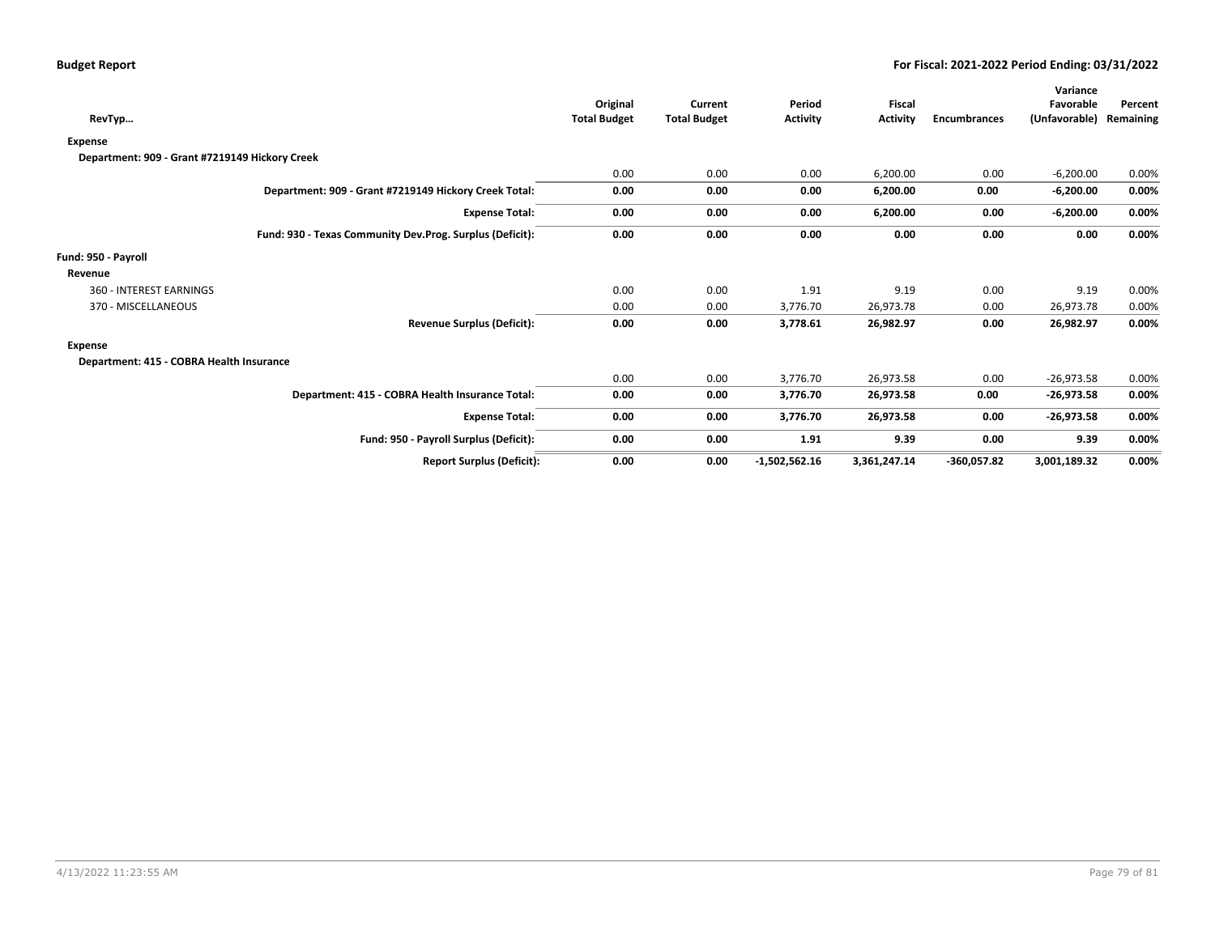**Budget Report** — For Fiscal: 2021-2022 Period Ending: 03/31/2022

| RevTyp… | Original Total Budget | Current Total Budget | Period Activity | Fiscal Activity | Encumbrances | Variance Favorable (Unfavorable) | Percent Remaining |
|---|---|---|---|---|---|---|---|
| **Expense** | | | | | | | |
| **Department: 909 - Grant #7219149 Hickory Creek** | | | | | | | |
| | 0.00 | 0.00 | 0.00 | 6,200.00 | 0.00 | -6,200.00 | 0.00% |
| **Department: 909 - Grant #7219149 Hickory Creek Total:** | **0.00** | **0.00** | **0.00** | **6,200.00** | **0.00** | **-6,200.00** | **0.00%** |
| **Expense Total:** | **0.00** | **0.00** | **0.00** | **6,200.00** | **0.00** | **-6,200.00** | **0.00%** |
| **Fund: 930 - Texas Community Dev.Prog. Surplus (Deficit):** | **0.00** | **0.00** | **0.00** | **0.00** | **0.00** | **0.00** | **0.00%** |
| **Fund: 950 - Payroll** | | | | | | | |
| **Revenue** | | | | | | | |
| 360 - INTEREST EARNINGS | 0.00 | 0.00 | 1.91 | 9.19 | 0.00 | 9.19 | 0.00% |
| 370 - MISCELLANEOUS | 0.00 | 0.00 | 3,776.70 | 26,973.78 | 0.00 | 26,973.78 | 0.00% |
| **Revenue Surplus (Deficit):** | **0.00** | **0.00** | **3,778.61** | **26,982.97** | **0.00** | **26,982.97** | **0.00%** |
| **Expense** | | | | | | | |
| **Department: 415 - COBRA Health Insurance** | | | | | | | |
| | 0.00 | 0.00 | 3,776.70 | 26,973.58 | 0.00 | -26,973.58 | 0.00% |
| **Department: 415 - COBRA Health Insurance Total:** | **0.00** | **0.00** | **3,776.70** | **26,973.58** | **0.00** | **-26,973.58** | **0.00%** |
| **Expense Total:** | **0.00** | **0.00** | **3,776.70** | **26,973.58** | **0.00** | **-26,973.58** | **0.00%** |
| **Fund: 950 - Payroll Surplus (Deficit):** | **0.00** | **0.00** | **1.91** | **9.39** | **0.00** | **9.39** | **0.00%** |
| **Report Surplus (Deficit):** | **0.00** | **0.00** | **-1,502,562.16** | **3,361,247.14** | **-360,057.82** | **3,001,189.32** | **0.00%** |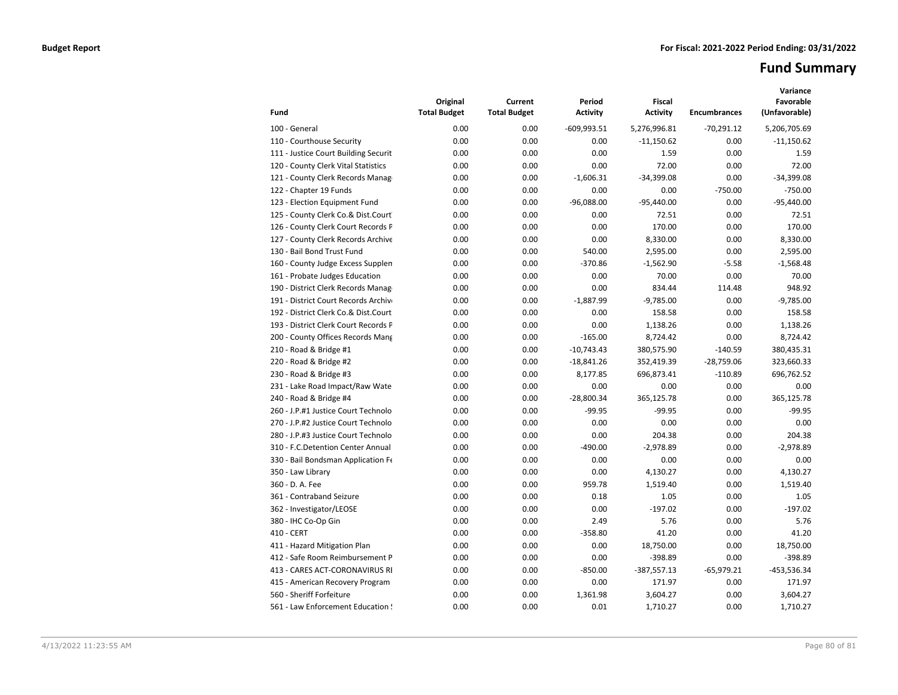**Budget Report**

**For Fiscal: 2021-2022 Period Ending: 03/31/2022**

# Fund Summary

| Fund | Original Total Budget | Current Total Budget | Period Activity | Fiscal Activity | Encumbrances | Variance Favorable (Unfavorable) |
|---|---|---|---|---|---|---|
| 100 - General | 0.00 | 0.00 | -609,993.51 | 5,276,996.81 | -70,291.12 | 5,206,705.69 |
| 110 - Courthouse Security | 0.00 | 0.00 | 0.00 | -11,150.62 | 0.00 | -11,150.62 |
| 111 - Justice Court Building Securit | 0.00 | 0.00 | 0.00 | 1.59 | 0.00 | 1.59 |
| 120 - County Clerk Vital Statistics | 0.00 | 0.00 | 0.00 | 72.00 | 0.00 | 72.00 |
| 121 - County Clerk Records Manag | 0.00 | 0.00 | -1,606.31 | -34,399.08 | 0.00 | -34,399.08 |
| 122 - Chapter 19 Funds | 0.00 | 0.00 | 0.00 | 0.00 | -750.00 | -750.00 |
| 123 - Election Equipment Fund | 0.00 | 0.00 | -96,088.00 | -95,440.00 | 0.00 | -95,440.00 |
| 125 - County Clerk Co.& Dist.Court | 0.00 | 0.00 | 0.00 | 72.51 | 0.00 | 72.51 |
| 126 - County Clerk Court Records P | 0.00 | 0.00 | 0.00 | 170.00 | 0.00 | 170.00 |
| 127 - County Clerk Records Archive | 0.00 | 0.00 | 0.00 | 8,330.00 | 0.00 | 8,330.00 |
| 130 - Bail Bond Trust Fund | 0.00 | 0.00 | 540.00 | 2,595.00 | 0.00 | 2,595.00 |
| 160 - County Judge Excess Supplen | 0.00 | 0.00 | -370.86 | -1,562.90 | -5.58 | -1,568.48 |
| 161 - Probate Judges Education | 0.00 | 0.00 | 0.00 | 70.00 | 0.00 | 70.00 |
| 190 - District Clerk Records Manag | 0.00 | 0.00 | 0.00 | 834.44 | 114.48 | 948.92 |
| 191 - District Court Records Archiv | 0.00 | 0.00 | -1,887.99 | -9,785.00 | 0.00 | -9,785.00 |
| 192 - District Clerk Co.& Dist.Court | 0.00 | 0.00 | 0.00 | 158.58 | 0.00 | 158.58 |
| 193 - District Clerk Court Records P | 0.00 | 0.00 | 0.00 | 1,138.26 | 0.00 | 1,138.26 |
| 200 - County Offices Records Mang | 0.00 | 0.00 | -165.00 | 8,724.42 | 0.00 | 8,724.42 |
| 210 - Road & Bridge #1 | 0.00 | 0.00 | -10,743.43 | 380,575.90 | -140.59 | 380,435.31 |
| 220 - Road & Bridge #2 | 0.00 | 0.00 | -18,841.26 | 352,419.39 | -28,759.06 | 323,660.33 |
| 230 - Road & Bridge #3 | 0.00 | 0.00 | 8,177.85 | 696,873.41 | -110.89 | 696,762.52 |
| 231 - Lake Road Impact/Raw Wate | 0.00 | 0.00 | 0.00 | 0.00 | 0.00 | 0.00 |
| 240 - Road & Bridge #4 | 0.00 | 0.00 | -28,800.34 | 365,125.78 | 0.00 | 365,125.78 |
| 260 - J.P.#1 Justice Court Technolo | 0.00 | 0.00 | -99.95 | -99.95 | 0.00 | -99.95 |
| 270 - J.P.#2 Justice Court Technolo | 0.00 | 0.00 | 0.00 | 0.00 | 0.00 | 0.00 |
| 280 - J.P.#3 Justice Court Technolo | 0.00 | 0.00 | 0.00 | 204.38 | 0.00 | 204.38 |
| 310 - F.C.Detention Center Annual | 0.00 | 0.00 | -490.00 | -2,978.89 | 0.00 | -2,978.89 |
| 330 - Bail Bondsman Application Fe | 0.00 | 0.00 | 0.00 | 0.00 | 0.00 | 0.00 |
| 350 - Law Library | 0.00 | 0.00 | 0.00 | 4,130.27 | 0.00 | 4,130.27 |
| 360 - D. A. Fee | 0.00 | 0.00 | 959.78 | 1,519.40 | 0.00 | 1,519.40 |
| 361 - Contraband Seizure | 0.00 | 0.00 | 0.18 | 1.05 | 0.00 | 1.05 |
| 362 - Investigator/LEOSE | 0.00 | 0.00 | 0.00 | -197.02 | 0.00 | -197.02 |
| 380 - IHC Co-Op Gin | 0.00 | 0.00 | 2.49 | 5.76 | 0.00 | 5.76 |
| 410 - CERT | 0.00 | 0.00 | -358.80 | 41.20 | 0.00 | 41.20 |
| 411 - Hazard Mitigation Plan | 0.00 | 0.00 | 0.00 | 18,750.00 | 0.00 | 18,750.00 |
| 412 - Safe Room Reimbursement P | 0.00 | 0.00 | 0.00 | -398.89 | 0.00 | -398.89 |
| 413 - CARES ACT-CORONAVIRUS RI | 0.00 | 0.00 | -850.00 | -387,557.13 | -65,979.21 | -453,536.34 |
| 415 - American Recovery Program | 0.00 | 0.00 | 0.00 | 171.97 | 0.00 | 171.97 |
| 560 - Sheriff Forfeiture | 0.00 | 0.00 | 1,361.98 | 3,604.27 | 0.00 | 3,604.27 |
| 561 - Law Enforcement Education S | 0.00 | 0.00 | 0.01 | 1,710.27 | 0.00 | 1,710.27 |

4/13/2022 11:23:55 AM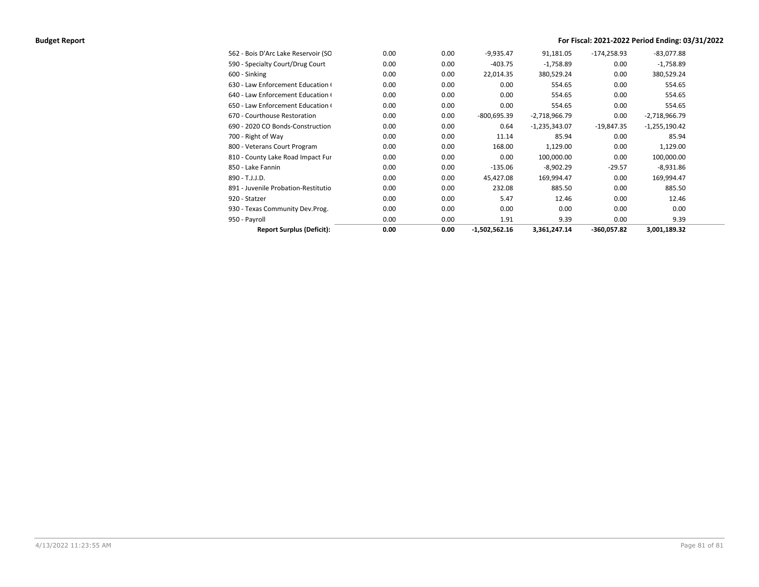| | | | | | | |
|---|---|---|---|---|---|---|
| 562 - Bois D'Arc Lake Reservoir (SO | 0.00 | 0.00 | -9,935.47 | 91,181.05 | -174,258.93 | -83,077.88 |
| 590 - Specialty Court/Drug Court | 0.00 | 0.00 | -403.75 | -1,758.89 | 0.00 | -1,758.89 |
| 600 - Sinking | 0.00 | 0.00 | 22,014.35 | 380,529.24 | 0.00 | 380,529.24 |
| 630 - Law Enforcement Education ( | 0.00 | 0.00 | 0.00 | 554.65 | 0.00 | 554.65 |
| 640 - Law Enforcement Education ( | 0.00 | 0.00 | 0.00 | 554.65 | 0.00 | 554.65 |
| 650 - Law Enforcement Education ( | 0.00 | 0.00 | 0.00 | 554.65 | 0.00 | 554.65 |
| 670 - Courthouse Restoration | 0.00 | 0.00 | -800,695.39 | -2,718,966.79 | 0.00 | -2,718,966.79 |
| 690 - 2020 CO Bonds-Construction | 0.00 | 0.00 | 0.64 | -1,235,343.07 | -19,847.35 | -1,255,190.42 |
| 700 - Right of Way | 0.00 | 0.00 | 11.14 | 85.94 | 0.00 | 85.94 |
| 800 - Veterans Court Program | 0.00 | 0.00 | 168.00 | 1,129.00 | 0.00 | 1,129.00 |
| 810 - County Lake Road Impact Fur | 0.00 | 0.00 | 0.00 | 100,000.00 | 0.00 | 100,000.00 |
| 850 - Lake Fannin | 0.00 | 0.00 | -135.06 | -8,902.29 | -29.57 | -8,931.86 |
| 890 - T.J.J.D. | 0.00 | 0.00 | 45,427.08 | 169,994.47 | 0.00 | 169,994.47 |
| 891 - Juvenile Probation-Restitutio | 0.00 | 0.00 | 232.08 | 885.50 | 0.00 | 885.50 |
| 920 - Statzer | 0.00 | 0.00 | 5.47 | 12.46 | 0.00 | 12.46 |
| 930 - Texas Community Dev.Prog. | 0.00 | 0.00 | 0.00 | 0.00 | 0.00 | 0.00 |
| 950 - Payroll | 0.00 | 0.00 | 1.91 | 9.39 | 0.00 | 9.39 |
| **Report Surplus (Deficit):** | **0.00** | **0.00** | **-1,502,562.16** | **3,361,247.14** | **-360,057.82** | **3,001,189.32** |